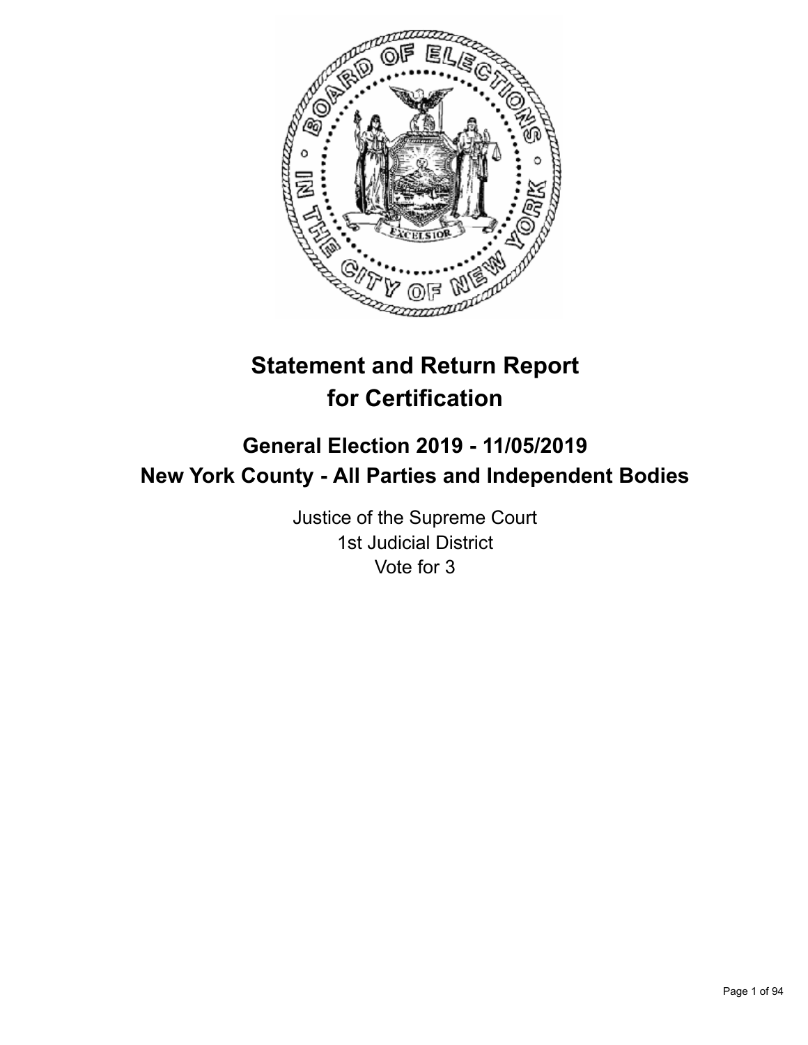# Statement and Return Report for Certification

## General Election 2019 - 11/05/2019
## New York County - All Parties and Independent Bodies

Justice of the Supreme Court
1st Judicial District
Vote for 3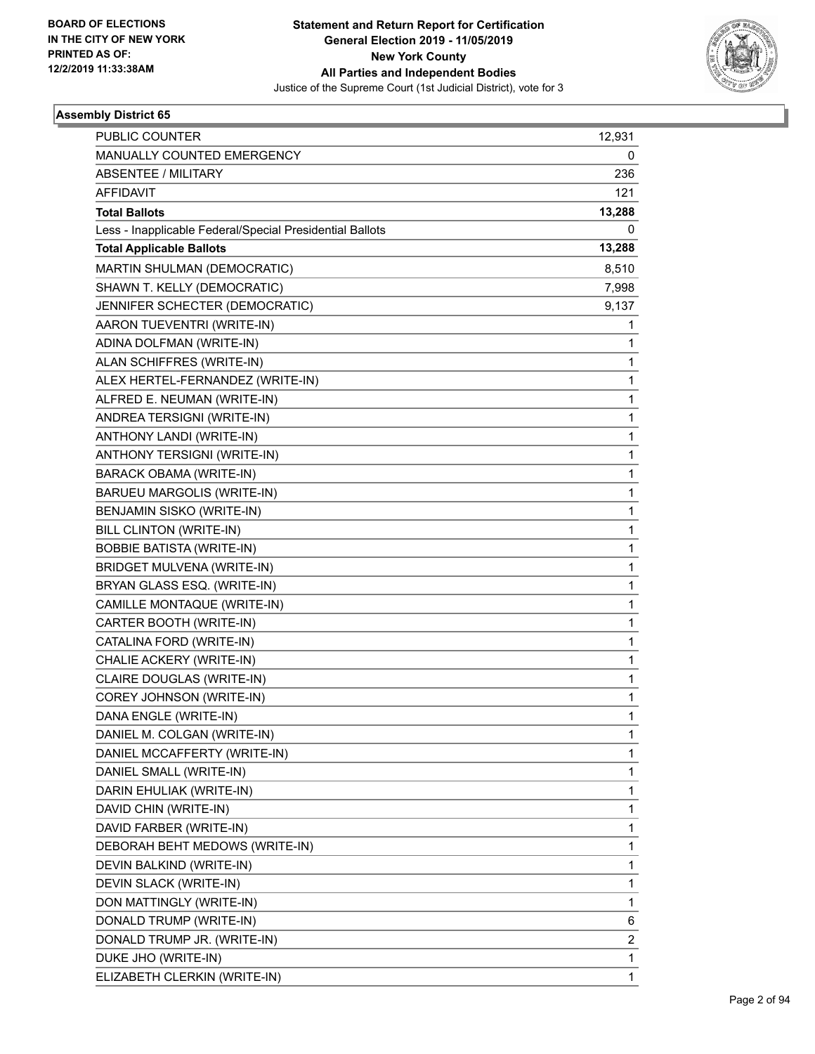BOARD OF ELECTIONS
IN THE CITY OF NEW YORK
PRINTED AS OF:
12/2/2019 11:33:38AM

**Statement and Return Report for Certification**
**General Election 2019 - 11/05/2019**
**New York County**
**All Parties and Independent Bodies**
Justice of the Supreme Court (1st Judicial District), vote for 3

### Assembly District 65

| | |
|---|---|
| PUBLIC COUNTER | 12,931 |
| MANUALLY COUNTED EMERGENCY | 0 |
| ABSENTEE / MILITARY | 236 |
| AFFIDAVIT | 121 |
| **Total Ballots** | **13,288** |
| Less - Inapplicable Federal/Special Presidential Ballots | 0 |
| **Total Applicable Ballots** | **13,288** |
| MARTIN SHULMAN (DEMOCRATIC) | 8,510 |
| SHAWN T. KELLY (DEMOCRATIC) | 7,998 |
| JENNIFER SCHECTER (DEMOCRATIC) | 9,137 |
| AARON TUEVENTRI (WRITE-IN) | 1 |
| ADINA DOLFMAN (WRITE-IN) | 1 |
| ALAN SCHIFFRES (WRITE-IN) | 1 |
| ALEX HERTEL-FERNANDEZ (WRITE-IN) | 1 |
| ALFRED E. NEUMAN (WRITE-IN) | 1 |
| ANDREA TERSIGNI (WRITE-IN) | 1 |
| ANTHONY LANDI (WRITE-IN) | 1 |
| ANTHONY TERSIGNI (WRITE-IN) | 1 |
| BARACK OBAMA (WRITE-IN) | 1 |
| BARUEU MARGOLIS (WRITE-IN) | 1 |
| BENJAMIN SISKO (WRITE-IN) | 1 |
| BILL CLINTON (WRITE-IN) | 1 |
| BOBBIE BATISTA (WRITE-IN) | 1 |
| BRIDGET MULVENA (WRITE-IN) | 1 |
| BRYAN GLASS ESQ. (WRITE-IN) | 1 |
| CAMILLE MONTAQUE (WRITE-IN) | 1 |
| CARTER BOOTH (WRITE-IN) | 1 |
| CATALINA FORD (WRITE-IN) | 1 |
| CHALIE ACKERY (WRITE-IN) | 1 |
| CLAIRE DOUGLAS (WRITE-IN) | 1 |
| COREY JOHNSON (WRITE-IN) | 1 |
| DANA ENGLE (WRITE-IN) | 1 |
| DANIEL M. COLGAN (WRITE-IN) | 1 |
| DANIEL MCCAFFERTY (WRITE-IN) | 1 |
| DANIEL SMALL (WRITE-IN) | 1 |
| DARIN EHULIAK (WRITE-IN) | 1 |
| DAVID CHIN (WRITE-IN) | 1 |
| DAVID FARBER (WRITE-IN) | 1 |
| DEBORAH BEHT MEDOWS (WRITE-IN) | 1 |
| DEVIN BALKIND (WRITE-IN) | 1 |
| DEVIN SLACK (WRITE-IN) | 1 |
| DON MATTINGLY (WRITE-IN) | 1 |
| DONALD TRUMP (WRITE-IN) | 6 |
| DONALD TRUMP JR. (WRITE-IN) | 2 |
| DUKE JHO (WRITE-IN) | 1 |
| ELIZABETH CLERKIN (WRITE-IN) | 1 |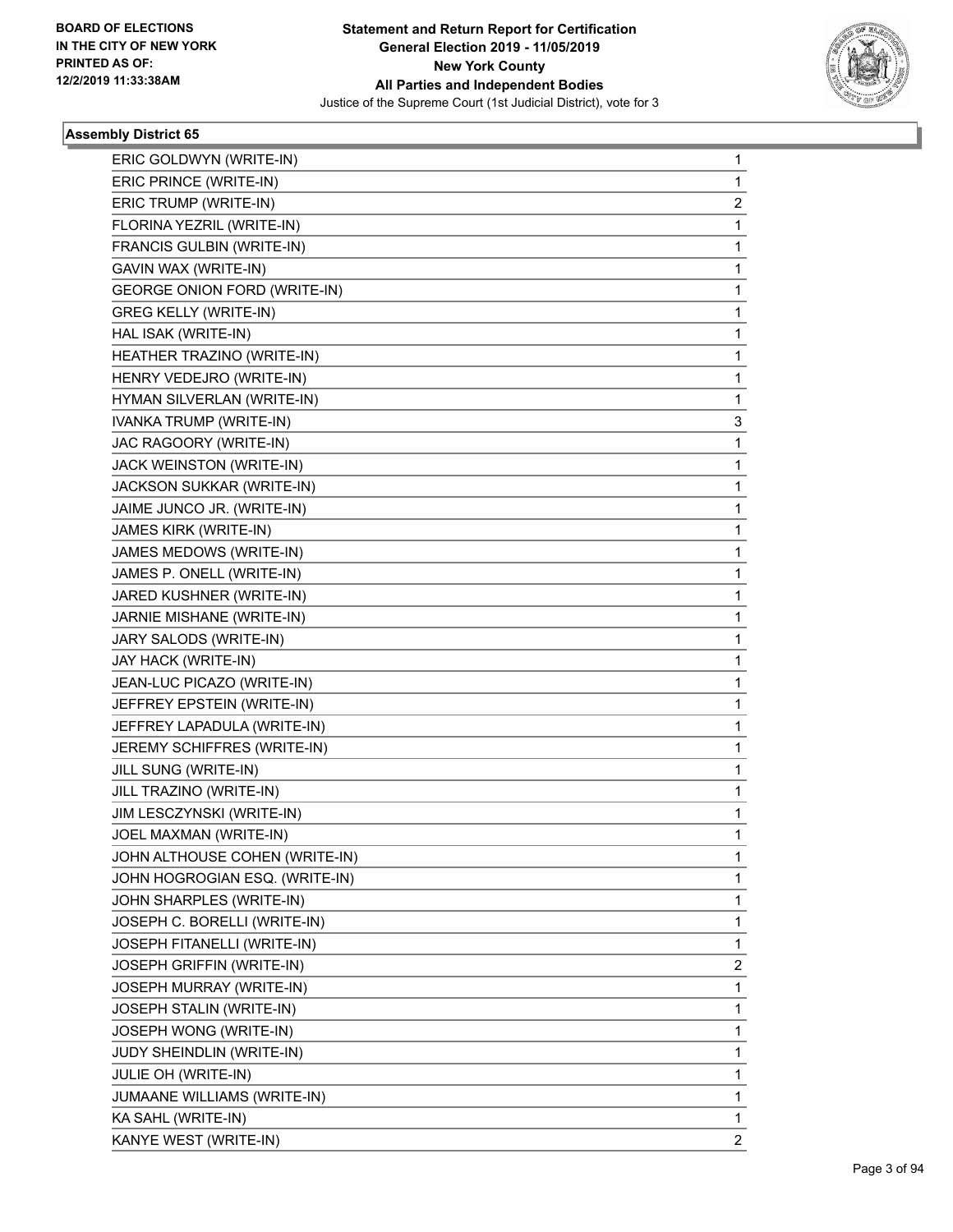### Assembly District 65

| | |
|---|---|
| ERIC GOLDWYN (WRITE-IN) | 1 |
| ERIC PRINCE (WRITE-IN) | 1 |
| ERIC TRUMP (WRITE-IN) | 2 |
| FLORINA YEZRIL (WRITE-IN) | 1 |
| FRANCIS GULBIN (WRITE-IN) | 1 |
| GAVIN WAX (WRITE-IN) | 1 |
| GEORGE ONION FORD (WRITE-IN) | 1 |
| GREG KELLY (WRITE-IN) | 1 |
| HAL ISAK (WRITE-IN) | 1 |
| HEATHER TRAZINO (WRITE-IN) | 1 |
| HENRY VEDEJRO (WRITE-IN) | 1 |
| HYMAN SILVERLAN (WRITE-IN) | 1 |
| IVANKA TRUMP (WRITE-IN) | 3 |
| JAC RAGOORY (WRITE-IN) | 1 |
| JACK WEINSTON (WRITE-IN) | 1 |
| JACKSON SUKKAR (WRITE-IN) | 1 |
| JAIME JUNCO JR. (WRITE-IN) | 1 |
| JAMES KIRK (WRITE-IN) | 1 |
| JAMES MEDOWS (WRITE-IN) | 1 |
| JAMES P. ONELL (WRITE-IN) | 1 |
| JARED KUSHNER (WRITE-IN) | 1 |
| JARNIE MISHANE (WRITE-IN) | 1 |
| JARY SALODS (WRITE-IN) | 1 |
| JAY HACK (WRITE-IN) | 1 |
| JEAN-LUC PICAZO (WRITE-IN) | 1 |
| JEFFREY EPSTEIN (WRITE-IN) | 1 |
| JEFFREY LAPADULA (WRITE-IN) | 1 |
| JEREMY SCHIFFRES (WRITE-IN) | 1 |
| JILL SUNG (WRITE-IN) | 1 |
| JILL TRAZINO (WRITE-IN) | 1 |
| JIM LESCZYNSKI (WRITE-IN) | 1 |
| JOEL MAXMAN (WRITE-IN) | 1 |
| JOHN ALTHOUSE COHEN (WRITE-IN) | 1 |
| JOHN HOGROGIAN ESQ. (WRITE-IN) | 1 |
| JOHN SHARPLES (WRITE-IN) | 1 |
| JOSEPH C. BORELLI (WRITE-IN) | 1 |
| JOSEPH FITANELLI (WRITE-IN) | 1 |
| JOSEPH GRIFFIN (WRITE-IN) | 2 |
| JOSEPH MURRAY (WRITE-IN) | 1 |
| JOSEPH STALIN (WRITE-IN) | 1 |
| JOSEPH WONG (WRITE-IN) | 1 |
| JUDY SHEINDLIN (WRITE-IN) | 1 |
| JULIE OH (WRITE-IN) | 1 |
| JUMAANE WILLIAMS (WRITE-IN) | 1 |
| KA SAHL (WRITE-IN) | 1 |
| KANYE WEST (WRITE-IN) | 2 |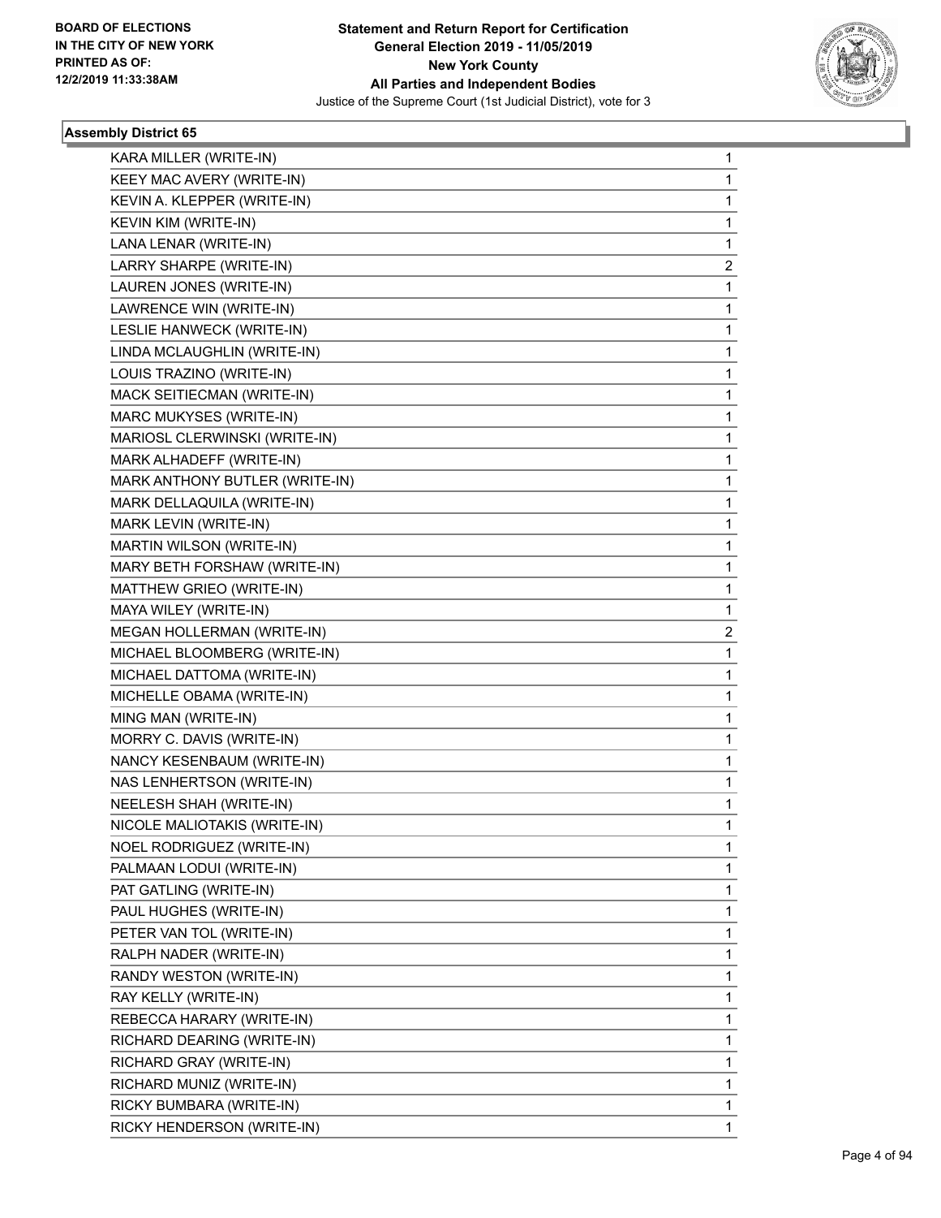**BOARD OF ELECTIONS IN THE CITY OF NEW YORK PRINTED AS OF: 12/2/2019 11:33:38AM**

**Statement and Return Report for Certification**
**General Election 2019 - 11/05/2019**
**New York County**
**All Parties and Independent Bodies**
Justice of the Supreme Court (1st Judicial District), vote for 3

### Assembly District 65

| | |
|---|---|
| KARA MILLER (WRITE-IN) | 1 |
| KEEY MAC AVERY (WRITE-IN) | 1 |
| KEVIN A. KLEPPER (WRITE-IN) | 1 |
| KEVIN KIM (WRITE-IN) | 1 |
| LANA LENAR (WRITE-IN) | 1 |
| LARRY SHARPE (WRITE-IN) | 2 |
| LAUREN JONES (WRITE-IN) | 1 |
| LAWRENCE WIN (WRITE-IN) | 1 |
| LESLIE HANWECK (WRITE-IN) | 1 |
| LINDA MCLAUGHLIN (WRITE-IN) | 1 |
| LOUIS TRAZINO (WRITE-IN) | 1 |
| MACK SEITIECMAN (WRITE-IN) | 1 |
| MARC MUKYSES (WRITE-IN) | 1 |
| MARIOSL CLERWINSKI (WRITE-IN) | 1 |
| MARK ALHADEFF (WRITE-IN) | 1 |
| MARK ANTHONY BUTLER (WRITE-IN) | 1 |
| MARK DELLAQUILA (WRITE-IN) | 1 |
| MARK LEVIN (WRITE-IN) | 1 |
| MARTIN WILSON (WRITE-IN) | 1 |
| MARY BETH FORSHAW (WRITE-IN) | 1 |
| MATTHEW GRIEO (WRITE-IN) | 1 |
| MAYA WILEY (WRITE-IN) | 1 |
| MEGAN HOLLERMAN (WRITE-IN) | 2 |
| MICHAEL BLOOMBERG (WRITE-IN) | 1 |
| MICHAEL DATTOMA (WRITE-IN) | 1 |
| MICHELLE OBAMA (WRITE-IN) | 1 |
| MING MAN (WRITE-IN) | 1 |
| MORRY C. DAVIS (WRITE-IN) | 1 |
| NANCY KESENBAUM (WRITE-IN) | 1 |
| NAS LENHERTSON (WRITE-IN) | 1 |
| NEELESH SHAH (WRITE-IN) | 1 |
| NICOLE MALIOTAKIS (WRITE-IN) | 1 |
| NOEL RODRIGUEZ (WRITE-IN) | 1 |
| PALMAAN LODUI (WRITE-IN) | 1 |
| PAT GATLING (WRITE-IN) | 1 |
| PAUL HUGHES (WRITE-IN) | 1 |
| PETER VAN TOL (WRITE-IN) | 1 |
| RALPH NADER (WRITE-IN) | 1 |
| RANDY WESTON (WRITE-IN) | 1 |
| RAY KELLY (WRITE-IN) | 1 |
| REBECCA HARARY (WRITE-IN) | 1 |
| RICHARD DEARING (WRITE-IN) | 1 |
| RICHARD GRAY (WRITE-IN) | 1 |
| RICHARD MUNIZ (WRITE-IN) | 1 |
| RICKY BUMBARA (WRITE-IN) | 1 |
| RICKY HENDERSON (WRITE-IN) | 1 |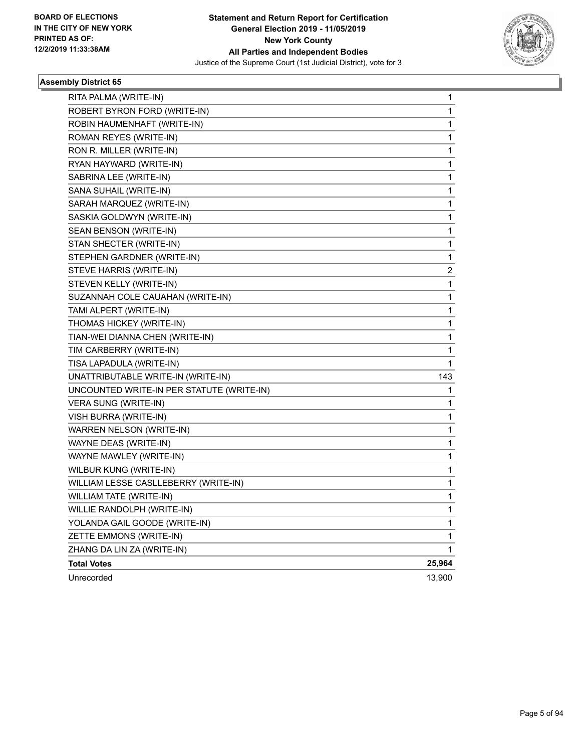BOARD OF ELECTIONS
IN THE CITY OF NEW YORK
PRINTED AS OF:
12/2/2019 11:33:38AM

**Statement and Return Report for Certification**
**General Election 2019 - 11/05/2019**
**New York County**
**All Parties and Independent Bodies**
Justice of the Supreme Court (1st Judicial District), vote for 3

### Assembly District 65

| | |
|---|---|
| RITA PALMA (WRITE-IN) | 1 |
| ROBERT BYRON FORD (WRITE-IN) | 1 |
| ROBIN HAUMENHAFT (WRITE-IN) | 1 |
| ROMAN REYES (WRITE-IN) | 1 |
| RON R. MILLER (WRITE-IN) | 1 |
| RYAN HAYWARD (WRITE-IN) | 1 |
| SABRINA LEE (WRITE-IN) | 1 |
| SANA SUHAIL (WRITE-IN) | 1 |
| SARAH MARQUEZ (WRITE-IN) | 1 |
| SASKIA GOLDWYN (WRITE-IN) | 1 |
| SEAN BENSON (WRITE-IN) | 1 |
| STAN SHECTER (WRITE-IN) | 1 |
| STEPHEN GARDNER (WRITE-IN) | 1 |
| STEVE HARRIS (WRITE-IN) | 2 |
| STEVEN KELLY (WRITE-IN) | 1 |
| SUZANNAH COLE CAUAHAN (WRITE-IN) | 1 |
| TAMI ALPERT (WRITE-IN) | 1 |
| THOMAS HICKEY (WRITE-IN) | 1 |
| TIAN-WEI DIANNA CHEN (WRITE-IN) | 1 |
| TIM CARBERRY (WRITE-IN) | 1 |
| TISA LAPADULA (WRITE-IN) | 1 |
| UNATTRIBUTABLE WRITE-IN (WRITE-IN) | 143 |
| UNCOUNTED WRITE-IN PER STATUTE (WRITE-IN) | 1 |
| VERA SUNG (WRITE-IN) | 1 |
| VISH BURRA (WRITE-IN) | 1 |
| WARREN NELSON (WRITE-IN) | 1 |
| WAYNE DEAS (WRITE-IN) | 1 |
| WAYNE MAWLEY (WRITE-IN) | 1 |
| WILBUR KUNG (WRITE-IN) | 1 |
| WILLIAM LESSE CASLLEBERRY (WRITE-IN) | 1 |
| WILLIAM TATE (WRITE-IN) | 1 |
| WILLIE RANDOLPH (WRITE-IN) | 1 |
| YOLANDA GAIL GOODE (WRITE-IN) | 1 |
| ZETTE EMMONS (WRITE-IN) | 1 |
| ZHANG DA LIN ZA (WRITE-IN) | 1 |
| **Total Votes** | **25,964** |
| Unrecorded | 13,900 |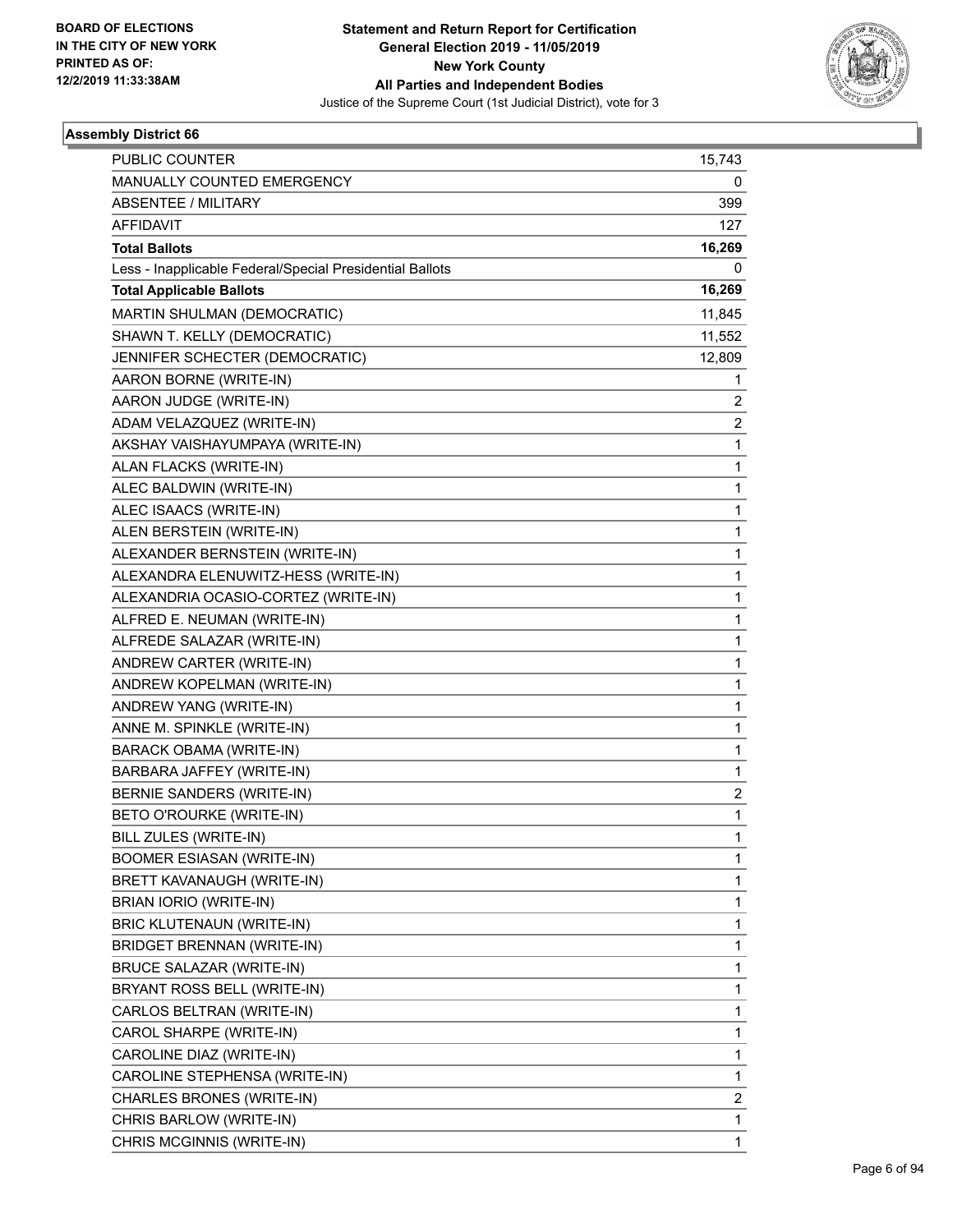**Statement and Return Report for Certification**
**General Election 2019 - 11/05/2019**
**New York County**
**All Parties and Independent Bodies**
Justice of the Supreme Court (1st Judicial District), vote for 3

BOARD OF ELECTIONS
IN THE CITY OF NEW YORK
PRINTED AS OF:
12/2/2019 11:33:38AM

### Assembly District 66

| | |
|---|---|
| PUBLIC COUNTER | 15,743 |
| MANUALLY COUNTED EMERGENCY | 0 |
| ABSENTEE / MILITARY | 399 |
| AFFIDAVIT | 127 |
| **Total Ballots** | **16,269** |
| Less - Inapplicable Federal/Special Presidential Ballots | 0 |
| **Total Applicable Ballots** | **16,269** |
| MARTIN SHULMAN (DEMOCRATIC) | 11,845 |
| SHAWN T. KELLY (DEMOCRATIC) | 11,552 |
| JENNIFER SCHECTER (DEMOCRATIC) | 12,809 |
| AARON BORNE (WRITE-IN) | 1 |
| AARON JUDGE (WRITE-IN) | 2 |
| ADAM VELAZQUEZ (WRITE-IN) | 2 |
| AKSHAY VAISHAYUMPAYA (WRITE-IN) | 1 |
| ALAN FLACKS (WRITE-IN) | 1 |
| ALEC BALDWIN (WRITE-IN) | 1 |
| ALEC ISAACS (WRITE-IN) | 1 |
| ALEN BERSTEIN (WRITE-IN) | 1 |
| ALEXANDER BERNSTEIN (WRITE-IN) | 1 |
| ALEXANDRA ELENUWITZ-HESS (WRITE-IN) | 1 |
| ALEXANDRIA OCASIO-CORTEZ (WRITE-IN) | 1 |
| ALFRED E. NEUMAN (WRITE-IN) | 1 |
| ALFREDE SALAZAR (WRITE-IN) | 1 |
| ANDREW CARTER (WRITE-IN) | 1 |
| ANDREW KOPELMAN (WRITE-IN) | 1 |
| ANDREW YANG (WRITE-IN) | 1 |
| ANNE M. SPINKLE (WRITE-IN) | 1 |
| BARACK OBAMA (WRITE-IN) | 1 |
| BARBARA JAFFEY (WRITE-IN) | 1 |
| BERNIE SANDERS (WRITE-IN) | 2 |
| BETO O'ROURKE (WRITE-IN) | 1 |
| BILL ZULES (WRITE-IN) | 1 |
| BOOMER ESIASAN (WRITE-IN) | 1 |
| BRETT KAVANAUGH (WRITE-IN) | 1 |
| BRIAN IORIO (WRITE-IN) | 1 |
| BRIC KLUTENAUN (WRITE-IN) | 1 |
| BRIDGET BRENNAN (WRITE-IN) | 1 |
| BRUCE SALAZAR (WRITE-IN) | 1 |
| BRYANT ROSS BELL (WRITE-IN) | 1 |
| CARLOS BELTRAN (WRITE-IN) | 1 |
| CAROL SHARPE (WRITE-IN) | 1 |
| CAROLINE DIAZ (WRITE-IN) | 1 |
| CAROLINE STEPHENSA (WRITE-IN) | 1 |
| CHARLES BRONES (WRITE-IN) | 2 |
| CHRIS BARLOW (WRITE-IN) | 1 |
| CHRIS MCGINNIS (WRITE-IN) | 1 |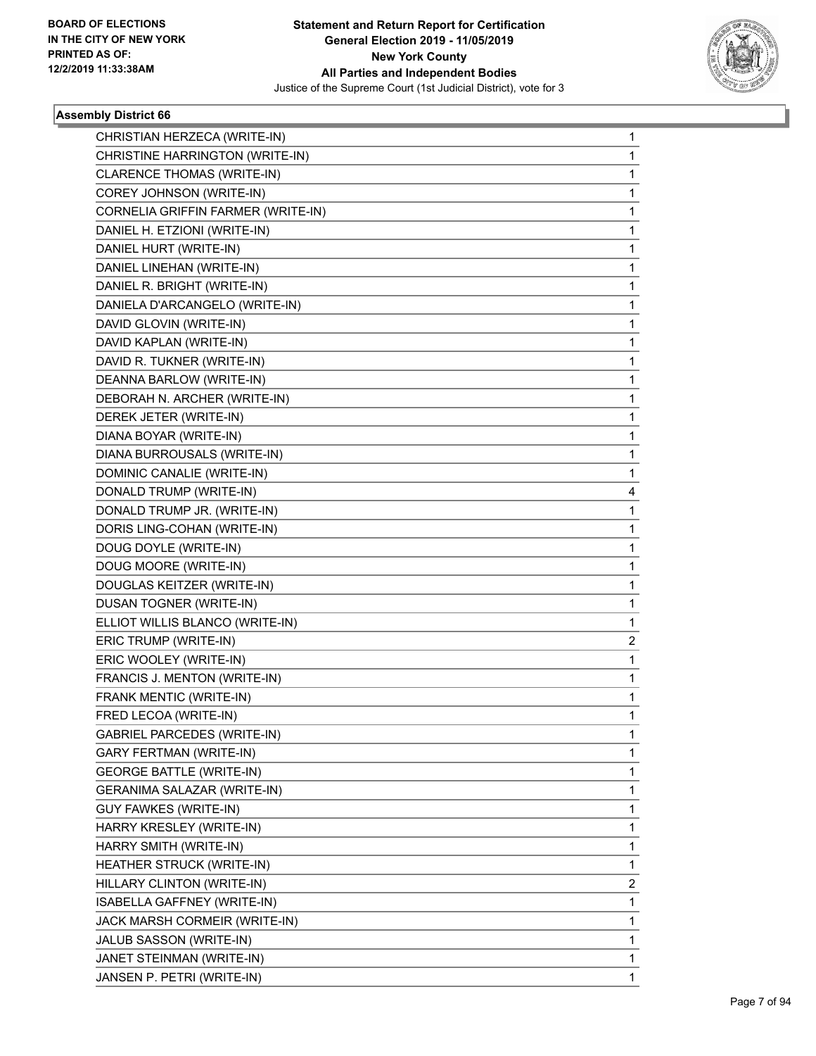## Assembly District 66

| Candidate | Votes |
|---|---|
| CHRISTIAN HERZECA (WRITE-IN) | 1 |
| CHRISTINE HARRINGTON (WRITE-IN) | 1 |
| CLARENCE THOMAS (WRITE-IN) | 1 |
| COREY JOHNSON (WRITE-IN) | 1 |
| CORNELIA GRIFFIN FARMER (WRITE-IN) | 1 |
| DANIEL H. ETZIONI (WRITE-IN) | 1 |
| DANIEL HURT (WRITE-IN) | 1 |
| DANIEL LINEHAN (WRITE-IN) | 1 |
| DANIEL R. BRIGHT (WRITE-IN) | 1 |
| DANIELA D'ARCANGELO (WRITE-IN) | 1 |
| DAVID GLOVIN (WRITE-IN) | 1 |
| DAVID KAPLAN (WRITE-IN) | 1 |
| DAVID R. TUKNER (WRITE-IN) | 1 |
| DEANNA BARLOW (WRITE-IN) | 1 |
| DEBORAH N. ARCHER (WRITE-IN) | 1 |
| DEREK JETER (WRITE-IN) | 1 |
| DIANA BOYAR (WRITE-IN) | 1 |
| DIANA BURROUSALS (WRITE-IN) | 1 |
| DOMINIC CANALIE (WRITE-IN) | 1 |
| DONALD TRUMP (WRITE-IN) | 4 |
| DONALD TRUMP JR. (WRITE-IN) | 1 |
| DORIS LING-COHAN (WRITE-IN) | 1 |
| DOUG DOYLE (WRITE-IN) | 1 |
| DOUG MOORE (WRITE-IN) | 1 |
| DOUGLAS KEITZER (WRITE-IN) | 1 |
| DUSAN TOGNER (WRITE-IN) | 1 |
| ELLIOT WILLIS BLANCO (WRITE-IN) | 1 |
| ERIC TRUMP (WRITE-IN) | 2 |
| ERIC WOOLEY (WRITE-IN) | 1 |
| FRANCIS J. MENTON (WRITE-IN) | 1 |
| FRANK MENTIC (WRITE-IN) | 1 |
| FRED LECOA (WRITE-IN) | 1 |
| GABRIEL PARCEDES (WRITE-IN) | 1 |
| GARY FERTMAN (WRITE-IN) | 1 |
| GEORGE BATTLE (WRITE-IN) | 1 |
| GERANIMA SALAZAR (WRITE-IN) | 1 |
| GUY FAWKES (WRITE-IN) | 1 |
| HARRY KRESLEY (WRITE-IN) | 1 |
| HARRY SMITH (WRITE-IN) | 1 |
| HEATHER STRUCK (WRITE-IN) | 1 |
| HILLARY CLINTON (WRITE-IN) | 2 |
| ISABELLA GAFFNEY (WRITE-IN) | 1 |
| JACK MARSH CORMEIR (WRITE-IN) | 1 |
| JALUB SASSON (WRITE-IN) | 1 |
| JANET STEINMAN (WRITE-IN) | 1 |
| JANSEN P. PETRI (WRITE-IN) | 1 |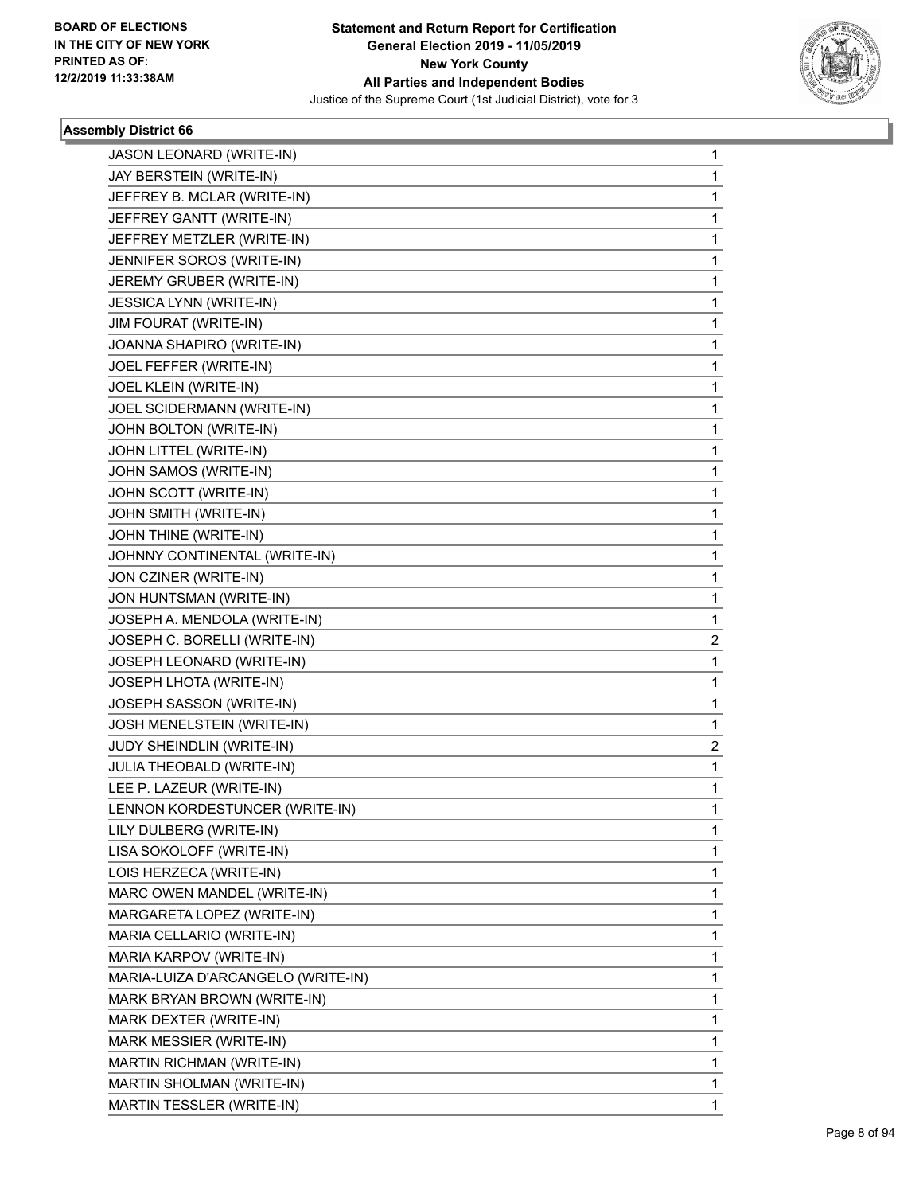**BOARD OF ELECTIONS IN THE CITY OF NEW YORK PRINTED AS OF: 12/2/2019 11:33:38AM**

**Statement and Return Report for Certification General Election 2019 - 11/05/2019 New York County All Parties and Independent Bodies**

Justice of the Supreme Court (1st Judicial District), vote for 3

### Assembly District 66

| | |
|---|---|
| JASON LEONARD (WRITE-IN) | 1 |
| JAY BERSTEIN (WRITE-IN) | 1 |
| JEFFREY B. MCLAR (WRITE-IN) | 1 |
| JEFFREY GANTT (WRITE-IN) | 1 |
| JEFFREY METZLER (WRITE-IN) | 1 |
| JENNIFER SOROS (WRITE-IN) | 1 |
| JEREMY GRUBER (WRITE-IN) | 1 |
| JESSICA LYNN (WRITE-IN) | 1 |
| JIM FOURAT (WRITE-IN) | 1 |
| JOANNA SHAPIRO (WRITE-IN) | 1 |
| JOEL FEFFER (WRITE-IN) | 1 |
| JOEL KLEIN (WRITE-IN) | 1 |
| JOEL SCIDERMANN (WRITE-IN) | 1 |
| JOHN BOLTON (WRITE-IN) | 1 |
| JOHN LITTEL (WRITE-IN) | 1 |
| JOHN SAMOS (WRITE-IN) | 1 |
| JOHN SCOTT (WRITE-IN) | 1 |
| JOHN SMITH (WRITE-IN) | 1 |
| JOHN THINE (WRITE-IN) | 1 |
| JOHNNY CONTINENTAL (WRITE-IN) | 1 |
| JON CZINER (WRITE-IN) | 1 |
| JON HUNTSMAN (WRITE-IN) | 1 |
| JOSEPH A. MENDOLA (WRITE-IN) | 1 |
| JOSEPH C. BORELLI (WRITE-IN) | 2 |
| JOSEPH LEONARD (WRITE-IN) | 1 |
| JOSEPH LHOTA (WRITE-IN) | 1 |
| JOSEPH SASSON (WRITE-IN) | 1 |
| JOSH MENELSTEIN (WRITE-IN) | 1 |
| JUDY SHEINDLIN (WRITE-IN) | 2 |
| JULIA THEOBALD (WRITE-IN) | 1 |
| LEE P. LAZEUR (WRITE-IN) | 1 |
| LENNON KORDESTUNCER (WRITE-IN) | 1 |
| LILY DULBERG (WRITE-IN) | 1 |
| LISA SOKOLOFF (WRITE-IN) | 1 |
| LOIS HERZECA (WRITE-IN) | 1 |
| MARC OWEN MANDEL (WRITE-IN) | 1 |
| MARGARETA LOPEZ (WRITE-IN) | 1 |
| MARIA CELLARIO (WRITE-IN) | 1 |
| MARIA KARPOV (WRITE-IN) | 1 |
| MARIA-LUIZA D'ARCANGELO (WRITE-IN) | 1 |
| MARK BRYAN BROWN (WRITE-IN) | 1 |
| MARK DEXTER (WRITE-IN) | 1 |
| MARK MESSIER (WRITE-IN) | 1 |
| MARTIN RICHMAN (WRITE-IN) | 1 |
| MARTIN SHOLMAN (WRITE-IN) | 1 |
| MARTIN TESSLER (WRITE-IN) | 1 |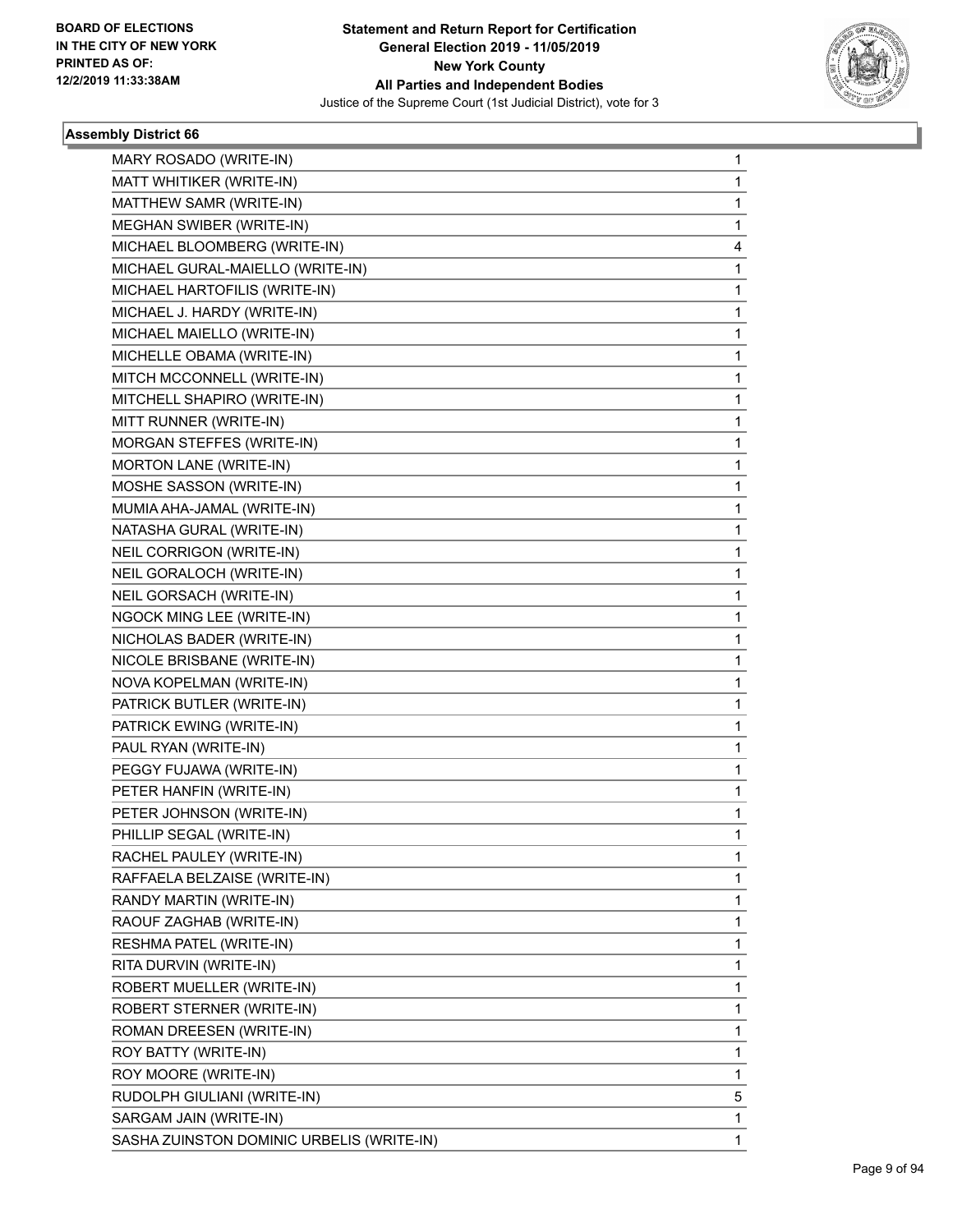### Assembly District 66

| | |
|---|---|
| MARY ROSADO (WRITE-IN) | 1 |
| MATT WHITIKER (WRITE-IN) | 1 |
| MATTHEW SAMR (WRITE-IN) | 1 |
| MEGHAN SWIBER (WRITE-IN) | 1 |
| MICHAEL BLOOMBERG (WRITE-IN) | 4 |
| MICHAEL GURAL-MAIELLO (WRITE-IN) | 1 |
| MICHAEL HARTOFILIS (WRITE-IN) | 1 |
| MICHAEL J. HARDY (WRITE-IN) | 1 |
| MICHAEL MAIELLO (WRITE-IN) | 1 |
| MICHELLE OBAMA (WRITE-IN) | 1 |
| MITCH MCCONNELL (WRITE-IN) | 1 |
| MITCHELL SHAPIRO (WRITE-IN) | 1 |
| MITT RUNNER (WRITE-IN) | 1 |
| MORGAN STEFFES (WRITE-IN) | 1 |
| MORTON LANE (WRITE-IN) | 1 |
| MOSHE SASSON (WRITE-IN) | 1 |
| MUMIA AHA-JAMAL (WRITE-IN) | 1 |
| NATASHA GURAL (WRITE-IN) | 1 |
| NEIL CORRIGON (WRITE-IN) | 1 |
| NEIL GORALOCH (WRITE-IN) | 1 |
| NEIL GORSACH (WRITE-IN) | 1 |
| NGOCK MING LEE (WRITE-IN) | 1 |
| NICHOLAS BADER (WRITE-IN) | 1 |
| NICOLE BRISBANE (WRITE-IN) | 1 |
| NOVA KOPELMAN (WRITE-IN) | 1 |
| PATRICK BUTLER (WRITE-IN) | 1 |
| PATRICK EWING (WRITE-IN) | 1 |
| PAUL RYAN (WRITE-IN) | 1 |
| PEGGY FUJAWA (WRITE-IN) | 1 |
| PETER HANFIN (WRITE-IN) | 1 |
| PETER JOHNSON (WRITE-IN) | 1 |
| PHILLIP SEGAL (WRITE-IN) | 1 |
| RACHEL PAULEY (WRITE-IN) | 1 |
| RAFFAELA BELZAISE (WRITE-IN) | 1 |
| RANDY MARTIN (WRITE-IN) | 1 |
| RAOUF ZAGHAB (WRITE-IN) | 1 |
| RESHMA PATEL (WRITE-IN) | 1 |
| RITA DURVIN (WRITE-IN) | 1 |
| ROBERT MUELLER (WRITE-IN) | 1 |
| ROBERT STERNER (WRITE-IN) | 1 |
| ROMAN DREESEN (WRITE-IN) | 1 |
| ROY BATTY (WRITE-IN) | 1 |
| ROY MOORE (WRITE-IN) | 1 |
| RUDOLPH GIULIANI (WRITE-IN) | 5 |
| SARGAM JAIN (WRITE-IN) | 1 |
| SASHA ZUINSTON DOMINIC URBELIS (WRITE-IN) | 1 |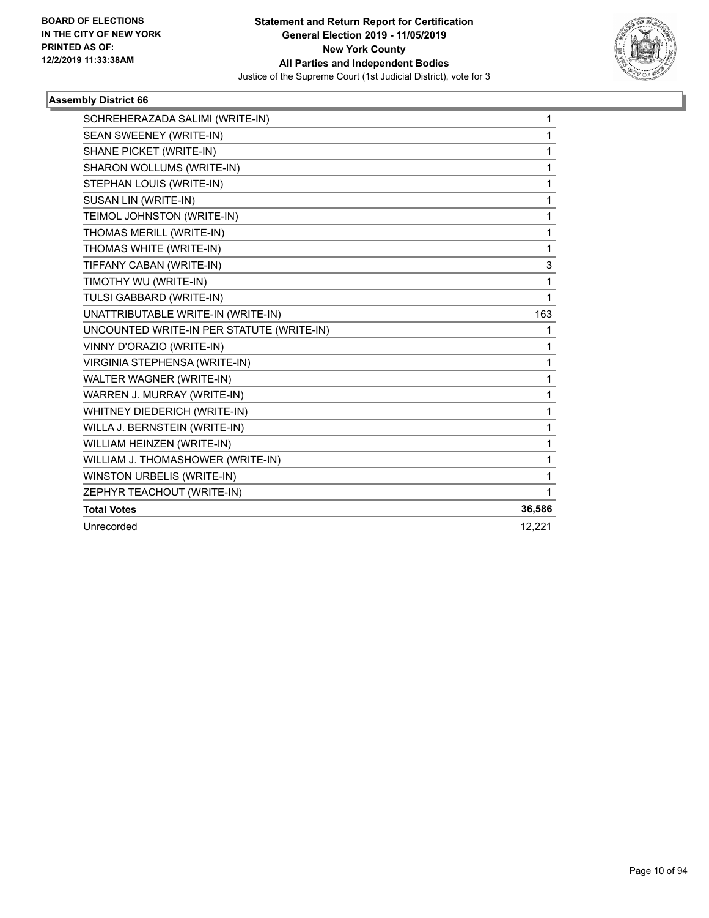### Assembly District 66

| | |
|---|---|
| SCHREHERAZADA SALIMI (WRITE-IN) | 1 |
| SEAN SWEENEY (WRITE-IN) | 1 |
| SHANE PICKET (WRITE-IN) | 1 |
| SHARON WOLLUMS (WRITE-IN) | 1 |
| STEPHAN LOUIS (WRITE-IN) | 1 |
| SUSAN LIN (WRITE-IN) | 1 |
| TEIMOL JOHNSTON (WRITE-IN) | 1 |
| THOMAS MERILL (WRITE-IN) | 1 |
| THOMAS WHITE (WRITE-IN) | 1 |
| TIFFANY CABAN (WRITE-IN) | 3 |
| TIMOTHY WU (WRITE-IN) | 1 |
| TULSI GABBARD (WRITE-IN) | 1 |
| UNATTRIBUTABLE WRITE-IN (WRITE-IN) | 163 |
| UNCOUNTED WRITE-IN PER STATUTE (WRITE-IN) | 1 |
| VINNY D'ORAZIO (WRITE-IN) | 1 |
| VIRGINIA STEPHENSA (WRITE-IN) | 1 |
| WALTER WAGNER (WRITE-IN) | 1 |
| WARREN J. MURRAY (WRITE-IN) | 1 |
| WHITNEY DIEDERICH (WRITE-IN) | 1 |
| WILLA J. BERNSTEIN (WRITE-IN) | 1 |
| WILLIAM HEINZEN (WRITE-IN) | 1 |
| WILLIAM J. THOMASHOWER (WRITE-IN) | 1 |
| WINSTON URBELIS (WRITE-IN) | 1 |
| ZEPHYR TEACHOUT (WRITE-IN) | 1 |
| **Total Votes** | **36,586** |
| Unrecorded | 12,221 |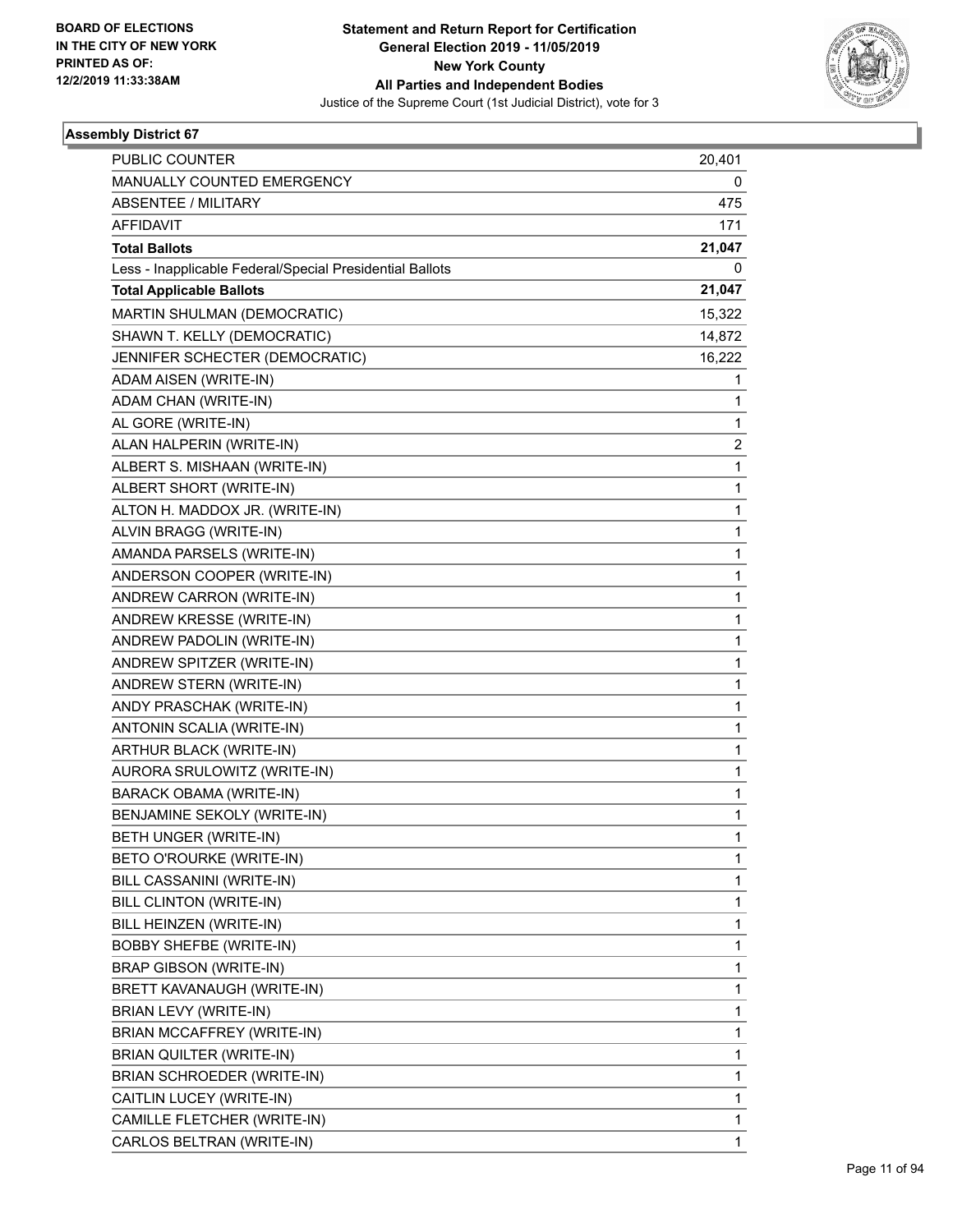BOARD OF ELECTIONS
IN THE CITY OF NEW YORK
PRINTED AS OF:
12/2/2019 11:33:38AM

**Statement and Return Report for Certification**
**General Election 2019 - 11/05/2019**
**New York County**
**All Parties and Independent Bodies**
Justice of the Supreme Court (1st Judicial District), vote for 3

### Assembly District 67

| | |
|---|---|
| PUBLIC COUNTER | 20,401 |
| MANUALLY COUNTED EMERGENCY | 0 |
| ABSENTEE / MILITARY | 475 |
| AFFIDAVIT | 171 |
| **Total Ballots** | **21,047** |
| Less - Inapplicable Federal/Special Presidential Ballots | 0 |
| **Total Applicable Ballots** | **21,047** |
| MARTIN SHULMAN (DEMOCRATIC) | 15,322 |
| SHAWN T. KELLY (DEMOCRATIC) | 14,872 |
| JENNIFER SCHECTER (DEMOCRATIC) | 16,222 |
| ADAM AISEN (WRITE-IN) | 1 |
| ADAM CHAN (WRITE-IN) | 1 |
| AL GORE (WRITE-IN) | 1 |
| ALAN HALPERIN (WRITE-IN) | 2 |
| ALBERT S. MISHAAN (WRITE-IN) | 1 |
| ALBERT SHORT (WRITE-IN) | 1 |
| ALTON H. MADDOX JR. (WRITE-IN) | 1 |
| ALVIN BRAGG (WRITE-IN) | 1 |
| AMANDA PARSELS (WRITE-IN) | 1 |
| ANDERSON COOPER (WRITE-IN) | 1 |
| ANDREW CARRON (WRITE-IN) | 1 |
| ANDREW KRESSE (WRITE-IN) | 1 |
| ANDREW PADOLIN (WRITE-IN) | 1 |
| ANDREW SPITZER (WRITE-IN) | 1 |
| ANDREW STERN (WRITE-IN) | 1 |
| ANDY PRASCHAK (WRITE-IN) | 1 |
| ANTONIN SCALIA (WRITE-IN) | 1 |
| ARTHUR BLACK (WRITE-IN) | 1 |
| AURORA SRULOWITZ (WRITE-IN) | 1 |
| BARACK OBAMA (WRITE-IN) | 1 |
| BENJAMINE SEKOLY (WRITE-IN) | 1 |
| BETH UNGER (WRITE-IN) | 1 |
| BETO O'ROURKE (WRITE-IN) | 1 |
| BILL CASSANINI (WRITE-IN) | 1 |
| BILL CLINTON (WRITE-IN) | 1 |
| BILL HEINZEN (WRITE-IN) | 1 |
| BOBBY SHEFBE (WRITE-IN) | 1 |
| BRAP GIBSON (WRITE-IN) | 1 |
| BRETT KAVANAUGH (WRITE-IN) | 1 |
| BRIAN LEVY (WRITE-IN) | 1 |
| BRIAN MCCAFFREY (WRITE-IN) | 1 |
| BRIAN QUILTER (WRITE-IN) | 1 |
| BRIAN SCHROEDER (WRITE-IN) | 1 |
| CAITLIN LUCEY (WRITE-IN) | 1 |
| CAMILLE FLETCHER (WRITE-IN) | 1 |
| CARLOS BELTRAN (WRITE-IN) | 1 |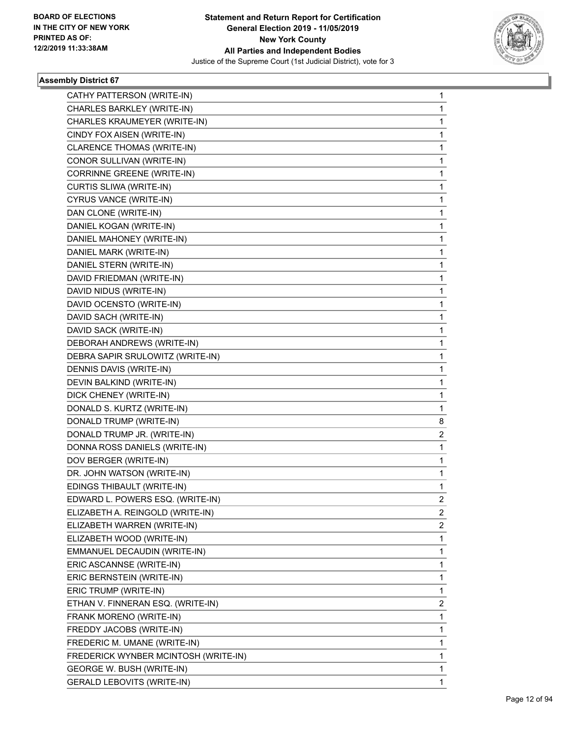### Assembly District 67

| Candidate | Votes |
|---|---|
| CATHY PATTERSON (WRITE-IN) | 1 |
| CHARLES BARKLEY (WRITE-IN) | 1 |
| CHARLES KRAUMEYER (WRITE-IN) | 1 |
| CINDY FOX AISEN (WRITE-IN) | 1 |
| CLARENCE THOMAS (WRITE-IN) | 1 |
| CONOR SULLIVAN (WRITE-IN) | 1 |
| CORRINNE GREENE (WRITE-IN) | 1 |
| CURTIS SLIWA (WRITE-IN) | 1 |
| CYRUS VANCE (WRITE-IN) | 1 |
| DAN CLONE (WRITE-IN) | 1 |
| DANIEL KOGAN (WRITE-IN) | 1 |
| DANIEL MAHONEY (WRITE-IN) | 1 |
| DANIEL MARK (WRITE-IN) | 1 |
| DANIEL STERN (WRITE-IN) | 1 |
| DAVID FRIEDMAN (WRITE-IN) | 1 |
| DAVID NIDUS (WRITE-IN) | 1 |
| DAVID OCENSTO (WRITE-IN) | 1 |
| DAVID SACH (WRITE-IN) | 1 |
| DAVID SACK (WRITE-IN) | 1 |
| DEBORAH ANDREWS (WRITE-IN) | 1 |
| DEBRA SAPIR SRULOWITZ (WRITE-IN) | 1 |
| DENNIS DAVIS (WRITE-IN) | 1 |
| DEVIN BALKIND (WRITE-IN) | 1 |
| DICK CHENEY (WRITE-IN) | 1 |
| DONALD S. KURTZ (WRITE-IN) | 1 |
| DONALD TRUMP (WRITE-IN) | 8 |
| DONALD TRUMP JR. (WRITE-IN) | 2 |
| DONNA ROSS DANIELS (WRITE-IN) | 1 |
| DOV BERGER (WRITE-IN) | 1 |
| DR. JOHN WATSON (WRITE-IN) | 1 |
| EDINGS THIBAULT (WRITE-IN) | 1 |
| EDWARD L. POWERS ESQ. (WRITE-IN) | 2 |
| ELIZABETH A. REINGOLD (WRITE-IN) | 2 |
| ELIZABETH WARREN (WRITE-IN) | 2 |
| ELIZABETH WOOD (WRITE-IN) | 1 |
| EMMANUEL DECAUDIN (WRITE-IN) | 1 |
| ERIC ASCANNSE (WRITE-IN) | 1 |
| ERIC BERNSTEIN (WRITE-IN) | 1 |
| ERIC TRUMP (WRITE-IN) | 1 |
| ETHAN V. FINNERAN ESQ. (WRITE-IN) | 2 |
| FRANK MORENO (WRITE-IN) | 1 |
| FREDDY JACOBS (WRITE-IN) | 1 |
| FREDERIC M. UMANE (WRITE-IN) | 1 |
| FREDERICK WYNBER MCINTOSH (WRITE-IN) | 1 |
| GEORGE W. BUSH (WRITE-IN) | 1 |
| GERALD LEBOVITS (WRITE-IN) | 1 |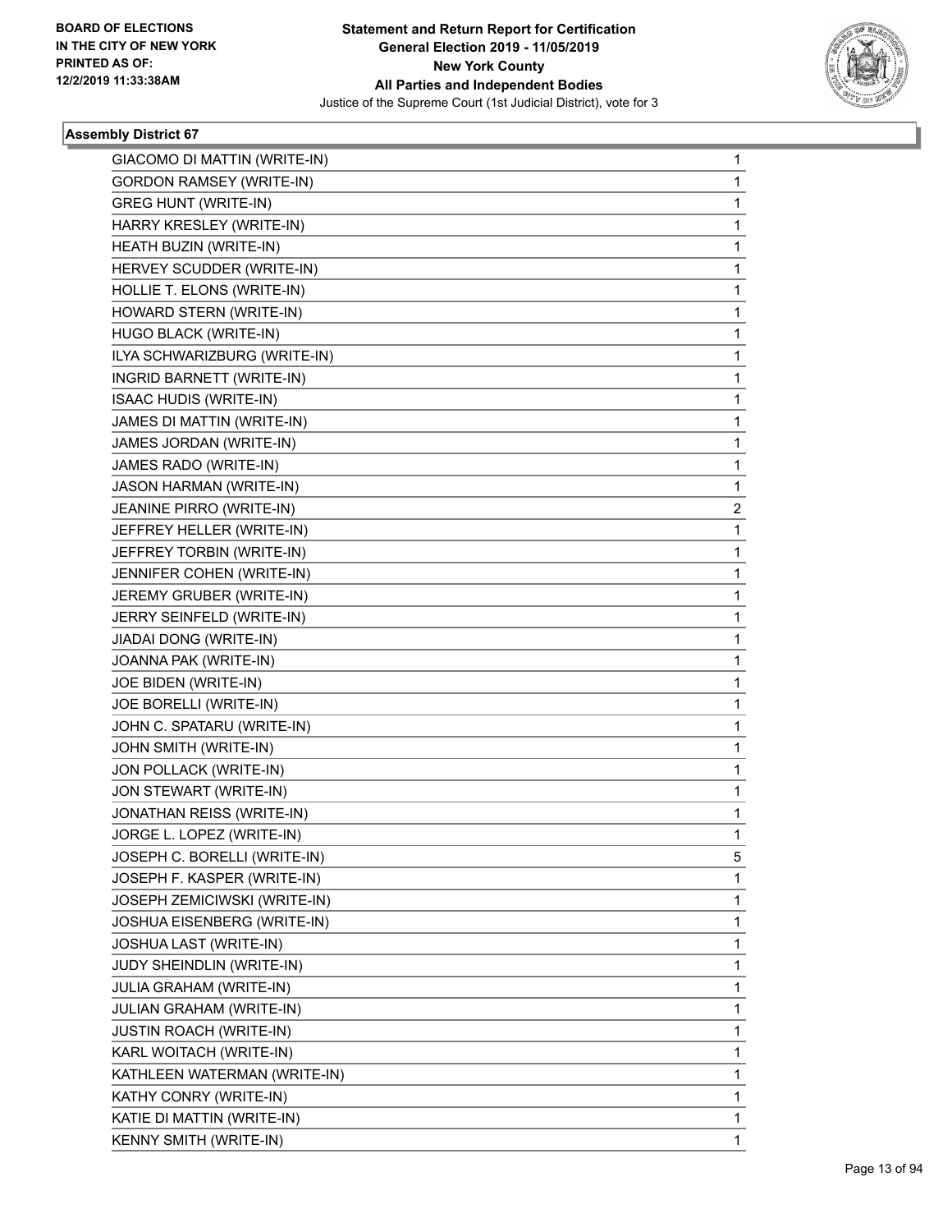**Assembly District 67**

| | |
|---|---|
| GIACOMO DI MATTIN (WRITE-IN) | 1 |
| GORDON RAMSEY (WRITE-IN) | 1 |
| GREG HUNT (WRITE-IN) | 1 |
| HARRY KRESLEY (WRITE-IN) | 1 |
| HEATH BUZIN (WRITE-IN) | 1 |
| HERVEY SCUDDER (WRITE-IN) | 1 |
| HOLLIE T. ELONS (WRITE-IN) | 1 |
| HOWARD STERN (WRITE-IN) | 1 |
| HUGO BLACK (WRITE-IN) | 1 |
| ILYA SCHWARIZBURG (WRITE-IN) | 1 |
| INGRID BARNETT (WRITE-IN) | 1 |
| ISAAC HUDIS (WRITE-IN) | 1 |
| JAMES DI MATTIN (WRITE-IN) | 1 |
| JAMES JORDAN (WRITE-IN) | 1 |
| JAMES RADO (WRITE-IN) | 1 |
| JASON HARMAN (WRITE-IN) | 1 |
| JEANINE PIRRO (WRITE-IN) | 2 |
| JEFFREY HELLER (WRITE-IN) | 1 |
| JEFFREY TORBIN (WRITE-IN) | 1 |
| JENNIFER COHEN (WRITE-IN) | 1 |
| JEREMY GRUBER (WRITE-IN) | 1 |
| JERRY SEINFELD (WRITE-IN) | 1 |
| JIADAI DONG (WRITE-IN) | 1 |
| JOANNA PAK (WRITE-IN) | 1 |
| JOE BIDEN (WRITE-IN) | 1 |
| JOE BORELLI (WRITE-IN) | 1 |
| JOHN C. SPATARU (WRITE-IN) | 1 |
| JOHN SMITH (WRITE-IN) | 1 |
| JON POLLACK (WRITE-IN) | 1 |
| JON STEWART (WRITE-IN) | 1 |
| JONATHAN REISS (WRITE-IN) | 1 |
| JORGE L. LOPEZ (WRITE-IN) | 1 |
| JOSEPH C. BORELLI (WRITE-IN) | 5 |
| JOSEPH F. KASPER (WRITE-IN) | 1 |
| JOSEPH ZEMICIWSKI (WRITE-IN) | 1 |
| JOSHUA EISENBERG (WRITE-IN) | 1 |
| JOSHUA LAST (WRITE-IN) | 1 |
| JUDY SHEINDLIN (WRITE-IN) | 1 |
| JULIA GRAHAM (WRITE-IN) | 1 |
| JULIAN GRAHAM (WRITE-IN) | 1 |
| JUSTIN ROACH (WRITE-IN) | 1 |
| KARL WOITACH (WRITE-IN) | 1 |
| KATHLEEN WATERMAN (WRITE-IN) | 1 |
| KATHY CONRY (WRITE-IN) | 1 |
| KATIE DI MATTIN (WRITE-IN) | 1 |
| KENNY SMITH (WRITE-IN) | 1 |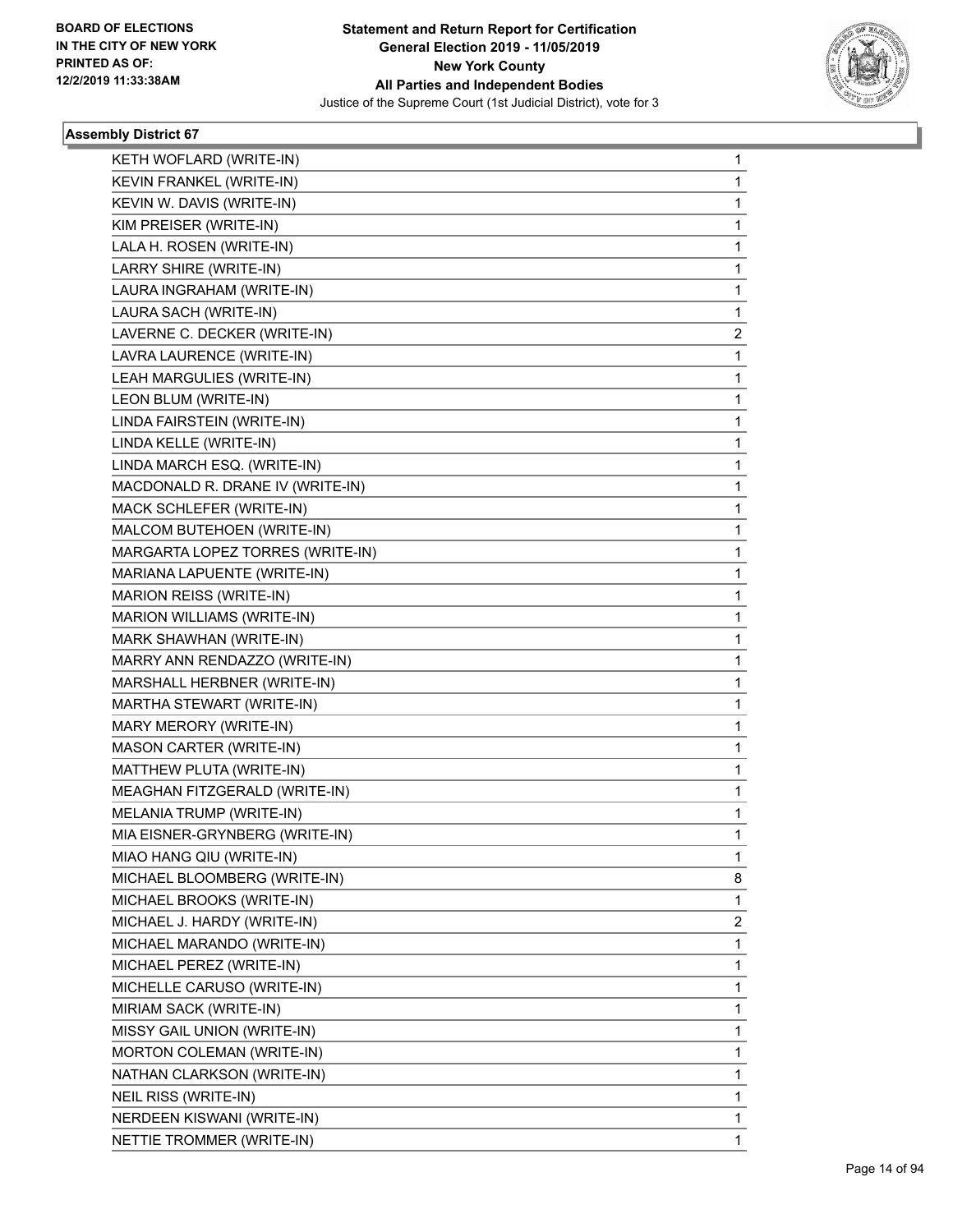**BOARD OF ELECTIONS IN THE CITY OF NEW YORK PRINTED AS OF: 12/2/2019 11:33:38AM**

**Statement and Return Report for Certification General Election 2019 - 11/05/2019 New York County All Parties and Independent Bodies**

Justice of the Supreme Court (1st Judicial District), vote for 3

### Assembly District 67

| | |
|---|---|
| KETH WOFLARD (WRITE-IN) | 1 |
| KEVIN FRANKEL (WRITE-IN) | 1 |
| KEVIN W. DAVIS (WRITE-IN) | 1 |
| KIM PREISER (WRITE-IN) | 1 |
| LALA H. ROSEN (WRITE-IN) | 1 |
| LARRY SHIRE (WRITE-IN) | 1 |
| LAURA INGRAHAM (WRITE-IN) | 1 |
| LAURA SACH (WRITE-IN) | 1 |
| LAVERNE C. DECKER (WRITE-IN) | 2 |
| LAVRA LAURENCE (WRITE-IN) | 1 |
| LEAH MARGULIES (WRITE-IN) | 1 |
| LEON BLUM (WRITE-IN) | 1 |
| LINDA FAIRSTEIN (WRITE-IN) | 1 |
| LINDA KELLE (WRITE-IN) | 1 |
| LINDA MARCH ESQ. (WRITE-IN) | 1 |
| MACDONALD R. DRANE IV (WRITE-IN) | 1 |
| MACK SCHLEFER (WRITE-IN) | 1 |
| MALCOM BUTEHOEN (WRITE-IN) | 1 |
| MARGARTA LOPEZ TORRES (WRITE-IN) | 1 |
| MARIANA LAPUENTE (WRITE-IN) | 1 |
| MARION REISS (WRITE-IN) | 1 |
| MARION WILLIAMS (WRITE-IN) | 1 |
| MARK SHAWHAN (WRITE-IN) | 1 |
| MARRY ANN RENDAZZO (WRITE-IN) | 1 |
| MARSHALL HERBNER (WRITE-IN) | 1 |
| MARTHA STEWART (WRITE-IN) | 1 |
| MARY MERORY (WRITE-IN) | 1 |
| MASON CARTER (WRITE-IN) | 1 |
| MATTHEW PLUTA (WRITE-IN) | 1 |
| MEAGHAN FITZGERALD (WRITE-IN) | 1 |
| MELANIA TRUMP (WRITE-IN) | 1 |
| MIA EISNER-GRYNBERG (WRITE-IN) | 1 |
| MIAO HANG QIU (WRITE-IN) | 1 |
| MICHAEL BLOOMBERG (WRITE-IN) | 8 |
| MICHAEL BROOKS (WRITE-IN) | 1 |
| MICHAEL J. HARDY (WRITE-IN) | 2 |
| MICHAEL MARANDO (WRITE-IN) | 1 |
| MICHAEL PEREZ (WRITE-IN) | 1 |
| MICHELLE CARUSO (WRITE-IN) | 1 |
| MIRIAM SACK (WRITE-IN) | 1 |
| MISSY GAIL UNION (WRITE-IN) | 1 |
| MORTON COLEMAN (WRITE-IN) | 1 |
| NATHAN CLARKSON (WRITE-IN) | 1 |
| NEIL RISS (WRITE-IN) | 1 |
| NERDEEN KISWANI (WRITE-IN) | 1 |
| NETTIE TROMMER (WRITE-IN) | 1 |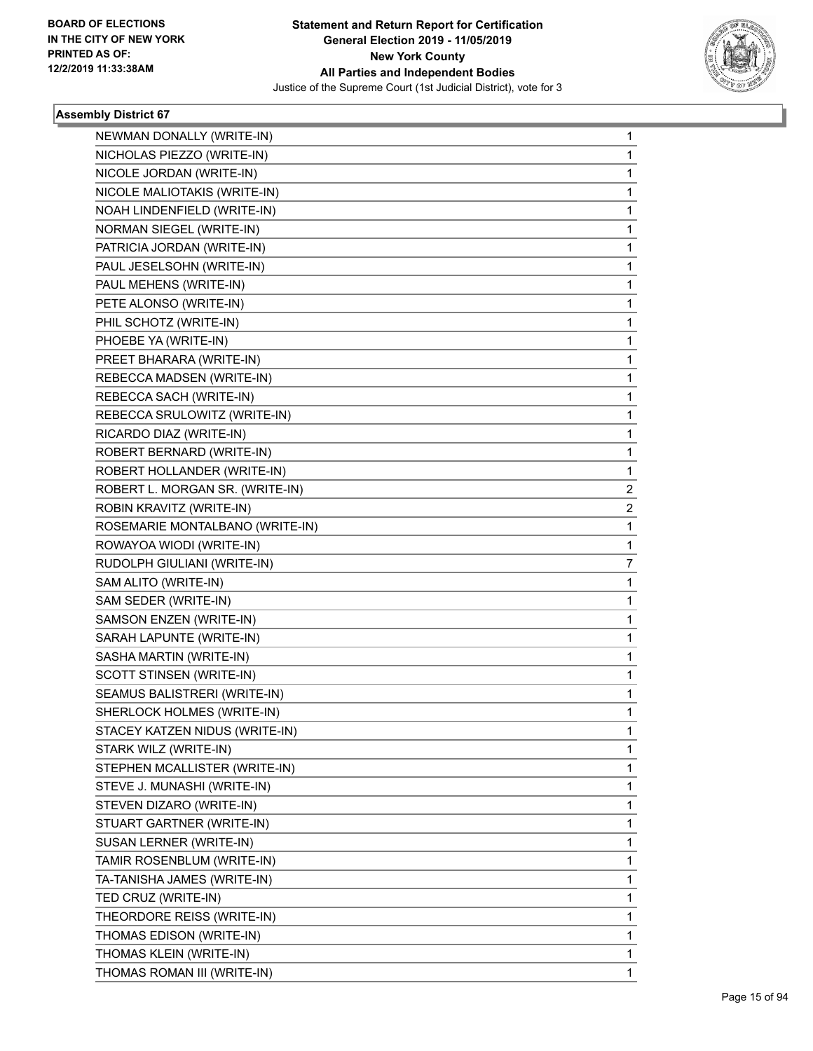### Assembly District 67

| | |
|---|---|
| NEWMAN DONALLY (WRITE-IN) | 1 |
| NICHOLAS PIEZZO (WRITE-IN) | 1 |
| NICOLE JORDAN (WRITE-IN) | 1 |
| NICOLE MALIOTAKIS (WRITE-IN) | 1 |
| NOAH LINDENFIELD (WRITE-IN) | 1 |
| NORMAN SIEGEL (WRITE-IN) | 1 |
| PATRICIA JORDAN (WRITE-IN) | 1 |
| PAUL JESELSOHN (WRITE-IN) | 1 |
| PAUL MEHENS (WRITE-IN) | 1 |
| PETE ALONSO (WRITE-IN) | 1 |
| PHIL SCHOTZ (WRITE-IN) | 1 |
| PHOEBE YA (WRITE-IN) | 1 |
| PREET BHARARA (WRITE-IN) | 1 |
| REBECCA MADSEN (WRITE-IN) | 1 |
| REBECCA SACH (WRITE-IN) | 1 |
| REBECCA SRULOWITZ (WRITE-IN) | 1 |
| RICARDO DIAZ (WRITE-IN) | 1 |
| ROBERT BERNARD (WRITE-IN) | 1 |
| ROBERT HOLLANDER (WRITE-IN) | 1 |
| ROBERT L. MORGAN SR. (WRITE-IN) | 2 |
| ROBIN KRAVITZ (WRITE-IN) | 2 |
| ROSEMARIE MONTALBANO (WRITE-IN) | 1 |
| ROWAYOA WIODI (WRITE-IN) | 1 |
| RUDOLPH GIULIANI (WRITE-IN) | 7 |
| SAM ALITO (WRITE-IN) | 1 |
| SAM SEDER (WRITE-IN) | 1 |
| SAMSON ENZEN (WRITE-IN) | 1 |
| SARAH LAPUNTE (WRITE-IN) | 1 |
| SASHA MARTIN (WRITE-IN) | 1 |
| SCOTT STINSEN (WRITE-IN) | 1 |
| SEAMUS BALISTRERI (WRITE-IN) | 1 |
| SHERLOCK HOLMES (WRITE-IN) | 1 |
| STACEY KATZEN NIDUS (WRITE-IN) | 1 |
| STARK WILZ (WRITE-IN) | 1 |
| STEPHEN MCALLISTER (WRITE-IN) | 1 |
| STEVE J. MUNASHI (WRITE-IN) | 1 |
| STEVEN DIZARO (WRITE-IN) | 1 |
| STUART GARTNER (WRITE-IN) | 1 |
| SUSAN LERNER (WRITE-IN) | 1 |
| TAMIR ROSENBLUM (WRITE-IN) | 1 |
| TA-TANISHA JAMES (WRITE-IN) | 1 |
| TED CRUZ (WRITE-IN) | 1 |
| THEORDORE REISS (WRITE-IN) | 1 |
| THOMAS EDISON (WRITE-IN) | 1 |
| THOMAS KLEIN (WRITE-IN) | 1 |
| THOMAS ROMAN III (WRITE-IN) | 1 |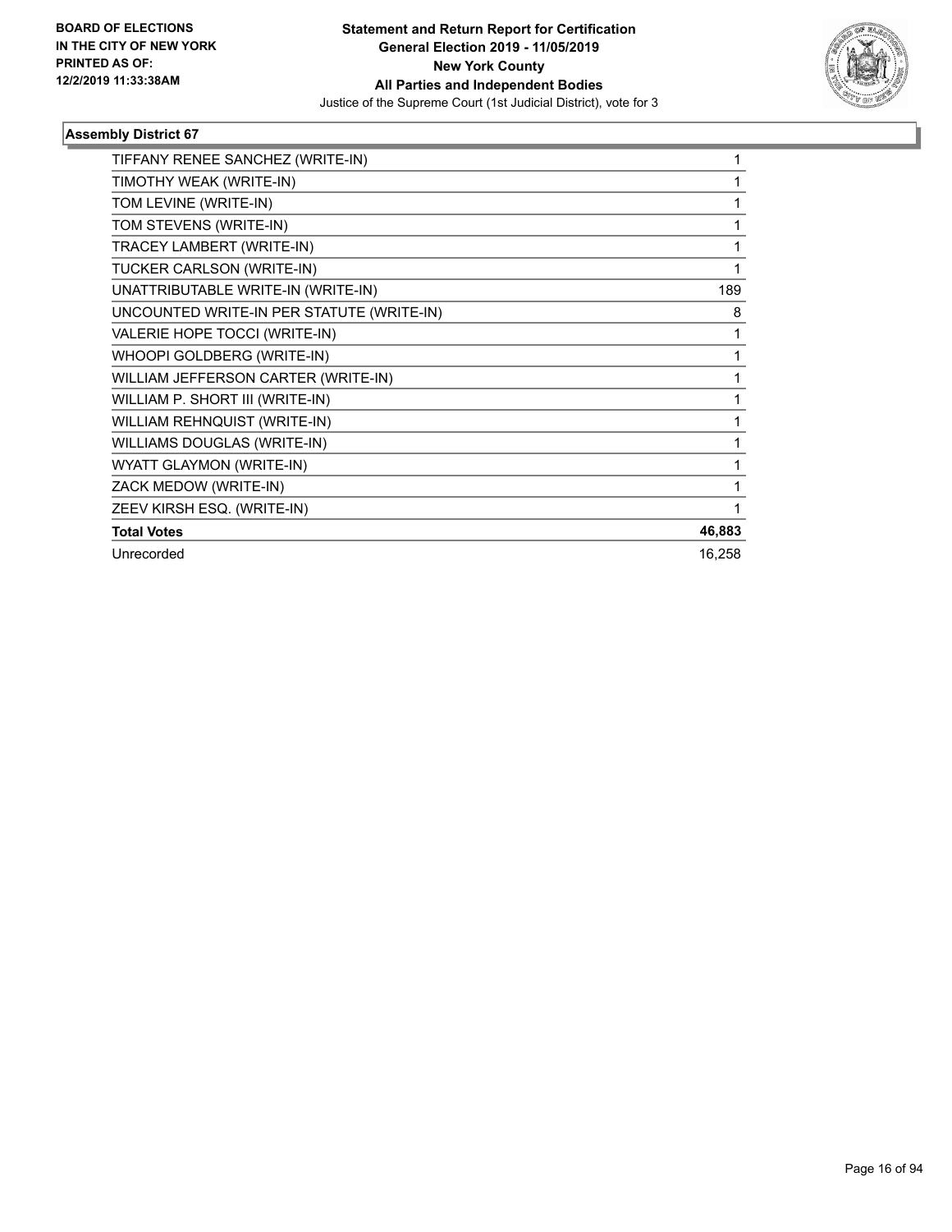### Assembly District 67

| Candidate | Votes |
|---|---|
| TIFFANY RENEE SANCHEZ (WRITE-IN) | 1 |
| TIMOTHY WEAK (WRITE-IN) | 1 |
| TOM LEVINE (WRITE-IN) | 1 |
| TOM STEVENS (WRITE-IN) | 1 |
| TRACEY LAMBERT (WRITE-IN) | 1 |
| TUCKER CARLSON (WRITE-IN) | 1 |
| UNATTRIBUTABLE WRITE-IN (WRITE-IN) | 189 |
| UNCOUNTED WRITE-IN PER STATUTE (WRITE-IN) | 8 |
| VALERIE HOPE TOCCI (WRITE-IN) | 1 |
| WHOOPI GOLDBERG (WRITE-IN) | 1 |
| WILLIAM JEFFERSON CARTER (WRITE-IN) | 1 |
| WILLIAM P. SHORT III (WRITE-IN) | 1 |
| WILLIAM REHNQUIST (WRITE-IN) | 1 |
| WILLIAMS DOUGLAS (WRITE-IN) | 1 |
| WYATT GLAYMON (WRITE-IN) | 1 |
| ZACK MEDOW (WRITE-IN) | 1 |
| ZEEV KIRSH ESQ. (WRITE-IN) | 1 |
| **Total Votes** | **46,883** |
| Unrecorded | 16,258 |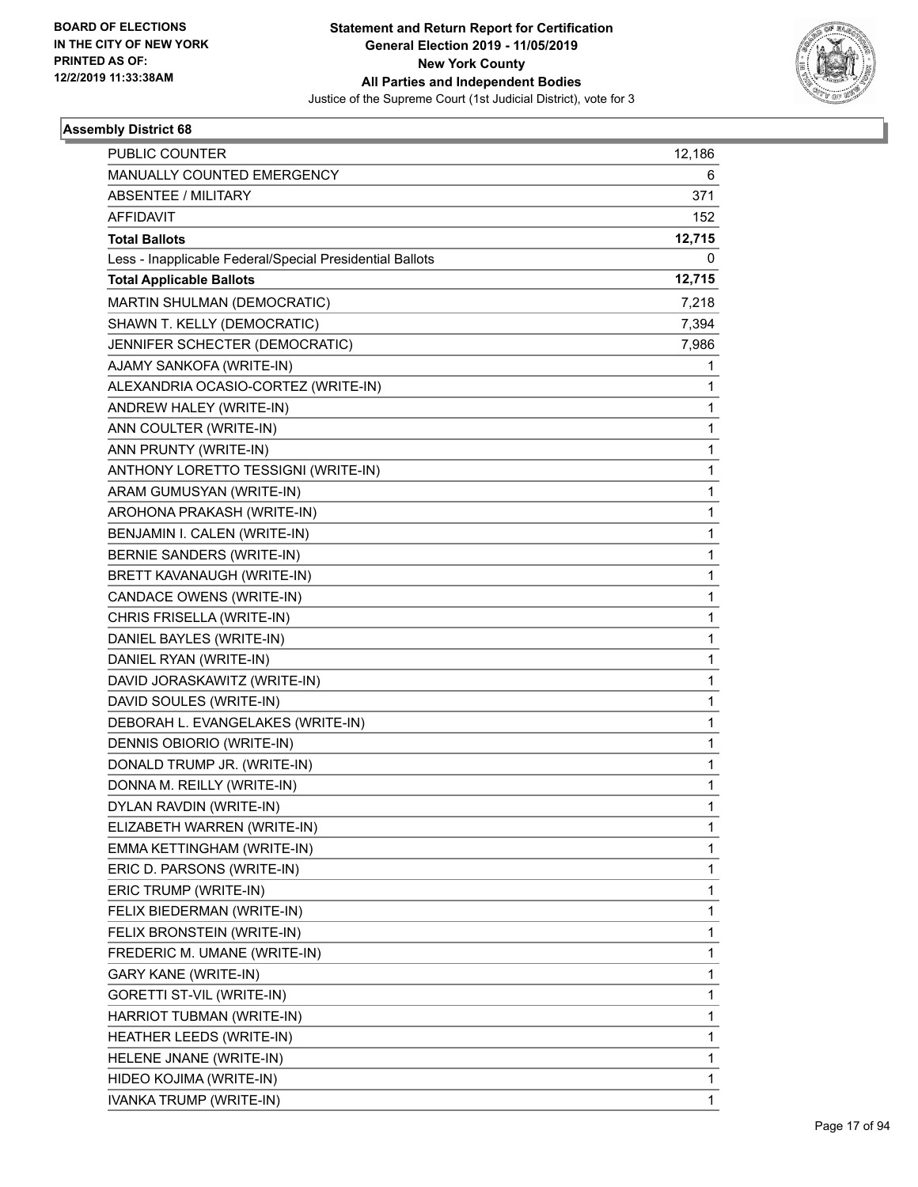BOARD OF ELECTIONS
IN THE CITY OF NEW YORK
PRINTED AS OF:
12/2/2019 11:33:38AM

**Statement and Return Report for Certification**
**General Election 2019 - 11/05/2019**
**New York County**
**All Parties and Independent Bodies**
Justice of the Supreme Court (1st Judicial District), vote for 3

### Assembly District 68

| | |
|---|---|
| PUBLIC COUNTER | 12,186 |
| MANUALLY COUNTED EMERGENCY | 6 |
| ABSENTEE / MILITARY | 371 |
| AFFIDAVIT | 152 |
| **Total Ballots** | **12,715** |
| Less - Inapplicable Federal/Special Presidential Ballots | 0 |
| **Total Applicable Ballots** | **12,715** |
| MARTIN SHULMAN (DEMOCRATIC) | 7,218 |
| SHAWN T. KELLY (DEMOCRATIC) | 7,394 |
| JENNIFER SCHECTER (DEMOCRATIC) | 7,986 |
| AJAMY SANKOFA (WRITE-IN) | 1 |
| ALEXANDRIA OCASIO-CORTEZ (WRITE-IN) | 1 |
| ANDREW HALEY (WRITE-IN) | 1 |
| ANN COULTER (WRITE-IN) | 1 |
| ANN PRUNTY (WRITE-IN) | 1 |
| ANTHONY LORETTO TESSIGNI (WRITE-IN) | 1 |
| ARAM GUMUSYAN (WRITE-IN) | 1 |
| AROHONA PRAKASH (WRITE-IN) | 1 |
| BENJAMIN I. CALEN (WRITE-IN) | 1 |
| BERNIE SANDERS (WRITE-IN) | 1 |
| BRETT KAVANAUGH (WRITE-IN) | 1 |
| CANDACE OWENS (WRITE-IN) | 1 |
| CHRIS FRISELLA (WRITE-IN) | 1 |
| DANIEL BAYLES (WRITE-IN) | 1 |
| DANIEL RYAN (WRITE-IN) | 1 |
| DAVID JORASKAWITZ (WRITE-IN) | 1 |
| DAVID SOULES (WRITE-IN) | 1 |
| DEBORAH L. EVANGELAKES (WRITE-IN) | 1 |
| DENNIS OBIORIO (WRITE-IN) | 1 |
| DONALD TRUMP JR. (WRITE-IN) | 1 |
| DONNA M. REILLY (WRITE-IN) | 1 |
| DYLAN RAVDIN (WRITE-IN) | 1 |
| ELIZABETH WARREN (WRITE-IN) | 1 |
| EMMA KETTINGHAM (WRITE-IN) | 1 |
| ERIC D. PARSONS (WRITE-IN) | 1 |
| ERIC TRUMP (WRITE-IN) | 1 |
| FELIX BIEDERMAN (WRITE-IN) | 1 |
| FELIX BRONSTEIN (WRITE-IN) | 1 |
| FREDERIC M. UMANE (WRITE-IN) | 1 |
| GARY KANE (WRITE-IN) | 1 |
| GORETTI ST-VIL (WRITE-IN) | 1 |
| HARRIOT TUBMAN (WRITE-IN) | 1 |
| HEATHER LEEDS (WRITE-IN) | 1 |
| HELENE JNANE (WRITE-IN) | 1 |
| HIDEO KOJIMA (WRITE-IN) | 1 |
| IVANKA TRUMP (WRITE-IN) | 1 |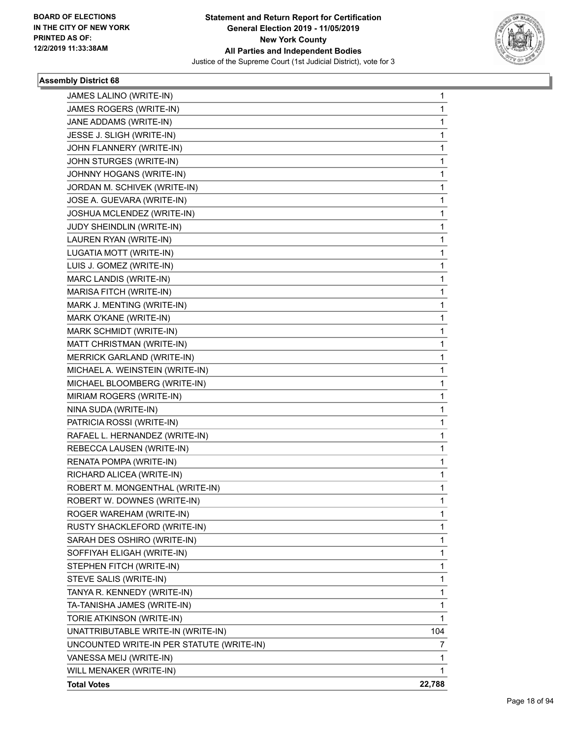**Statement and Return Report for Certification**
**General Election 2019 - 11/05/2019**
**New York County**
**All Parties and Independent Bodies**
Justice of the Supreme Court (1st Judicial District), vote for 3

BOARD OF ELECTIONS IN THE CITY OF NEW YORK PRINTED AS OF: 12/2/2019 11:33:38AM

### Assembly District 68

| Candidate | Votes |
|---|---|
| JAMES LALINO (WRITE-IN) | 1 |
| JAMES ROGERS (WRITE-IN) | 1 |
| JANE ADDAMS (WRITE-IN) | 1 |
| JESSE J. SLIGH (WRITE-IN) | 1 |
| JOHN FLANNERY (WRITE-IN) | 1 |
| JOHN STURGES (WRITE-IN) | 1 |
| JOHNNY HOGANS (WRITE-IN) | 1 |
| JORDAN M. SCHIVEK (WRITE-IN) | 1 |
| JOSE A. GUEVARA (WRITE-IN) | 1 |
| JOSHUA MCLENDEZ (WRITE-IN) | 1 |
| JUDY SHEINDLIN (WRITE-IN) | 1 |
| LAUREN RYAN (WRITE-IN) | 1 |
| LUGATIA MOTT (WRITE-IN) | 1 |
| LUIS J. GOMEZ (WRITE-IN) | 1 |
| MARC LANDIS (WRITE-IN) | 1 |
| MARISA FITCH (WRITE-IN) | 1 |
| MARK J. MENTING (WRITE-IN) | 1 |
| MARK O'KANE (WRITE-IN) | 1 |
| MARK SCHMIDT (WRITE-IN) | 1 |
| MATT CHRISTMAN (WRITE-IN) | 1 |
| MERRICK GARLAND (WRITE-IN) | 1 |
| MICHAEL A. WEINSTEIN (WRITE-IN) | 1 |
| MICHAEL BLOOMBERG (WRITE-IN) | 1 |
| MIRIAM ROGERS (WRITE-IN) | 1 |
| NINA SUDA (WRITE-IN) | 1 |
| PATRICIA ROSSI (WRITE-IN) | 1 |
| RAFAEL L. HERNANDEZ (WRITE-IN) | 1 |
| REBECCA LAUSEN (WRITE-IN) | 1 |
| RENATA POMPA (WRITE-IN) | 1 |
| RICHARD ALICEA (WRITE-IN) | 1 |
| ROBERT M. MONGENTHAL (WRITE-IN) | 1 |
| ROBERT W. DOWNES (WRITE-IN) | 1 |
| ROGER WAREHAM (WRITE-IN) | 1 |
| RUSTY SHACKLEFORD (WRITE-IN) | 1 |
| SARAH DES OSHIRO (WRITE-IN) | 1 |
| SOFFIYAH ELIGAH (WRITE-IN) | 1 |
| STEPHEN FITCH (WRITE-IN) | 1 |
| STEVE SALIS (WRITE-IN) | 1 |
| TANYA R. KENNEDY (WRITE-IN) | 1 |
| TA-TANISHA JAMES (WRITE-IN) | 1 |
| TORIE ATKINSON (WRITE-IN) | 1 |
| UNATTRIBUTABLE WRITE-IN (WRITE-IN) | 104 |
| UNCOUNTED WRITE-IN PER STATUTE (WRITE-IN) | 7 |
| VANESSA MEIJ (WRITE-IN) | 1 |
| WILL MENAKER (WRITE-IN) | 1 |
| **Total Votes** | **22,788** |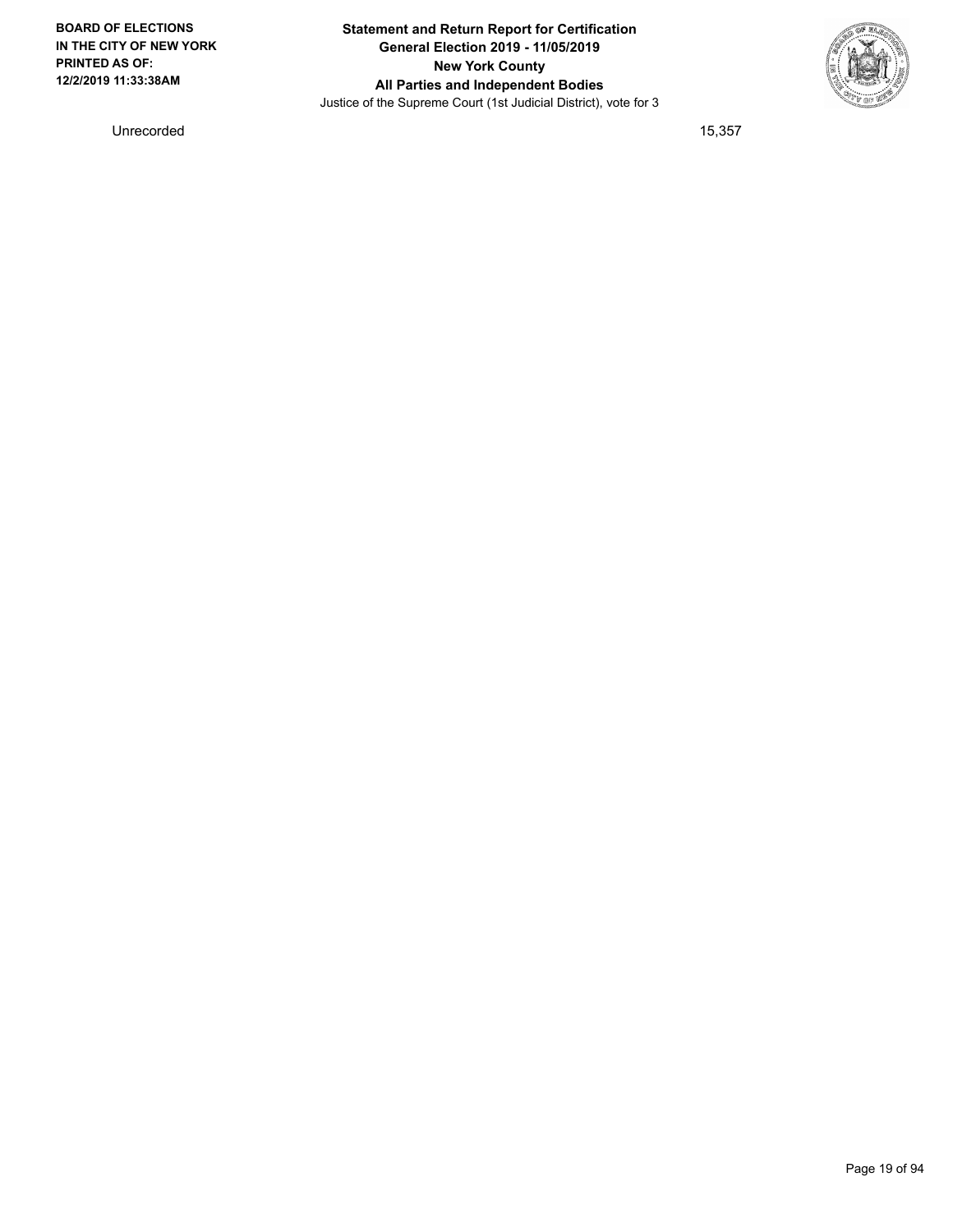| Unrecorded | 15,357 |
| --- | --- |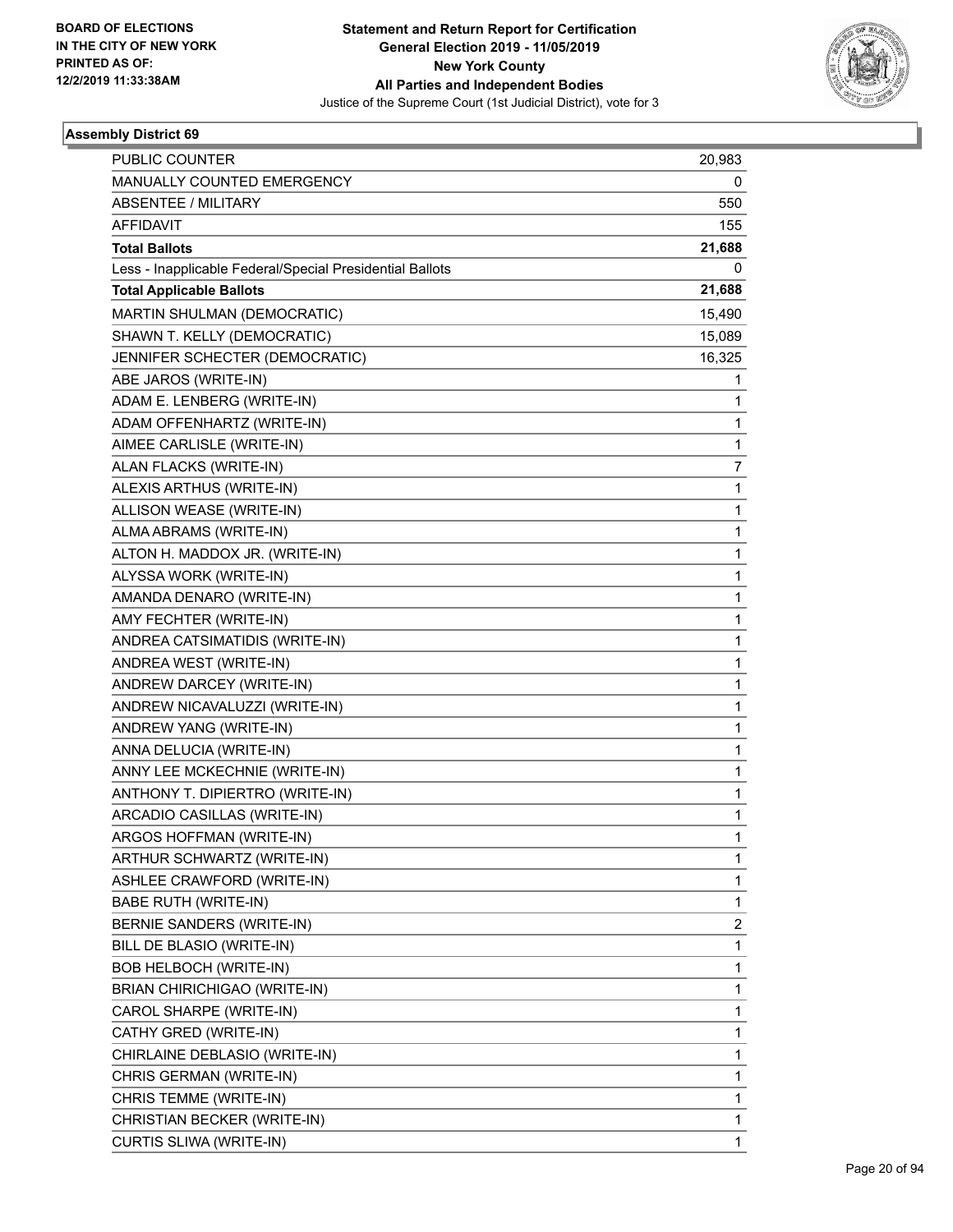BOARD OF ELECTIONS
IN THE CITY OF NEW YORK
PRINTED AS OF:
12/2/2019 11:33:38AM

**Statement and Return Report for Certification**
**General Election 2019 - 11/05/2019**
**New York County**
**All Parties and Independent Bodies**
Justice of the Supreme Court (1st Judicial District), vote for 3

## Assembly District 69

| | |
|---|---|
| PUBLIC COUNTER | 20,983 |
| MANUALLY COUNTED EMERGENCY | 0 |
| ABSENTEE / MILITARY | 550 |
| AFFIDAVIT | 155 |
| **Total Ballots** | **21,688** |
| Less - Inapplicable Federal/Special Presidential Ballots | 0 |
| **Total Applicable Ballots** | **21,688** |
| MARTIN SHULMAN (DEMOCRATIC) | 15,490 |
| SHAWN T. KELLY (DEMOCRATIC) | 15,089 |
| JENNIFER SCHECTER (DEMOCRATIC) | 16,325 |
| ABE JAROS (WRITE-IN) | 1 |
| ADAM E. LENBERG (WRITE-IN) | 1 |
| ADAM OFFENHARTZ (WRITE-IN) | 1 |
| AIMEE CARLISLE (WRITE-IN) | 1 |
| ALAN FLACKS (WRITE-IN) | 7 |
| ALEXIS ARTHUS (WRITE-IN) | 1 |
| ALLISON WEASE (WRITE-IN) | 1 |
| ALMA ABRAMS (WRITE-IN) | 1 |
| ALTON H. MADDOX JR. (WRITE-IN) | 1 |
| ALYSSA WORK (WRITE-IN) | 1 |
| AMANDA DENARO (WRITE-IN) | 1 |
| AMY FECHTER (WRITE-IN) | 1 |
| ANDREA CATSIMATIDIS (WRITE-IN) | 1 |
| ANDREA WEST (WRITE-IN) | 1 |
| ANDREW DARCEY (WRITE-IN) | 1 |
| ANDREW NICAVALUZZI (WRITE-IN) | 1 |
| ANDREW YANG (WRITE-IN) | 1 |
| ANNA DELUCIA (WRITE-IN) | 1 |
| ANNY LEE MCKECHNIE (WRITE-IN) | 1 |
| ANTHONY T. DIPIERTRO (WRITE-IN) | 1 |
| ARCADIO CASILLAS (WRITE-IN) | 1 |
| ARGOS HOFFMAN (WRITE-IN) | 1 |
| ARTHUR SCHWARTZ (WRITE-IN) | 1 |
| ASHLEE CRAWFORD (WRITE-IN) | 1 |
| BABE RUTH (WRITE-IN) | 1 |
| BERNIE SANDERS (WRITE-IN) | 2 |
| BILL DE BLASIO (WRITE-IN) | 1 |
| BOB HELBOCH (WRITE-IN) | 1 |
| BRIAN CHIRICHIGAO (WRITE-IN) | 1 |
| CAROL SHARPE (WRITE-IN) | 1 |
| CATHY GRED (WRITE-IN) | 1 |
| CHIRLAINE DEBLASIO (WRITE-IN) | 1 |
| CHRIS GERMAN (WRITE-IN) | 1 |
| CHRIS TEMME (WRITE-IN) | 1 |
| CHRISTIAN BECKER (WRITE-IN) | 1 |
| CURTIS SLIWA (WRITE-IN) | 1 |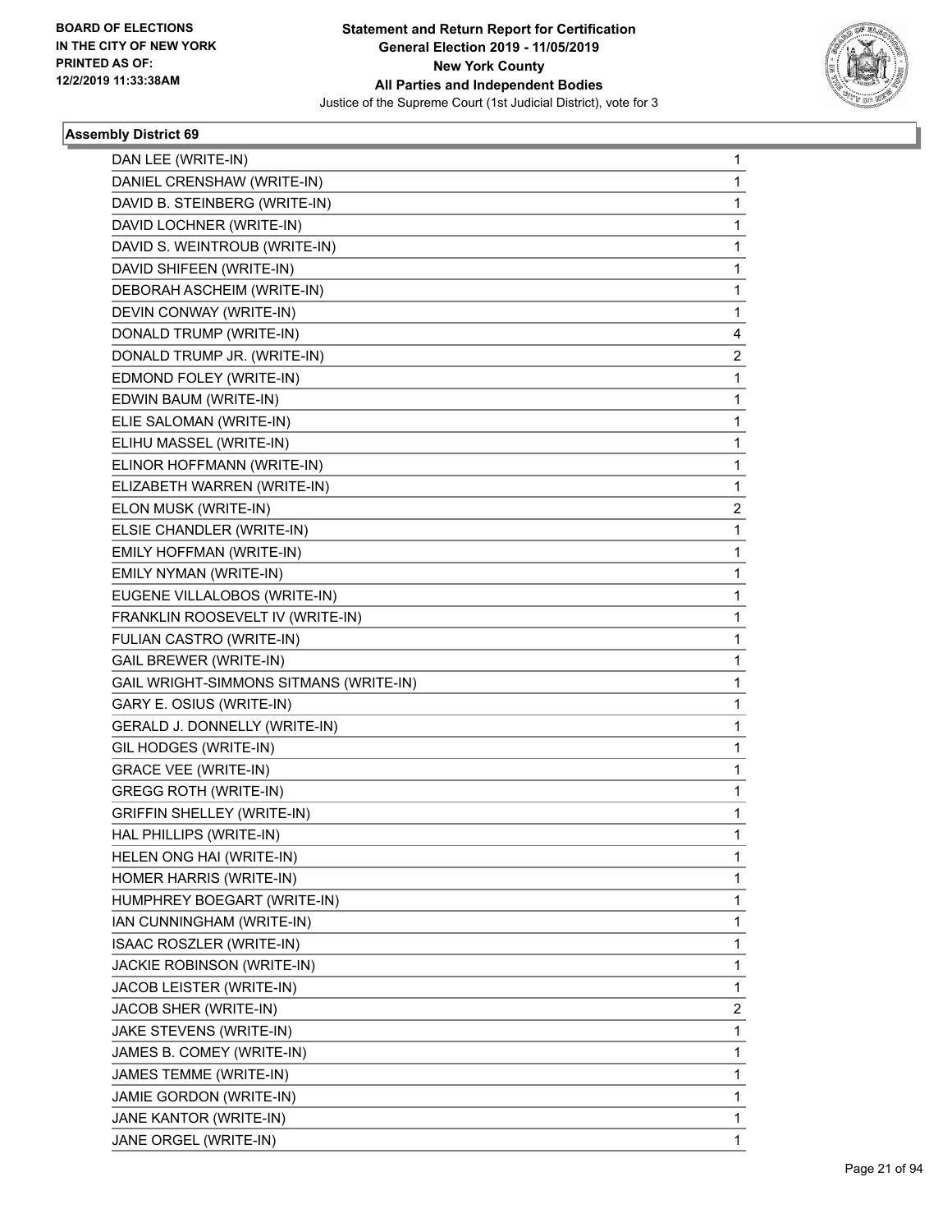**Assembly District 69**

| | |
|---|---|
| DAN LEE (WRITE-IN) | 1 |
| DANIEL CRENSHAW (WRITE-IN) | 1 |
| DAVID B. STEINBERG (WRITE-IN) | 1 |
| DAVID LOCHNER (WRITE-IN) | 1 |
| DAVID S. WEINTROUB (WRITE-IN) | 1 |
| DAVID SHIFEEN (WRITE-IN) | 1 |
| DEBORAH ASCHEIM (WRITE-IN) | 1 |
| DEVIN CONWAY (WRITE-IN) | 1 |
| DONALD TRUMP (WRITE-IN) | 4 |
| DONALD TRUMP JR. (WRITE-IN) | 2 |
| EDMOND FOLEY (WRITE-IN) | 1 |
| EDWIN BAUM (WRITE-IN) | 1 |
| ELIE SALOMAN (WRITE-IN) | 1 |
| ELIHU MASSEL (WRITE-IN) | 1 |
| ELINOR HOFFMANN (WRITE-IN) | 1 |
| ELIZABETH WARREN (WRITE-IN) | 1 |
| ELON MUSK (WRITE-IN) | 2 |
| ELSIE CHANDLER (WRITE-IN) | 1 |
| EMILY HOFFMAN (WRITE-IN) | 1 |
| EMILY NYMAN (WRITE-IN) | 1 |
| EUGENE VILLALOBOS (WRITE-IN) | 1 |
| FRANKLIN ROOSEVELT IV (WRITE-IN) | 1 |
| FULIAN CASTRO (WRITE-IN) | 1 |
| GAIL BREWER (WRITE-IN) | 1 |
| GAIL WRIGHT-SIMMONS SITMANS (WRITE-IN) | 1 |
| GARY E. OSIUS (WRITE-IN) | 1 |
| GERALD J. DONNELLY (WRITE-IN) | 1 |
| GIL HODGES (WRITE-IN) | 1 |
| GRACE VEE (WRITE-IN) | 1 |
| GREGG ROTH (WRITE-IN) | 1 |
| GRIFFIN SHELLEY (WRITE-IN) | 1 |
| HAL PHILLIPS (WRITE-IN) | 1 |
| HELEN ONG HAI (WRITE-IN) | 1 |
| HOMER HARRIS (WRITE-IN) | 1 |
| HUMPHREY BOEGART (WRITE-IN) | 1 |
| IAN CUNNINGHAM (WRITE-IN) | 1 |
| ISAAC ROSZLER (WRITE-IN) | 1 |
| JACKIE ROBINSON (WRITE-IN) | 1 |
| JACOB LEISTER (WRITE-IN) | 1 |
| JACOB SHER (WRITE-IN) | 2 |
| JAKE STEVENS (WRITE-IN) | 1 |
| JAMES B. COMEY (WRITE-IN) | 1 |
| JAMES TEMME (WRITE-IN) | 1 |
| JAMIE GORDON (WRITE-IN) | 1 |
| JANE KANTOR (WRITE-IN) | 1 |
| JANE ORGEL (WRITE-IN) | 1 |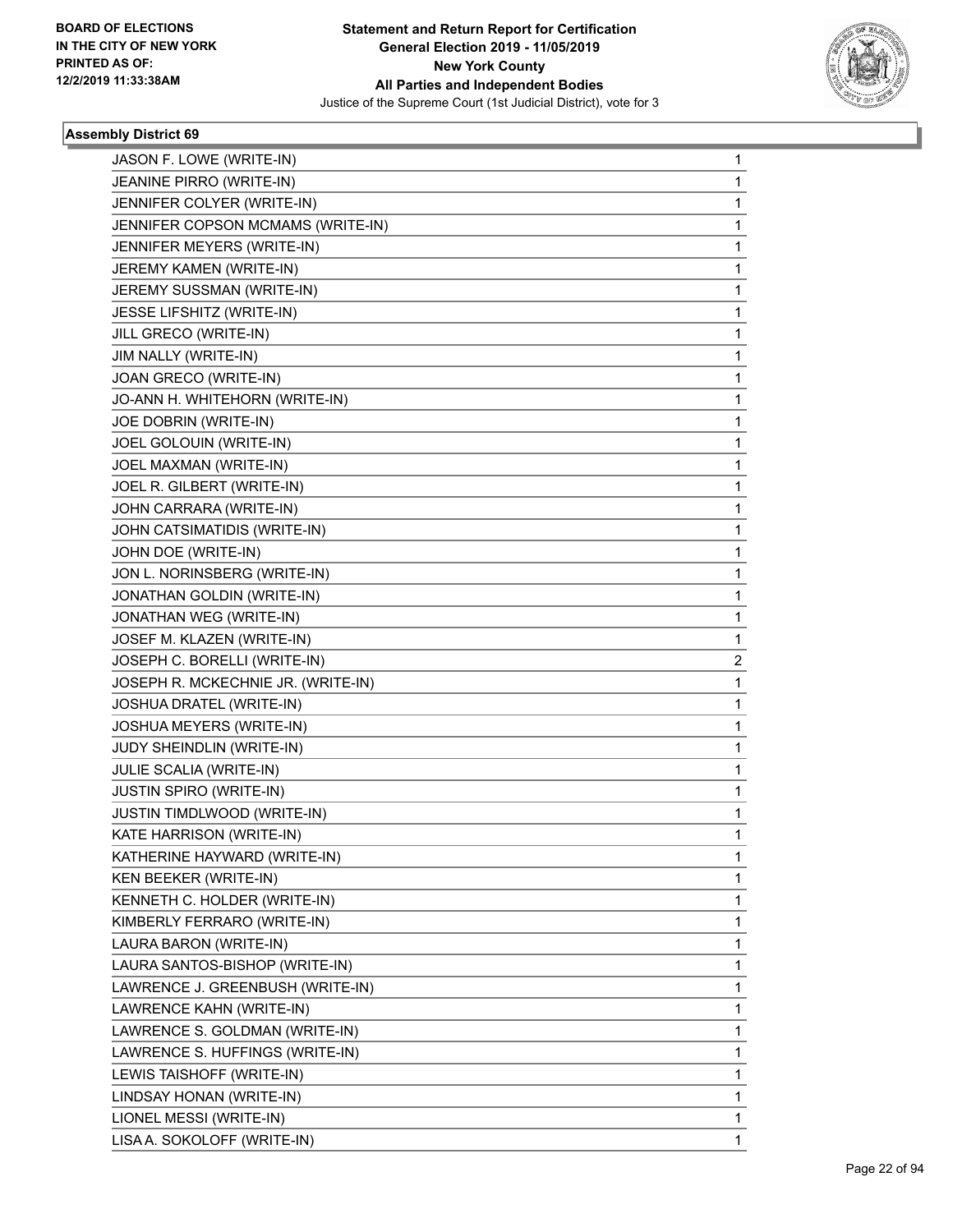**Statement and Return Report for Certification**
**General Election 2019 - 11/05/2019**
**New York County**
**All Parties and Independent Bodies**
Justice of the Supreme Court (1st Judicial District), vote for 3

BOARD OF ELECTIONS
IN THE CITY OF NEW YORK
PRINTED AS OF:
12/2/2019 11:33:38AM

### Assembly District 69

| | |
|---|---|
| JASON F. LOWE (WRITE-IN) | 1 |
| JEANINE PIRRO (WRITE-IN) | 1 |
| JENNIFER COLYER (WRITE-IN) | 1 |
| JENNIFER COPSON MCMAMS (WRITE-IN) | 1 |
| JENNIFER MEYERS (WRITE-IN) | 1 |
| JEREMY KAMEN (WRITE-IN) | 1 |
| JEREMY SUSSMAN (WRITE-IN) | 1 |
| JESSE LIFSHITZ (WRITE-IN) | 1 |
| JILL GRECO (WRITE-IN) | 1 |
| JIM NALLY (WRITE-IN) | 1 |
| JOAN GRECO (WRITE-IN) | 1 |
| JO-ANN H. WHITEHORN (WRITE-IN) | 1 |
| JOE DOBRIN (WRITE-IN) | 1 |
| JOEL GOLOUIN (WRITE-IN) | 1 |
| JOEL MAXMAN (WRITE-IN) | 1 |
| JOEL R. GILBERT (WRITE-IN) | 1 |
| JOHN CARRARA (WRITE-IN) | 1 |
| JOHN CATSIMATIDIS (WRITE-IN) | 1 |
| JOHN DOE (WRITE-IN) | 1 |
| JON L. NORINSBERG (WRITE-IN) | 1 |
| JONATHAN GOLDIN (WRITE-IN) | 1 |
| JONATHAN WEG (WRITE-IN) | 1 |
| JOSEF M. KLAZEN (WRITE-IN) | 1 |
| JOSEPH C. BORELLI (WRITE-IN) | 2 |
| JOSEPH R. MCKECHNIE JR. (WRITE-IN) | 1 |
| JOSHUA DRATEL (WRITE-IN) | 1 |
| JOSHUA MEYERS (WRITE-IN) | 1 |
| JUDY SHEINDLIN (WRITE-IN) | 1 |
| JULIE SCALIA (WRITE-IN) | 1 |
| JUSTIN SPIRO (WRITE-IN) | 1 |
| JUSTIN TIMDLWOOD (WRITE-IN) | 1 |
| KATE HARRISON (WRITE-IN) | 1 |
| KATHERINE HAYWARD (WRITE-IN) | 1 |
| KEN BEEKER (WRITE-IN) | 1 |
| KENNETH C. HOLDER (WRITE-IN) | 1 |
| KIMBERLY FERRARO (WRITE-IN) | 1 |
| LAURA BARON (WRITE-IN) | 1 |
| LAURA SANTOS-BISHOP (WRITE-IN) | 1 |
| LAWRENCE J. GREENBUSH (WRITE-IN) | 1 |
| LAWRENCE KAHN (WRITE-IN) | 1 |
| LAWRENCE S. GOLDMAN (WRITE-IN) | 1 |
| LAWRENCE S. HUFFINGS (WRITE-IN) | 1 |
| LEWIS TAISHOFF (WRITE-IN) | 1 |
| LINDSAY HONAN (WRITE-IN) | 1 |
| LIONEL MESSI (WRITE-IN) | 1 |
| LISA A. SOKOLOFF (WRITE-IN) | 1 |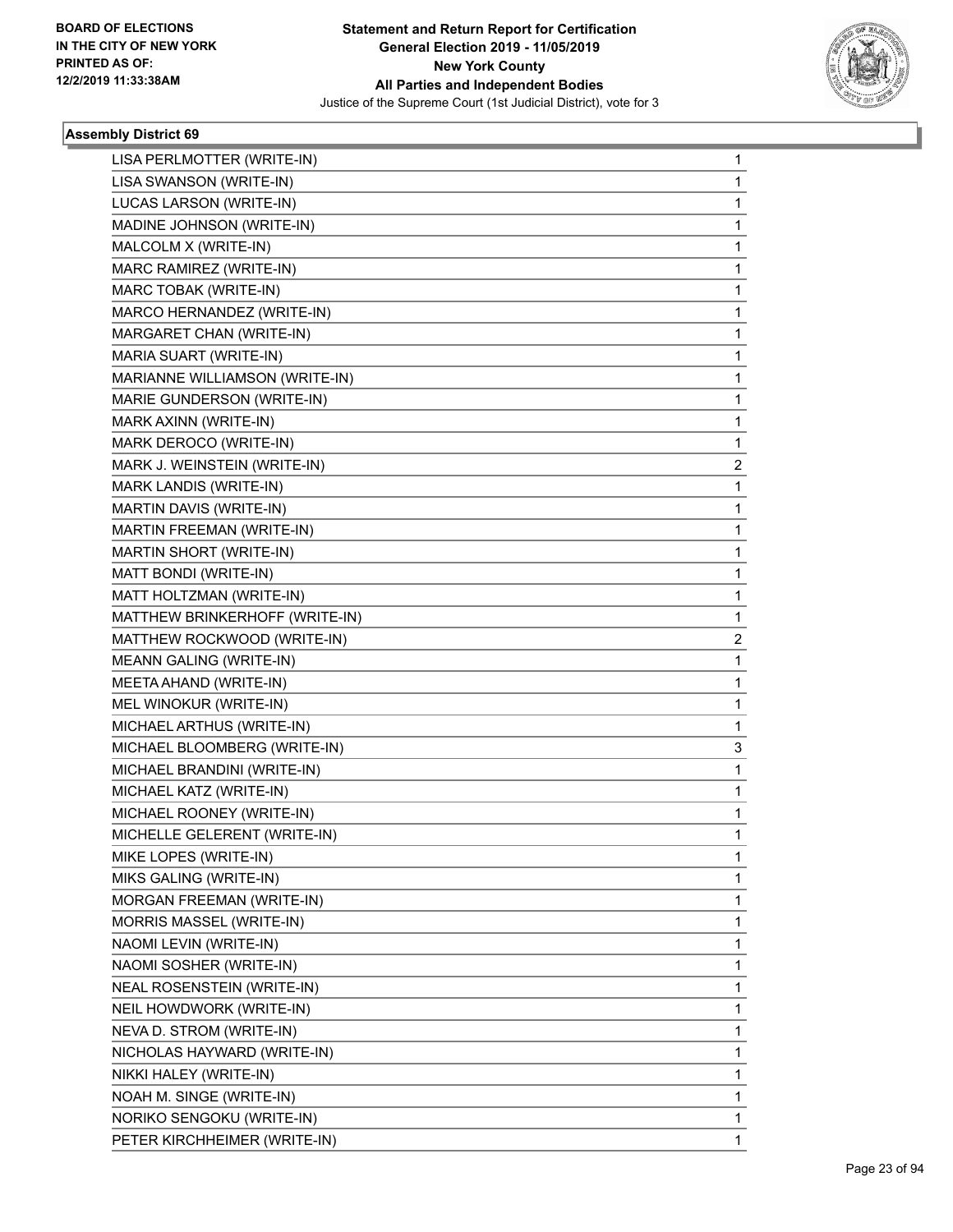**Statement and Return Report for Certification**
**General Election 2019 - 11/05/2019**
**New York County**
**All Parties and Independent Bodies**
Justice of the Supreme Court (1st Judicial District), vote for 3

BOARD OF ELECTIONS IN THE CITY OF NEW YORK PRINTED AS OF: 12/2/2019 11:33:38AM

### Assembly District 69

| | |
|---|---|
| LISA PERLMOTTER (WRITE-IN) | 1 |
| LISA SWANSON (WRITE-IN) | 1 |
| LUCAS LARSON (WRITE-IN) | 1 |
| MADINE JOHNSON (WRITE-IN) | 1 |
| MALCOLM X (WRITE-IN) | 1 |
| MARC RAMIREZ (WRITE-IN) | 1 |
| MARC TOBAK (WRITE-IN) | 1 |
| MARCO HERNANDEZ (WRITE-IN) | 1 |
| MARGARET CHAN (WRITE-IN) | 1 |
| MARIA SUART (WRITE-IN) | 1 |
| MARIANNE WILLIAMSON (WRITE-IN) | 1 |
| MARIE GUNDERSON (WRITE-IN) | 1 |
| MARK AXINN (WRITE-IN) | 1 |
| MARK DEROCO (WRITE-IN) | 1 |
| MARK J. WEINSTEIN (WRITE-IN) | 2 |
| MARK LANDIS (WRITE-IN) | 1 |
| MARTIN DAVIS (WRITE-IN) | 1 |
| MARTIN FREEMAN (WRITE-IN) | 1 |
| MARTIN SHORT (WRITE-IN) | 1 |
| MATT BONDI (WRITE-IN) | 1 |
| MATT HOLTZMAN (WRITE-IN) | 1 |
| MATTHEW BRINKERHOFF (WRITE-IN) | 1 |
| MATTHEW ROCKWOOD (WRITE-IN) | 2 |
| MEANN GALING (WRITE-IN) | 1 |
| MEETA AHAND (WRITE-IN) | 1 |
| MEL WINOKUR (WRITE-IN) | 1 |
| MICHAEL ARTHUS (WRITE-IN) | 1 |
| MICHAEL BLOOMBERG (WRITE-IN) | 3 |
| MICHAEL BRANDINI (WRITE-IN) | 1 |
| MICHAEL KATZ (WRITE-IN) | 1 |
| MICHAEL ROONEY (WRITE-IN) | 1 |
| MICHELLE GELERENT (WRITE-IN) | 1 |
| MIKE LOPES (WRITE-IN) | 1 |
| MIKS GALING (WRITE-IN) | 1 |
| MORGAN FREEMAN (WRITE-IN) | 1 |
| MORRIS MASSEL (WRITE-IN) | 1 |
| NAOMI LEVIN (WRITE-IN) | 1 |
| NAOMI SOSHER (WRITE-IN) | 1 |
| NEAL ROSENSTEIN (WRITE-IN) | 1 |
| NEIL HOWDWORK (WRITE-IN) | 1 |
| NEVA D. STROM (WRITE-IN) | 1 |
| NICHOLAS HAYWARD (WRITE-IN) | 1 |
| NIKKI HALEY (WRITE-IN) | 1 |
| NOAH M. SINGE (WRITE-IN) | 1 |
| NORIKO SENGOKU (WRITE-IN) | 1 |
| PETER KIRCHHEIMER (WRITE-IN) | 1 |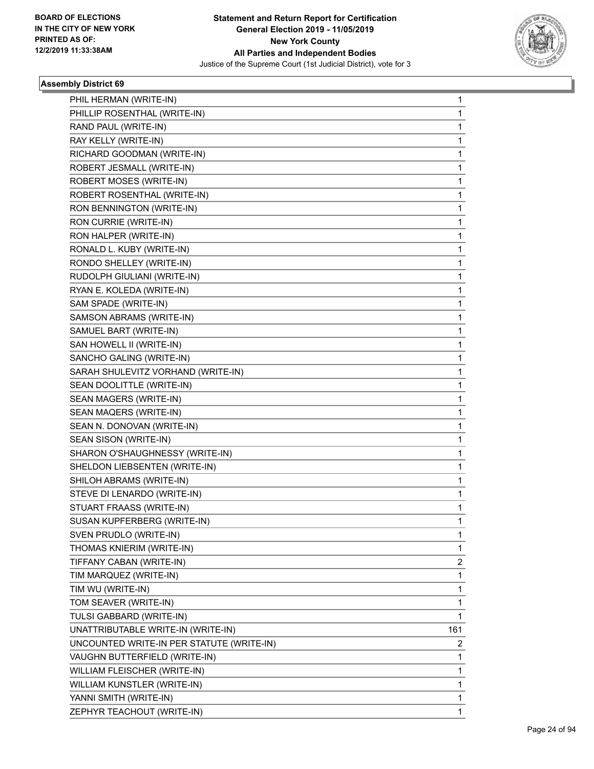**Statement and Return Report for Certification**
**General Election 2019 - 11/05/2019**
**New York County**
**All Parties and Independent Bodies**
Justice of the Supreme Court (1st Judicial District), vote for 3

BOARD OF ELECTIONS
IN THE CITY OF NEW YORK
PRINTED AS OF:
12/2/2019 11:33:38AM

### Assembly District 69

| Candidate | Votes |
|---|---|
| PHIL HERMAN (WRITE-IN) | 1 |
| PHILLIP ROSENTHAL (WRITE-IN) | 1 |
| RAND PAUL (WRITE-IN) | 1 |
| RAY KELLY (WRITE-IN) | 1 |
| RICHARD GOODMAN (WRITE-IN) | 1 |
| ROBERT JESMALL (WRITE-IN) | 1 |
| ROBERT MOSES (WRITE-IN) | 1 |
| ROBERT ROSENTHAL (WRITE-IN) | 1 |
| RON BENNINGTON (WRITE-IN) | 1 |
| RON CURRIE (WRITE-IN) | 1 |
| RON HALPER (WRITE-IN) | 1 |
| RONALD L. KUBY (WRITE-IN) | 1 |
| RONDO SHELLEY (WRITE-IN) | 1 |
| RUDOLPH GIULIANI (WRITE-IN) | 1 |
| RYAN E. KOLEDA (WRITE-IN) | 1 |
| SAM SPADE (WRITE-IN) | 1 |
| SAMSON ABRAMS (WRITE-IN) | 1 |
| SAMUEL BART (WRITE-IN) | 1 |
| SAN HOWELL II (WRITE-IN) | 1 |
| SANCHO GALING (WRITE-IN) | 1 |
| SARAH SHULEVITZ VORHAND (WRITE-IN) | 1 |
| SEAN DOOLITTLE (WRITE-IN) | 1 |
| SEAN MAGERS (WRITE-IN) | 1 |
| SEAN MAQERS (WRITE-IN) | 1 |
| SEAN N. DONOVAN (WRITE-IN) | 1 |
| SEAN SISON (WRITE-IN) | 1 |
| SHARON O'SHAUGHNESSY (WRITE-IN) | 1 |
| SHELDON LIEBSENTEN (WRITE-IN) | 1 |
| SHILOH ABRAMS (WRITE-IN) | 1 |
| STEVE DI LENARDO (WRITE-IN) | 1 |
| STUART FRAASS (WRITE-IN) | 1 |
| SUSAN KUPFERBERG (WRITE-IN) | 1 |
| SVEN PRUDLO (WRITE-IN) | 1 |
| THOMAS KNIERIM (WRITE-IN) | 1 |
| TIFFANY CABAN (WRITE-IN) | 2 |
| TIM MARQUEZ (WRITE-IN) | 1 |
| TIM WU (WRITE-IN) | 1 |
| TOM SEAVER (WRITE-IN) | 1 |
| TULSI GABBARD (WRITE-IN) | 1 |
| UNATTRIBUTABLE WRITE-IN (WRITE-IN) | 161 |
| UNCOUNTED WRITE-IN PER STATUTE (WRITE-IN) | 2 |
| VAUGHN BUTTERFIELD (WRITE-IN) | 1 |
| WILLIAM FLEISCHER (WRITE-IN) | 1 |
| WILLIAM KUNSTLER (WRITE-IN) | 1 |
| YANNI SMITH (WRITE-IN) | 1 |
| ZEPHYR TEACHOUT (WRITE-IN) | 1 |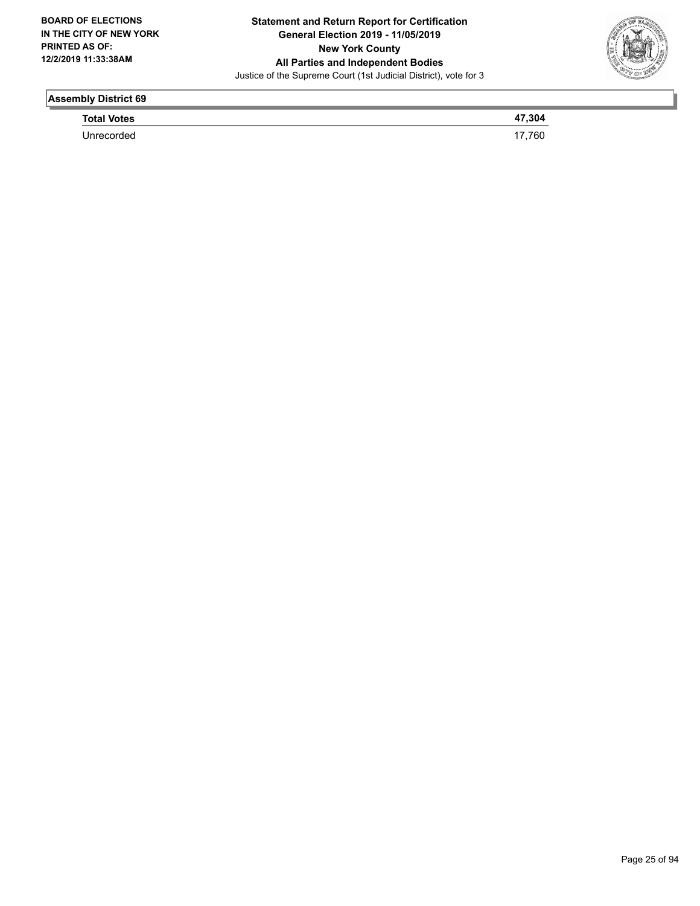## Assembly District 69

| **Total Votes** | **47,304** |
| --- | --- |
| Unrecorded | 17,760 |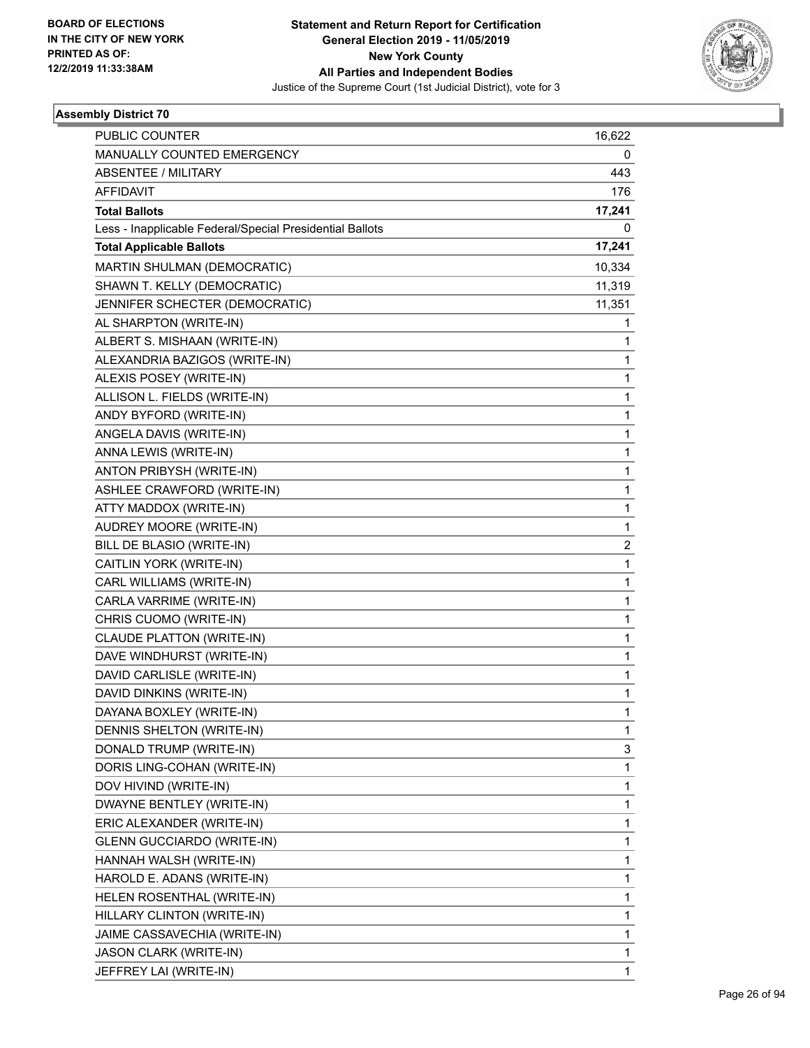BOARD OF ELECTIONS
IN THE CITY OF NEW YORK
PRINTED AS OF:
12/2/2019 11:33:38AM

**Statement and Return Report for Certification**
**General Election 2019 - 11/05/2019**
**New York County**
**All Parties and Independent Bodies**
Justice of the Supreme Court (1st Judicial District), vote for 3

### Assembly District 70

| | |
|---|---|
| PUBLIC COUNTER | 16,622 |
| MANUALLY COUNTED EMERGENCY | 0 |
| ABSENTEE / MILITARY | 443 |
| AFFIDAVIT | 176 |
| **Total Ballots** | **17,241** |
| Less - Inapplicable Federal/Special Presidential Ballots | 0 |
| **Total Applicable Ballots** | **17,241** |
| MARTIN SHULMAN (DEMOCRATIC) | 10,334 |
| SHAWN T. KELLY (DEMOCRATIC) | 11,319 |
| JENNIFER SCHECTER (DEMOCRATIC) | 11,351 |
| AL SHARPTON (WRITE-IN) | 1 |
| ALBERT S. MISHAAN (WRITE-IN) | 1 |
| ALEXANDRIA BAZIGOS (WRITE-IN) | 1 |
| ALEXIS POSEY (WRITE-IN) | 1 |
| ALLISON L. FIELDS (WRITE-IN) | 1 |
| ANDY BYFORD (WRITE-IN) | 1 |
| ANGELA DAVIS (WRITE-IN) | 1 |
| ANNA LEWIS (WRITE-IN) | 1 |
| ANTON PRIBYSH (WRITE-IN) | 1 |
| ASHLEE CRAWFORD (WRITE-IN) | 1 |
| ATTY MADDOX (WRITE-IN) | 1 |
| AUDREY MOORE (WRITE-IN) | 1 |
| BILL DE BLASIO (WRITE-IN) | 2 |
| CAITLIN YORK (WRITE-IN) | 1 |
| CARL WILLIAMS (WRITE-IN) | 1 |
| CARLA VARRIME (WRITE-IN) | 1 |
| CHRIS CUOMO (WRITE-IN) | 1 |
| CLAUDE PLATTON (WRITE-IN) | 1 |
| DAVE WINDHURST (WRITE-IN) | 1 |
| DAVID CARLISLE (WRITE-IN) | 1 |
| DAVID DINKINS (WRITE-IN) | 1 |
| DAYANA BOXLEY (WRITE-IN) | 1 |
| DENNIS SHELTON (WRITE-IN) | 1 |
| DONALD TRUMP (WRITE-IN) | 3 |
| DORIS LING-COHAN (WRITE-IN) | 1 |
| DOV HIVIND (WRITE-IN) | 1 |
| DWAYNE BENTLEY (WRITE-IN) | 1 |
| ERIC ALEXANDER (WRITE-IN) | 1 |
| GLENN GUCCIARDO (WRITE-IN) | 1 |
| HANNAH WALSH (WRITE-IN) | 1 |
| HAROLD E. ADANS (WRITE-IN) | 1 |
| HELEN ROSENTHAL (WRITE-IN) | 1 |
| HILLARY CLINTON (WRITE-IN) | 1 |
| JAIME CASSAVECHIA (WRITE-IN) | 1 |
| JASON CLARK (WRITE-IN) | 1 |
| JEFFREY LAI (WRITE-IN) | 1 |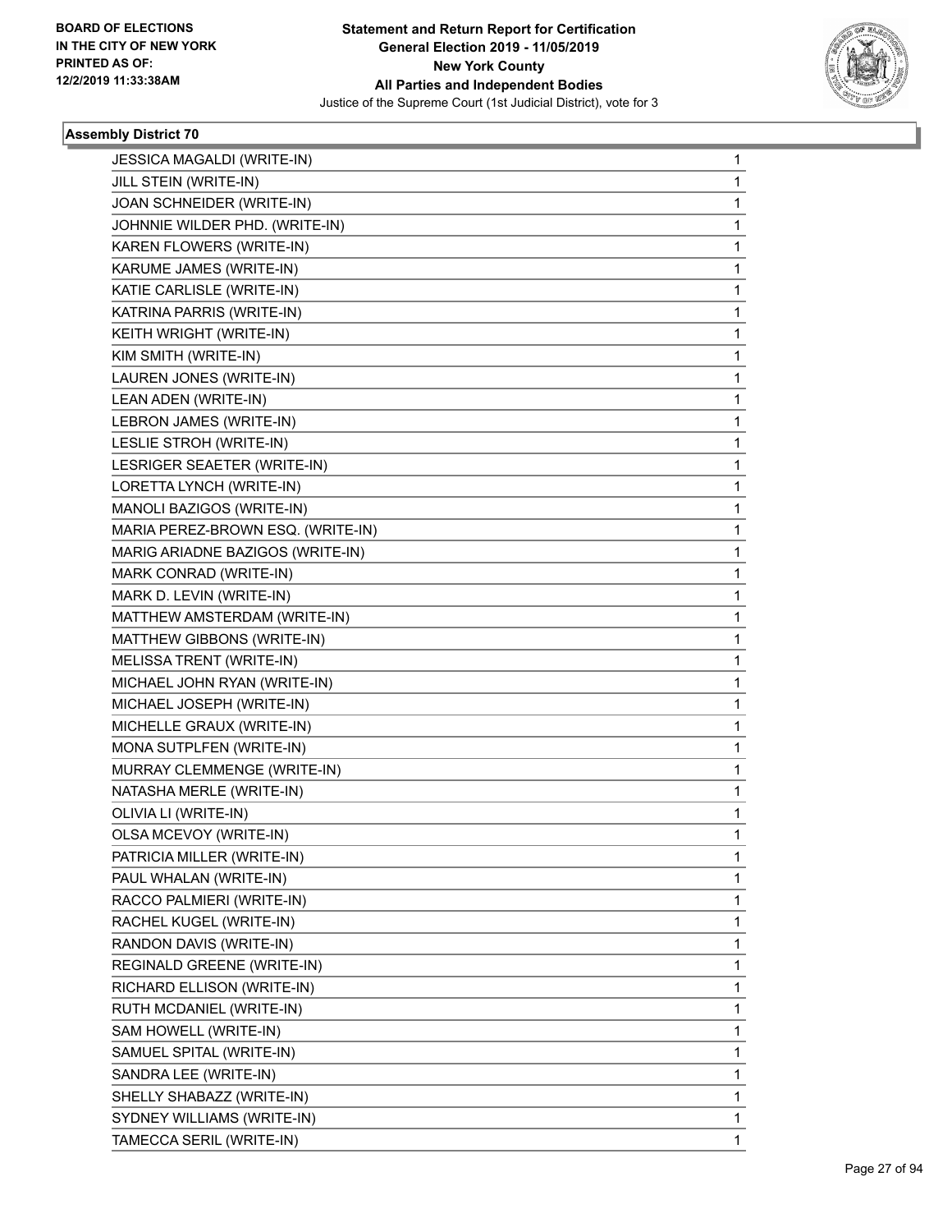**Statement and Return Report for Certification**
**General Election 2019 - 11/05/2019**
**New York County**
**All Parties and Independent Bodies**
Justice of the Supreme Court (1st Judicial District), vote for 3

BOARD OF ELECTIONS
IN THE CITY OF NEW YORK
PRINTED AS OF:
12/2/2019 11:33:38AM

### Assembly District 70

| | |
|---|---|
| JESSICA MAGALDI (WRITE-IN) | 1 |
| JILL STEIN (WRITE-IN) | 1 |
| JOAN SCHNEIDER (WRITE-IN) | 1 |
| JOHNNIE WILDER PHD. (WRITE-IN) | 1 |
| KAREN FLOWERS (WRITE-IN) | 1 |
| KARUME JAMES (WRITE-IN) | 1 |
| KATIE CARLISLE (WRITE-IN) | 1 |
| KATRINA PARRIS (WRITE-IN) | 1 |
| KEITH WRIGHT (WRITE-IN) | 1 |
| KIM SMITH (WRITE-IN) | 1 |
| LAUREN JONES (WRITE-IN) | 1 |
| LEAN ADEN (WRITE-IN) | 1 |
| LEBRON JAMES (WRITE-IN) | 1 |
| LESLIE STROH (WRITE-IN) | 1 |
| LESRIGER SEAETER (WRITE-IN) | 1 |
| LORETTA LYNCH (WRITE-IN) | 1 |
| MANOLI BAZIGOS (WRITE-IN) | 1 |
| MARIA PEREZ-BROWN ESQ. (WRITE-IN) | 1 |
| MARIG ARIADNE BAZIGOS (WRITE-IN) | 1 |
| MARK CONRAD (WRITE-IN) | 1 |
| MARK D. LEVIN (WRITE-IN) | 1 |
| MATTHEW AMSTERDAM (WRITE-IN) | 1 |
| MATTHEW GIBBONS (WRITE-IN) | 1 |
| MELISSA TRENT (WRITE-IN) | 1 |
| MICHAEL JOHN RYAN (WRITE-IN) | 1 |
| MICHAEL JOSEPH (WRITE-IN) | 1 |
| MICHELLE GRAUX (WRITE-IN) | 1 |
| MONA SUTPLFEN (WRITE-IN) | 1 |
| MURRAY CLEMMENGE (WRITE-IN) | 1 |
| NATASHA MERLE (WRITE-IN) | 1 |
| OLIVIA LI (WRITE-IN) | 1 |
| OLSA MCEVOY (WRITE-IN) | 1 |
| PATRICIA MILLER (WRITE-IN) | 1 |
| PAUL WHALAN (WRITE-IN) | 1 |
| RACCO PALMIERI (WRITE-IN) | 1 |
| RACHEL KUGEL (WRITE-IN) | 1 |
| RANDON DAVIS (WRITE-IN) | 1 |
| REGINALD GREENE (WRITE-IN) | 1 |
| RICHARD ELLISON (WRITE-IN) | 1 |
| RUTH MCDANIEL (WRITE-IN) | 1 |
| SAM HOWELL (WRITE-IN) | 1 |
| SAMUEL SPITAL (WRITE-IN) | 1 |
| SANDRA LEE (WRITE-IN) | 1 |
| SHELLY SHABAZZ (WRITE-IN) | 1 |
| SYDNEY WILLIAMS (WRITE-IN) | 1 |
| TAMECCA SERIL (WRITE-IN) | 1 |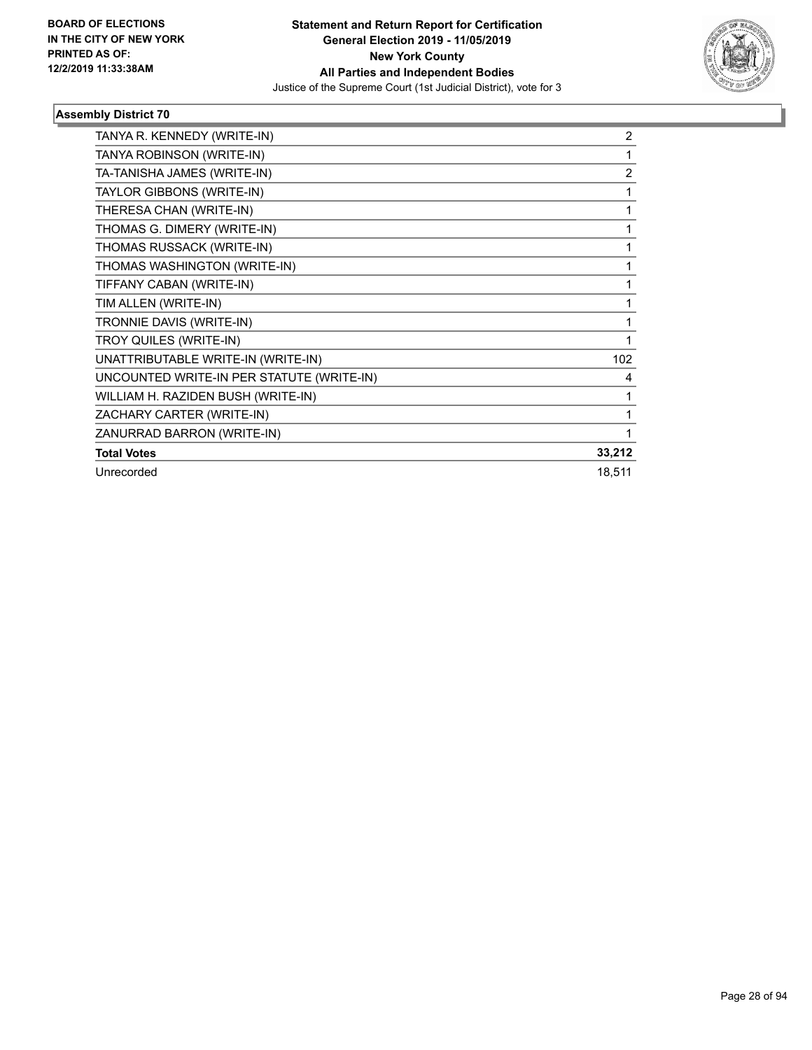**Statement and Return Report for Certification**
**General Election 2019 - 11/05/2019**
**New York County**
**All Parties and Independent Bodies**
Justice of the Supreme Court (1st Judicial District), vote for 3

BOARD OF ELECTIONS IN THE CITY OF NEW YORK PRINTED AS OF: 12/2/2019 11:33:38AM

### Assembly District 70

| | |
|---|---|
| TANYA R. KENNEDY (WRITE-IN) | 2 |
| TANYA ROBINSON (WRITE-IN) | 1 |
| TA-TANISHA JAMES (WRITE-IN) | 2 |
| TAYLOR GIBBONS (WRITE-IN) | 1 |
| THERESA CHAN (WRITE-IN) | 1 |
| THOMAS G. DIMERY (WRITE-IN) | 1 |
| THOMAS RUSSACK (WRITE-IN) | 1 |
| THOMAS WASHINGTON (WRITE-IN) | 1 |
| TIFFANY CABAN (WRITE-IN) | 1 |
| TIM ALLEN (WRITE-IN) | 1 |
| TRONNIE DAVIS (WRITE-IN) | 1 |
| TROY QUILES (WRITE-IN) | 1 |
| UNATTRIBUTABLE WRITE-IN (WRITE-IN) | 102 |
| UNCOUNTED WRITE-IN PER STATUTE (WRITE-IN) | 4 |
| WILLIAM H. RAZIDEN BUSH (WRITE-IN) | 1 |
| ZACHARY CARTER (WRITE-IN) | 1 |
| ZANURRAD BARRON (WRITE-IN) | 1 |
| **Total Votes** | **33,212** |
| Unrecorded | 18,511 |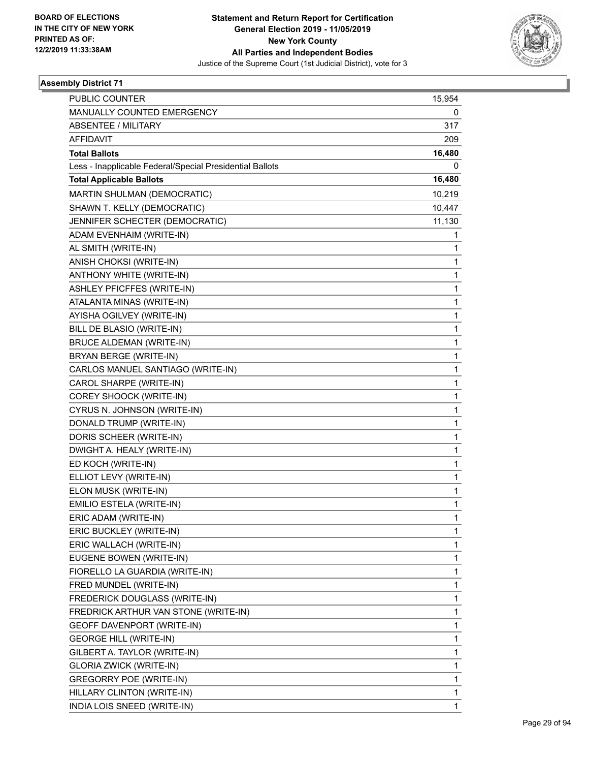**BOARD OF ELECTIONS IN THE CITY OF NEW YORK PRINTED AS OF: 12/2/2019 11:33:38AM**

**Statement and Return Report for Certification General Election 2019 - 11/05/2019 New York County All Parties and Independent Bodies**

Justice of the Supreme Court (1st Judicial District), vote for 3

### Assembly District 71

| | |
|---|---|
| PUBLIC COUNTER | 15,954 |
| MANUALLY COUNTED EMERGENCY | 0 |
| ABSENTEE / MILITARY | 317 |
| AFFIDAVIT | 209 |
| **Total Ballots** | **16,480** |
| Less - Inapplicable Federal/Special Presidential Ballots | 0 |
| **Total Applicable Ballots** | **16,480** |
| MARTIN SHULMAN (DEMOCRATIC) | 10,219 |
| SHAWN T. KELLY (DEMOCRATIC) | 10,447 |
| JENNIFER SCHECTER (DEMOCRATIC) | 11,130 |
| ADAM EVENHAIM (WRITE-IN) | 1 |
| AL SMITH (WRITE-IN) | 1 |
| ANISH CHOKSI (WRITE-IN) | 1 |
| ANTHONY WHITE (WRITE-IN) | 1 |
| ASHLEY PFICFFES (WRITE-IN) | 1 |
| ATALANTA MINAS (WRITE-IN) | 1 |
| AYISHA OGILVEY (WRITE-IN) | 1 |
| BILL DE BLASIO (WRITE-IN) | 1 |
| BRUCE ALDEMAN (WRITE-IN) | 1 |
| BRYAN BERGE (WRITE-IN) | 1 |
| CARLOS MANUEL SANTIAGO (WRITE-IN) | 1 |
| CAROL SHARPE (WRITE-IN) | 1 |
| COREY SHOOCK (WRITE-IN) | 1 |
| CYRUS N. JOHNSON (WRITE-IN) | 1 |
| DONALD TRUMP (WRITE-IN) | 1 |
| DORIS SCHEER (WRITE-IN) | 1 |
| DWIGHT A. HEALY (WRITE-IN) | 1 |
| ED KOCH (WRITE-IN) | 1 |
| ELLIOT LEVY (WRITE-IN) | 1 |
| ELON MUSK (WRITE-IN) | 1 |
| EMILIO ESTELA (WRITE-IN) | 1 |
| ERIC ADAM (WRITE-IN) | 1 |
| ERIC BUCKLEY (WRITE-IN) | 1 |
| ERIC WALLACH (WRITE-IN) | 1 |
| EUGENE BOWEN (WRITE-IN) | 1 |
| FIORELLO LA GUARDIA (WRITE-IN) | 1 |
| FRED MUNDEL (WRITE-IN) | 1 |
| FREDERICK DOUGLASS (WRITE-IN) | 1 |
| FREDRICK ARTHUR VAN STONE (WRITE-IN) | 1 |
| GEOFF DAVENPORT (WRITE-IN) | 1 |
| GEORGE HILL (WRITE-IN) | 1 |
| GILBERT A. TAYLOR (WRITE-IN) | 1 |
| GLORIA ZWICK (WRITE-IN) | 1 |
| GREGORRY POE (WRITE-IN) | 1 |
| HILLARY CLINTON (WRITE-IN) | 1 |
| INDIA LOIS SNEED (WRITE-IN) | 1 |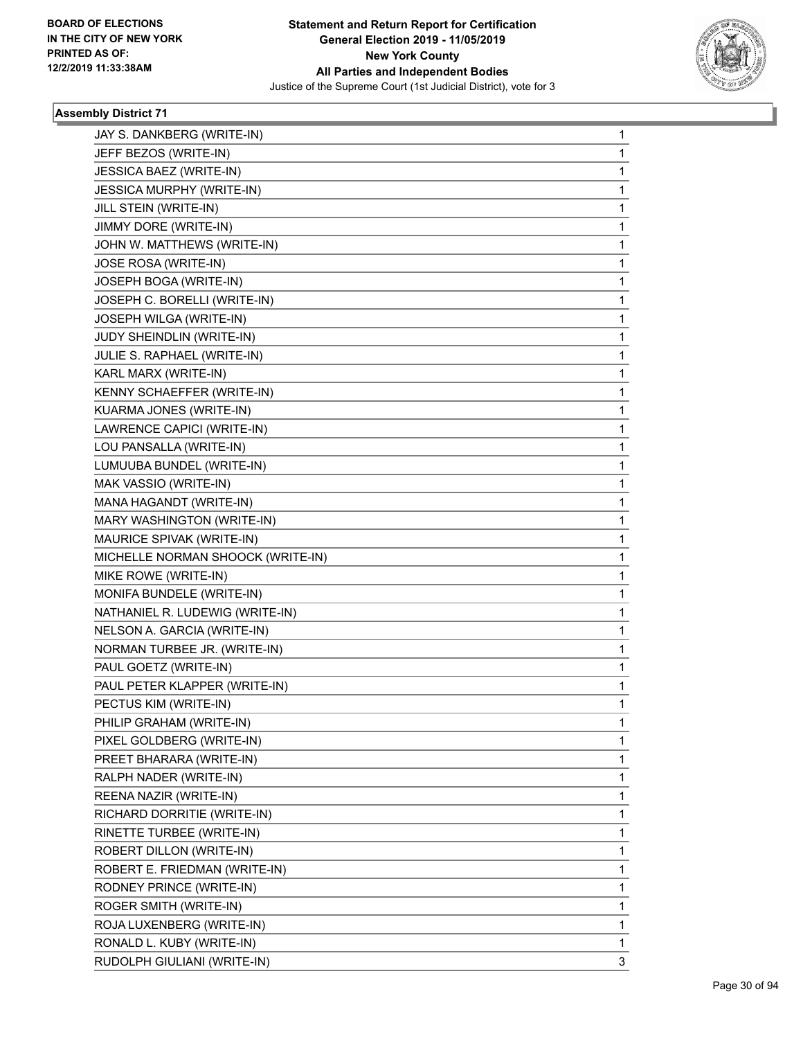**BOARD OF ELECTIONS IN THE CITY OF NEW YORK PRINTED AS OF: 12/2/2019 11:33:38AM**

**Statement and Return Report for Certification General Election 2019 - 11/05/2019 New York County All Parties and Independent Bodies**

Justice of the Supreme Court (1st Judicial District), vote for 3

### Assembly District 71

| Candidate | Votes |
|---|---|
| JAY S. DANKBERG (WRITE-IN) | 1 |
| JEFF BEZOS (WRITE-IN) | 1 |
| JESSICA BAEZ (WRITE-IN) | 1 |
| JESSICA MURPHY (WRITE-IN) | 1 |
| JILL STEIN (WRITE-IN) | 1 |
| JIMMY DORE (WRITE-IN) | 1 |
| JOHN W. MATTHEWS (WRITE-IN) | 1 |
| JOSE ROSA (WRITE-IN) | 1 |
| JOSEPH BOGA (WRITE-IN) | 1 |
| JOSEPH C. BORELLI (WRITE-IN) | 1 |
| JOSEPH WILGA (WRITE-IN) | 1 |
| JUDY SHEINDLIN (WRITE-IN) | 1 |
| JULIE S. RAPHAEL (WRITE-IN) | 1 |
| KARL MARX (WRITE-IN) | 1 |
| KENNY SCHAEFFER (WRITE-IN) | 1 |
| KUARMA JONES (WRITE-IN) | 1 |
| LAWRENCE CAPICI (WRITE-IN) | 1 |
| LOU PANSALLA (WRITE-IN) | 1 |
| LUMUUBA BUNDEL (WRITE-IN) | 1 |
| MAK VASSIO (WRITE-IN) | 1 |
| MANA HAGANDT (WRITE-IN) | 1 |
| MARY WASHINGTON (WRITE-IN) | 1 |
| MAURICE SPIVAK (WRITE-IN) | 1 |
| MICHELLE NORMAN SHOOCK (WRITE-IN) | 1 |
| MIKE ROWE (WRITE-IN) | 1 |
| MONIFA BUNDELE (WRITE-IN) | 1 |
| NATHANIEL R. LUDEWIG (WRITE-IN) | 1 |
| NELSON A. GARCIA (WRITE-IN) | 1 |
| NORMAN TURBEE JR. (WRITE-IN) | 1 |
| PAUL GOETZ (WRITE-IN) | 1 |
| PAUL PETER KLAPPER (WRITE-IN) | 1 |
| PECTUS KIM (WRITE-IN) | 1 |
| PHILIP GRAHAM (WRITE-IN) | 1 |
| PIXEL GOLDBERG (WRITE-IN) | 1 |
| PREET BHARARA (WRITE-IN) | 1 |
| RALPH NADER (WRITE-IN) | 1 |
| REENA NAZIR (WRITE-IN) | 1 |
| RICHARD DORRITIE (WRITE-IN) | 1 |
| RINETTE TURBEE (WRITE-IN) | 1 |
| ROBERT DILLON (WRITE-IN) | 1 |
| ROBERT E. FRIEDMAN (WRITE-IN) | 1 |
| RODNEY PRINCE (WRITE-IN) | 1 |
| ROGER SMITH (WRITE-IN) | 1 |
| ROJA LUXENBERG (WRITE-IN) | 1 |
| RONALD L. KUBY (WRITE-IN) | 1 |
| RUDOLPH GIULIANI (WRITE-IN) | 3 |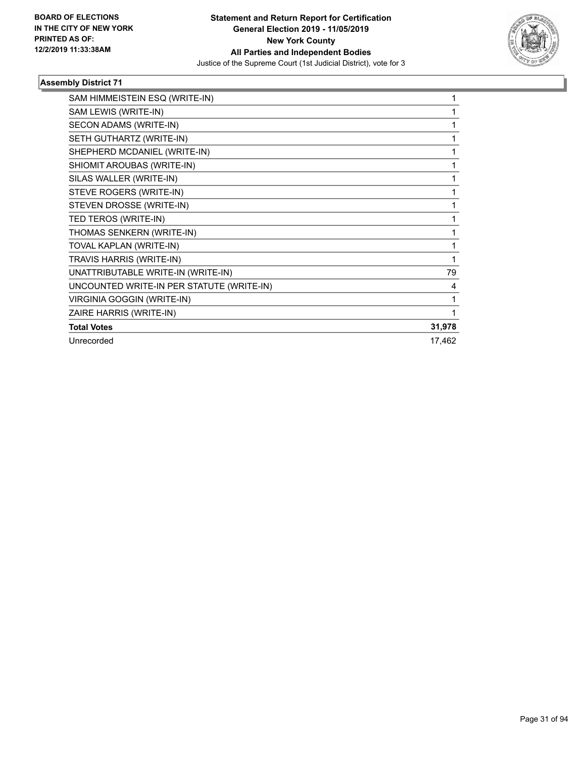BOARD OF ELECTIONS
IN THE CITY OF NEW YORK
PRINTED AS OF:
12/2/2019 11:33:38AM

**Statement and Return Report for Certification**
**General Election 2019 - 11/05/2019**
**New York County**
**All Parties and Independent Bodies**
Justice of the Supreme Court (1st Judicial District), vote for 3

### Assembly District 71

| | |
|---|---|
| SAM HIMMEISTEIN ESQ (WRITE-IN) | 1 |
| SAM LEWIS (WRITE-IN) | 1 |
| SECON ADAMS (WRITE-IN) | 1 |
| SETH GUTHARTZ (WRITE-IN) | 1 |
| SHEPHERD MCDANIEL (WRITE-IN) | 1 |
| SHIOMIT AROUBAS (WRITE-IN) | 1 |
| SILAS WALLER (WRITE-IN) | 1 |
| STEVE ROGERS (WRITE-IN) | 1 |
| STEVEN DROSSE (WRITE-IN) | 1 |
| TED TEROS (WRITE-IN) | 1 |
| THOMAS SENKERN (WRITE-IN) | 1 |
| TOVAL KAPLAN (WRITE-IN) | 1 |
| TRAVIS HARRIS (WRITE-IN) | 1 |
| UNATTRIBUTABLE WRITE-IN (WRITE-IN) | 79 |
| UNCOUNTED WRITE-IN PER STATUTE (WRITE-IN) | 4 |
| VIRGINIA GOGGIN (WRITE-IN) | 1 |
| ZAIRE HARRIS (WRITE-IN) | 1 |
| **Total Votes** | **31,978** |
| Unrecorded | 17,462 |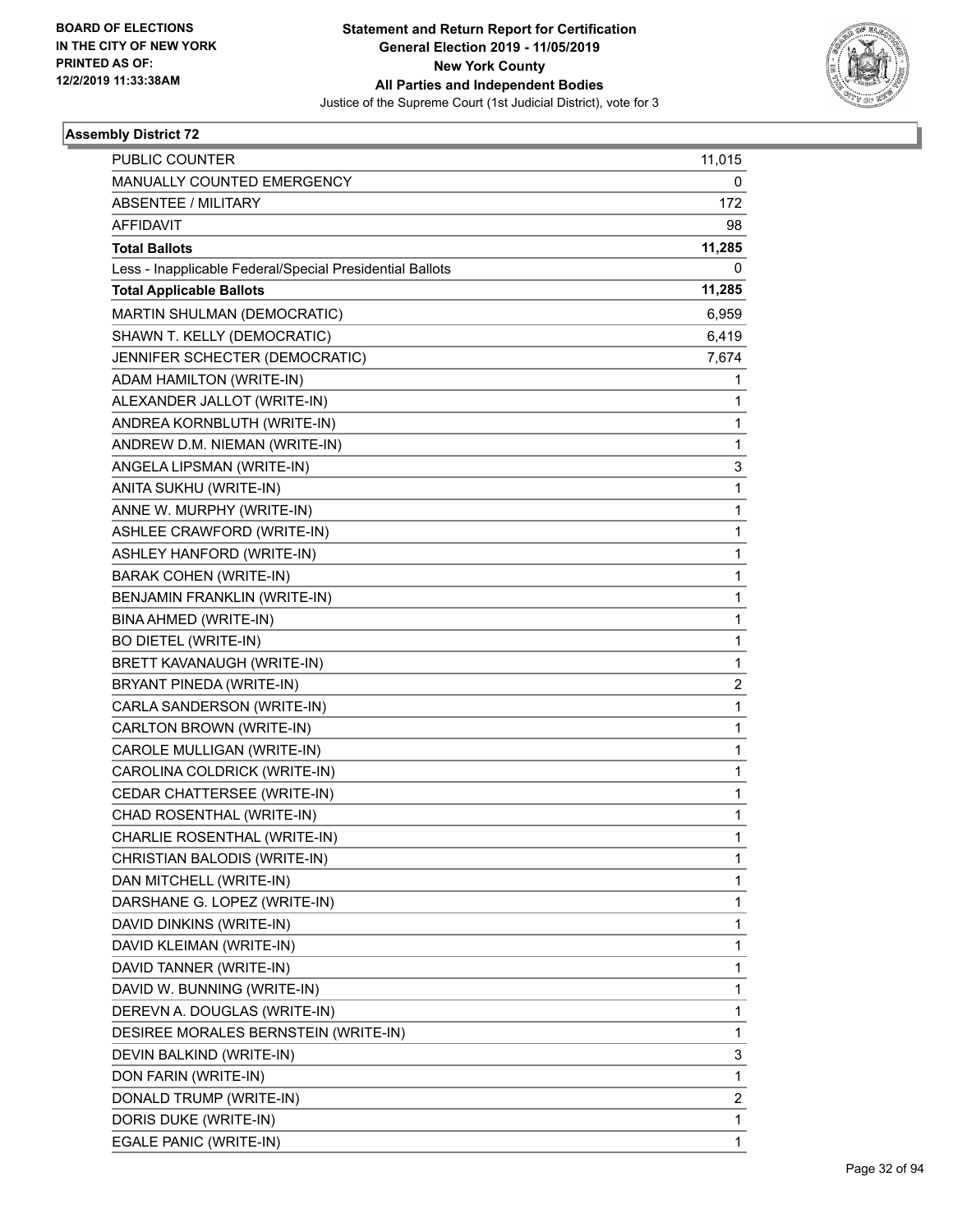BOARD OF ELECTIONS
IN THE CITY OF NEW YORK
PRINTED AS OF:
12/2/2019 11:33:38AM

**Statement and Return Report for Certification**
**General Election 2019 - 11/05/2019**
**New York County**
**All Parties and Independent Bodies**
Justice of the Supreme Court (1st Judicial District), vote for 3

## Assembly District 72

| | |
|---|---|
| PUBLIC COUNTER | 11,015 |
| MANUALLY COUNTED EMERGENCY | 0 |
| ABSENTEE / MILITARY | 172 |
| AFFIDAVIT | 98 |
| **Total Ballots** | **11,285** |
| Less - Inapplicable Federal/Special Presidential Ballots | 0 |
| **Total Applicable Ballots** | **11,285** |
| MARTIN SHULMAN (DEMOCRATIC) | 6,959 |
| SHAWN T. KELLY (DEMOCRATIC) | 6,419 |
| JENNIFER SCHECTER (DEMOCRATIC) | 7,674 |
| ADAM HAMILTON (WRITE-IN) | 1 |
| ALEXANDER JALLOT (WRITE-IN) | 1 |
| ANDREA KORNBLUTH (WRITE-IN) | 1 |
| ANDREW D.M. NIEMAN (WRITE-IN) | 1 |
| ANGELA LIPSMAN (WRITE-IN) | 3 |
| ANITA SUKHU (WRITE-IN) | 1 |
| ANNE W. MURPHY (WRITE-IN) | 1 |
| ASHLEE CRAWFORD (WRITE-IN) | 1 |
| ASHLEY HANFORD (WRITE-IN) | 1 |
| BARAK COHEN (WRITE-IN) | 1 |
| BENJAMIN FRANKLIN (WRITE-IN) | 1 |
| BINA AHMED (WRITE-IN) | 1 |
| BO DIETEL (WRITE-IN) | 1 |
| BRETT KAVANAUGH (WRITE-IN) | 1 |
| BRYANT PINEDA (WRITE-IN) | 2 |
| CARLA SANDERSON (WRITE-IN) | 1 |
| CARLTON BROWN (WRITE-IN) | 1 |
| CAROLE MULLIGAN (WRITE-IN) | 1 |
| CAROLINA COLDRICK (WRITE-IN) | 1 |
| CEDAR CHATTERSEE (WRITE-IN) | 1 |
| CHAD ROSENTHAL (WRITE-IN) | 1 |
| CHARLIE ROSENTHAL (WRITE-IN) | 1 |
| CHRISTIAN BALODIS (WRITE-IN) | 1 |
| DAN MITCHELL (WRITE-IN) | 1 |
| DARSHANE G. LOPEZ (WRITE-IN) | 1 |
| DAVID DINKINS (WRITE-IN) | 1 |
| DAVID KLEIMAN (WRITE-IN) | 1 |
| DAVID TANNER (WRITE-IN) | 1 |
| DAVID W. BUNNING (WRITE-IN) | 1 |
| DEREVN A. DOUGLAS (WRITE-IN) | 1 |
| DESIREE MORALES BERNSTEIN (WRITE-IN) | 1 |
| DEVIN BALKIND (WRITE-IN) | 3 |
| DON FARIN (WRITE-IN) | 1 |
| DONALD TRUMP (WRITE-IN) | 2 |
| DORIS DUKE (WRITE-IN) | 1 |
| EGALE PANIC (WRITE-IN) | 1 |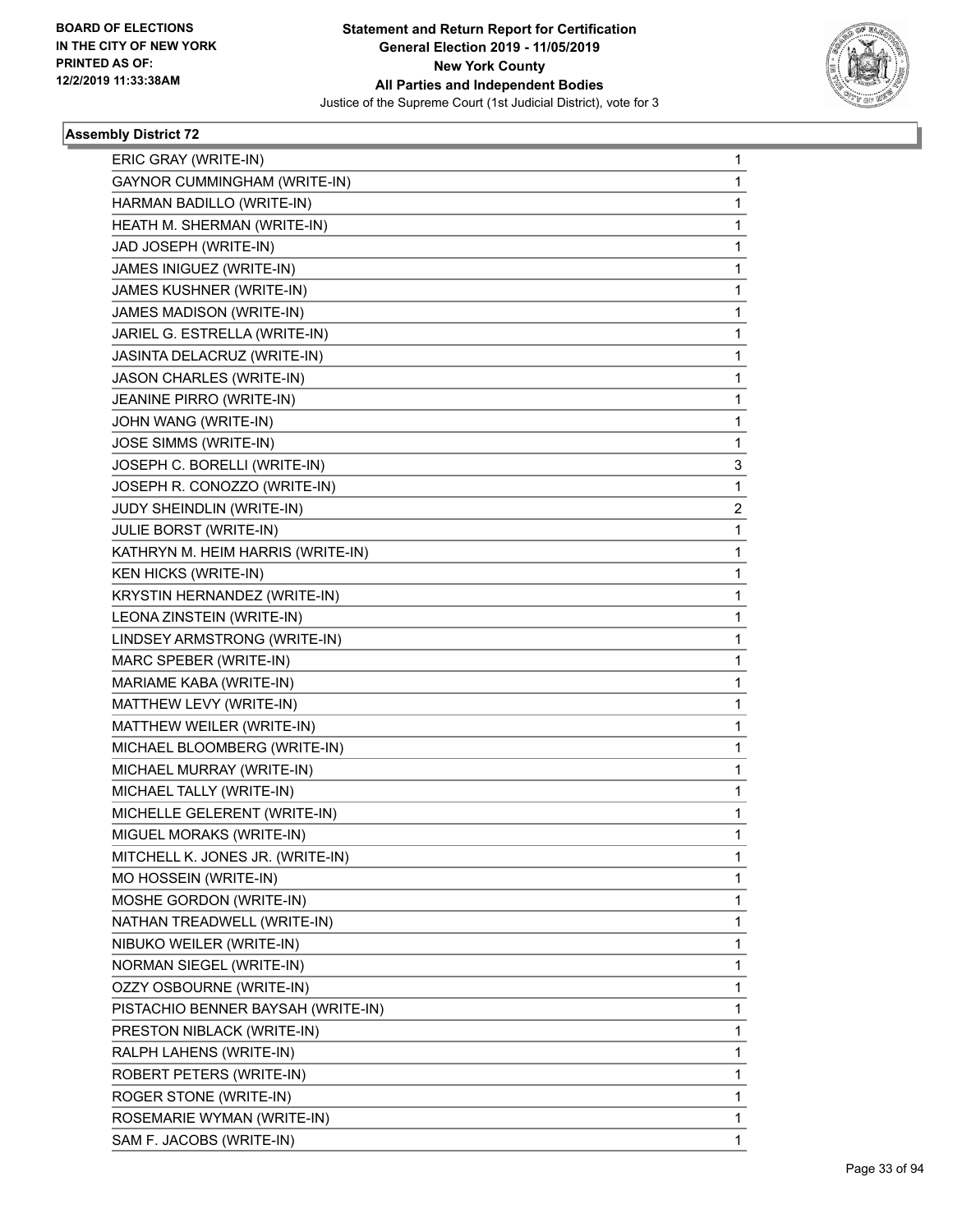**BOARD OF ELECTIONS IN THE CITY OF NEW YORK PRINTED AS OF: 12/2/2019 11:33:38AM**

**Statement and Return Report for Certification General Election 2019 - 11/05/2019 New York County All Parties and Independent Bodies**

Justice of the Supreme Court (1st Judicial District), vote for 3

### Assembly District 72

| | |
|---|---|
| ERIC GRAY (WRITE-IN) | 1 |
| GAYNOR CUMMINGHAM (WRITE-IN) | 1 |
| HARMAN BADILLO (WRITE-IN) | 1 |
| HEATH M. SHERMAN (WRITE-IN) | 1 |
| JAD JOSEPH (WRITE-IN) | 1 |
| JAMES INIGUEZ (WRITE-IN) | 1 |
| JAMES KUSHNER (WRITE-IN) | 1 |
| JAMES MADISON (WRITE-IN) | 1 |
| JARIEL G. ESTRELLA (WRITE-IN) | 1 |
| JASINTA DELACRUZ (WRITE-IN) | 1 |
| JASON CHARLES (WRITE-IN) | 1 |
| JEANINE PIRRO (WRITE-IN) | 1 |
| JOHN WANG (WRITE-IN) | 1 |
| JOSE SIMMS (WRITE-IN) | 1 |
| JOSEPH C. BORELLI (WRITE-IN) | 3 |
| JOSEPH R. CONOZZO (WRITE-IN) | 1 |
| JUDY SHEINDLIN (WRITE-IN) | 2 |
| JULIE BORST (WRITE-IN) | 1 |
| KATHRYN M. HEIM HARRIS (WRITE-IN) | 1 |
| KEN HICKS (WRITE-IN) | 1 |
| KRYSTIN HERNANDEZ (WRITE-IN) | 1 |
| LEONA ZINSTEIN (WRITE-IN) | 1 |
| LINDSEY ARMSTRONG (WRITE-IN) | 1 |
| MARC SPEBER (WRITE-IN) | 1 |
| MARIAME KABA (WRITE-IN) | 1 |
| MATTHEW LEVY (WRITE-IN) | 1 |
| MATTHEW WEILER (WRITE-IN) | 1 |
| MICHAEL BLOOMBERG (WRITE-IN) | 1 |
| MICHAEL MURRAY (WRITE-IN) | 1 |
| MICHAEL TALLY (WRITE-IN) | 1 |
| MICHELLE GELERENT (WRITE-IN) | 1 |
| MIGUEL MORAKS (WRITE-IN) | 1 |
| MITCHELL K. JONES JR. (WRITE-IN) | 1 |
| MO HOSSEIN (WRITE-IN) | 1 |
| MOSHE GORDON (WRITE-IN) | 1 |
| NATHAN TREADWELL (WRITE-IN) | 1 |
| NIBUKO WEILER (WRITE-IN) | 1 |
| NORMAN SIEGEL (WRITE-IN) | 1 |
| OZZY OSBOURNE (WRITE-IN) | 1 |
| PISTACHIO BENNER BAYSAH (WRITE-IN) | 1 |
| PRESTON NIBLACK (WRITE-IN) | 1 |
| RALPH LAHENS (WRITE-IN) | 1 |
| ROBERT PETERS (WRITE-IN) | 1 |
| ROGER STONE (WRITE-IN) | 1 |
| ROSEMARIE WYMAN (WRITE-IN) | 1 |
| SAM F. JACOBS (WRITE-IN) | 1 |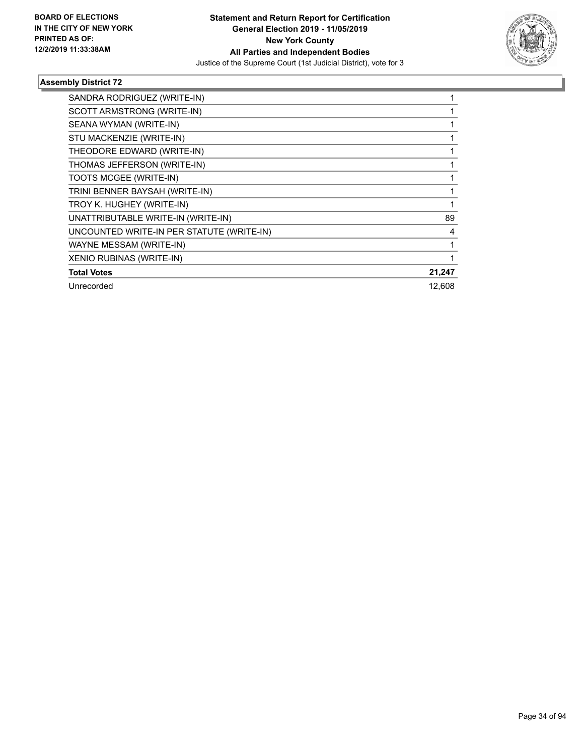**Statement and Return Report for Certification**
**General Election 2019 - 11/05/2019**
**New York County**
**All Parties and Independent Bodies**
Justice of the Supreme Court (1st Judicial District), vote for 3

BOARD OF ELECTIONS
IN THE CITY OF NEW YORK
PRINTED AS OF:
12/2/2019 11:33:38AM

### Assembly District 72

| | |
|---|---|
| SANDRA RODRIGUEZ (WRITE-IN) | 1 |
| SCOTT ARMSTRONG (WRITE-IN) | 1 |
| SEANA WYMAN (WRITE-IN) | 1 |
| STU MACKENZIE (WRITE-IN) | 1 |
| THEODORE EDWARD (WRITE-IN) | 1 |
| THOMAS JEFFERSON (WRITE-IN) | 1 |
| TOOTS MCGEE (WRITE-IN) | 1 |
| TRINI BENNER BAYSAH (WRITE-IN) | 1 |
| TROY K. HUGHEY (WRITE-IN) | 1 |
| UNATTRIBUTABLE WRITE-IN (WRITE-IN) | 89 |
| UNCOUNTED WRITE-IN PER STATUTE (WRITE-IN) | 4 |
| WAYNE MESSAM (WRITE-IN) | 1 |
| XENIO RUBINAS (WRITE-IN) | 1 |
| **Total Votes** | **21,247** |
| Unrecorded | 12,608 |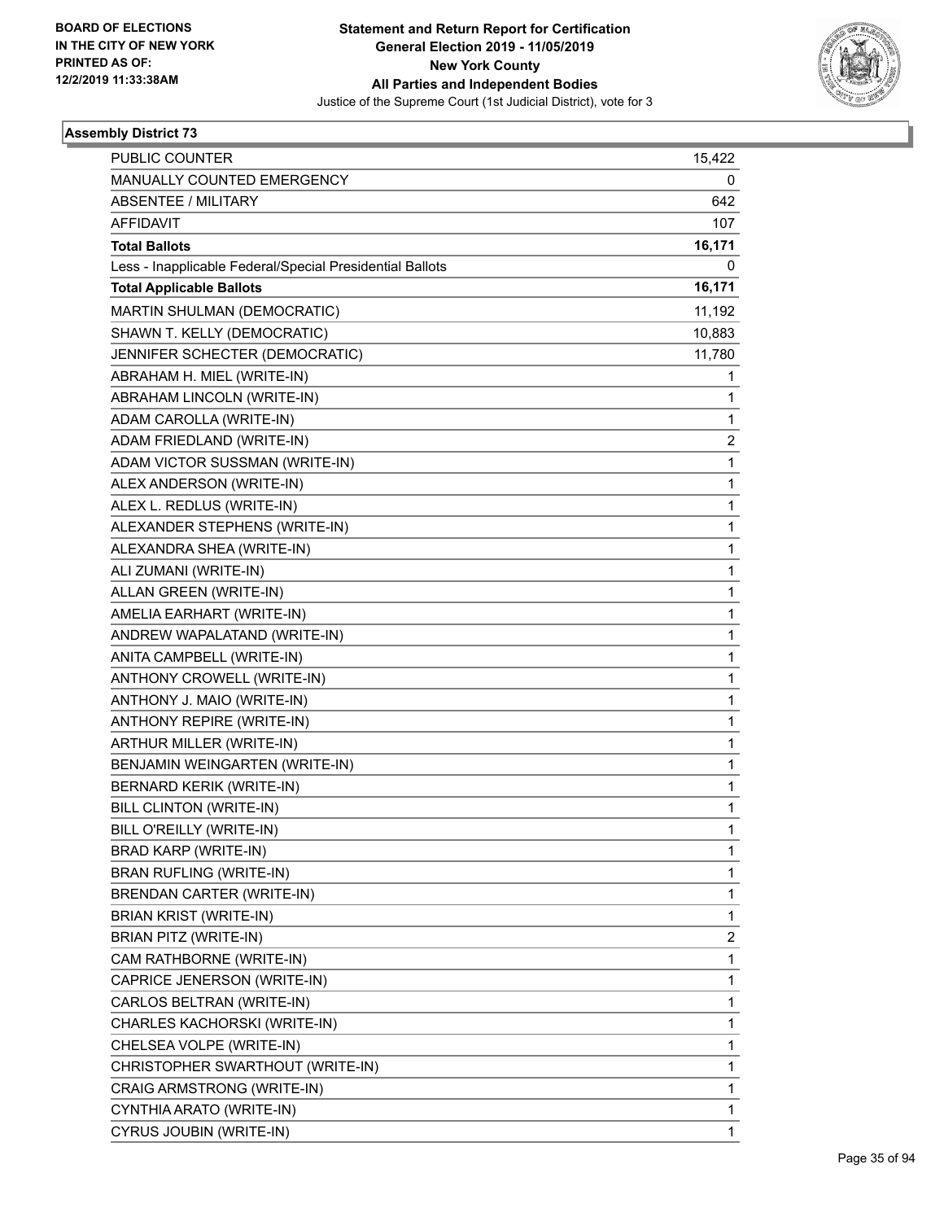BOARD OF ELECTIONS
IN THE CITY OF NEW YORK
PRINTED AS OF:
12/2/2019 11:33:38AM

**Statement and Return Report for Certification**
**General Election 2019 - 11/05/2019**
**New York County**
**All Parties and Independent Bodies**
Justice of the Supreme Court (1st Judicial District), vote for 3

### Assembly District 73

| | |
|---|---|
| PUBLIC COUNTER | 15,422 |
| MANUALLY COUNTED EMERGENCY | 0 |
| ABSENTEE / MILITARY | 642 |
| AFFIDAVIT | 107 |
| **Total Ballots** | **16,171** |
| Less - Inapplicable Federal/Special Presidential Ballots | 0 |
| **Total Applicable Ballots** | **16,171** |
| MARTIN SHULMAN (DEMOCRATIC) | 11,192 |
| SHAWN T. KELLY (DEMOCRATIC) | 10,883 |
| JENNIFER SCHECTER (DEMOCRATIC) | 11,780 |
| ABRAHAM H. MIEL (WRITE-IN) | 1 |
| ABRAHAM LINCOLN (WRITE-IN) | 1 |
| ADAM CAROLLA (WRITE-IN) | 1 |
| ADAM FRIEDLAND (WRITE-IN) | 2 |
| ADAM VICTOR SUSSMAN (WRITE-IN) | 1 |
| ALEX ANDERSON (WRITE-IN) | 1 |
| ALEX L. REDLUS (WRITE-IN) | 1 |
| ALEXANDER STEPHENS (WRITE-IN) | 1 |
| ALEXANDRA SHEA (WRITE-IN) | 1 |
| ALI ZUMANI (WRITE-IN) | 1 |
| ALLAN GREEN (WRITE-IN) | 1 |
| AMELIA EARHART (WRITE-IN) | 1 |
| ANDREW WAPALATAND (WRITE-IN) | 1 |
| ANITA CAMPBELL (WRITE-IN) | 1 |
| ANTHONY CROWELL (WRITE-IN) | 1 |
| ANTHONY J. MAIO (WRITE-IN) | 1 |
| ANTHONY REPIRE (WRITE-IN) | 1 |
| ARTHUR MILLER (WRITE-IN) | 1 |
| BENJAMIN WEINGARTEN (WRITE-IN) | 1 |
| BERNARD KERIK (WRITE-IN) | 1 |
| BILL CLINTON (WRITE-IN) | 1 |
| BILL O'REILLY (WRITE-IN) | 1 |
| BRAD KARP (WRITE-IN) | 1 |
| BRAN RUFLING (WRITE-IN) | 1 |
| BRENDAN CARTER (WRITE-IN) | 1 |
| BRIAN KRIST (WRITE-IN) | 1 |
| BRIAN PITZ (WRITE-IN) | 2 |
| CAM RATHBORNE (WRITE-IN) | 1 |
| CAPRICE JENERSON (WRITE-IN) | 1 |
| CARLOS BELTRAN (WRITE-IN) | 1 |
| CHARLES KACHORSKI (WRITE-IN) | 1 |
| CHELSEA VOLPE (WRITE-IN) | 1 |
| CHRISTOPHER SWARTHOUT (WRITE-IN) | 1 |
| CRAIG ARMSTRONG (WRITE-IN) | 1 |
| CYNTHIA ARATO (WRITE-IN) | 1 |
| CYRUS JOUBIN (WRITE-IN) | 1 |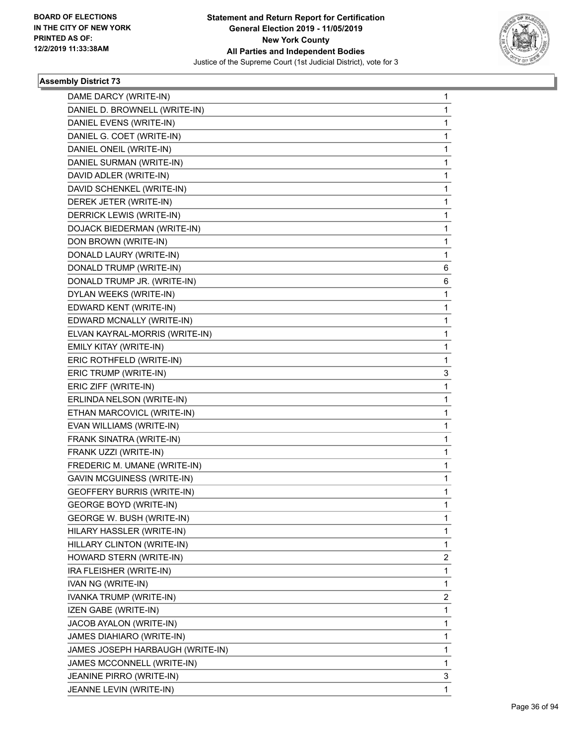## Assembly District 73

| | |
|---|---|
| DAME DARCY (WRITE-IN) | 1 |
| DANIEL D. BROWNELL (WRITE-IN) | 1 |
| DANIEL EVENS (WRITE-IN) | 1 |
| DANIEL G. COET (WRITE-IN) | 1 |
| DANIEL ONEIL (WRITE-IN) | 1 |
| DANIEL SURMAN (WRITE-IN) | 1 |
| DAVID ADLER (WRITE-IN) | 1 |
| DAVID SCHENKEL (WRITE-IN) | 1 |
| DEREK JETER (WRITE-IN) | 1 |
| DERRICK LEWIS (WRITE-IN) | 1 |
| DOJACK BIEDERMAN (WRITE-IN) | 1 |
| DON BROWN (WRITE-IN) | 1 |
| DONALD LAURY (WRITE-IN) | 1 |
| DONALD TRUMP (WRITE-IN) | 6 |
| DONALD TRUMP JR. (WRITE-IN) | 6 |
| DYLAN WEEKS (WRITE-IN) | 1 |
| EDWARD KENT (WRITE-IN) | 1 |
| EDWARD MCNALLY (WRITE-IN) | 1 |
| ELVAN KAYRAL-MORRIS (WRITE-IN) | 1 |
| EMILY KITAY (WRITE-IN) | 1 |
| ERIC ROTHFELD (WRITE-IN) | 1 |
| ERIC TRUMP (WRITE-IN) | 3 |
| ERIC ZIFF (WRITE-IN) | 1 |
| ERLINDA NELSON (WRITE-IN) | 1 |
| ETHAN MARCOVICL (WRITE-IN) | 1 |
| EVAN WILLIAMS (WRITE-IN) | 1 |
| FRANK SINATRA (WRITE-IN) | 1 |
| FRANK UZZI (WRITE-IN) | 1 |
| FREDERIC M. UMANE (WRITE-IN) | 1 |
| GAVIN MCGUINESS (WRITE-IN) | 1 |
| GEOFFERY BURRIS (WRITE-IN) | 1 |
| GEORGE BOYD (WRITE-IN) | 1 |
| GEORGE W. BUSH (WRITE-IN) | 1 |
| HILARY HASSLER (WRITE-IN) | 1 |
| HILLARY CLINTON (WRITE-IN) | 1 |
| HOWARD STERN (WRITE-IN) | 2 |
| IRA FLEISHER (WRITE-IN) | 1 |
| IVAN NG (WRITE-IN) | 1 |
| IVANKA TRUMP (WRITE-IN) | 2 |
| IZEN GABE (WRITE-IN) | 1 |
| JACOB AYALON (WRITE-IN) | 1 |
| JAMES DIAHIARO (WRITE-IN) | 1 |
| JAMES JOSEPH HARBAUGH (WRITE-IN) | 1 |
| JAMES MCCONNELL (WRITE-IN) | 1 |
| JEANINE PIRRO (WRITE-IN) | 3 |
| JEANNE LEVIN (WRITE-IN) | 1 |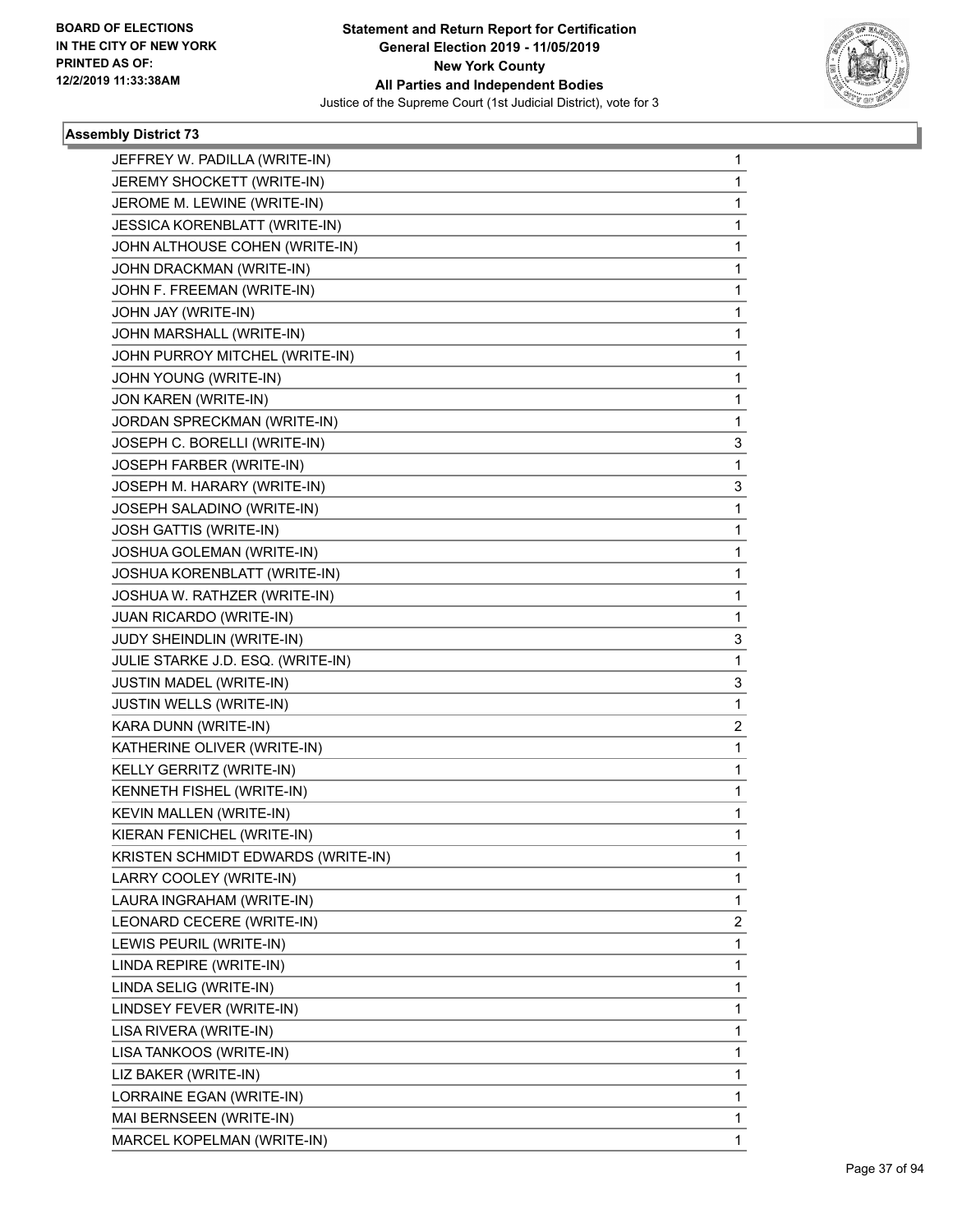BOARD OF ELECTIONS
IN THE CITY OF NEW YORK
PRINTED AS OF:
12/2/2019 11:33:38AM

**Statement and Return Report for Certification**
**General Election 2019 - 11/05/2019**
**New York County**
**All Parties and Independent Bodies**
Justice of the Supreme Court (1st Judicial District), vote for 3

### Assembly District 73

| | |
|---|---|
| JEFFREY W. PADILLA (WRITE-IN) | 1 |
| JEREMY SHOCKETT (WRITE-IN) | 1 |
| JEROME M. LEWINE (WRITE-IN) | 1 |
| JESSICA KORENBLATT (WRITE-IN) | 1 |
| JOHN ALTHOUSE COHEN (WRITE-IN) | 1 |
| JOHN DRACKMAN (WRITE-IN) | 1 |
| JOHN F. FREEMAN (WRITE-IN) | 1 |
| JOHN JAY (WRITE-IN) | 1 |
| JOHN MARSHALL (WRITE-IN) | 1 |
| JOHN PURROY MITCHEL (WRITE-IN) | 1 |
| JOHN YOUNG (WRITE-IN) | 1 |
| JON KAREN (WRITE-IN) | 1 |
| JORDAN SPRECKMAN (WRITE-IN) | 1 |
| JOSEPH C. BORELLI (WRITE-IN) | 3 |
| JOSEPH FARBER (WRITE-IN) | 1 |
| JOSEPH M. HARARY (WRITE-IN) | 3 |
| JOSEPH SALADINO (WRITE-IN) | 1 |
| JOSH GATTIS (WRITE-IN) | 1 |
| JOSHUA GOLEMAN (WRITE-IN) | 1 |
| JOSHUA KORENBLATT (WRITE-IN) | 1 |
| JOSHUA W. RATHZER (WRITE-IN) | 1 |
| JUAN RICARDO (WRITE-IN) | 1 |
| JUDY SHEINDLIN (WRITE-IN) | 3 |
| JULIE STARKE J.D. ESQ. (WRITE-IN) | 1 |
| JUSTIN MADEL (WRITE-IN) | 3 |
| JUSTIN WELLS (WRITE-IN) | 1 |
| KARA DUNN (WRITE-IN) | 2 |
| KATHERINE OLIVER (WRITE-IN) | 1 |
| KELLY GERRITZ (WRITE-IN) | 1 |
| KENNETH FISHEL (WRITE-IN) | 1 |
| KEVIN MALLEN (WRITE-IN) | 1 |
| KIERAN FENICHEL (WRITE-IN) | 1 |
| KRISTEN SCHMIDT EDWARDS (WRITE-IN) | 1 |
| LARRY COOLEY (WRITE-IN) | 1 |
| LAURA INGRAHAM (WRITE-IN) | 1 |
| LEONARD CECERE (WRITE-IN) | 2 |
| LEWIS PEURIL (WRITE-IN) | 1 |
| LINDA REPIRE (WRITE-IN) | 1 |
| LINDA SELIG (WRITE-IN) | 1 |
| LINDSEY FEVER (WRITE-IN) | 1 |
| LISA RIVERA (WRITE-IN) | 1 |
| LISA TANKOOS (WRITE-IN) | 1 |
| LIZ BAKER (WRITE-IN) | 1 |
| LORRAINE EGAN (WRITE-IN) | 1 |
| MAI BERNSEEN (WRITE-IN) | 1 |
| MARCEL KOPELMAN (WRITE-IN) | 1 |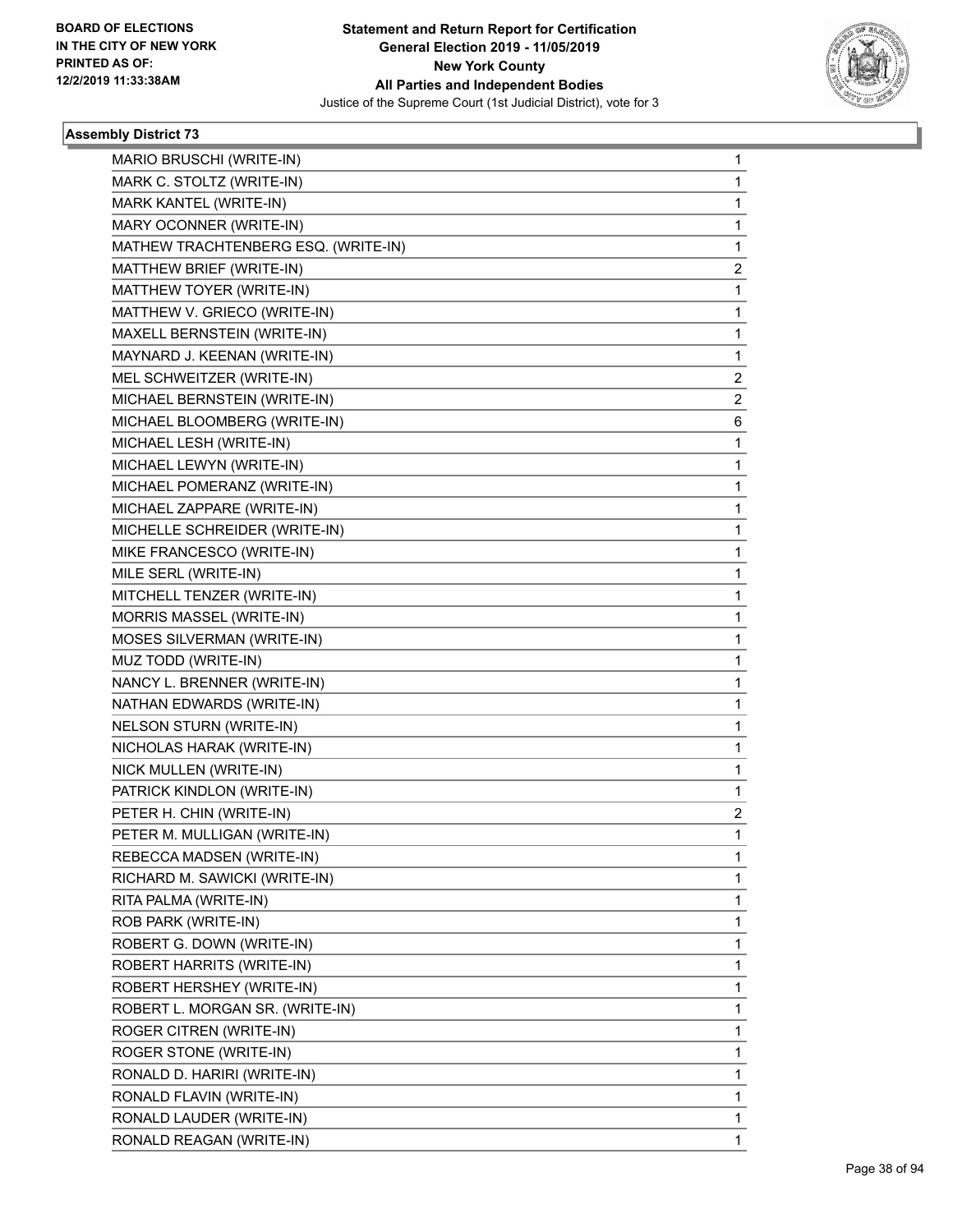## Assembly District 73

| | |
|---|---|
| MARIO BRUSCHI (WRITE-IN) | 1 |
| MARK C. STOLTZ (WRITE-IN) | 1 |
| MARK KANTEL (WRITE-IN) | 1 |
| MARY OCONNER (WRITE-IN) | 1 |
| MATHEW TRACHTENBERG ESQ. (WRITE-IN) | 1 |
| MATTHEW BRIEF (WRITE-IN) | 2 |
| MATTHEW TOYER (WRITE-IN) | 1 |
| MATTHEW V. GRIECO (WRITE-IN) | 1 |
| MAXELL BERNSTEIN (WRITE-IN) | 1 |
| MAYNARD J. KEENAN (WRITE-IN) | 1 |
| MEL SCHWEITZER (WRITE-IN) | 2 |
| MICHAEL BERNSTEIN (WRITE-IN) | 2 |
| MICHAEL BLOOMBERG (WRITE-IN) | 6 |
| MICHAEL LESH (WRITE-IN) | 1 |
| MICHAEL LEWYN (WRITE-IN) | 1 |
| MICHAEL POMERANZ (WRITE-IN) | 1 |
| MICHAEL ZAPPARE (WRITE-IN) | 1 |
| MICHELLE SCHREIDER (WRITE-IN) | 1 |
| MIKE FRANCESCO (WRITE-IN) | 1 |
| MILE SERL (WRITE-IN) | 1 |
| MITCHELL TENZER (WRITE-IN) | 1 |
| MORRIS MASSEL (WRITE-IN) | 1 |
| MOSES SILVERMAN (WRITE-IN) | 1 |
| MUZ TODD (WRITE-IN) | 1 |
| NANCY L. BRENNER (WRITE-IN) | 1 |
| NATHAN EDWARDS (WRITE-IN) | 1 |
| NELSON STURN (WRITE-IN) | 1 |
| NICHOLAS HARAK (WRITE-IN) | 1 |
| NICK MULLEN (WRITE-IN) | 1 |
| PATRICK KINDLON (WRITE-IN) | 1 |
| PETER H. CHIN (WRITE-IN) | 2 |
| PETER M. MULLIGAN (WRITE-IN) | 1 |
| REBECCA MADSEN (WRITE-IN) | 1 |
| RICHARD M. SAWICKI (WRITE-IN) | 1 |
| RITA PALMA (WRITE-IN) | 1 |
| ROB PARK (WRITE-IN) | 1 |
| ROBERT G. DOWN (WRITE-IN) | 1 |
| ROBERT HARRITS (WRITE-IN) | 1 |
| ROBERT HERSHEY (WRITE-IN) | 1 |
| ROBERT L. MORGAN SR. (WRITE-IN) | 1 |
| ROGER CITREN (WRITE-IN) | 1 |
| ROGER STONE (WRITE-IN) | 1 |
| RONALD D. HARIRI (WRITE-IN) | 1 |
| RONALD FLAVIN (WRITE-IN) | 1 |
| RONALD LAUDER (WRITE-IN) | 1 |
| RONALD REAGAN (WRITE-IN) | 1 |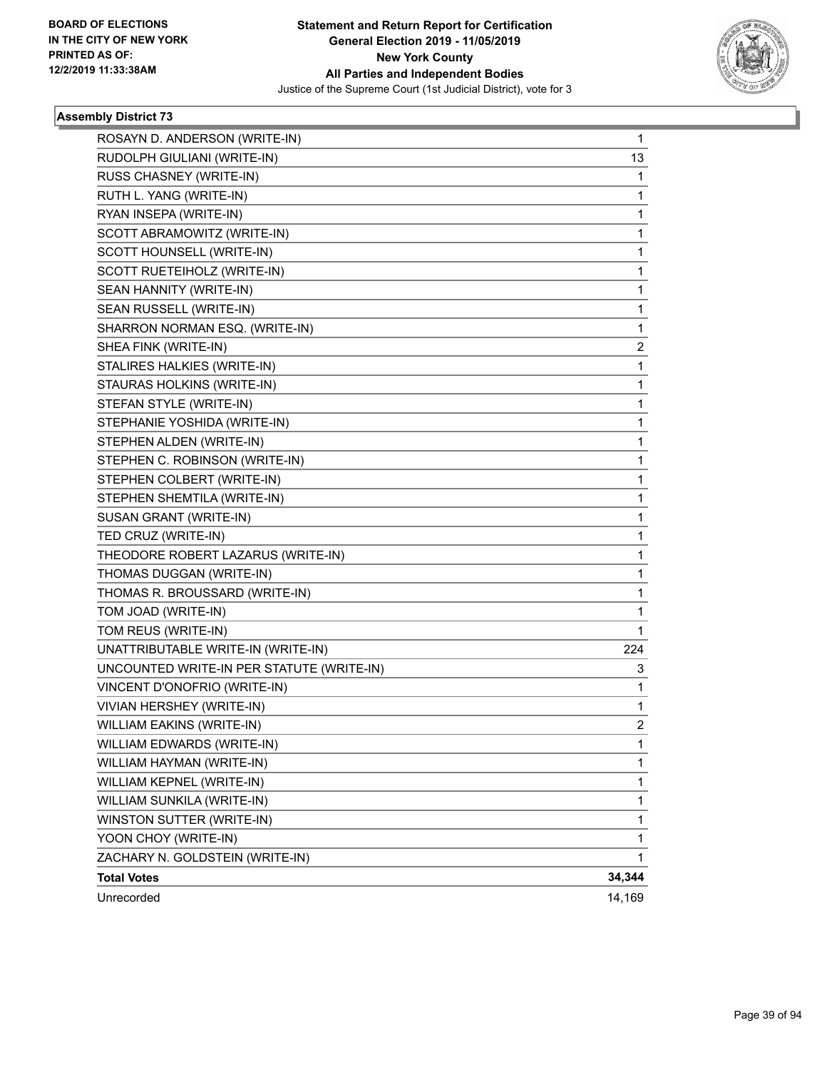### Assembly District 73

| Candidate | Votes |
|---|---|
| ROSAYN D. ANDERSON (WRITE-IN) | 1 |
| RUDOLPH GIULIANI (WRITE-IN) | 13 |
| RUSS CHASNEY (WRITE-IN) | 1 |
| RUTH L. YANG (WRITE-IN) | 1 |
| RYAN INSEPA (WRITE-IN) | 1 |
| SCOTT ABRAMOWITZ (WRITE-IN) | 1 |
| SCOTT HOUNSELL (WRITE-IN) | 1 |
| SCOTT RUETEIHOLZ (WRITE-IN) | 1 |
| SEAN HANNITY (WRITE-IN) | 1 |
| SEAN RUSSELL (WRITE-IN) | 1 |
| SHARRON NORMAN ESQ. (WRITE-IN) | 1 |
| SHEA FINK (WRITE-IN) | 2 |
| STALIRES HALKIES (WRITE-IN) | 1 |
| STAURAS HOLKINS (WRITE-IN) | 1 |
| STEFAN STYLE (WRITE-IN) | 1 |
| STEPHANIE YOSHIDA (WRITE-IN) | 1 |
| STEPHEN ALDEN (WRITE-IN) | 1 |
| STEPHEN C. ROBINSON (WRITE-IN) | 1 |
| STEPHEN COLBERT (WRITE-IN) | 1 |
| STEPHEN SHEMTILA (WRITE-IN) | 1 |
| SUSAN GRANT (WRITE-IN) | 1 |
| TED CRUZ (WRITE-IN) | 1 |
| THEODORE ROBERT LAZARUS (WRITE-IN) | 1 |
| THOMAS DUGGAN (WRITE-IN) | 1 |
| THOMAS R. BROUSSARD (WRITE-IN) | 1 |
| TOM JOAD (WRITE-IN) | 1 |
| TOM REUS (WRITE-IN) | 1 |
| UNATTRIBUTABLE WRITE-IN (WRITE-IN) | 224 |
| UNCOUNTED WRITE-IN PER STATUTE (WRITE-IN) | 3 |
| VINCENT D'ONOFRIO (WRITE-IN) | 1 |
| VIVIAN HERSHEY (WRITE-IN) | 1 |
| WILLIAM EAKINS (WRITE-IN) | 2 |
| WILLIAM EDWARDS (WRITE-IN) | 1 |
| WILLIAM HAYMAN (WRITE-IN) | 1 |
| WILLIAM KEPNEL (WRITE-IN) | 1 |
| WILLIAM SUNKILA (WRITE-IN) | 1 |
| WINSTON SUTTER (WRITE-IN) | 1 |
| YOON CHOY (WRITE-IN) | 1 |
| ZACHARY N. GOLDSTEIN (WRITE-IN) | 1 |
| **Total Votes** | **34,344** |
| Unrecorded | 14,169 |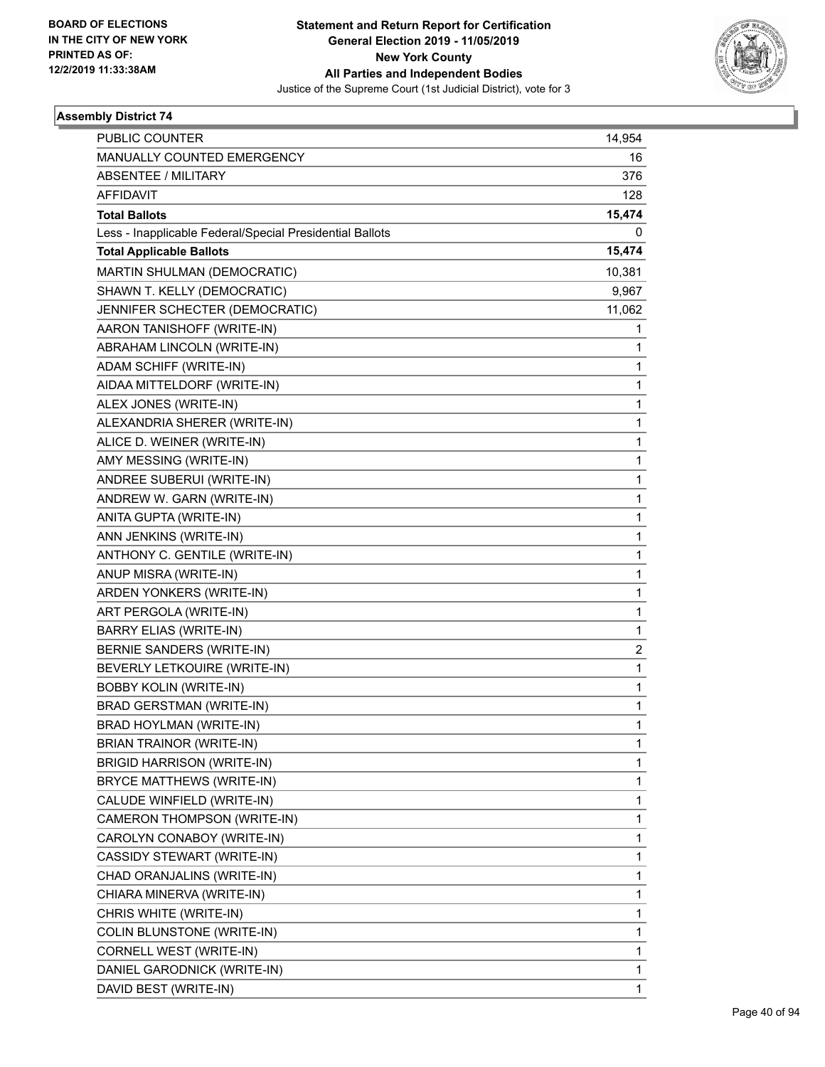**BOARD OF ELECTIONS IN THE CITY OF NEW YORK PRINTED AS OF: 12/2/2019 11:33:38AM**

# Statement and Return Report for Certification
## General Election 2019 - 11/05/2019
## New York County
## All Parties and Independent Bodies
### Justice of the Supreme Court (1st Judicial District), vote for 3

### Assembly District 74

| | |
|---|---|
| PUBLIC COUNTER | 14,954 |
| MANUALLY COUNTED EMERGENCY | 16 |
| ABSENTEE / MILITARY | 376 |
| AFFIDAVIT | 128 |
| **Total Ballots** | **15,474** |
| Less - Inapplicable Federal/Special Presidential Ballots | 0 |
| **Total Applicable Ballots** | **15,474** |
| MARTIN SHULMAN (DEMOCRATIC) | 10,381 |
| SHAWN T. KELLY (DEMOCRATIC) | 9,967 |
| JENNIFER SCHECTER (DEMOCRATIC) | 11,062 |
| AARON TANISHOFF (WRITE-IN) | 1 |
| ABRAHAM LINCOLN (WRITE-IN) | 1 |
| ADAM SCHIFF (WRITE-IN) | 1 |
| AIDAA MITTELDORF (WRITE-IN) | 1 |
| ALEX JONES (WRITE-IN) | 1 |
| ALEXANDRIA SHERER (WRITE-IN) | 1 |
| ALICE D. WEINER (WRITE-IN) | 1 |
| AMY MESSING (WRITE-IN) | 1 |
| ANDREE SUBERUI (WRITE-IN) | 1 |
| ANDREW W. GARN (WRITE-IN) | 1 |
| ANITA GUPTA (WRITE-IN) | 1 |
| ANN JENKINS (WRITE-IN) | 1 |
| ANTHONY C. GENTILE (WRITE-IN) | 1 |
| ANUP MISRA (WRITE-IN) | 1 |
| ARDEN YONKERS (WRITE-IN) | 1 |
| ART PERGOLA (WRITE-IN) | 1 |
| BARRY ELIAS (WRITE-IN) | 1 |
| BERNIE SANDERS (WRITE-IN) | 2 |
| BEVERLY LETKOUIRE (WRITE-IN) | 1 |
| BOBBY KOLIN (WRITE-IN) | 1 |
| BRAD GERSTMAN (WRITE-IN) | 1 |
| BRAD HOYLMAN (WRITE-IN) | 1 |
| BRIAN TRAINOR (WRITE-IN) | 1 |
| BRIGID HARRISON (WRITE-IN) | 1 |
| BRYCE MATTHEWS (WRITE-IN) | 1 |
| CALUDE WINFIELD (WRITE-IN) | 1 |
| CAMERON THOMPSON (WRITE-IN) | 1 |
| CAROLYN CONABOY (WRITE-IN) | 1 |
| CASSIDY STEWART (WRITE-IN) | 1 |
| CHAD ORANJALINS (WRITE-IN) | 1 |
| CHIARA MINERVA (WRITE-IN) | 1 |
| CHRIS WHITE (WRITE-IN) | 1 |
| COLIN BLUNSTONE (WRITE-IN) | 1 |
| CORNELL WEST (WRITE-IN) | 1 |
| DANIEL GARODNICK (WRITE-IN) | 1 |
| DAVID BEST (WRITE-IN) | 1 |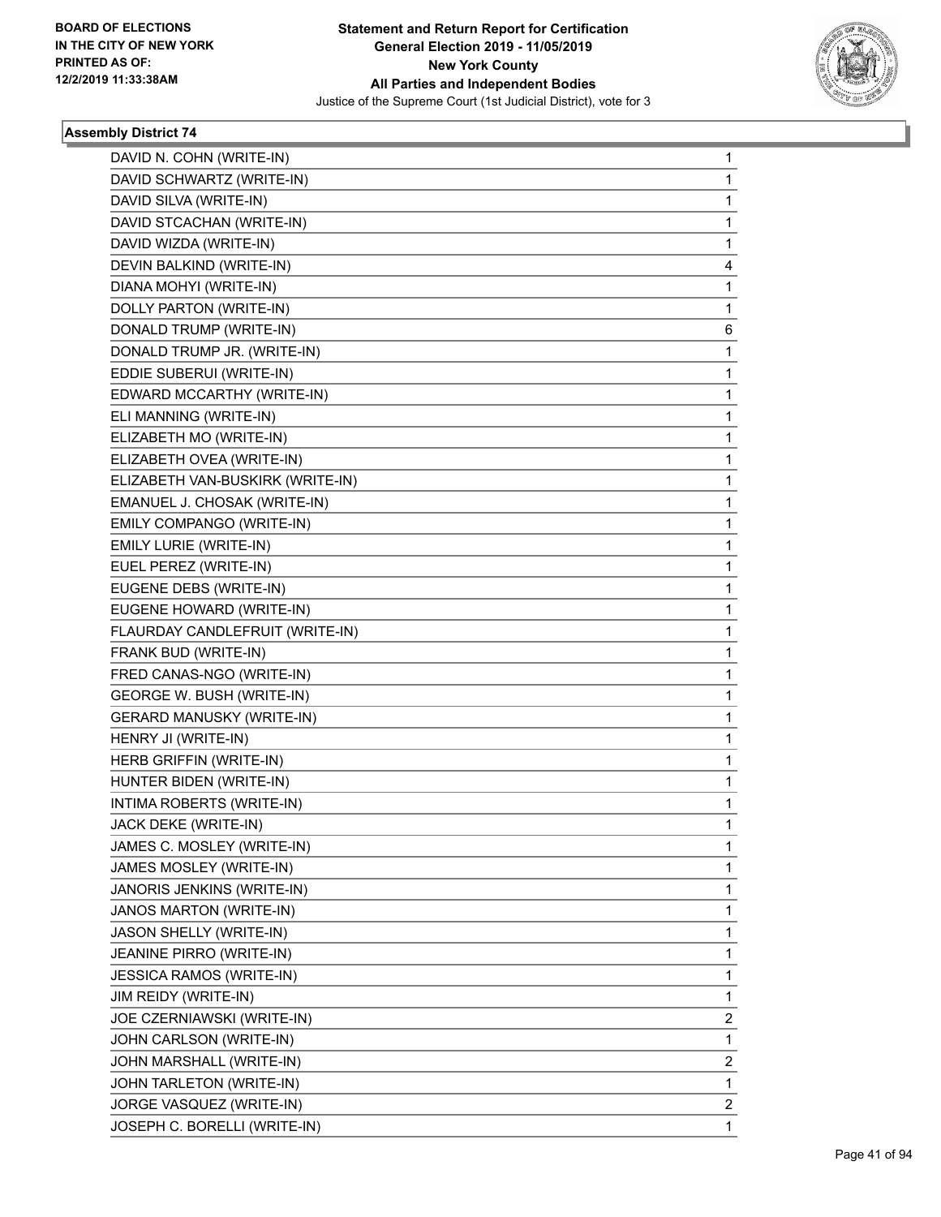**Statement and Return Report for Certification**
**General Election 2019 - 11/05/2019**
**New York County**
**All Parties and Independent Bodies**
Justice of the Supreme Court (1st Judicial District), vote for 3

BOARD OF ELECTIONS IN THE CITY OF NEW YORK PRINTED AS OF: 12/2/2019 11:33:38AM

### Assembly District 74

| | |
|---|---|
| DAVID N. COHN (WRITE-IN) | 1 |
| DAVID SCHWARTZ (WRITE-IN) | 1 |
| DAVID SILVA (WRITE-IN) | 1 |
| DAVID STCACHAN (WRITE-IN) | 1 |
| DAVID WIZDA (WRITE-IN) | 1 |
| DEVIN BALKIND (WRITE-IN) | 4 |
| DIANA MOHYI (WRITE-IN) | 1 |
| DOLLY PARTON (WRITE-IN) | 1 |
| DONALD TRUMP (WRITE-IN) | 6 |
| DONALD TRUMP JR. (WRITE-IN) | 1 |
| EDDIE SUBERUI (WRITE-IN) | 1 |
| EDWARD MCCARTHY (WRITE-IN) | 1 |
| ELI MANNING (WRITE-IN) | 1 |
| ELIZABETH MO (WRITE-IN) | 1 |
| ELIZABETH OVEA (WRITE-IN) | 1 |
| ELIZABETH VAN-BUSKIRK (WRITE-IN) | 1 |
| EMANUEL J. CHOSAK (WRITE-IN) | 1 |
| EMILY COMPANGO (WRITE-IN) | 1 |
| EMILY LURIE (WRITE-IN) | 1 |
| EUEL PEREZ (WRITE-IN) | 1 |
| EUGENE DEBS (WRITE-IN) | 1 |
| EUGENE HOWARD (WRITE-IN) | 1 |
| FLAURDAY CANDLEFRUIT (WRITE-IN) | 1 |
| FRANK BUD (WRITE-IN) | 1 |
| FRED CANAS-NGO (WRITE-IN) | 1 |
| GEORGE W. BUSH (WRITE-IN) | 1 |
| GERARD MANUSKY (WRITE-IN) | 1 |
| HENRY JI (WRITE-IN) | 1 |
| HERB GRIFFIN (WRITE-IN) | 1 |
| HUNTER BIDEN (WRITE-IN) | 1 |
| INTIMA ROBERTS (WRITE-IN) | 1 |
| JACK DEKE (WRITE-IN) | 1 |
| JAMES C. MOSLEY (WRITE-IN) | 1 |
| JAMES MOSLEY (WRITE-IN) | 1 |
| JANORIS JENKINS (WRITE-IN) | 1 |
| JANOS MARTON (WRITE-IN) | 1 |
| JASON SHELLY (WRITE-IN) | 1 |
| JEANINE PIRRO (WRITE-IN) | 1 |
| JESSICA RAMOS (WRITE-IN) | 1 |
| JIM REIDY (WRITE-IN) | 1 |
| JOE CZERNIAWSKI (WRITE-IN) | 2 |
| JOHN CARLSON (WRITE-IN) | 1 |
| JOHN MARSHALL (WRITE-IN) | 2 |
| JOHN TARLETON (WRITE-IN) | 1 |
| JORGE VASQUEZ (WRITE-IN) | 2 |
| JOSEPH C. BORELLI (WRITE-IN) | 1 |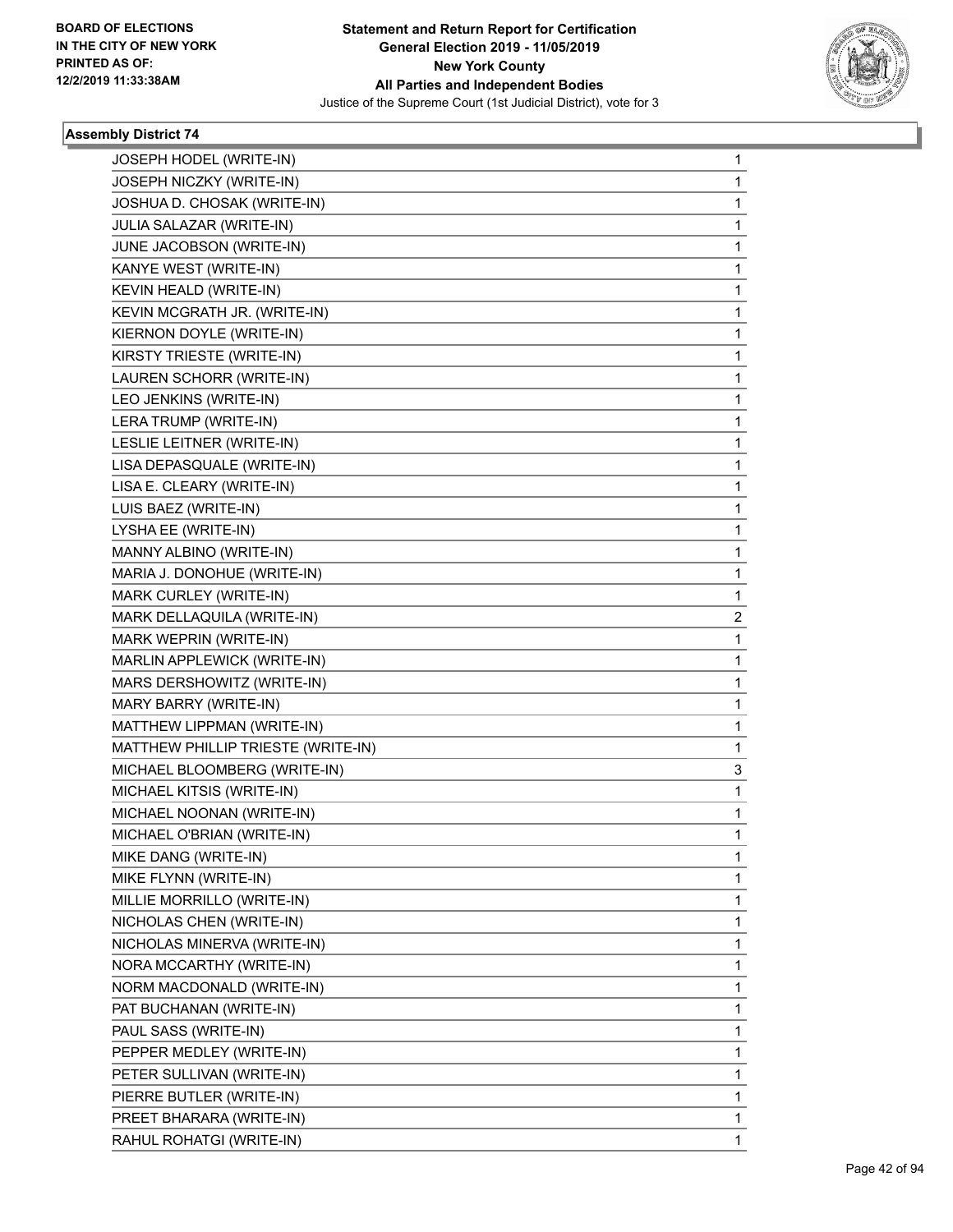**Statement and Return Report for Certification**
**General Election 2019 - 11/05/2019**
**New York County**
**All Parties and Independent Bodies**
Justice of the Supreme Court (1st Judicial District), vote for 3

BOARD OF ELECTIONS
IN THE CITY OF NEW YORK
PRINTED AS OF:
12/2/2019 11:33:38AM

### Assembly District 74

| | |
|---|---|
| JOSEPH HODEL (WRITE-IN) | 1 |
| JOSEPH NICZKY (WRITE-IN) | 1 |
| JOSHUA D. CHOSAK (WRITE-IN) | 1 |
| JULIA SALAZAR (WRITE-IN) | 1 |
| JUNE JACOBSON (WRITE-IN) | 1 |
| KANYE WEST (WRITE-IN) | 1 |
| KEVIN HEALD (WRITE-IN) | 1 |
| KEVIN MCGRATH JR. (WRITE-IN) | 1 |
| KIERNON DOYLE (WRITE-IN) | 1 |
| KIRSTY TRIESTE (WRITE-IN) | 1 |
| LAUREN SCHORR (WRITE-IN) | 1 |
| LEO JENKINS (WRITE-IN) | 1 |
| LERA TRUMP (WRITE-IN) | 1 |
| LESLIE LEITNER (WRITE-IN) | 1 |
| LISA DEPASQUALE (WRITE-IN) | 1 |
| LISA E. CLEARY (WRITE-IN) | 1 |
| LUIS BAEZ (WRITE-IN) | 1 |
| LYSHA EE (WRITE-IN) | 1 |
| MANNY ALBINO (WRITE-IN) | 1 |
| MARIA J. DONOHUE (WRITE-IN) | 1 |
| MARK CURLEY (WRITE-IN) | 1 |
| MARK DELLAQUILA (WRITE-IN) | 2 |
| MARK WEPRIN (WRITE-IN) | 1 |
| MARLIN APPLEWICK (WRITE-IN) | 1 |
| MARS DERSHOWITZ (WRITE-IN) | 1 |
| MARY BARRY (WRITE-IN) | 1 |
| MATTHEW LIPPMAN (WRITE-IN) | 1 |
| MATTHEW PHILLIP TRIESTE (WRITE-IN) | 1 |
| MICHAEL BLOOMBERG (WRITE-IN) | 3 |
| MICHAEL KITSIS (WRITE-IN) | 1 |
| MICHAEL NOONAN (WRITE-IN) | 1 |
| MICHAEL O'BRIAN (WRITE-IN) | 1 |
| MIKE DANG (WRITE-IN) | 1 |
| MIKE FLYNN (WRITE-IN) | 1 |
| MILLIE MORRILLO (WRITE-IN) | 1 |
| NICHOLAS CHEN (WRITE-IN) | 1 |
| NICHOLAS MINERVA (WRITE-IN) | 1 |
| NORA MCCARTHY (WRITE-IN) | 1 |
| NORM MACDONALD (WRITE-IN) | 1 |
| PAT BUCHANAN (WRITE-IN) | 1 |
| PAUL SASS (WRITE-IN) | 1 |
| PEPPER MEDLEY (WRITE-IN) | 1 |
| PETER SULLIVAN (WRITE-IN) | 1 |
| PIERRE BUTLER (WRITE-IN) | 1 |
| PREET BHARARA (WRITE-IN) | 1 |
| RAHUL ROHATGI (WRITE-IN) | 1 |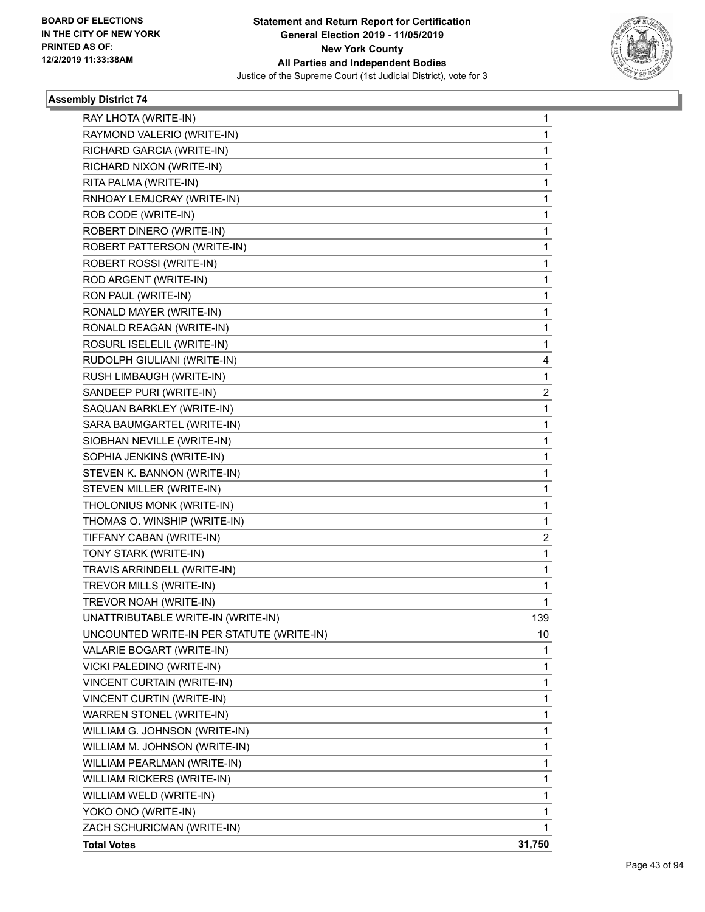**Statement and Return Report for Certification**
**General Election 2019 - 11/05/2019**
**New York County**
**All Parties and Independent Bodies**
Justice of the Supreme Court (1st Judicial District), vote for 3

BOARD OF ELECTIONS IN THE CITY OF NEW YORK
PRINTED AS OF: 12/2/2019 11:33:38AM

### Assembly District 74

| | |
|---|---|
| RAY LHOTA (WRITE-IN) | 1 |
| RAYMOND VALERIO (WRITE-IN) | 1 |
| RICHARD GARCIA (WRITE-IN) | 1 |
| RICHARD NIXON (WRITE-IN) | 1 |
| RITA PALMA (WRITE-IN) | 1 |
| RNHOAY LEMJCRAY (WRITE-IN) | 1 |
| ROB CODE (WRITE-IN) | 1 |
| ROBERT DINERO (WRITE-IN) | 1 |
| ROBERT PATTERSON (WRITE-IN) | 1 |
| ROBERT ROSSI (WRITE-IN) | 1 |
| ROD ARGENT (WRITE-IN) | 1 |
| RON PAUL (WRITE-IN) | 1 |
| RONALD MAYER (WRITE-IN) | 1 |
| RONALD REAGAN (WRITE-IN) | 1 |
| ROSURL ISELELIL (WRITE-IN) | 1 |
| RUDOLPH GIULIANI (WRITE-IN) | 4 |
| RUSH LIMBAUGH (WRITE-IN) | 1 |
| SANDEEP PURI (WRITE-IN) | 2 |
| SAQUAN BARKLEY (WRITE-IN) | 1 |
| SARA BAUMGARTEL (WRITE-IN) | 1 |
| SIOBHAN NEVILLE (WRITE-IN) | 1 |
| SOPHIA JENKINS (WRITE-IN) | 1 |
| STEVEN K. BANNON (WRITE-IN) | 1 |
| STEVEN MILLER (WRITE-IN) | 1 |
| THOLONIUS MONK (WRITE-IN) | 1 |
| THOMAS O. WINSHIP (WRITE-IN) | 1 |
| TIFFANY CABAN (WRITE-IN) | 2 |
| TONY STARK (WRITE-IN) | 1 |
| TRAVIS ARRINDELL (WRITE-IN) | 1 |
| TREVOR MILLS (WRITE-IN) | 1 |
| TREVOR NOAH (WRITE-IN) | 1 |
| UNATTRIBUTABLE WRITE-IN (WRITE-IN) | 139 |
| UNCOUNTED WRITE-IN PER STATUTE (WRITE-IN) | 10 |
| VALARIE BOGART (WRITE-IN) | 1 |
| VICKI PALEDINO (WRITE-IN) | 1 |
| VINCENT CURTAIN (WRITE-IN) | 1 |
| VINCENT CURTIN (WRITE-IN) | 1 |
| WARREN STONEL (WRITE-IN) | 1 |
| WILLIAM G. JOHNSON (WRITE-IN) | 1 |
| WILLIAM M. JOHNSON (WRITE-IN) | 1 |
| WILLIAM PEARLMAN (WRITE-IN) | 1 |
| WILLIAM RICKERS (WRITE-IN) | 1 |
| WILLIAM WELD (WRITE-IN) | 1 |
| YOKO ONO (WRITE-IN) | 1 |
| ZACH SCHURICMAN (WRITE-IN) | 1 |
| **Total Votes** | **31,750** |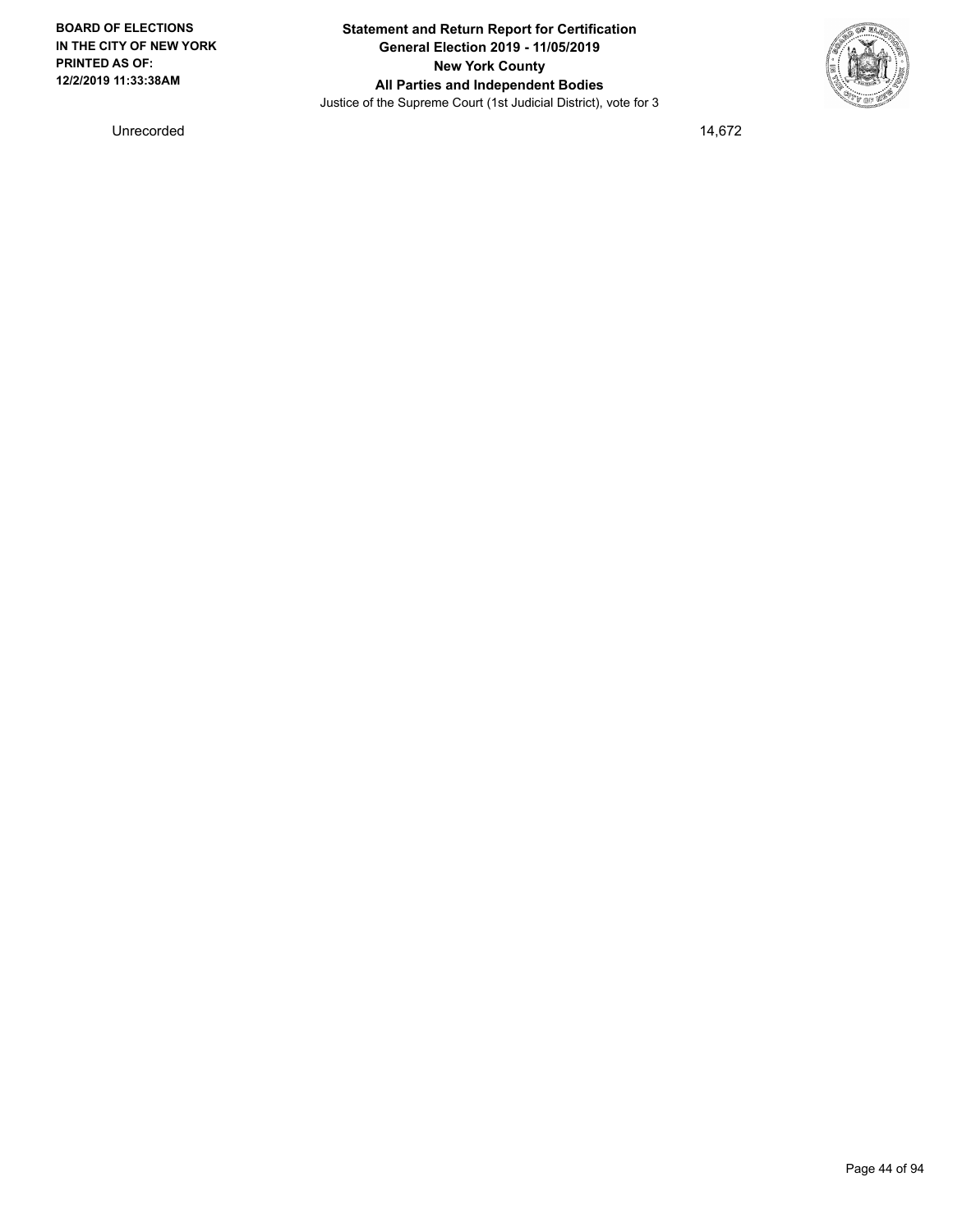| | |
|---|---|
| Unrecorded | 14,672 |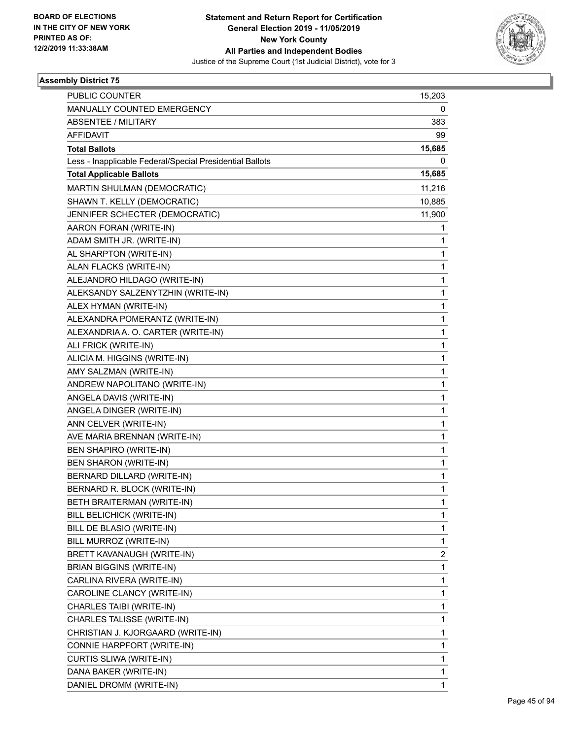BOARD OF ELECTIONS
IN THE CITY OF NEW YORK
PRINTED AS OF:
12/2/2019 11:33:38AM

**Statement and Return Report for Certification**
**General Election 2019 - 11/05/2019**
**New York County**
**All Parties and Independent Bodies**
Justice of the Supreme Court (1st Judicial District), vote for 3

### Assembly District 75

| | |
|---|---|
| PUBLIC COUNTER | 15,203 |
| MANUALLY COUNTED EMERGENCY | 0 |
| ABSENTEE / MILITARY | 383 |
| AFFIDAVIT | 99 |
| **Total Ballots** | **15,685** |
| Less - Inapplicable Federal/Special Presidential Ballots | 0 |
| **Total Applicable Ballots** | **15,685** |
| MARTIN SHULMAN (DEMOCRATIC) | 11,216 |
| SHAWN T. KELLY (DEMOCRATIC) | 10,885 |
| JENNIFER SCHECTER (DEMOCRATIC) | 11,900 |
| AARON FORAN (WRITE-IN) | 1 |
| ADAM SMITH JR. (WRITE-IN) | 1 |
| AL SHARPTON (WRITE-IN) | 1 |
| ALAN FLACKS (WRITE-IN) | 1 |
| ALEJANDRO HILDAGO (WRITE-IN) | 1 |
| ALEKSANDY SALZENYTZHIN (WRITE-IN) | 1 |
| ALEX HYMAN (WRITE-IN) | 1 |
| ALEXANDRA POMERANTZ (WRITE-IN) | 1 |
| ALEXANDRIA A. O. CARTER (WRITE-IN) | 1 |
| ALI FRICK (WRITE-IN) | 1 |
| ALICIA M. HIGGINS (WRITE-IN) | 1 |
| AMY SALZMAN (WRITE-IN) | 1 |
| ANDREW NAPOLITANO (WRITE-IN) | 1 |
| ANGELA DAVIS (WRITE-IN) | 1 |
| ANGELA DINGER (WRITE-IN) | 1 |
| ANN CELVER (WRITE-IN) | 1 |
| AVE MARIA BRENNAN (WRITE-IN) | 1 |
| BEN SHAPIRO (WRITE-IN) | 1 |
| BEN SHARON (WRITE-IN) | 1 |
| BERNARD DILLARD (WRITE-IN) | 1 |
| BERNARD R. BLOCK (WRITE-IN) | 1 |
| BETH BRAITERMAN (WRITE-IN) | 1 |
| BILL BELICHICK (WRITE-IN) | 1 |
| BILL DE BLASIO (WRITE-IN) | 1 |
| BILL MURROZ (WRITE-IN) | 1 |
| BRETT KAVANAUGH (WRITE-IN) | 2 |
| BRIAN BIGGINS (WRITE-IN) | 1 |
| CARLINA RIVERA (WRITE-IN) | 1 |
| CAROLINE CLANCY (WRITE-IN) | 1 |
| CHARLES TAIBI (WRITE-IN) | 1 |
| CHARLES TALISSE (WRITE-IN) | 1 |
| CHRISTIAN J. KJORGAARD (WRITE-IN) | 1 |
| CONNIE HARPFORT (WRITE-IN) | 1 |
| CURTIS SLIWA (WRITE-IN) | 1 |
| DANA BAKER (WRITE-IN) | 1 |
| DANIEL DROMM (WRITE-IN) | 1 |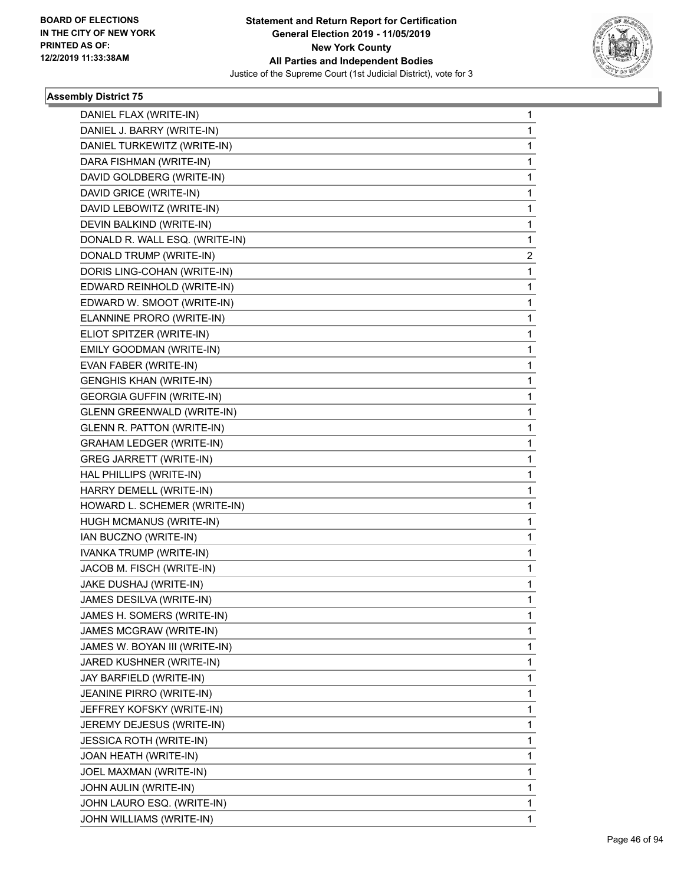**Statement and Return Report for Certification**
**General Election 2019 - 11/05/2019**
**New York County**
**All Parties and Independent Bodies**
Justice of the Supreme Court (1st Judicial District), vote for 3

BOARD OF ELECTIONS
IN THE CITY OF NEW YORK
PRINTED AS OF:
12/2/2019 11:33:38AM

### Assembly District 75

| | |
|---|---|
| DANIEL FLAX (WRITE-IN) | 1 |
| DANIEL J. BARRY (WRITE-IN) | 1 |
| DANIEL TURKEWITZ (WRITE-IN) | 1 |
| DARA FISHMAN (WRITE-IN) | 1 |
| DAVID GOLDBERG (WRITE-IN) | 1 |
| DAVID GRICE (WRITE-IN) | 1 |
| DAVID LEBOWITZ (WRITE-IN) | 1 |
| DEVIN BALKIND (WRITE-IN) | 1 |
| DONALD R. WALL ESQ. (WRITE-IN) | 1 |
| DONALD TRUMP (WRITE-IN) | 2 |
| DORIS LING-COHAN (WRITE-IN) | 1 |
| EDWARD REINHOLD (WRITE-IN) | 1 |
| EDWARD W. SMOOT (WRITE-IN) | 1 |
| ELANNINE PRORO (WRITE-IN) | 1 |
| ELIOT SPITZER (WRITE-IN) | 1 |
| EMILY GOODMAN (WRITE-IN) | 1 |
| EVAN FABER (WRITE-IN) | 1 |
| GENGHIS KHAN (WRITE-IN) | 1 |
| GEORGIA GUFFIN (WRITE-IN) | 1 |
| GLENN GREENWALD (WRITE-IN) | 1 |
| GLENN R. PATTON (WRITE-IN) | 1 |
| GRAHAM LEDGER (WRITE-IN) | 1 |
| GREG JARRETT (WRITE-IN) | 1 |
| HAL PHILLIPS (WRITE-IN) | 1 |
| HARRY DEMELL (WRITE-IN) | 1 |
| HOWARD L. SCHEMER (WRITE-IN) | 1 |
| HUGH MCMANUS (WRITE-IN) | 1 |
| IAN BUCZNO (WRITE-IN) | 1 |
| IVANKA TRUMP (WRITE-IN) | 1 |
| JACOB M. FISCH (WRITE-IN) | 1 |
| JAKE DUSHAJ (WRITE-IN) | 1 |
| JAMES DESILVA (WRITE-IN) | 1 |
| JAMES H. SOMERS (WRITE-IN) | 1 |
| JAMES MCGRAW (WRITE-IN) | 1 |
| JAMES W. BOYAN III (WRITE-IN) | 1 |
| JARED KUSHNER (WRITE-IN) | 1 |
| JAY BARFIELD (WRITE-IN) | 1 |
| JEANINE PIRRO (WRITE-IN) | 1 |
| JEFFREY KOFSKY (WRITE-IN) | 1 |
| JEREMY DEJESUS (WRITE-IN) | 1 |
| JESSICA ROTH (WRITE-IN) | 1 |
| JOAN HEATH (WRITE-IN) | 1 |
| JOEL MAXMAN (WRITE-IN) | 1 |
| JOHN AULIN (WRITE-IN) | 1 |
| JOHN LAURO ESQ. (WRITE-IN) | 1 |
| JOHN WILLIAMS (WRITE-IN) | 1 |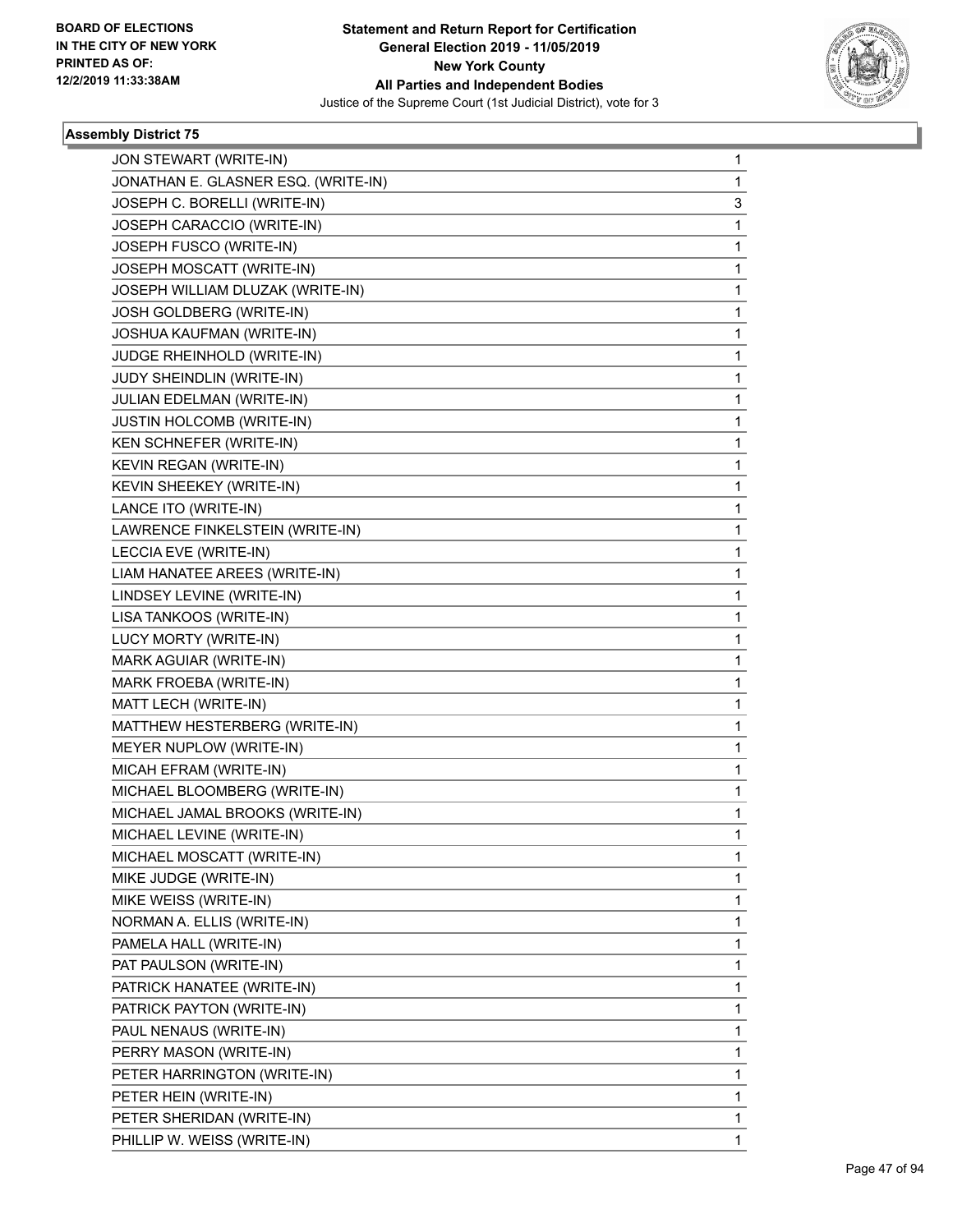**Statement and Return Report for Certification**
**General Election 2019 - 11/05/2019**
**New York County**
**All Parties and Independent Bodies**
Justice of the Supreme Court (1st Judicial District), vote for 3

BOARD OF ELECTIONS
IN THE CITY OF NEW YORK
PRINTED AS OF:
12/2/2019 11:33:38AM

### Assembly District 75

| | |
|---|---|
| JON STEWART (WRITE-IN) | 1 |
| JONATHAN E. GLASNER ESQ. (WRITE-IN) | 1 |
| JOSEPH C. BORELLI (WRITE-IN) | 3 |
| JOSEPH CARACCIO (WRITE-IN) | 1 |
| JOSEPH FUSCO (WRITE-IN) | 1 |
| JOSEPH MOSCATT (WRITE-IN) | 1 |
| JOSEPH WILLIAM DLUZAK (WRITE-IN) | 1 |
| JOSH GOLDBERG (WRITE-IN) | 1 |
| JOSHUA KAUFMAN (WRITE-IN) | 1 |
| JUDGE RHEINHOLD (WRITE-IN) | 1 |
| JUDY SHEINDLIN (WRITE-IN) | 1 |
| JULIAN EDELMAN (WRITE-IN) | 1 |
| JUSTIN HOLCOMB (WRITE-IN) | 1 |
| KEN SCHNEFER (WRITE-IN) | 1 |
| KEVIN REGAN (WRITE-IN) | 1 |
| KEVIN SHEEKEY (WRITE-IN) | 1 |
| LANCE ITO (WRITE-IN) | 1 |
| LAWRENCE FINKELSTEIN (WRITE-IN) | 1 |
| LECCIA EVE (WRITE-IN) | 1 |
| LIAM HANATEE AREES (WRITE-IN) | 1 |
| LINDSEY LEVINE (WRITE-IN) | 1 |
| LISA TANKOOS (WRITE-IN) | 1 |
| LUCY MORTY (WRITE-IN) | 1 |
| MARK AGUIAR (WRITE-IN) | 1 |
| MARK FROEBA (WRITE-IN) | 1 |
| MATT LECH (WRITE-IN) | 1 |
| MATTHEW HESTERBERG (WRITE-IN) | 1 |
| MEYER NUPLOW (WRITE-IN) | 1 |
| MICAH EFRAM (WRITE-IN) | 1 |
| MICHAEL BLOOMBERG (WRITE-IN) | 1 |
| MICHAEL JAMAL BROOKS (WRITE-IN) | 1 |
| MICHAEL LEVINE (WRITE-IN) | 1 |
| MICHAEL MOSCATT (WRITE-IN) | 1 |
| MIKE JUDGE (WRITE-IN) | 1 |
| MIKE WEISS (WRITE-IN) | 1 |
| NORMAN A. ELLIS (WRITE-IN) | 1 |
| PAMELA HALL (WRITE-IN) | 1 |
| PAT PAULSON (WRITE-IN) | 1 |
| PATRICK HANATEE (WRITE-IN) | 1 |
| PATRICK PAYTON (WRITE-IN) | 1 |
| PAUL NENAUS (WRITE-IN) | 1 |
| PERRY MASON (WRITE-IN) | 1 |
| PETER HARRINGTON (WRITE-IN) | 1 |
| PETER HEIN (WRITE-IN) | 1 |
| PETER SHERIDAN (WRITE-IN) | 1 |
| PHILLIP W. WEISS (WRITE-IN) | 1 |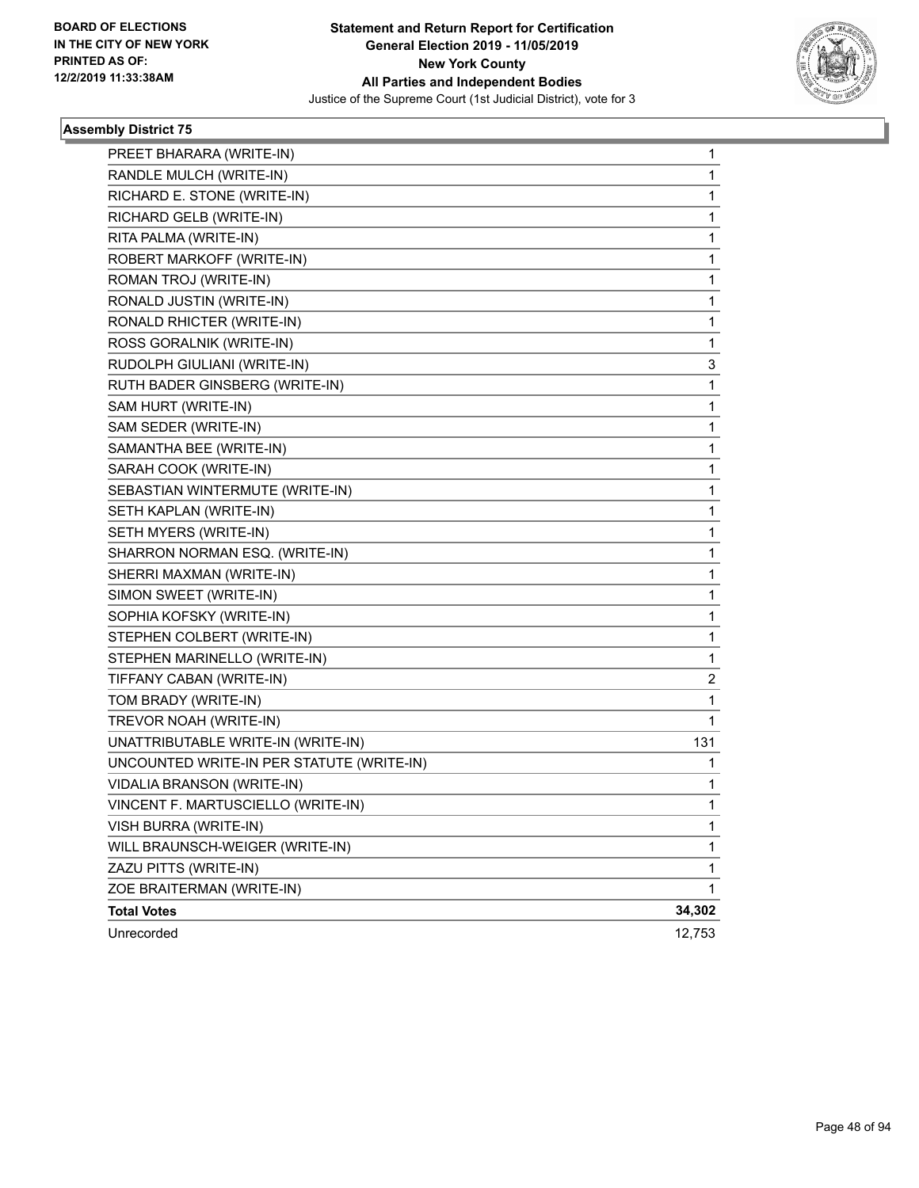**BOARD OF ELECTIONS IN THE CITY OF NEW YORK PRINTED AS OF: 12/2/2019 11:33:38AM**

**Statement and Return Report for Certification**
**General Election 2019 - 11/05/2019**
**New York County**
**All Parties and Independent Bodies**
Justice of the Supreme Court (1st Judicial District), vote for 3

### Assembly District 75

| | |
|---|---|
| PREET BHARARA (WRITE-IN) | 1 |
| RANDLE MULCH (WRITE-IN) | 1 |
| RICHARD E. STONE (WRITE-IN) | 1 |
| RICHARD GELB (WRITE-IN) | 1 |
| RITA PALMA (WRITE-IN) | 1 |
| ROBERT MARKOFF (WRITE-IN) | 1 |
| ROMAN TROJ (WRITE-IN) | 1 |
| RONALD JUSTIN (WRITE-IN) | 1 |
| RONALD RHICTER (WRITE-IN) | 1 |
| ROSS GORALNIK (WRITE-IN) | 1 |
| RUDOLPH GIULIANI (WRITE-IN) | 3 |
| RUTH BADER GINSBERG (WRITE-IN) | 1 |
| SAM HURT (WRITE-IN) | 1 |
| SAM SEDER (WRITE-IN) | 1 |
| SAMANTHA BEE (WRITE-IN) | 1 |
| SARAH COOK (WRITE-IN) | 1 |
| SEBASTIAN WINTERMUTE (WRITE-IN) | 1 |
| SETH KAPLAN (WRITE-IN) | 1 |
| SETH MYERS (WRITE-IN) | 1 |
| SHARRON NORMAN ESQ. (WRITE-IN) | 1 |
| SHERRI MAXMAN (WRITE-IN) | 1 |
| SIMON SWEET (WRITE-IN) | 1 |
| SOPHIA KOFSKY (WRITE-IN) | 1 |
| STEPHEN COLBERT (WRITE-IN) | 1 |
| STEPHEN MARINELLO (WRITE-IN) | 1 |
| TIFFANY CABAN (WRITE-IN) | 2 |
| TOM BRADY (WRITE-IN) | 1 |
| TREVOR NOAH (WRITE-IN) | 1 |
| UNATTRIBUTABLE WRITE-IN (WRITE-IN) | 131 |
| UNCOUNTED WRITE-IN PER STATUTE (WRITE-IN) | 1 |
| VIDALIA BRANSON (WRITE-IN) | 1 |
| VINCENT F. MARTUSCIELLO (WRITE-IN) | 1 |
| VISH BURRA (WRITE-IN) | 1 |
| WILL BRAUNSCH-WEIGER (WRITE-IN) | 1 |
| ZAZU PITTS (WRITE-IN) | 1 |
| ZOE BRAITERMAN (WRITE-IN) | 1 |
| **Total Votes** | **34,302** |
| Unrecorded | 12,753 |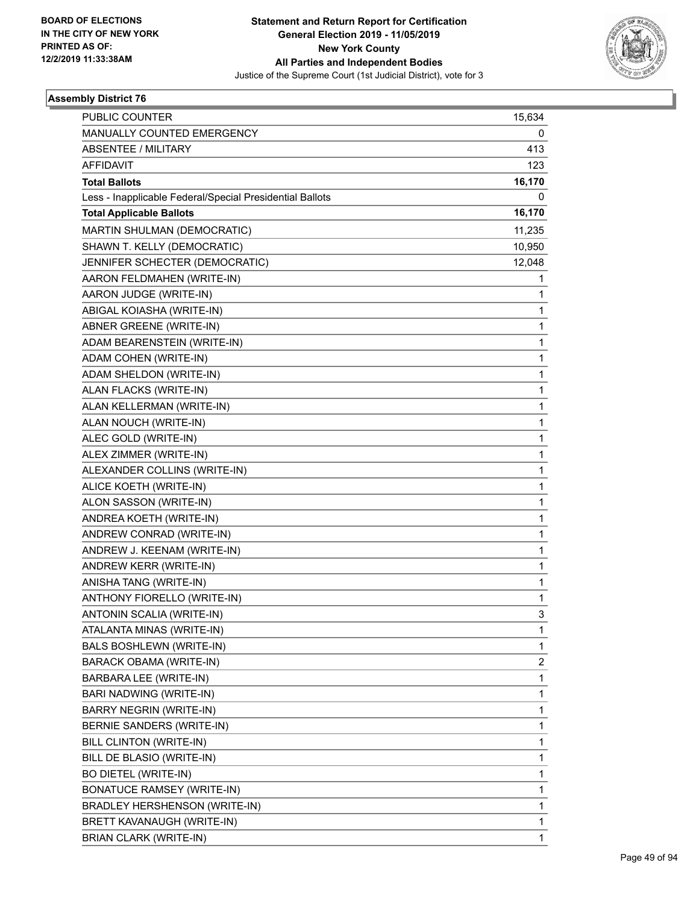BOARD OF ELECTIONS
IN THE CITY OF NEW YORK
PRINTED AS OF:
12/2/2019 11:33:38AM

**Statement and Return Report for Certification**
**General Election 2019 - 11/05/2019**
**New York County**
**All Parties and Independent Bodies**
Justice of the Supreme Court (1st Judicial District), vote for 3

### Assembly District 76

| | |
|---|---|
| PUBLIC COUNTER | 15,634 |
| MANUALLY COUNTED EMERGENCY | 0 |
| ABSENTEE / MILITARY | 413 |
| AFFIDAVIT | 123 |
| **Total Ballots** | **16,170** |
| Less - Inapplicable Federal/Special Presidential Ballots | 0 |
| **Total Applicable Ballots** | **16,170** |
| MARTIN SHULMAN (DEMOCRATIC) | 11,235 |
| SHAWN T. KELLY (DEMOCRATIC) | 10,950 |
| JENNIFER SCHECTER (DEMOCRATIC) | 12,048 |
| AARON FELDMAHEN (WRITE-IN) | 1 |
| AARON JUDGE (WRITE-IN) | 1 |
| ABIGAL KOIASHA (WRITE-IN) | 1 |
| ABNER GREENE (WRITE-IN) | 1 |
| ADAM BEARENSTEIN (WRITE-IN) | 1 |
| ADAM COHEN (WRITE-IN) | 1 |
| ADAM SHELDON (WRITE-IN) | 1 |
| ALAN FLACKS (WRITE-IN) | 1 |
| ALAN KELLERMAN (WRITE-IN) | 1 |
| ALAN NOUCH (WRITE-IN) | 1 |
| ALEC GOLD (WRITE-IN) | 1 |
| ALEX ZIMMER (WRITE-IN) | 1 |
| ALEXANDER COLLINS (WRITE-IN) | 1 |
| ALICE KOETH (WRITE-IN) | 1 |
| ALON SASSON (WRITE-IN) | 1 |
| ANDREA KOETH (WRITE-IN) | 1 |
| ANDREW CONRAD (WRITE-IN) | 1 |
| ANDREW J. KEENAM (WRITE-IN) | 1 |
| ANDREW KERR (WRITE-IN) | 1 |
| ANISHA TANG (WRITE-IN) | 1 |
| ANTHONY FIORELLO (WRITE-IN) | 1 |
| ANTONIN SCALIA (WRITE-IN) | 3 |
| ATALANTA MINAS (WRITE-IN) | 1 |
| BALS BOSHLEWN (WRITE-IN) | 1 |
| BARACK OBAMA (WRITE-IN) | 2 |
| BARBARA LEE (WRITE-IN) | 1 |
| BARI NADWING (WRITE-IN) | 1 |
| BARRY NEGRIN (WRITE-IN) | 1 |
| BERNIE SANDERS (WRITE-IN) | 1 |
| BILL CLINTON (WRITE-IN) | 1 |
| BILL DE BLASIO (WRITE-IN) | 1 |
| BO DIETEL (WRITE-IN) | 1 |
| BONATUCE RAMSEY (WRITE-IN) | 1 |
| BRADLEY HERSHENSON (WRITE-IN) | 1 |
| BRETT KAVANAUGH (WRITE-IN) | 1 |
| BRIAN CLARK (WRITE-IN) | 1 |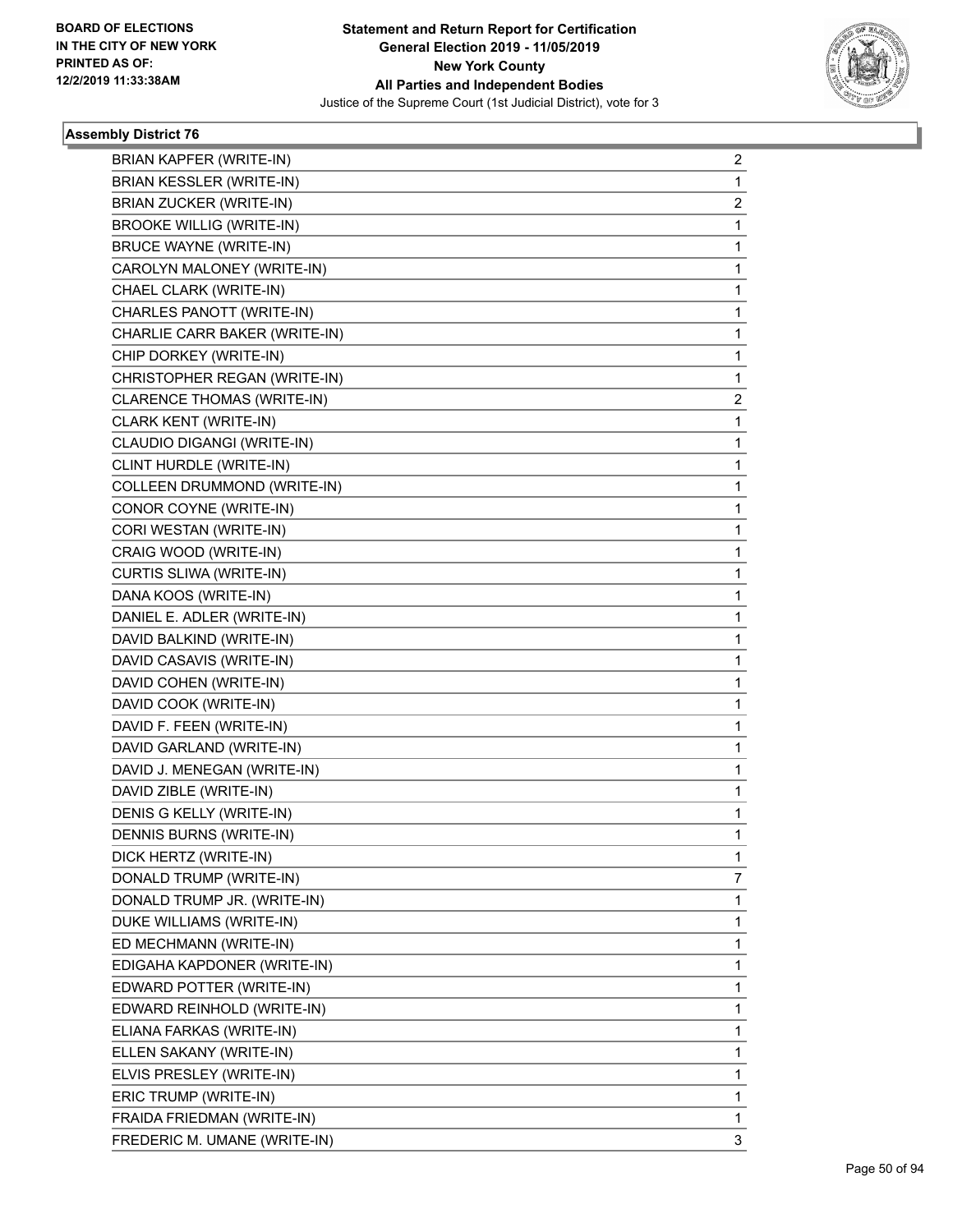BOARD OF ELECTIONS IN THE CITY OF NEW YORK PRINTED AS OF: 12/2/2019 11:33:38AM

**Statement and Return Report for Certification**
**General Election 2019 - 11/05/2019**
**New York County**
**All Parties and Independent Bodies**
Justice of the Supreme Court (1st Judicial District), vote for 3

### Assembly District 76

| | |
|---|---|
| BRIAN KAPFER (WRITE-IN) | 2 |
| BRIAN KESSLER (WRITE-IN) | 1 |
| BRIAN ZUCKER (WRITE-IN) | 2 |
| BROOKE WILLIG (WRITE-IN) | 1 |
| BRUCE WAYNE (WRITE-IN) | 1 |
| CAROLYN MALONEY (WRITE-IN) | 1 |
| CHAEL CLARK (WRITE-IN) | 1 |
| CHARLES PANOTT (WRITE-IN) | 1 |
| CHARLIE CARR BAKER (WRITE-IN) | 1 |
| CHIP DORKEY (WRITE-IN) | 1 |
| CHRISTOPHER REGAN (WRITE-IN) | 1 |
| CLARENCE THOMAS (WRITE-IN) | 2 |
| CLARK KENT (WRITE-IN) | 1 |
| CLAUDIO DIGANGI (WRITE-IN) | 1 |
| CLINT HURDLE (WRITE-IN) | 1 |
| COLLEEN DRUMMOND (WRITE-IN) | 1 |
| CONOR COYNE (WRITE-IN) | 1 |
| CORI WESTAN (WRITE-IN) | 1 |
| CRAIG WOOD (WRITE-IN) | 1 |
| CURTIS SLIWA (WRITE-IN) | 1 |
| DANA KOOS (WRITE-IN) | 1 |
| DANIEL E. ADLER (WRITE-IN) | 1 |
| DAVID BALKIND (WRITE-IN) | 1 |
| DAVID CASAVIS (WRITE-IN) | 1 |
| DAVID COHEN (WRITE-IN) | 1 |
| DAVID COOK (WRITE-IN) | 1 |
| DAVID F. FEEN (WRITE-IN) | 1 |
| DAVID GARLAND (WRITE-IN) | 1 |
| DAVID J. MENEGAN (WRITE-IN) | 1 |
| DAVID ZIBLE (WRITE-IN) | 1 |
| DENIS G KELLY (WRITE-IN) | 1 |
| DENNIS BURNS (WRITE-IN) | 1 |
| DICK HERTZ (WRITE-IN) | 1 |
| DONALD TRUMP (WRITE-IN) | 7 |
| DONALD TRUMP JR. (WRITE-IN) | 1 |
| DUKE WILLIAMS (WRITE-IN) | 1 |
| ED MECHMANN (WRITE-IN) | 1 |
| EDIGAHA KAPDONER (WRITE-IN) | 1 |
| EDWARD POTTER (WRITE-IN) | 1 |
| EDWARD REINHOLD (WRITE-IN) | 1 |
| ELIANA FARKAS (WRITE-IN) | 1 |
| ELLEN SAKANY (WRITE-IN) | 1 |
| ELVIS PRESLEY (WRITE-IN) | 1 |
| ERIC TRUMP (WRITE-IN) | 1 |
| FRAIDA FRIEDMAN (WRITE-IN) | 1 |
| FREDERIC M. UMANE (WRITE-IN) | 3 |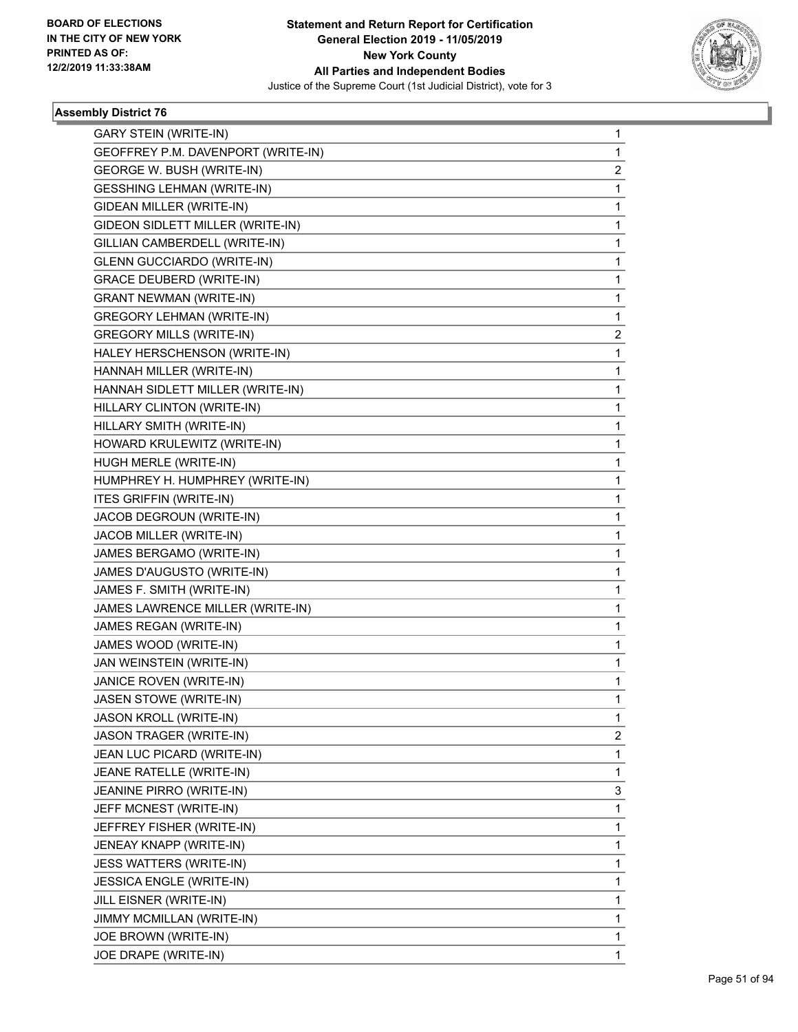**Statement and Return Report for Certification**
**General Election 2019 - 11/05/2019**
**New York County**
**All Parties and Independent Bodies**
Justice of the Supreme Court (1st Judicial District), vote for 3

BOARD OF ELECTIONS
IN THE CITY OF NEW YORK
PRINTED AS OF:
12/2/2019 11:33:38AM

### Assembly District 76

| | |
|---|---|
| GARY STEIN (WRITE-IN) | 1 |
| GEOFFREY P.M. DAVENPORT (WRITE-IN) | 1 |
| GEORGE W. BUSH (WRITE-IN) | 2 |
| GESSHING LEHMAN (WRITE-IN) | 1 |
| GIDEAN MILLER (WRITE-IN) | 1 |
| GIDEON SIDLETT MILLER (WRITE-IN) | 1 |
| GILLIAN CAMBERDELL (WRITE-IN) | 1 |
| GLENN GUCCIARDO (WRITE-IN) | 1 |
| GRACE DEUBERD (WRITE-IN) | 1 |
| GRANT NEWMAN (WRITE-IN) | 1 |
| GREGORY LEHMAN (WRITE-IN) | 1 |
| GREGORY MILLS (WRITE-IN) | 2 |
| HALEY HERSCHENSON (WRITE-IN) | 1 |
| HANNAH MILLER (WRITE-IN) | 1 |
| HANNAH SIDLETT MILLER (WRITE-IN) | 1 |
| HILLARY CLINTON (WRITE-IN) | 1 |
| HILLARY SMITH (WRITE-IN) | 1 |
| HOWARD KRULEWITZ (WRITE-IN) | 1 |
| HUGH MERLE (WRITE-IN) | 1 |
| HUMPHREY H. HUMPHREY (WRITE-IN) | 1 |
| ITES GRIFFIN (WRITE-IN) | 1 |
| JACOB DEGROUN (WRITE-IN) | 1 |
| JACOB MILLER (WRITE-IN) | 1 |
| JAMES BERGAMO (WRITE-IN) | 1 |
| JAMES D'AUGUSTO (WRITE-IN) | 1 |
| JAMES F. SMITH (WRITE-IN) | 1 |
| JAMES LAWRENCE MILLER (WRITE-IN) | 1 |
| JAMES REGAN (WRITE-IN) | 1 |
| JAMES WOOD (WRITE-IN) | 1 |
| JAN WEINSTEIN (WRITE-IN) | 1 |
| JANICE ROVEN (WRITE-IN) | 1 |
| JASEN STOWE (WRITE-IN) | 1 |
| JASON KROLL (WRITE-IN) | 1 |
| JASON TRAGER (WRITE-IN) | 2 |
| JEAN LUC PICARD (WRITE-IN) | 1 |
| JEANE RATELLE (WRITE-IN) | 1 |
| JEANINE PIRRO (WRITE-IN) | 3 |
| JEFF MCNEST (WRITE-IN) | 1 |
| JEFFREY FISHER (WRITE-IN) | 1 |
| JENEAY KNAPP (WRITE-IN) | 1 |
| JESS WATTERS (WRITE-IN) | 1 |
| JESSICA ENGLE (WRITE-IN) | 1 |
| JILL EISNER (WRITE-IN) | 1 |
| JIMMY MCMILLAN (WRITE-IN) | 1 |
| JOE BROWN (WRITE-IN) | 1 |
| JOE DRAPE (WRITE-IN) | 1 |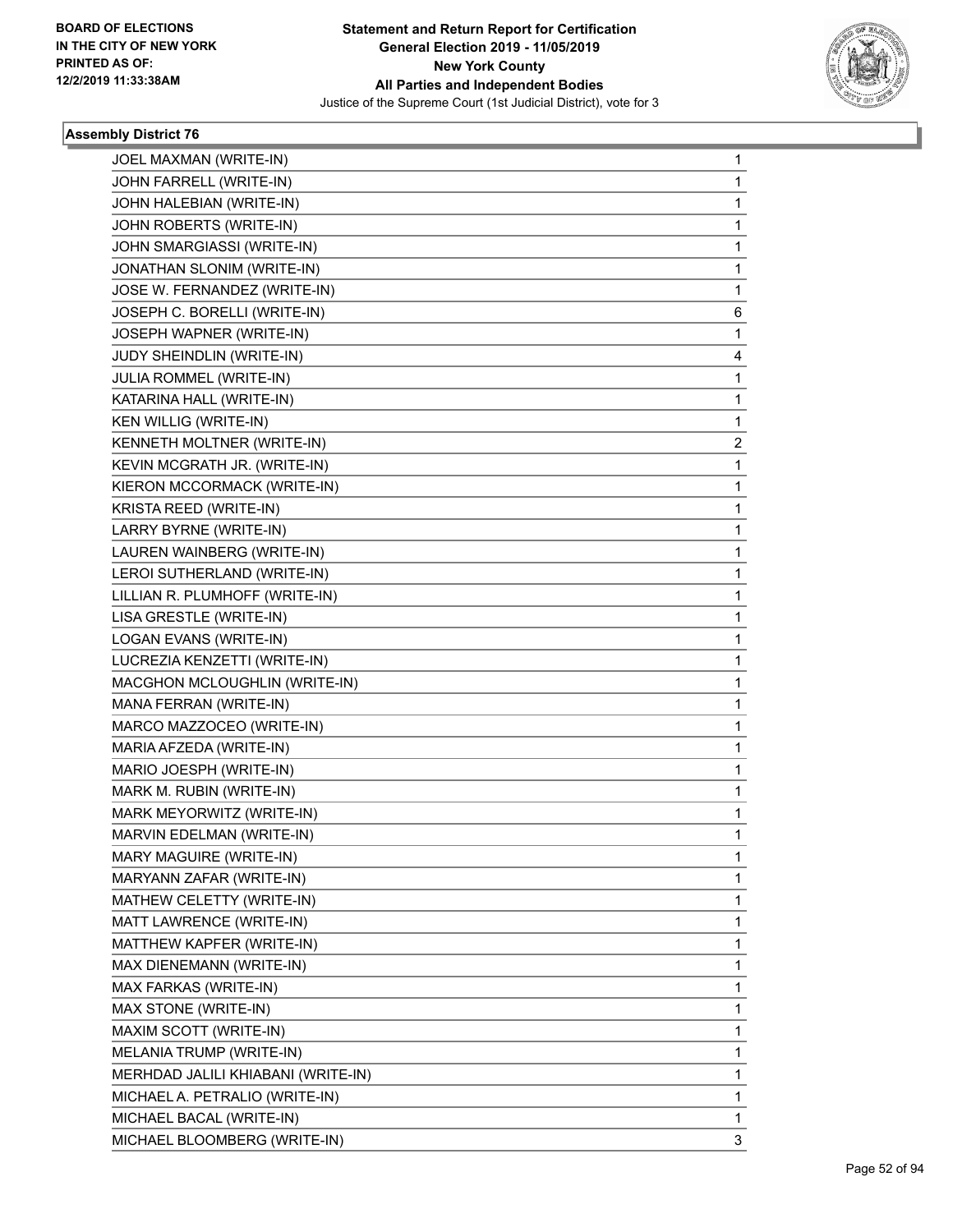BOARD OF ELECTIONS
IN THE CITY OF NEW YORK
PRINTED AS OF:
12/2/2019 11:33:38AM

**Statement and Return Report for Certification**
**General Election 2019 - 11/05/2019**
**New York County**
**All Parties and Independent Bodies**
Justice of the Supreme Court (1st Judicial District), vote for 3

### Assembly District 76

| | |
|---|---|
| JOEL MAXMAN (WRITE-IN) | 1 |
| JOHN FARRELL (WRITE-IN) | 1 |
| JOHN HALEBIAN (WRITE-IN) | 1 |
| JOHN ROBERTS (WRITE-IN) | 1 |
| JOHN SMARGIASSI (WRITE-IN) | 1 |
| JONATHAN SLONIM (WRITE-IN) | 1 |
| JOSE W. FERNANDEZ (WRITE-IN) | 1 |
| JOSEPH C. BORELLI (WRITE-IN) | 6 |
| JOSEPH WAPNER (WRITE-IN) | 1 |
| JUDY SHEINDLIN (WRITE-IN) | 4 |
| JULIA ROMMEL (WRITE-IN) | 1 |
| KATARINA HALL (WRITE-IN) | 1 |
| KEN WILLIG (WRITE-IN) | 1 |
| KENNETH MOLTNER (WRITE-IN) | 2 |
| KEVIN MCGRATH JR. (WRITE-IN) | 1 |
| KIERON MCCORMACK (WRITE-IN) | 1 |
| KRISTA REED (WRITE-IN) | 1 |
| LARRY BYRNE (WRITE-IN) | 1 |
| LAUREN WAINBERG (WRITE-IN) | 1 |
| LEROI SUTHERLAND (WRITE-IN) | 1 |
| LILLIAN R. PLUMHOFF (WRITE-IN) | 1 |
| LISA GRESTLE (WRITE-IN) | 1 |
| LOGAN EVANS (WRITE-IN) | 1 |
| LUCREZIA KENZETTI (WRITE-IN) | 1 |
| MACGHON MCLOUGHLIN (WRITE-IN) | 1 |
| MANA FERRAN (WRITE-IN) | 1 |
| MARCO MAZZOCEO (WRITE-IN) | 1 |
| MARIA AFZEDA (WRITE-IN) | 1 |
| MARIO JOESPH (WRITE-IN) | 1 |
| MARK M. RUBIN (WRITE-IN) | 1 |
| MARK MEYORWITZ (WRITE-IN) | 1 |
| MARVIN EDELMAN (WRITE-IN) | 1 |
| MARY MAGUIRE (WRITE-IN) | 1 |
| MARYANN ZAFAR (WRITE-IN) | 1 |
| MATHEW CELETTY (WRITE-IN) | 1 |
| MATT LAWRENCE (WRITE-IN) | 1 |
| MATTHEW KAPFER (WRITE-IN) | 1 |
| MAX DIENEMANN (WRITE-IN) | 1 |
| MAX FARKAS (WRITE-IN) | 1 |
| MAX STONE (WRITE-IN) | 1 |
| MAXIM SCOTT (WRITE-IN) | 1 |
| MELANIA TRUMP (WRITE-IN) | 1 |
| MERHDAD JALILI KHIABANI (WRITE-IN) | 1 |
| MICHAEL A. PETRALIO (WRITE-IN) | 1 |
| MICHAEL BACAL (WRITE-IN) | 1 |
| MICHAEL BLOOMBERG (WRITE-IN) | 3 |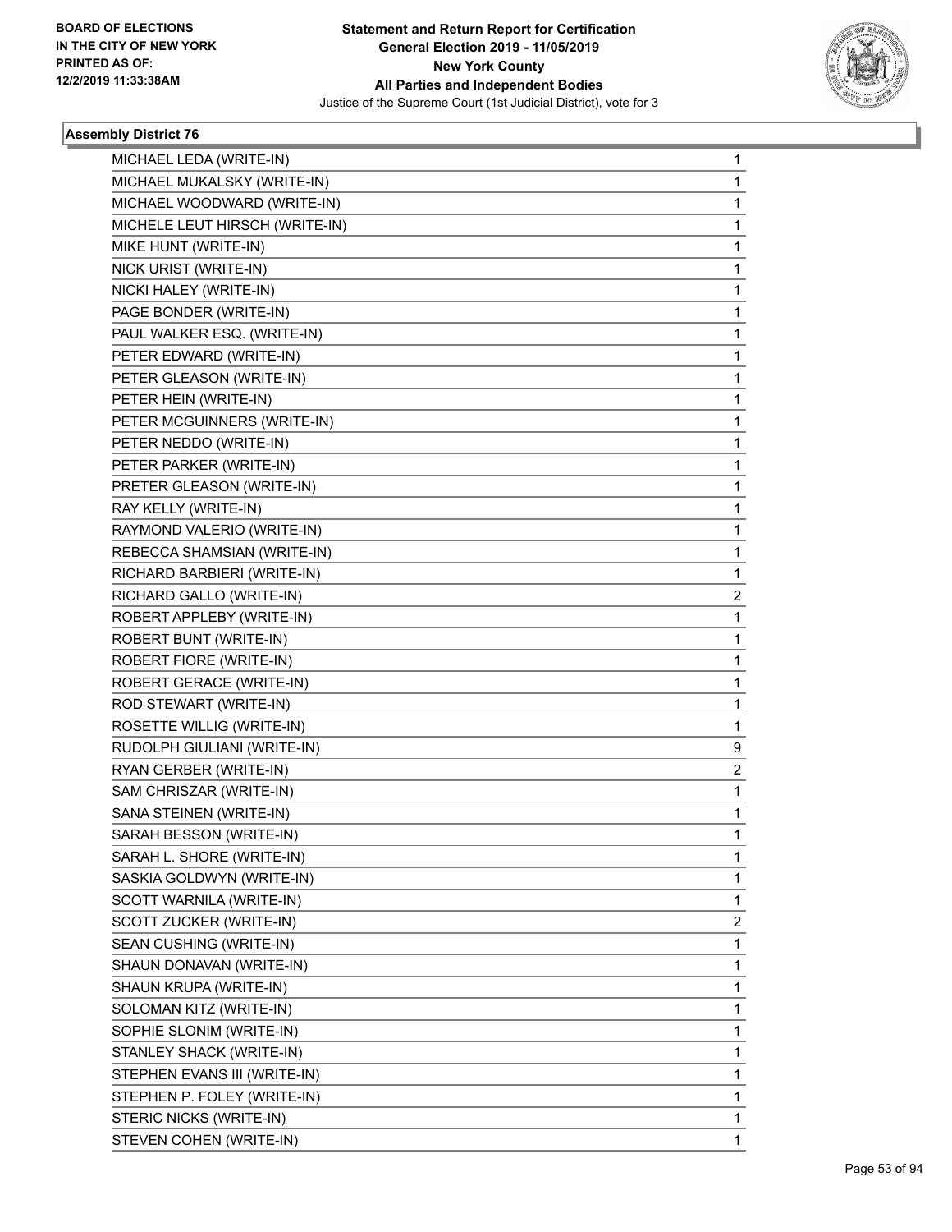**BOARD OF ELECTIONS IN THE CITY OF NEW YORK PRINTED AS OF: 12/2/2019 11:33:38AM**

**Statement and Return Report for Certification General Election 2019 - 11/05/2019 New York County All Parties and Independent Bodies**

Justice of the Supreme Court (1st Judicial District), vote for 3

### Assembly District 76

| | |
|---|---|
| MICHAEL LEDA (WRITE-IN) | 1 |
| MICHAEL MUKALSKY (WRITE-IN) | 1 |
| MICHAEL WOODWARD (WRITE-IN) | 1 |
| MICHELE LEUT HIRSCH (WRITE-IN) | 1 |
| MIKE HUNT (WRITE-IN) | 1 |
| NICK URIST (WRITE-IN) | 1 |
| NICKI HALEY (WRITE-IN) | 1 |
| PAGE BONDER (WRITE-IN) | 1 |
| PAUL WALKER ESQ. (WRITE-IN) | 1 |
| PETER EDWARD (WRITE-IN) | 1 |
| PETER GLEASON (WRITE-IN) | 1 |
| PETER HEIN (WRITE-IN) | 1 |
| PETER MCGUINNERS (WRITE-IN) | 1 |
| PETER NEDDO (WRITE-IN) | 1 |
| PETER PARKER (WRITE-IN) | 1 |
| PRETER GLEASON (WRITE-IN) | 1 |
| RAY KELLY (WRITE-IN) | 1 |
| RAYMOND VALERIO (WRITE-IN) | 1 |
| REBECCA SHAMSIAN (WRITE-IN) | 1 |
| RICHARD BARBIERI (WRITE-IN) | 1 |
| RICHARD GALLO (WRITE-IN) | 2 |
| ROBERT APPLEBY (WRITE-IN) | 1 |
| ROBERT BUNT (WRITE-IN) | 1 |
| ROBERT FIORE (WRITE-IN) | 1 |
| ROBERT GERACE (WRITE-IN) | 1 |
| ROD STEWART (WRITE-IN) | 1 |
| ROSETTE WILLIG (WRITE-IN) | 1 |
| RUDOLPH GIULIANI (WRITE-IN) | 9 |
| RYAN GERBER (WRITE-IN) | 2 |
| SAM CHRISZAR (WRITE-IN) | 1 |
| SANA STEINEN (WRITE-IN) | 1 |
| SARAH BESSON (WRITE-IN) | 1 |
| SARAH L. SHORE (WRITE-IN) | 1 |
| SASKIA GOLDWYN (WRITE-IN) | 1 |
| SCOTT WARNILA (WRITE-IN) | 1 |
| SCOTT ZUCKER (WRITE-IN) | 2 |
| SEAN CUSHING (WRITE-IN) | 1 |
| SHAUN DONAVAN (WRITE-IN) | 1 |
| SHAUN KRUPA (WRITE-IN) | 1 |
| SOLOMAN KITZ (WRITE-IN) | 1 |
| SOPHIE SLONIM (WRITE-IN) | 1 |
| STANLEY SHACK (WRITE-IN) | 1 |
| STEPHEN EVANS III (WRITE-IN) | 1 |
| STEPHEN P. FOLEY (WRITE-IN) | 1 |
| STERIC NICKS (WRITE-IN) | 1 |
| STEVEN COHEN (WRITE-IN) | 1 |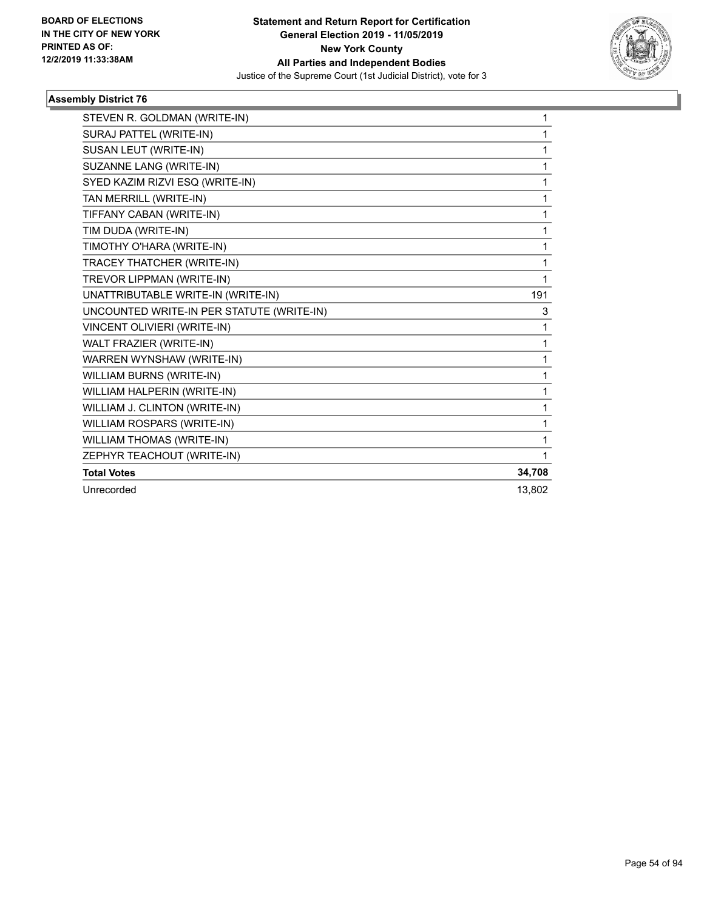### Assembly District 76

| Candidate | Votes |
|---|---|
| STEVEN R. GOLDMAN (WRITE-IN) | 1 |
| SURAJ PATTEL (WRITE-IN) | 1 |
| SUSAN LEUT (WRITE-IN) | 1 |
| SUZANNE LANG (WRITE-IN) | 1 |
| SYED KAZIM RIZVI ESQ (WRITE-IN) | 1 |
| TAN MERRILL (WRITE-IN) | 1 |
| TIFFANY CABAN (WRITE-IN) | 1 |
| TIM DUDA (WRITE-IN) | 1 |
| TIMOTHY O'HARA (WRITE-IN) | 1 |
| TRACEY THATCHER (WRITE-IN) | 1 |
| TREVOR LIPPMAN (WRITE-IN) | 1 |
| UNATTRIBUTABLE WRITE-IN (WRITE-IN) | 191 |
| UNCOUNTED WRITE-IN PER STATUTE (WRITE-IN) | 3 |
| VINCENT OLIVIERI (WRITE-IN) | 1 |
| WALT FRAZIER (WRITE-IN) | 1 |
| WARREN WYNSHAW (WRITE-IN) | 1 |
| WILLIAM BURNS (WRITE-IN) | 1 |
| WILLIAM HALPERIN (WRITE-IN) | 1 |
| WILLIAM J. CLINTON (WRITE-IN) | 1 |
| WILLIAM ROSPARS (WRITE-IN) | 1 |
| WILLIAM THOMAS (WRITE-IN) | 1 |
| ZEPHYR TEACHOUT (WRITE-IN) | 1 |
| **Total Votes** | **34,708** |
| Unrecorded | 13,802 |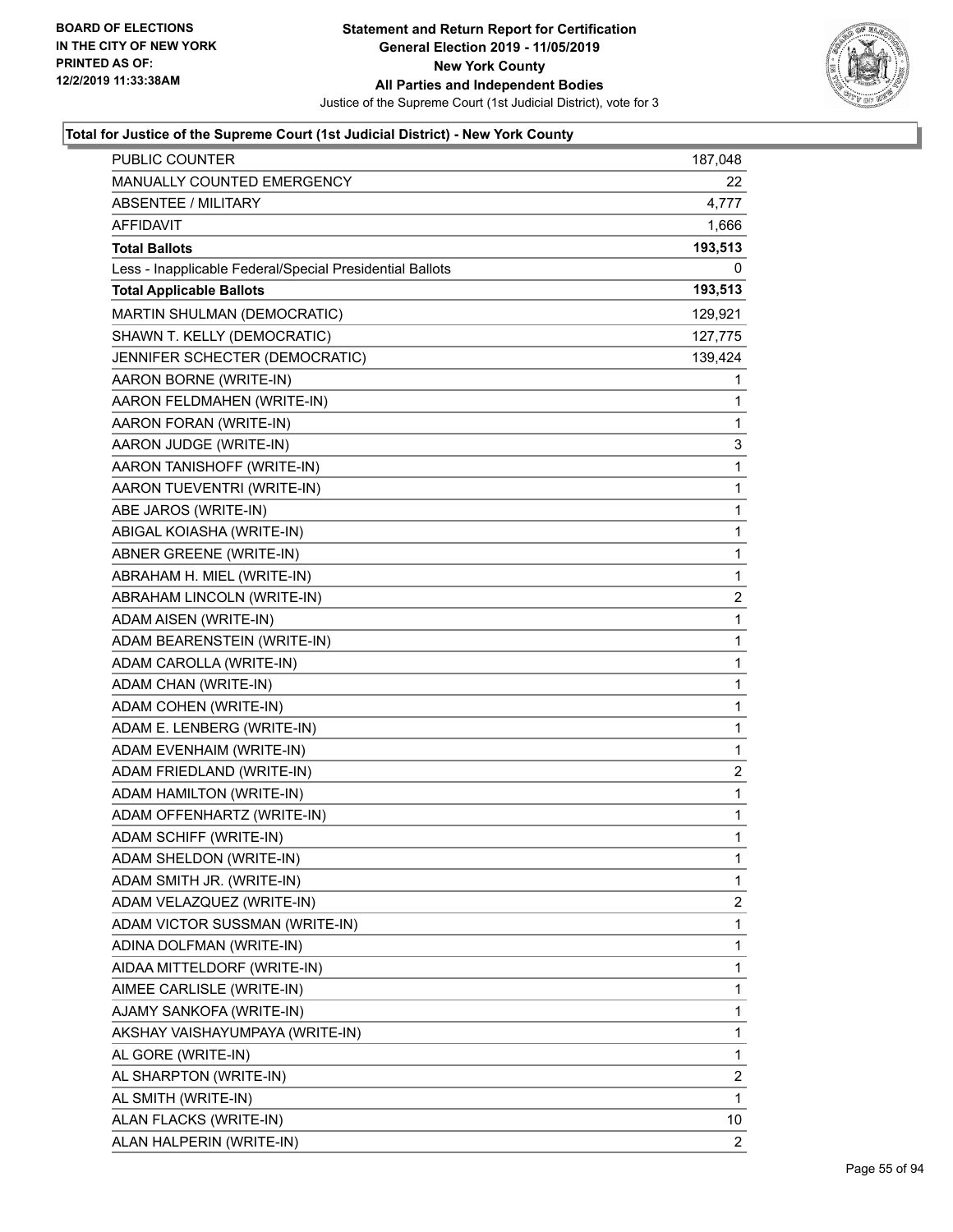### Total for Justice of the Supreme Court (1st Judicial District) - New York County

| | |
|---|---|
| PUBLIC COUNTER | 187,048 |
| MANUALLY COUNTED EMERGENCY | 22 |
| ABSENTEE / MILITARY | 4,777 |
| AFFIDAVIT | 1,666 |
| **Total Ballots** | **193,513** |
| Less - Inapplicable Federal/Special Presidential Ballots | 0 |
| **Total Applicable Ballots** | **193,513** |
| MARTIN SHULMAN (DEMOCRATIC) | 129,921 |
| SHAWN T. KELLY (DEMOCRATIC) | 127,775 |
| JENNIFER SCHECTER (DEMOCRATIC) | 139,424 |
| AARON BORNE (WRITE-IN) | 1 |
| AARON FELDMAHEN (WRITE-IN) | 1 |
| AARON FORAN (WRITE-IN) | 1 |
| AARON JUDGE (WRITE-IN) | 3 |
| AARON TANISHOFF (WRITE-IN) | 1 |
| AARON TUEVENTRI (WRITE-IN) | 1 |
| ABE JAROS (WRITE-IN) | 1 |
| ABIGAL KOIASHA (WRITE-IN) | 1 |
| ABNER GREENE (WRITE-IN) | 1 |
| ABRAHAM H. MIEL (WRITE-IN) | 1 |
| ABRAHAM LINCOLN (WRITE-IN) | 2 |
| ADAM AISEN (WRITE-IN) | 1 |
| ADAM BEARENSTEIN (WRITE-IN) | 1 |
| ADAM CAROLLA (WRITE-IN) | 1 |
| ADAM CHAN (WRITE-IN) | 1 |
| ADAM COHEN (WRITE-IN) | 1 |
| ADAM E. LENBERG (WRITE-IN) | 1 |
| ADAM EVENHAIM (WRITE-IN) | 1 |
| ADAM FRIEDLAND (WRITE-IN) | 2 |
| ADAM HAMILTON (WRITE-IN) | 1 |
| ADAM OFFENHARTZ (WRITE-IN) | 1 |
| ADAM SCHIFF (WRITE-IN) | 1 |
| ADAM SHELDON (WRITE-IN) | 1 |
| ADAM SMITH JR. (WRITE-IN) | 1 |
| ADAM VELAZQUEZ (WRITE-IN) | 2 |
| ADAM VICTOR SUSSMAN (WRITE-IN) | 1 |
| ADINA DOLFMAN (WRITE-IN) | 1 |
| AIDAA MITTELDORF (WRITE-IN) | 1 |
| AIMEE CARLISLE (WRITE-IN) | 1 |
| AJAMY SANKOFA (WRITE-IN) | 1 |
| AKSHAY VAISHAYUMPAYA (WRITE-IN) | 1 |
| AL GORE (WRITE-IN) | 1 |
| AL SHARPTON (WRITE-IN) | 2 |
| AL SMITH (WRITE-IN) | 1 |
| ALAN FLACKS (WRITE-IN) | 10 |
| ALAN HALPERIN (WRITE-IN) | 2 |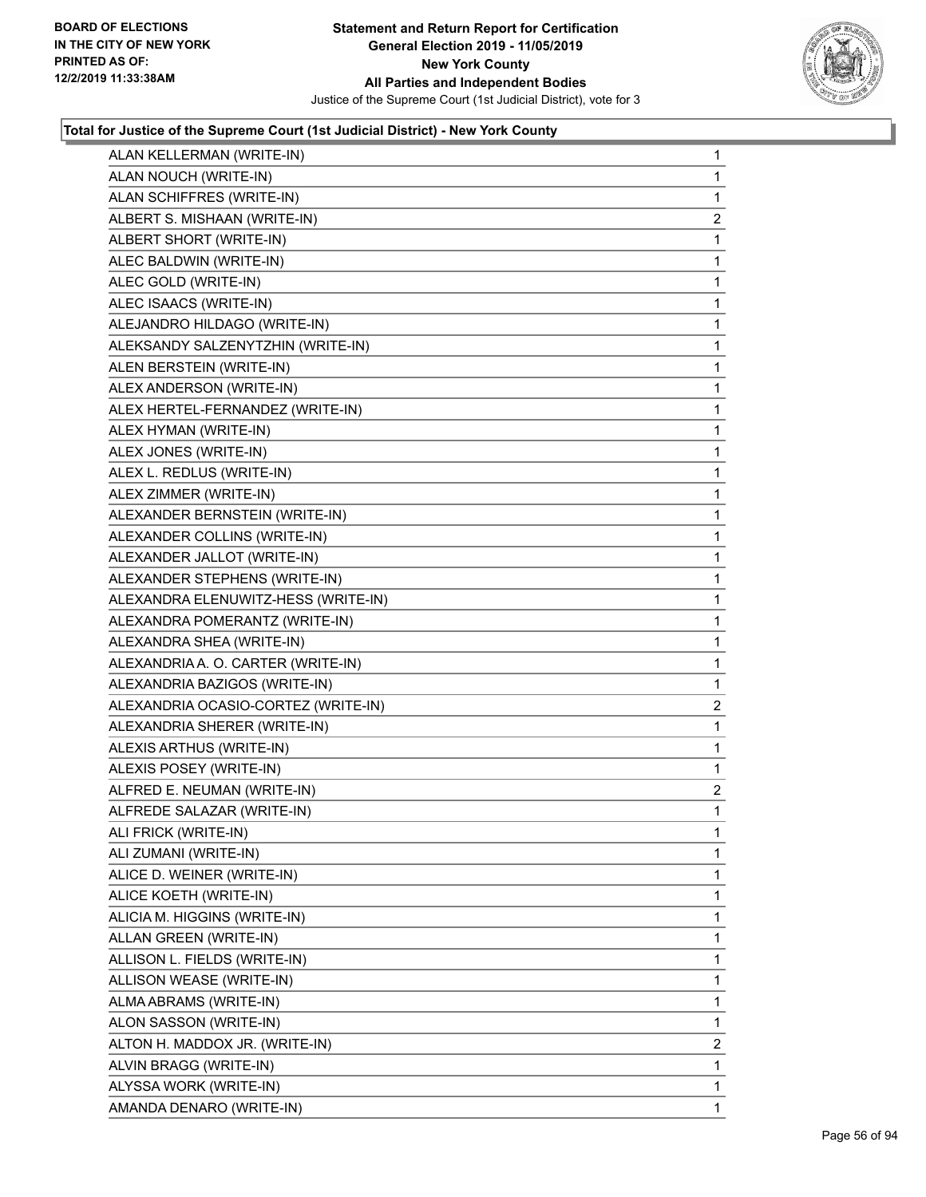**Total for Justice of the Supreme Court (1st Judicial District) - New York County**

| Candidate | Votes |
|---|---|
| ALAN KELLERMAN (WRITE-IN) | 1 |
| ALAN NOUCH (WRITE-IN) | 1 |
| ALAN SCHIFFRES (WRITE-IN) | 1 |
| ALBERT S. MISHAAN (WRITE-IN) | 2 |
| ALBERT SHORT (WRITE-IN) | 1 |
| ALEC BALDWIN (WRITE-IN) | 1 |
| ALEC GOLD (WRITE-IN) | 1 |
| ALEC ISAACS (WRITE-IN) | 1 |
| ALEJANDRO HILDAGO (WRITE-IN) | 1 |
| ALEKSANDY SALZENYTZHIN (WRITE-IN) | 1 |
| ALEN BERSTEIN (WRITE-IN) | 1 |
| ALEX ANDERSON (WRITE-IN) | 1 |
| ALEX HERTEL-FERNANDEZ (WRITE-IN) | 1 |
| ALEX HYMAN (WRITE-IN) | 1 |
| ALEX JONES (WRITE-IN) | 1 |
| ALEX L. REDLUS (WRITE-IN) | 1 |
| ALEX ZIMMER (WRITE-IN) | 1 |
| ALEXANDER BERNSTEIN (WRITE-IN) | 1 |
| ALEXANDER COLLINS (WRITE-IN) | 1 |
| ALEXANDER JALLOT (WRITE-IN) | 1 |
| ALEXANDER STEPHENS (WRITE-IN) | 1 |
| ALEXANDRA ELENUWITZ-HESS (WRITE-IN) | 1 |
| ALEXANDRA POMERANTZ (WRITE-IN) | 1 |
| ALEXANDRA SHEA (WRITE-IN) | 1 |
| ALEXANDRIA A. O. CARTER (WRITE-IN) | 1 |
| ALEXANDRIA BAZIGOS (WRITE-IN) | 1 |
| ALEXANDRIA OCASIO-CORTEZ (WRITE-IN) | 2 |
| ALEXANDRIA SHERER (WRITE-IN) | 1 |
| ALEXIS ARTHUS (WRITE-IN) | 1 |
| ALEXIS POSEY (WRITE-IN) | 1 |
| ALFRED E. NEUMAN (WRITE-IN) | 2 |
| ALFREDE SALAZAR (WRITE-IN) | 1 |
| ALI FRICK (WRITE-IN) | 1 |
| ALI ZUMANI (WRITE-IN) | 1 |
| ALICE D. WEINER (WRITE-IN) | 1 |
| ALICE KOETH (WRITE-IN) | 1 |
| ALICIA M. HIGGINS (WRITE-IN) | 1 |
| ALLAN GREEN (WRITE-IN) | 1 |
| ALLISON L. FIELDS (WRITE-IN) | 1 |
| ALLISON WEASE (WRITE-IN) | 1 |
| ALMA ABRAMS (WRITE-IN) | 1 |
| ALON SASSON (WRITE-IN) | 1 |
| ALTON H. MADDOX JR. (WRITE-IN) | 2 |
| ALVIN BRAGG (WRITE-IN) | 1 |
| ALYSSA WORK (WRITE-IN) | 1 |
| AMANDA DENARO (WRITE-IN) | 1 |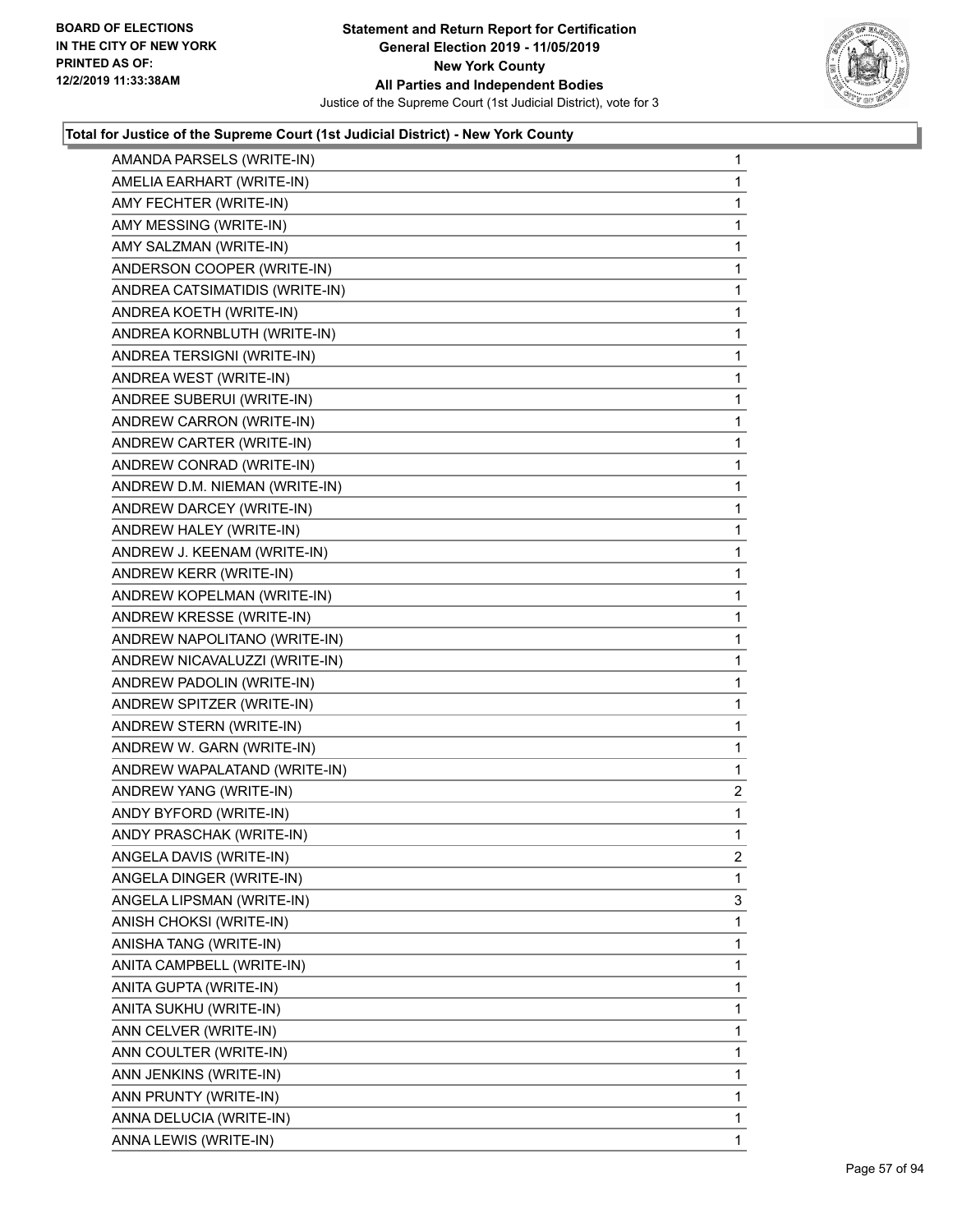**Total for Justice of the Supreme Court (1st Judicial District) - New York County**

| | |
|---|---|
| AMANDA PARSELS (WRITE-IN) | 1 |
| AMELIA EARHART (WRITE-IN) | 1 |
| AMY FECHTER (WRITE-IN) | 1 |
| AMY MESSING (WRITE-IN) | 1 |
| AMY SALZMAN (WRITE-IN) | 1 |
| ANDERSON COOPER (WRITE-IN) | 1 |
| ANDREA CATSIMATIDIS (WRITE-IN) | 1 |
| ANDREA KOETH (WRITE-IN) | 1 |
| ANDREA KORNBLUTH (WRITE-IN) | 1 |
| ANDREA TERSIGNI (WRITE-IN) | 1 |
| ANDREA WEST (WRITE-IN) | 1 |
| ANDREE SUBERUI (WRITE-IN) | 1 |
| ANDREW CARRON (WRITE-IN) | 1 |
| ANDREW CARTER (WRITE-IN) | 1 |
| ANDREW CONRAD (WRITE-IN) | 1 |
| ANDREW D.M. NIEMAN (WRITE-IN) | 1 |
| ANDREW DARCEY (WRITE-IN) | 1 |
| ANDREW HALEY (WRITE-IN) | 1 |
| ANDREW J. KEENAM (WRITE-IN) | 1 |
| ANDREW KERR (WRITE-IN) | 1 |
| ANDREW KOPELMAN (WRITE-IN) | 1 |
| ANDREW KRESSE (WRITE-IN) | 1 |
| ANDREW NAPOLITANO (WRITE-IN) | 1 |
| ANDREW NICAVALUZZI (WRITE-IN) | 1 |
| ANDREW PADOLIN (WRITE-IN) | 1 |
| ANDREW SPITZER (WRITE-IN) | 1 |
| ANDREW STERN (WRITE-IN) | 1 |
| ANDREW W. GARN (WRITE-IN) | 1 |
| ANDREW WAPALATAND (WRITE-IN) | 1 |
| ANDREW YANG (WRITE-IN) | 2 |
| ANDY BYFORD (WRITE-IN) | 1 |
| ANDY PRASCHAK (WRITE-IN) | 1 |
| ANGELA DAVIS (WRITE-IN) | 2 |
| ANGELA DINGER (WRITE-IN) | 1 |
| ANGELA LIPSMAN (WRITE-IN) | 3 |
| ANISH CHOKSI (WRITE-IN) | 1 |
| ANISHA TANG (WRITE-IN) | 1 |
| ANITA CAMPBELL (WRITE-IN) | 1 |
| ANITA GUPTA (WRITE-IN) | 1 |
| ANITA SUKHU (WRITE-IN) | 1 |
| ANN CELVER (WRITE-IN) | 1 |
| ANN COULTER (WRITE-IN) | 1 |
| ANN JENKINS (WRITE-IN) | 1 |
| ANN PRUNTY (WRITE-IN) | 1 |
| ANNA DELUCIA (WRITE-IN) | 1 |
| ANNA LEWIS (WRITE-IN) | 1 |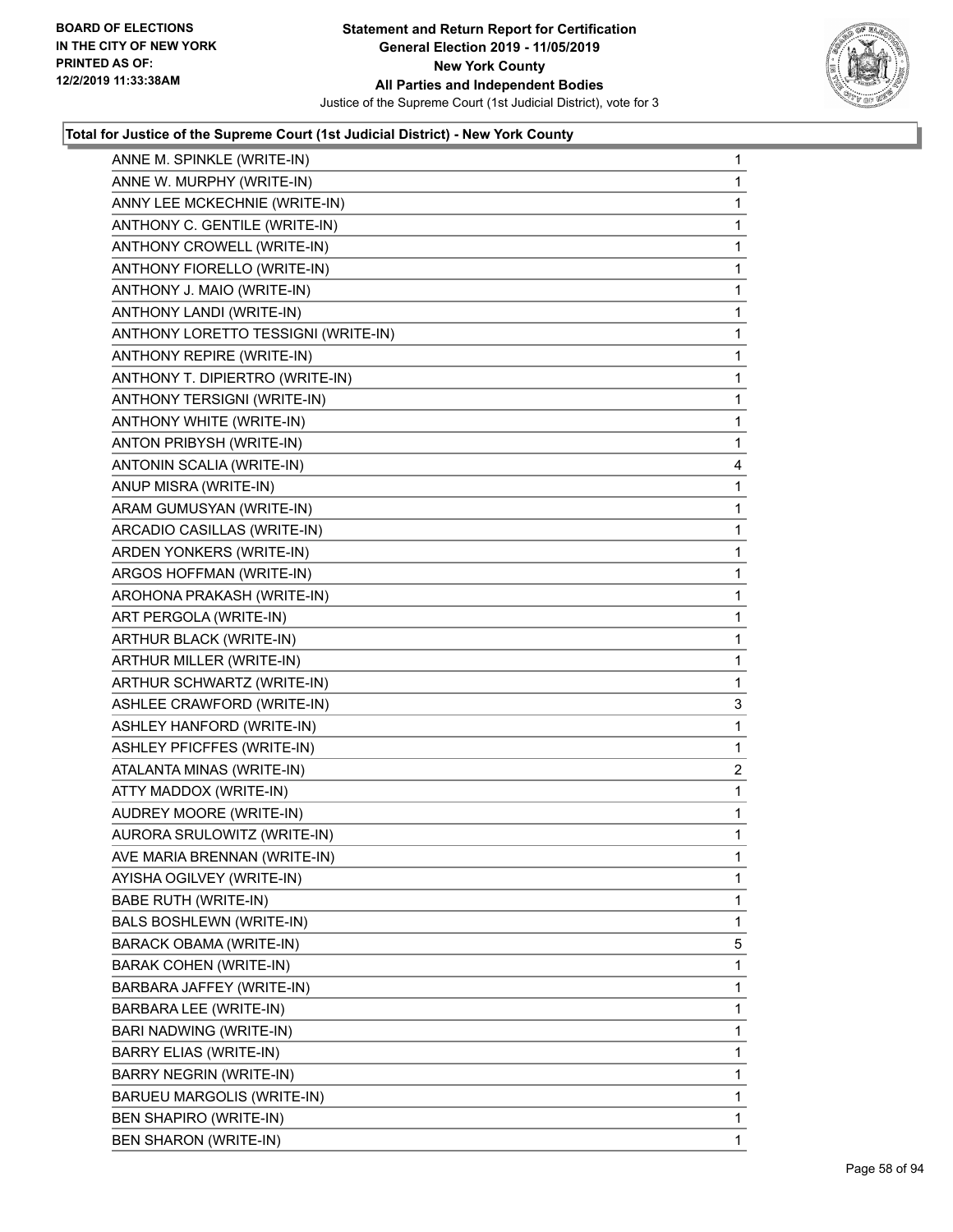**Total for Justice of the Supreme Court (1st Judicial District) - New York County**

| Candidate | Votes |
|---|---|
| ANNE M. SPINKLE (WRITE-IN) | 1 |
| ANNE W. MURPHY (WRITE-IN) | 1 |
| ANNY LEE MCKECHNIE (WRITE-IN) | 1 |
| ANTHONY C. GENTILE (WRITE-IN) | 1 |
| ANTHONY CROWELL (WRITE-IN) | 1 |
| ANTHONY FIORELLO (WRITE-IN) | 1 |
| ANTHONY J. MAIO (WRITE-IN) | 1 |
| ANTHONY LANDI (WRITE-IN) | 1 |
| ANTHONY LORETTO TESSIGNI (WRITE-IN) | 1 |
| ANTHONY REPIRE (WRITE-IN) | 1 |
| ANTHONY T. DIPIERTRO (WRITE-IN) | 1 |
| ANTHONY TERSIGNI (WRITE-IN) | 1 |
| ANTHONY WHITE (WRITE-IN) | 1 |
| ANTON PRIBYSH (WRITE-IN) | 1 |
| ANTONIN SCALIA (WRITE-IN) | 4 |
| ANUP MISRA (WRITE-IN) | 1 |
| ARAM GUMUSYAN (WRITE-IN) | 1 |
| ARCADIO CASILLAS (WRITE-IN) | 1 |
| ARDEN YONKERS (WRITE-IN) | 1 |
| ARGOS HOFFMAN (WRITE-IN) | 1 |
| AROHONA PRAKASH (WRITE-IN) | 1 |
| ART PERGOLA (WRITE-IN) | 1 |
| ARTHUR BLACK (WRITE-IN) | 1 |
| ARTHUR MILLER (WRITE-IN) | 1 |
| ARTHUR SCHWARTZ (WRITE-IN) | 1 |
| ASHLEE CRAWFORD (WRITE-IN) | 3 |
| ASHLEY HANFORD (WRITE-IN) | 1 |
| ASHLEY PFICFFES (WRITE-IN) | 1 |
| ATALANTA MINAS (WRITE-IN) | 2 |
| ATTY MADDOX (WRITE-IN) | 1 |
| AUDREY MOORE (WRITE-IN) | 1 |
| AURORA SRULOWITZ (WRITE-IN) | 1 |
| AVE MARIA BRENNAN (WRITE-IN) | 1 |
| AYISHA OGILVEY (WRITE-IN) | 1 |
| BABE RUTH (WRITE-IN) | 1 |
| BALS BOSHLEWN (WRITE-IN) | 1 |
| BARACK OBAMA (WRITE-IN) | 5 |
| BARAK COHEN (WRITE-IN) | 1 |
| BARBARA JAFFEY (WRITE-IN) | 1 |
| BARBARA LEE (WRITE-IN) | 1 |
| BARI NADWING (WRITE-IN) | 1 |
| BARRY ELIAS (WRITE-IN) | 1 |
| BARRY NEGRIN (WRITE-IN) | 1 |
| BARUEU MARGOLIS (WRITE-IN) | 1 |
| BEN SHAPIRO (WRITE-IN) | 1 |
| BEN SHARON (WRITE-IN) | 1 |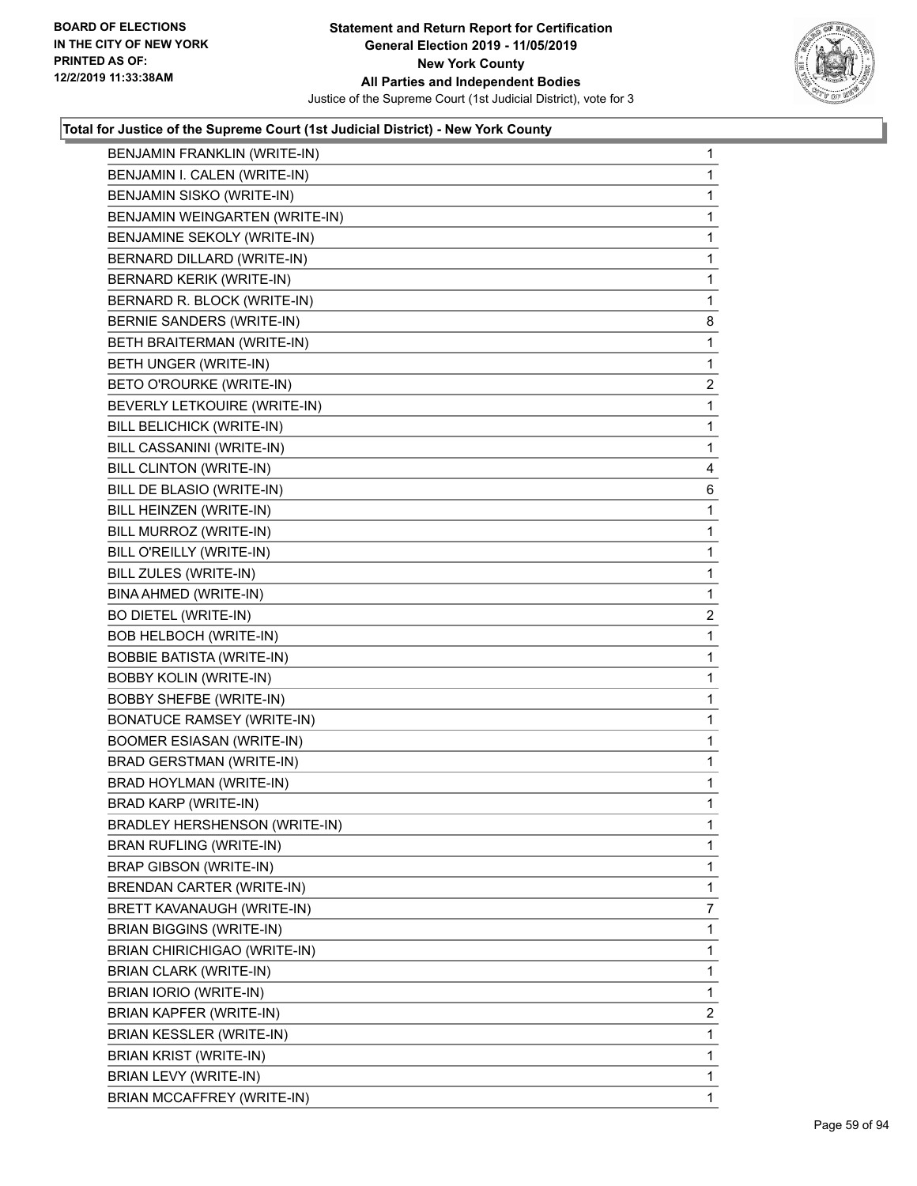**Total for Justice of the Supreme Court (1st Judicial District) - New York County**

| Candidate | Votes |
|---|---|
| BENJAMIN FRANKLIN (WRITE-IN) | 1 |
| BENJAMIN I. CALEN (WRITE-IN) | 1 |
| BENJAMIN SISKO (WRITE-IN) | 1 |
| BENJAMIN WEINGARTEN (WRITE-IN) | 1 |
| BENJAMINE SEKOLY (WRITE-IN) | 1 |
| BERNARD DILLARD (WRITE-IN) | 1 |
| BERNARD KERIK (WRITE-IN) | 1 |
| BERNARD R. BLOCK (WRITE-IN) | 1 |
| BERNIE SANDERS (WRITE-IN) | 8 |
| BETH BRAITERMAN (WRITE-IN) | 1 |
| BETH UNGER (WRITE-IN) | 1 |
| BETO O'ROURKE (WRITE-IN) | 2 |
| BEVERLY LETKOUIRE (WRITE-IN) | 1 |
| BILL BELICHICK (WRITE-IN) | 1 |
| BILL CASSANINI (WRITE-IN) | 1 |
| BILL CLINTON (WRITE-IN) | 4 |
| BILL DE BLASIO (WRITE-IN) | 6 |
| BILL HEINZEN (WRITE-IN) | 1 |
| BILL MURROZ (WRITE-IN) | 1 |
| BILL O'REILLY (WRITE-IN) | 1 |
| BILL ZULES (WRITE-IN) | 1 |
| BINA AHMED (WRITE-IN) | 1 |
| BO DIETEL (WRITE-IN) | 2 |
| BOB HELBOCH (WRITE-IN) | 1 |
| BOBBIE BATISTA (WRITE-IN) | 1 |
| BOBBY KOLIN (WRITE-IN) | 1 |
| BOBBY SHEFBE (WRITE-IN) | 1 |
| BONATUCE RAMSEY (WRITE-IN) | 1 |
| BOOMER ESIASAN (WRITE-IN) | 1 |
| BRAD GERSTMAN (WRITE-IN) | 1 |
| BRAD HOYLMAN (WRITE-IN) | 1 |
| BRAD KARP (WRITE-IN) | 1 |
| BRADLEY HERSHENSON (WRITE-IN) | 1 |
| BRAN RUFLING (WRITE-IN) | 1 |
| BRAP GIBSON (WRITE-IN) | 1 |
| BRENDAN CARTER (WRITE-IN) | 1 |
| BRETT KAVANAUGH (WRITE-IN) | 7 |
| BRIAN BIGGINS (WRITE-IN) | 1 |
| BRIAN CHIRICHIGAO (WRITE-IN) | 1 |
| BRIAN CLARK (WRITE-IN) | 1 |
| BRIAN IORIO (WRITE-IN) | 1 |
| BRIAN KAPFER (WRITE-IN) | 2 |
| BRIAN KESSLER (WRITE-IN) | 1 |
| BRIAN KRIST (WRITE-IN) | 1 |
| BRIAN LEVY (WRITE-IN) | 1 |
| BRIAN MCCAFFREY (WRITE-IN) | 1 |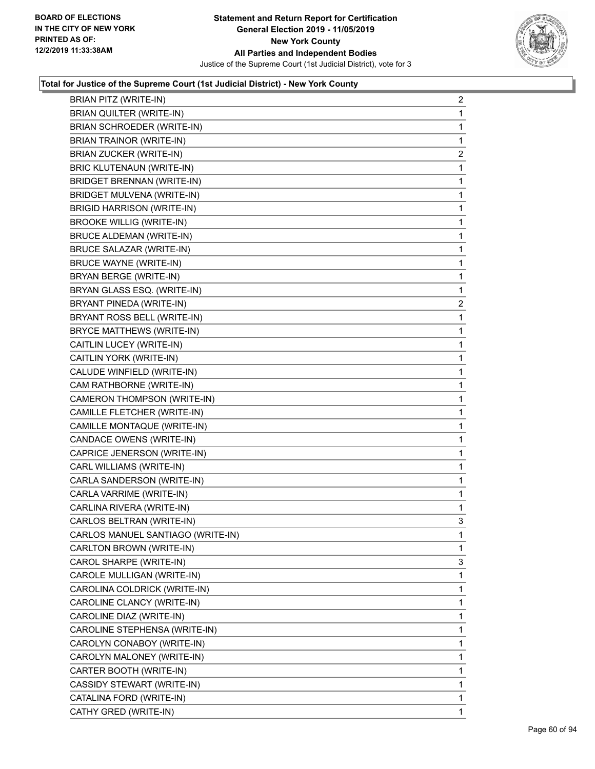**Total for Justice of the Supreme Court (1st Judicial District) - New York County**

| | |
|---|---|
| BRIAN PITZ (WRITE-IN) | 2 |
| BRIAN QUILTER (WRITE-IN) | 1 |
| BRIAN SCHROEDER (WRITE-IN) | 1 |
| BRIAN TRAINOR (WRITE-IN) | 1 |
| BRIAN ZUCKER (WRITE-IN) | 2 |
| BRIC KLUTENAUN (WRITE-IN) | 1 |
| BRIDGET BRENNAN (WRITE-IN) | 1 |
| BRIDGET MULVENA (WRITE-IN) | 1 |
| BRIGID HARRISON (WRITE-IN) | 1 |
| BROOKE WILLIG (WRITE-IN) | 1 |
| BRUCE ALDEMAN (WRITE-IN) | 1 |
| BRUCE SALAZAR (WRITE-IN) | 1 |
| BRUCE WAYNE (WRITE-IN) | 1 |
| BRYAN BERGE (WRITE-IN) | 1 |
| BRYAN GLASS ESQ. (WRITE-IN) | 1 |
| BRYANT PINEDA (WRITE-IN) | 2 |
| BRYANT ROSS BELL (WRITE-IN) | 1 |
| BRYCE MATTHEWS (WRITE-IN) | 1 |
| CAITLIN LUCEY (WRITE-IN) | 1 |
| CAITLIN YORK (WRITE-IN) | 1 |
| CALUDE WINFIELD (WRITE-IN) | 1 |
| CAM RATHBORNE (WRITE-IN) | 1 |
| CAMERON THOMPSON (WRITE-IN) | 1 |
| CAMILLE FLETCHER (WRITE-IN) | 1 |
| CAMILLE MONTAQUE (WRITE-IN) | 1 |
| CANDACE OWENS (WRITE-IN) | 1 |
| CAPRICE JENERSON (WRITE-IN) | 1 |
| CARL WILLIAMS (WRITE-IN) | 1 |
| CARLA SANDERSON (WRITE-IN) | 1 |
| CARLA VARRIME (WRITE-IN) | 1 |
| CARLINA RIVERA (WRITE-IN) | 1 |
| CARLOS BELTRAN (WRITE-IN) | 3 |
| CARLOS MANUEL SANTIAGO (WRITE-IN) | 1 |
| CARLTON BROWN (WRITE-IN) | 1 |
| CAROL SHARPE (WRITE-IN) | 3 |
| CAROLE MULLIGAN (WRITE-IN) | 1 |
| CAROLINA COLDRICK (WRITE-IN) | 1 |
| CAROLINE CLANCY (WRITE-IN) | 1 |
| CAROLINE DIAZ (WRITE-IN) | 1 |
| CAROLINE STEPHENSA (WRITE-IN) | 1 |
| CAROLYN CONABOY (WRITE-IN) | 1 |
| CAROLYN MALONEY (WRITE-IN) | 1 |
| CARTER BOOTH (WRITE-IN) | 1 |
| CASSIDY STEWART (WRITE-IN) | 1 |
| CATALINA FORD (WRITE-IN) | 1 |
| CATHY GRED (WRITE-IN) | 1 |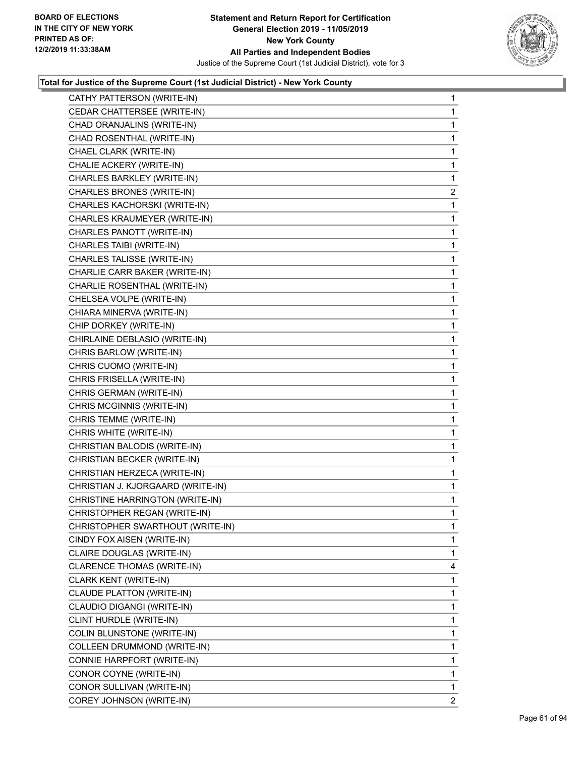**Total for Justice of the Supreme Court (1st Judicial District) - New York County**

| | |
|---|---|
| CATHY PATTERSON (WRITE-IN) | 1 |
| CEDAR CHATTERSEE (WRITE-IN) | 1 |
| CHAD ORANJALINS (WRITE-IN) | 1 |
| CHAD ROSENTHAL (WRITE-IN) | 1 |
| CHAEL CLARK (WRITE-IN) | 1 |
| CHALIE ACKERY (WRITE-IN) | 1 |
| CHARLES BARKLEY (WRITE-IN) | 1 |
| CHARLES BRONES (WRITE-IN) | 2 |
| CHARLES KACHORSKI (WRITE-IN) | 1 |
| CHARLES KRAUMEYER (WRITE-IN) | 1 |
| CHARLES PANOTT (WRITE-IN) | 1 |
| CHARLES TAIBI (WRITE-IN) | 1 |
| CHARLES TALISSE (WRITE-IN) | 1 |
| CHARLIE CARR BAKER (WRITE-IN) | 1 |
| CHARLIE ROSENTHAL (WRITE-IN) | 1 |
| CHELSEA VOLPE (WRITE-IN) | 1 |
| CHIARA MINERVA (WRITE-IN) | 1 |
| CHIP DORKEY (WRITE-IN) | 1 |
| CHIRLAINE DEBLASIO (WRITE-IN) | 1 |
| CHRIS BARLOW (WRITE-IN) | 1 |
| CHRIS CUOMO (WRITE-IN) | 1 |
| CHRIS FRISELLA (WRITE-IN) | 1 |
| CHRIS GERMAN (WRITE-IN) | 1 |
| CHRIS MCGINNIS (WRITE-IN) | 1 |
| CHRIS TEMME (WRITE-IN) | 1 |
| CHRIS WHITE (WRITE-IN) | 1 |
| CHRISTIAN BALODIS (WRITE-IN) | 1 |
| CHRISTIAN BECKER (WRITE-IN) | 1 |
| CHRISTIAN HERZECA (WRITE-IN) | 1 |
| CHRISTIAN J. KJORGAARD (WRITE-IN) | 1 |
| CHRISTINE HARRINGTON (WRITE-IN) | 1 |
| CHRISTOPHER REGAN (WRITE-IN) | 1 |
| CHRISTOPHER SWARTHOUT (WRITE-IN) | 1 |
| CINDY FOX AISEN (WRITE-IN) | 1 |
| CLAIRE DOUGLAS (WRITE-IN) | 1 |
| CLARENCE THOMAS (WRITE-IN) | 4 |
| CLARK KENT (WRITE-IN) | 1 |
| CLAUDE PLATTON (WRITE-IN) | 1 |
| CLAUDIO DIGANGI (WRITE-IN) | 1 |
| CLINT HURDLE (WRITE-IN) | 1 |
| COLIN BLUNSTONE (WRITE-IN) | 1 |
| COLLEEN DRUMMOND (WRITE-IN) | 1 |
| CONNIE HARPFORT (WRITE-IN) | 1 |
| CONOR COYNE (WRITE-IN) | 1 |
| CONOR SULLIVAN (WRITE-IN) | 1 |
| COREY JOHNSON (WRITE-IN) | 2 |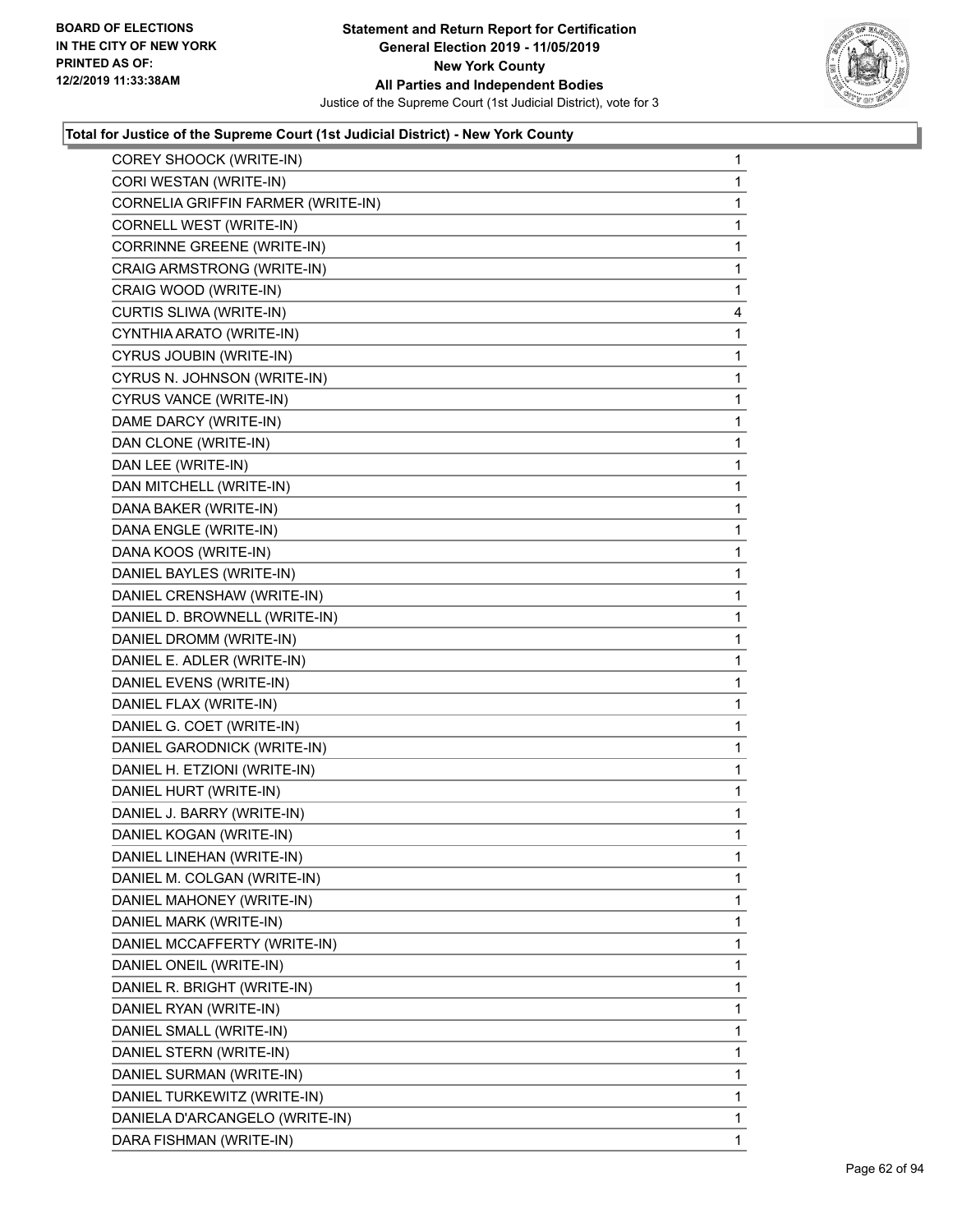### Total for Justice of the Supreme Court (1st Judicial District) - New York County

| | |
|---|---|
| COREY SHOOCK (WRITE-IN) | 1 |
| CORI WESTAN (WRITE-IN) | 1 |
| CORNELIA GRIFFIN FARMER (WRITE-IN) | 1 |
| CORNELL WEST (WRITE-IN) | 1 |
| CORRINNE GREENE (WRITE-IN) | 1 |
| CRAIG ARMSTRONG (WRITE-IN) | 1 |
| CRAIG WOOD (WRITE-IN) | 1 |
| CURTIS SLIWA (WRITE-IN) | 4 |
| CYNTHIA ARATO (WRITE-IN) | 1 |
| CYRUS JOUBIN (WRITE-IN) | 1 |
| CYRUS N. JOHNSON (WRITE-IN) | 1 |
| CYRUS VANCE (WRITE-IN) | 1 |
| DAME DARCY (WRITE-IN) | 1 |
| DAN CLONE (WRITE-IN) | 1 |
| DAN LEE (WRITE-IN) | 1 |
| DAN MITCHELL (WRITE-IN) | 1 |
| DANA BAKER (WRITE-IN) | 1 |
| DANA ENGLE (WRITE-IN) | 1 |
| DANA KOOS (WRITE-IN) | 1 |
| DANIEL BAYLES (WRITE-IN) | 1 |
| DANIEL CRENSHAW (WRITE-IN) | 1 |
| DANIEL D. BROWNELL (WRITE-IN) | 1 |
| DANIEL DROMM (WRITE-IN) | 1 |
| DANIEL E. ADLER (WRITE-IN) | 1 |
| DANIEL EVENS (WRITE-IN) | 1 |
| DANIEL FLAX (WRITE-IN) | 1 |
| DANIEL G. COET (WRITE-IN) | 1 |
| DANIEL GARODNICK (WRITE-IN) | 1 |
| DANIEL H. ETZIONI (WRITE-IN) | 1 |
| DANIEL HURT (WRITE-IN) | 1 |
| DANIEL J. BARRY (WRITE-IN) | 1 |
| DANIEL KOGAN (WRITE-IN) | 1 |
| DANIEL LINEHAN (WRITE-IN) | 1 |
| DANIEL M. COLGAN (WRITE-IN) | 1 |
| DANIEL MAHONEY (WRITE-IN) | 1 |
| DANIEL MARK (WRITE-IN) | 1 |
| DANIEL MCCAFFERTY (WRITE-IN) | 1 |
| DANIEL ONEIL (WRITE-IN) | 1 |
| DANIEL R. BRIGHT (WRITE-IN) | 1 |
| DANIEL RYAN (WRITE-IN) | 1 |
| DANIEL SMALL (WRITE-IN) | 1 |
| DANIEL STERN (WRITE-IN) | 1 |
| DANIEL SURMAN (WRITE-IN) | 1 |
| DANIEL TURKEWITZ (WRITE-IN) | 1 |
| DANIELA D'ARCANGELO (WRITE-IN) | 1 |
| DARA FISHMAN (WRITE-IN) | 1 |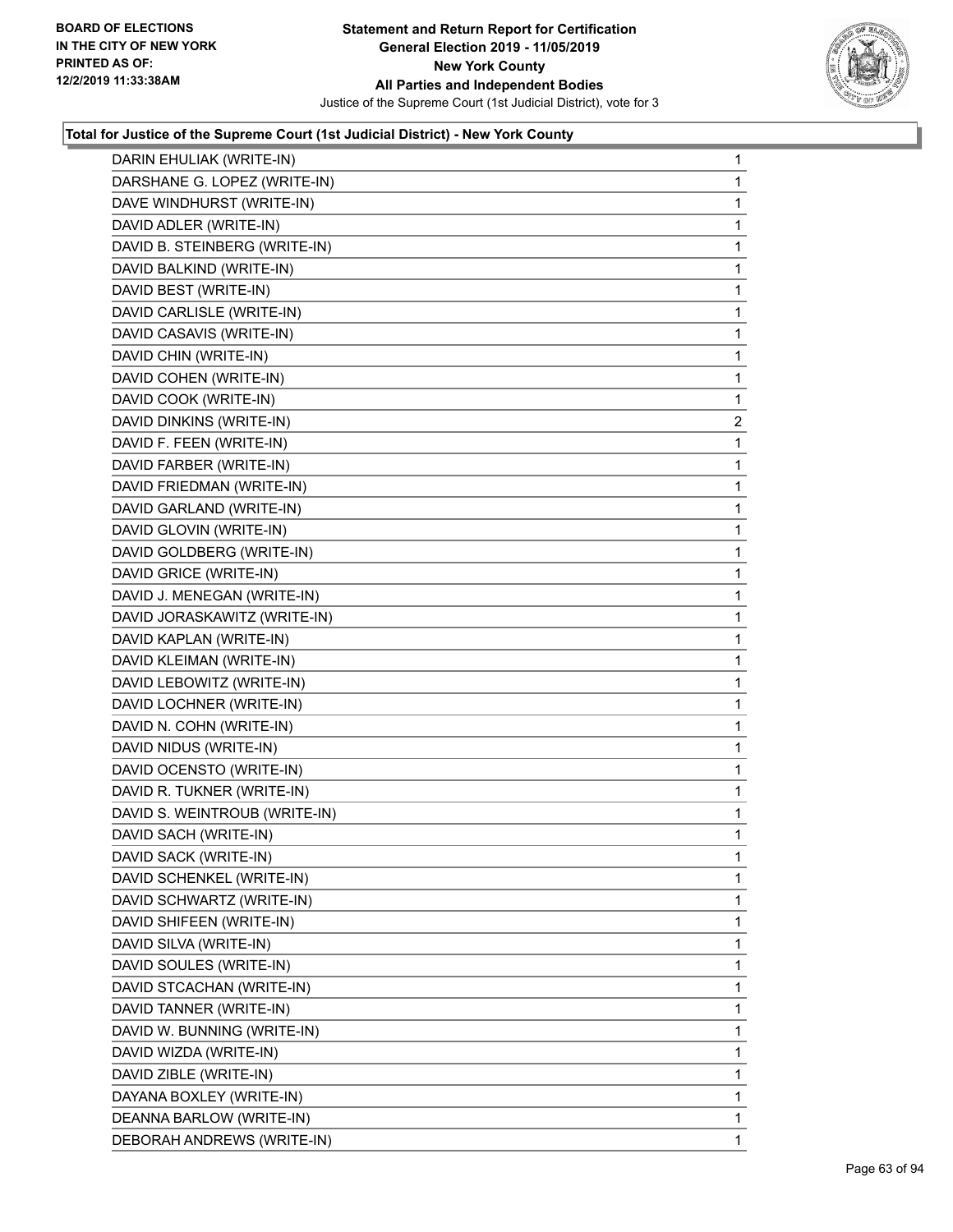### Total for Justice of the Supreme Court (1st Judicial District) - New York County

| | |
|---|---|
| DARIN EHULIAK (WRITE-IN) | 1 |
| DARSHANE G. LOPEZ (WRITE-IN) | 1 |
| DAVE WINDHURST (WRITE-IN) | 1 |
| DAVID ADLER (WRITE-IN) | 1 |
| DAVID B. STEINBERG (WRITE-IN) | 1 |
| DAVID BALKIND (WRITE-IN) | 1 |
| DAVID BEST (WRITE-IN) | 1 |
| DAVID CARLISLE (WRITE-IN) | 1 |
| DAVID CASAVIS (WRITE-IN) | 1 |
| DAVID CHIN (WRITE-IN) | 1 |
| DAVID COHEN (WRITE-IN) | 1 |
| DAVID COOK (WRITE-IN) | 1 |
| DAVID DINKINS (WRITE-IN) | 2 |
| DAVID F. FEEN (WRITE-IN) | 1 |
| DAVID FARBER (WRITE-IN) | 1 |
| DAVID FRIEDMAN (WRITE-IN) | 1 |
| DAVID GARLAND (WRITE-IN) | 1 |
| DAVID GLOVIN (WRITE-IN) | 1 |
| DAVID GOLDBERG (WRITE-IN) | 1 |
| DAVID GRICE (WRITE-IN) | 1 |
| DAVID J. MENEGAN (WRITE-IN) | 1 |
| DAVID JORASKAWITZ (WRITE-IN) | 1 |
| DAVID KAPLAN (WRITE-IN) | 1 |
| DAVID KLEIMAN (WRITE-IN) | 1 |
| DAVID LEBOWITZ (WRITE-IN) | 1 |
| DAVID LOCHNER (WRITE-IN) | 1 |
| DAVID N. COHN (WRITE-IN) | 1 |
| DAVID NIDUS (WRITE-IN) | 1 |
| DAVID OCENSTO (WRITE-IN) | 1 |
| DAVID R. TUKNER (WRITE-IN) | 1 |
| DAVID S. WEINTROUB (WRITE-IN) | 1 |
| DAVID SACH (WRITE-IN) | 1 |
| DAVID SACK (WRITE-IN) | 1 |
| DAVID SCHENKEL (WRITE-IN) | 1 |
| DAVID SCHWARTZ (WRITE-IN) | 1 |
| DAVID SHIFEEN (WRITE-IN) | 1 |
| DAVID SILVA (WRITE-IN) | 1 |
| DAVID SOULES (WRITE-IN) | 1 |
| DAVID STCACHAN (WRITE-IN) | 1 |
| DAVID TANNER (WRITE-IN) | 1 |
| DAVID W. BUNNING (WRITE-IN) | 1 |
| DAVID WIZDA (WRITE-IN) | 1 |
| DAVID ZIBLE (WRITE-IN) | 1 |
| DAYANA BOXLEY (WRITE-IN) | 1 |
| DEANNA BARLOW (WRITE-IN) | 1 |
| DEBORAH ANDREWS (WRITE-IN) | 1 |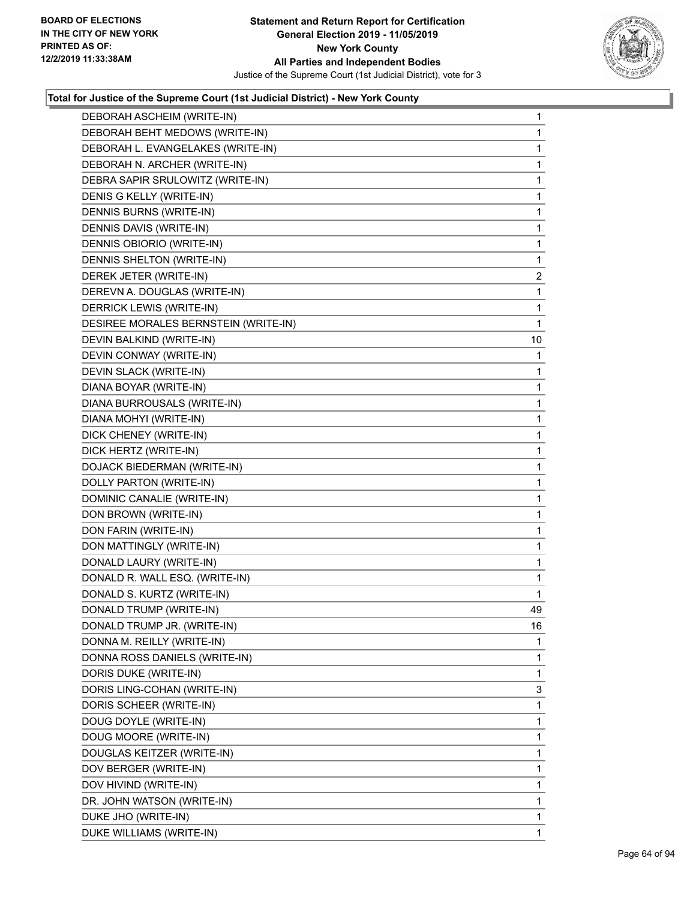**Total for Justice of the Supreme Court (1st Judicial District) - New York County**

| Candidate | Votes |
|---|---|
| DEBORAH ASCHEIM (WRITE-IN) | 1 |
| DEBORAH BEHT MEDOWS (WRITE-IN) | 1 |
| DEBORAH L. EVANGELAKES (WRITE-IN) | 1 |
| DEBORAH N. ARCHER (WRITE-IN) | 1 |
| DEBRA SAPIR SRULOWITZ (WRITE-IN) | 1 |
| DENIS G KELLY (WRITE-IN) | 1 |
| DENNIS BURNS (WRITE-IN) | 1 |
| DENNIS DAVIS (WRITE-IN) | 1 |
| DENNIS OBIORIO (WRITE-IN) | 1 |
| DENNIS SHELTON (WRITE-IN) | 1 |
| DEREK JETER (WRITE-IN) | 2 |
| DEREVN A. DOUGLAS (WRITE-IN) | 1 |
| DERRICK LEWIS (WRITE-IN) | 1 |
| DESIREE MORALES BERNSTEIN (WRITE-IN) | 1 |
| DEVIN BALKIND (WRITE-IN) | 10 |
| DEVIN CONWAY (WRITE-IN) | 1 |
| DEVIN SLACK (WRITE-IN) | 1 |
| DIANA BOYAR (WRITE-IN) | 1 |
| DIANA BURROUSALS (WRITE-IN) | 1 |
| DIANA MOHYI (WRITE-IN) | 1 |
| DICK CHENEY (WRITE-IN) | 1 |
| DICK HERTZ (WRITE-IN) | 1 |
| DOJACK BIEDERMAN (WRITE-IN) | 1 |
| DOLLY PARTON (WRITE-IN) | 1 |
| DOMINIC CANALIE (WRITE-IN) | 1 |
| DON BROWN (WRITE-IN) | 1 |
| DON FARIN (WRITE-IN) | 1 |
| DON MATTINGLY (WRITE-IN) | 1 |
| DONALD LAURY (WRITE-IN) | 1 |
| DONALD R. WALL ESQ. (WRITE-IN) | 1 |
| DONALD S. KURTZ (WRITE-IN) | 1 |
| DONALD TRUMP (WRITE-IN) | 49 |
| DONALD TRUMP JR. (WRITE-IN) | 16 |
| DONNA M. REILLY (WRITE-IN) | 1 |
| DONNA ROSS DANIELS (WRITE-IN) | 1 |
| DORIS DUKE (WRITE-IN) | 1 |
| DORIS LING-COHAN (WRITE-IN) | 3 |
| DORIS SCHEER (WRITE-IN) | 1 |
| DOUG DOYLE (WRITE-IN) | 1 |
| DOUG MOORE (WRITE-IN) | 1 |
| DOUGLAS KEITZER (WRITE-IN) | 1 |
| DOV BERGER (WRITE-IN) | 1 |
| DOV HIVIND (WRITE-IN) | 1 |
| DR. JOHN WATSON (WRITE-IN) | 1 |
| DUKE JHO (WRITE-IN) | 1 |
| DUKE WILLIAMS (WRITE-IN) | 1 |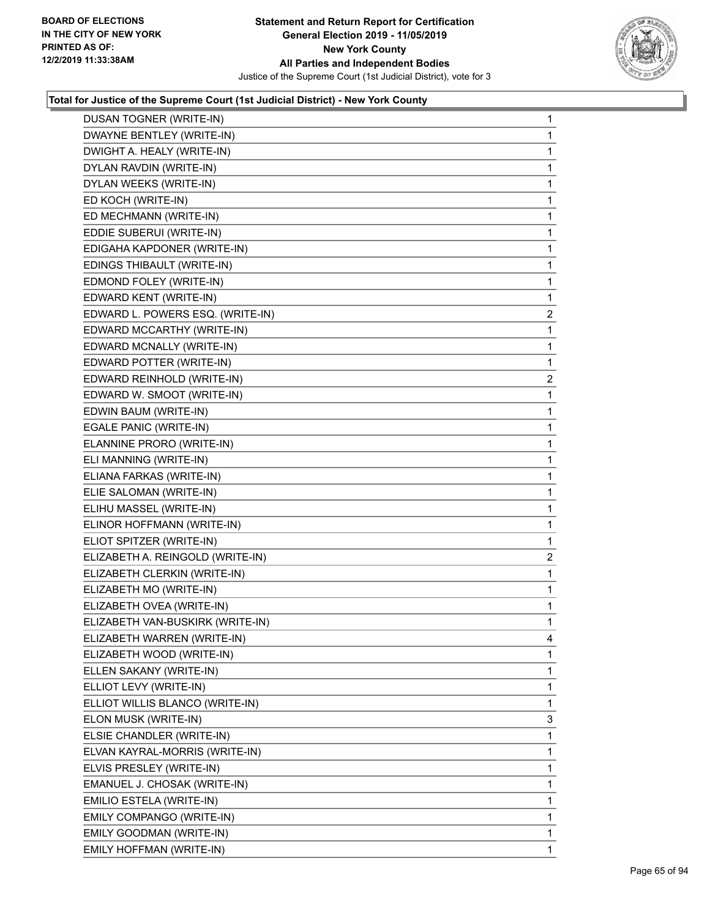**Total for Justice of the Supreme Court (1st Judicial District) - New York County**

| | |
|---|---|
| DUSAN TOGNER (WRITE-IN) | 1 |
| DWAYNE BENTLEY (WRITE-IN) | 1 |
| DWIGHT A. HEALY (WRITE-IN) | 1 |
| DYLAN RAVDIN (WRITE-IN) | 1 |
| DYLAN WEEKS (WRITE-IN) | 1 |
| ED KOCH (WRITE-IN) | 1 |
| ED MECHMANN (WRITE-IN) | 1 |
| EDDIE SUBERUI (WRITE-IN) | 1 |
| EDIGAHA KAPDONER (WRITE-IN) | 1 |
| EDINGS THIBAULT (WRITE-IN) | 1 |
| EDMOND FOLEY (WRITE-IN) | 1 |
| EDWARD KENT (WRITE-IN) | 1 |
| EDWARD L. POWERS ESQ. (WRITE-IN) | 2 |
| EDWARD MCCARTHY (WRITE-IN) | 1 |
| EDWARD MCNALLY (WRITE-IN) | 1 |
| EDWARD POTTER (WRITE-IN) | 1 |
| EDWARD REINHOLD (WRITE-IN) | 2 |
| EDWARD W. SMOOT (WRITE-IN) | 1 |
| EDWIN BAUM (WRITE-IN) | 1 |
| EGALE PANIC (WRITE-IN) | 1 |
| ELANNINE PRORO (WRITE-IN) | 1 |
| ELI MANNING (WRITE-IN) | 1 |
| ELIANA FARKAS (WRITE-IN) | 1 |
| ELIE SALOMAN (WRITE-IN) | 1 |
| ELIHU MASSEL (WRITE-IN) | 1 |
| ELINOR HOFFMANN (WRITE-IN) | 1 |
| ELIOT SPITZER (WRITE-IN) | 1 |
| ELIZABETH A. REINGOLD (WRITE-IN) | 2 |
| ELIZABETH CLERKIN (WRITE-IN) | 1 |
| ELIZABETH MO (WRITE-IN) | 1 |
| ELIZABETH OVEA (WRITE-IN) | 1 |
| ELIZABETH VAN-BUSKIRK (WRITE-IN) | 1 |
| ELIZABETH WARREN (WRITE-IN) | 4 |
| ELIZABETH WOOD (WRITE-IN) | 1 |
| ELLEN SAKANY (WRITE-IN) | 1 |
| ELLIOT LEVY (WRITE-IN) | 1 |
| ELLIOT WILLIS BLANCO (WRITE-IN) | 1 |
| ELON MUSK (WRITE-IN) | 3 |
| ELSIE CHANDLER (WRITE-IN) | 1 |
| ELVAN KAYRAL-MORRIS (WRITE-IN) | 1 |
| ELVIS PRESLEY (WRITE-IN) | 1 |
| EMANUEL J. CHOSAK (WRITE-IN) | 1 |
| EMILIO ESTELA (WRITE-IN) | 1 |
| EMILY COMPANGO (WRITE-IN) | 1 |
| EMILY GOODMAN (WRITE-IN) | 1 |
| EMILY HOFFMAN (WRITE-IN) | 1 |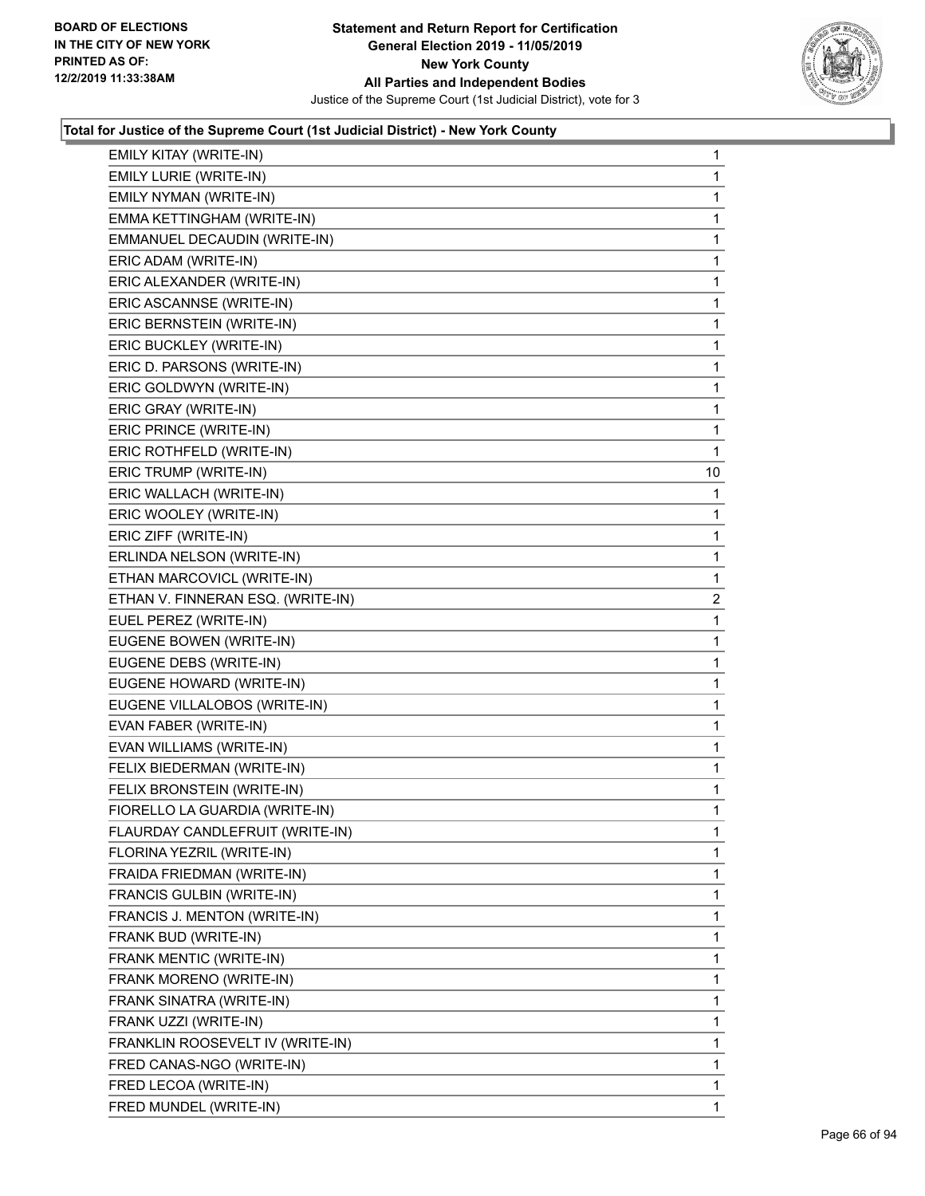**Total for Justice of the Supreme Court (1st Judicial District) - New York County**

| | |
|---|---|
| EMILY KITAY (WRITE-IN) | 1 |
| EMILY LURIE (WRITE-IN) | 1 |
| EMILY NYMAN (WRITE-IN) | 1 |
| EMMA KETTINGHAM (WRITE-IN) | 1 |
| EMMANUEL DECAUDIN (WRITE-IN) | 1 |
| ERIC ADAM (WRITE-IN) | 1 |
| ERIC ALEXANDER (WRITE-IN) | 1 |
| ERIC ASCANNSE (WRITE-IN) | 1 |
| ERIC BERNSTEIN (WRITE-IN) | 1 |
| ERIC BUCKLEY (WRITE-IN) | 1 |
| ERIC D. PARSONS (WRITE-IN) | 1 |
| ERIC GOLDWYN (WRITE-IN) | 1 |
| ERIC GRAY (WRITE-IN) | 1 |
| ERIC PRINCE (WRITE-IN) | 1 |
| ERIC ROTHFELD (WRITE-IN) | 1 |
| ERIC TRUMP (WRITE-IN) | 10 |
| ERIC WALLACH (WRITE-IN) | 1 |
| ERIC WOOLEY (WRITE-IN) | 1 |
| ERIC ZIFF (WRITE-IN) | 1 |
| ERLINDA NELSON (WRITE-IN) | 1 |
| ETHAN MARCOVICL (WRITE-IN) | 1 |
| ETHAN V. FINNERAN ESQ. (WRITE-IN) | 2 |
| EUEL PEREZ (WRITE-IN) | 1 |
| EUGENE BOWEN (WRITE-IN) | 1 |
| EUGENE DEBS (WRITE-IN) | 1 |
| EUGENE HOWARD (WRITE-IN) | 1 |
| EUGENE VILLALOBOS (WRITE-IN) | 1 |
| EVAN FABER (WRITE-IN) | 1 |
| EVAN WILLIAMS (WRITE-IN) | 1 |
| FELIX BIEDERMAN (WRITE-IN) | 1 |
| FELIX BRONSTEIN (WRITE-IN) | 1 |
| FIORELLO LA GUARDIA (WRITE-IN) | 1 |
| FLAURDAY CANDLEFRUIT (WRITE-IN) | 1 |
| FLORINA YEZRIL (WRITE-IN) | 1 |
| FRAIDA FRIEDMAN (WRITE-IN) | 1 |
| FRANCIS GULBIN (WRITE-IN) | 1 |
| FRANCIS J. MENTON (WRITE-IN) | 1 |
| FRANK BUD (WRITE-IN) | 1 |
| FRANK MENTIC (WRITE-IN) | 1 |
| FRANK MORENO (WRITE-IN) | 1 |
| FRANK SINATRA (WRITE-IN) | 1 |
| FRANK UZZI (WRITE-IN) | 1 |
| FRANKLIN ROOSEVELT IV (WRITE-IN) | 1 |
| FRED CANAS-NGO (WRITE-IN) | 1 |
| FRED LECOA (WRITE-IN) | 1 |
| FRED MUNDEL (WRITE-IN) | 1 |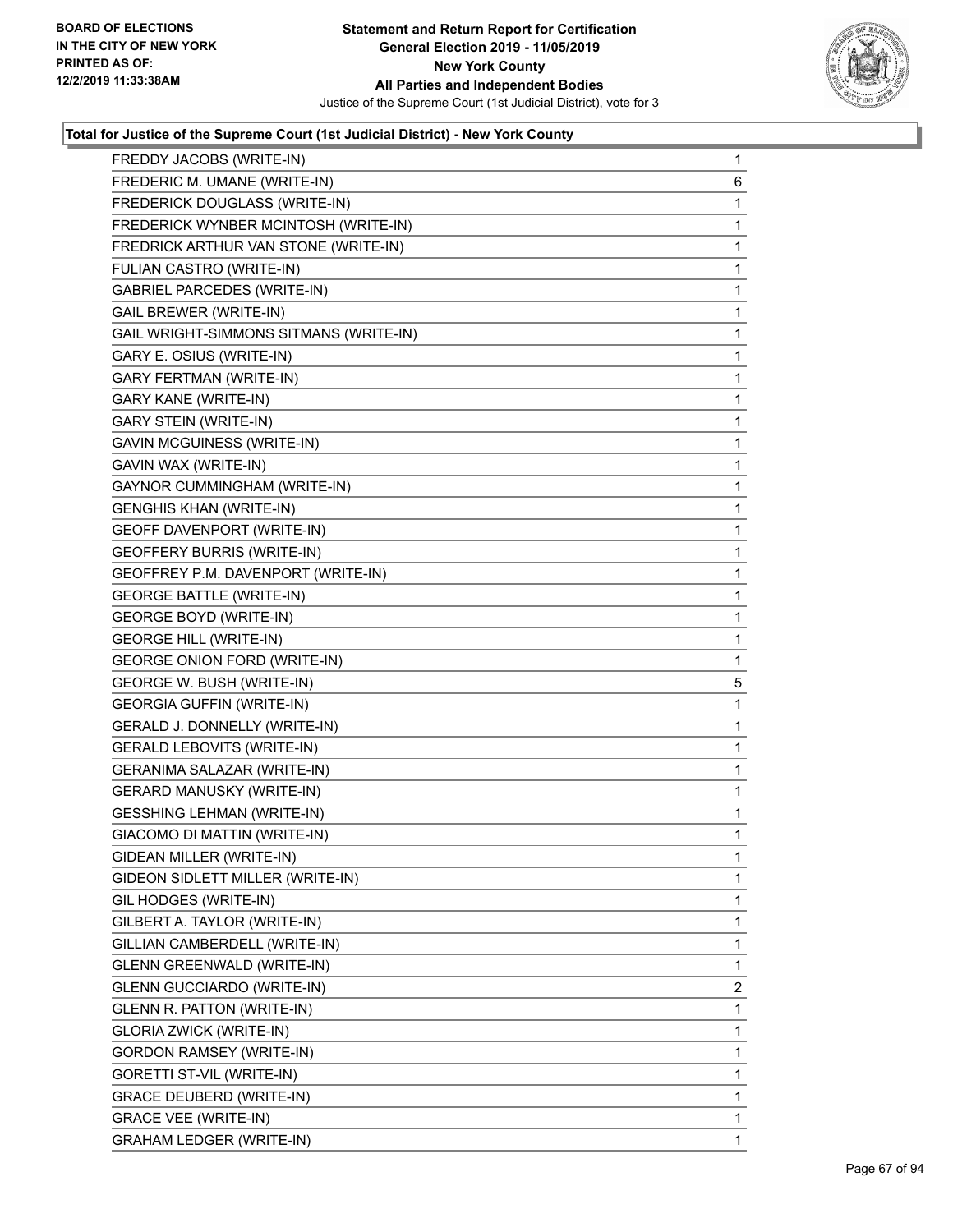**Total for Justice of the Supreme Court (1st Judicial District) - New York County**

| Candidate | Votes |
|---|---|
| FREDDY JACOBS (WRITE-IN) | 1 |
| FREDERIC M. UMANE (WRITE-IN) | 6 |
| FREDERICK DOUGLASS (WRITE-IN) | 1 |
| FREDERICK WYNBER MCINTOSH (WRITE-IN) | 1 |
| FREDRICK ARTHUR VAN STONE (WRITE-IN) | 1 |
| FULIAN CASTRO (WRITE-IN) | 1 |
| GABRIEL PARCEDES (WRITE-IN) | 1 |
| GAIL BREWER (WRITE-IN) | 1 |
| GAIL WRIGHT-SIMMONS SITMANS (WRITE-IN) | 1 |
| GARY E. OSIUS (WRITE-IN) | 1 |
| GARY FERTMAN (WRITE-IN) | 1 |
| GARY KANE (WRITE-IN) | 1 |
| GARY STEIN (WRITE-IN) | 1 |
| GAVIN MCGUINESS (WRITE-IN) | 1 |
| GAVIN WAX (WRITE-IN) | 1 |
| GAYNOR CUMMINGHAM (WRITE-IN) | 1 |
| GENGHIS KHAN (WRITE-IN) | 1 |
| GEOFF DAVENPORT (WRITE-IN) | 1 |
| GEOFFERY BURRIS (WRITE-IN) | 1 |
| GEOFFREY P.M. DAVENPORT (WRITE-IN) | 1 |
| GEORGE BATTLE (WRITE-IN) | 1 |
| GEORGE BOYD (WRITE-IN) | 1 |
| GEORGE HILL (WRITE-IN) | 1 |
| GEORGE ONION FORD (WRITE-IN) | 1 |
| GEORGE W. BUSH (WRITE-IN) | 5 |
| GEORGIA GUFFIN (WRITE-IN) | 1 |
| GERALD J. DONNELLY (WRITE-IN) | 1 |
| GERALD LEBOVITS (WRITE-IN) | 1 |
| GERANIMA SALAZAR (WRITE-IN) | 1 |
| GERARD MANUSKY (WRITE-IN) | 1 |
| GESSHING LEHMAN (WRITE-IN) | 1 |
| GIACOMO DI MATTIN (WRITE-IN) | 1 |
| GIDEAN MILLER (WRITE-IN) | 1 |
| GIDEON SIDLETT MILLER (WRITE-IN) | 1 |
| GIL HODGES (WRITE-IN) | 1 |
| GILBERT A. TAYLOR (WRITE-IN) | 1 |
| GILLIAN CAMBERDELL (WRITE-IN) | 1 |
| GLENN GREENWALD (WRITE-IN) | 1 |
| GLENN GUCCIARDO (WRITE-IN) | 2 |
| GLENN R. PATTON (WRITE-IN) | 1 |
| GLORIA ZWICK (WRITE-IN) | 1 |
| GORDON RAMSEY (WRITE-IN) | 1 |
| GORETTI ST-VIL (WRITE-IN) | 1 |
| GRACE DEUBERD (WRITE-IN) | 1 |
| GRACE VEE (WRITE-IN) | 1 |
| GRAHAM LEDGER (WRITE-IN) | 1 |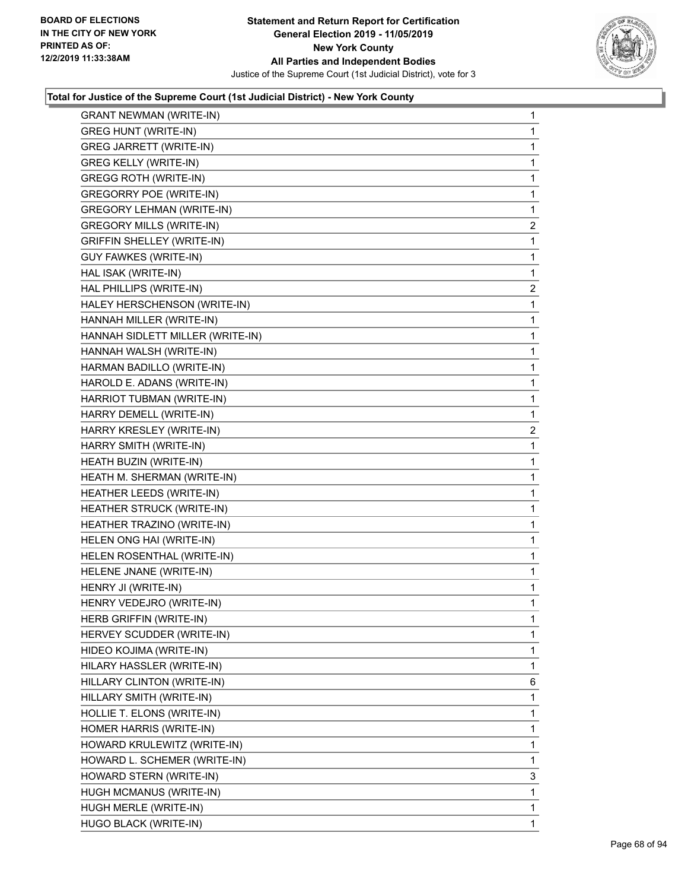**Total for Justice of the Supreme Court (1st Judicial District) - New York County**

| | |
|---|---|
| GRANT NEWMAN (WRITE-IN) | 1 |
| GREG HUNT (WRITE-IN) | 1 |
| GREG JARRETT (WRITE-IN) | 1 |
| GREG KELLY (WRITE-IN) | 1 |
| GREGG ROTH (WRITE-IN) | 1 |
| GREGORRY POE (WRITE-IN) | 1 |
| GREGORY LEHMAN (WRITE-IN) | 1 |
| GREGORY MILLS (WRITE-IN) | 2 |
| GRIFFIN SHELLEY (WRITE-IN) | 1 |
| GUY FAWKES (WRITE-IN) | 1 |
| HAL ISAK (WRITE-IN) | 1 |
| HAL PHILLIPS (WRITE-IN) | 2 |
| HALEY HERSCHENSON (WRITE-IN) | 1 |
| HANNAH MILLER (WRITE-IN) | 1 |
| HANNAH SIDLETT MILLER (WRITE-IN) | 1 |
| HANNAH WALSH (WRITE-IN) | 1 |
| HARMAN BADILLO (WRITE-IN) | 1 |
| HAROLD E. ADANS (WRITE-IN) | 1 |
| HARRIOT TUBMAN (WRITE-IN) | 1 |
| HARRY DEMELL (WRITE-IN) | 1 |
| HARRY KRESLEY (WRITE-IN) | 2 |
| HARRY SMITH (WRITE-IN) | 1 |
| HEATH BUZIN (WRITE-IN) | 1 |
| HEATH M. SHERMAN (WRITE-IN) | 1 |
| HEATHER LEEDS (WRITE-IN) | 1 |
| HEATHER STRUCK (WRITE-IN) | 1 |
| HEATHER TRAZINO (WRITE-IN) | 1 |
| HELEN ONG HAI (WRITE-IN) | 1 |
| HELEN ROSENTHAL (WRITE-IN) | 1 |
| HELENE JNANE (WRITE-IN) | 1 |
| HENRY JI (WRITE-IN) | 1 |
| HENRY VEDEJRO (WRITE-IN) | 1 |
| HERB GRIFFIN (WRITE-IN) | 1 |
| HERVEY SCUDDER (WRITE-IN) | 1 |
| HIDEO KOJIMA (WRITE-IN) | 1 |
| HILARY HASSLER (WRITE-IN) | 1 |
| HILLARY CLINTON (WRITE-IN) | 6 |
| HILLARY SMITH (WRITE-IN) | 1 |
| HOLLIE T. ELONS (WRITE-IN) | 1 |
| HOMER HARRIS (WRITE-IN) | 1 |
| HOWARD KRULEWITZ (WRITE-IN) | 1 |
| HOWARD L. SCHEMER (WRITE-IN) | 1 |
| HOWARD STERN (WRITE-IN) | 3 |
| HUGH MCMANUS (WRITE-IN) | 1 |
| HUGH MERLE (WRITE-IN) | 1 |
| HUGO BLACK (WRITE-IN) | 1 |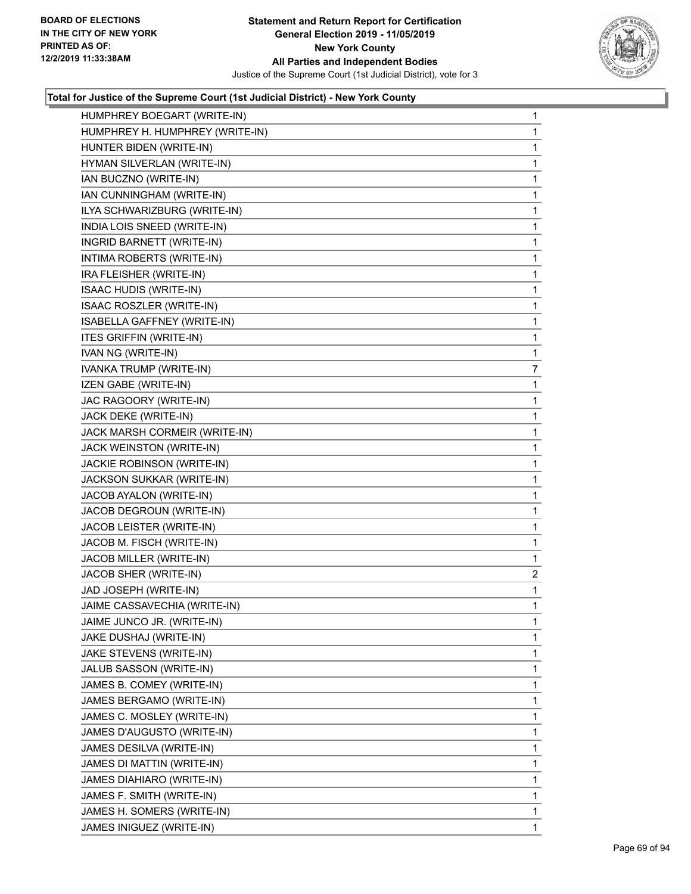**Board of Elections in the City of New York — Printed as of: 12/2/2019 11:33:38AM**

**Statement and Return Report for Certification**
**General Election 2019 - 11/05/2019**
**New York County**
**All Parties and Independent Bodies**
Justice of the Supreme Court (1st Judicial District), vote for 3

### Total for Justice of the Supreme Court (1st Judicial District) - New York County

| Candidate | Votes |
|---|---|
| HUMPHREY BOEGART (WRITE-IN) | 1 |
| HUMPHREY H. HUMPHREY (WRITE-IN) | 1 |
| HUNTER BIDEN (WRITE-IN) | 1 |
| HYMAN SILVERLAN (WRITE-IN) | 1 |
| IAN BUCZNO (WRITE-IN) | 1 |
| IAN CUNNINGHAM (WRITE-IN) | 1 |
| ILYA SCHWARIZBURG (WRITE-IN) | 1 |
| INDIA LOIS SNEED (WRITE-IN) | 1 |
| INGRID BARNETT (WRITE-IN) | 1 |
| INTIMA ROBERTS (WRITE-IN) | 1 |
| IRA FLEISHER (WRITE-IN) | 1 |
| ISAAC HUDIS (WRITE-IN) | 1 |
| ISAAC ROSZLER (WRITE-IN) | 1 |
| ISABELLA GAFFNEY (WRITE-IN) | 1 |
| ITES GRIFFIN (WRITE-IN) | 1 |
| IVAN NG (WRITE-IN) | 1 |
| IVANKA TRUMP (WRITE-IN) | 7 |
| IZEN GABE (WRITE-IN) | 1 |
| JAC RAGOORY (WRITE-IN) | 1 |
| JACK DEKE (WRITE-IN) | 1 |
| JACK MARSH CORMEIR (WRITE-IN) | 1 |
| JACK WEINSTON (WRITE-IN) | 1 |
| JACKIE ROBINSON (WRITE-IN) | 1 |
| JACKSON SUKKAR (WRITE-IN) | 1 |
| JACOB AYALON (WRITE-IN) | 1 |
| JACOB DEGROUN (WRITE-IN) | 1 |
| JACOB LEISTER (WRITE-IN) | 1 |
| JACOB M. FISCH (WRITE-IN) | 1 |
| JACOB MILLER (WRITE-IN) | 1 |
| JACOB SHER (WRITE-IN) | 2 |
| JAD JOSEPH (WRITE-IN) | 1 |
| JAIME CASSAVECHIA (WRITE-IN) | 1 |
| JAIME JUNCO JR. (WRITE-IN) | 1 |
| JAKE DUSHAJ (WRITE-IN) | 1 |
| JAKE STEVENS (WRITE-IN) | 1 |
| JALUB SASSON (WRITE-IN) | 1 |
| JAMES B. COMEY (WRITE-IN) | 1 |
| JAMES BERGAMO (WRITE-IN) | 1 |
| JAMES C. MOSLEY (WRITE-IN) | 1 |
| JAMES D'AUGUSTO (WRITE-IN) | 1 |
| JAMES DESILVA (WRITE-IN) | 1 |
| JAMES DI MATTIN (WRITE-IN) | 1 |
| JAMES DIAHIARO (WRITE-IN) | 1 |
| JAMES F. SMITH (WRITE-IN) | 1 |
| JAMES H. SOMERS (WRITE-IN) | 1 |
| JAMES INIGUEZ (WRITE-IN) | 1 |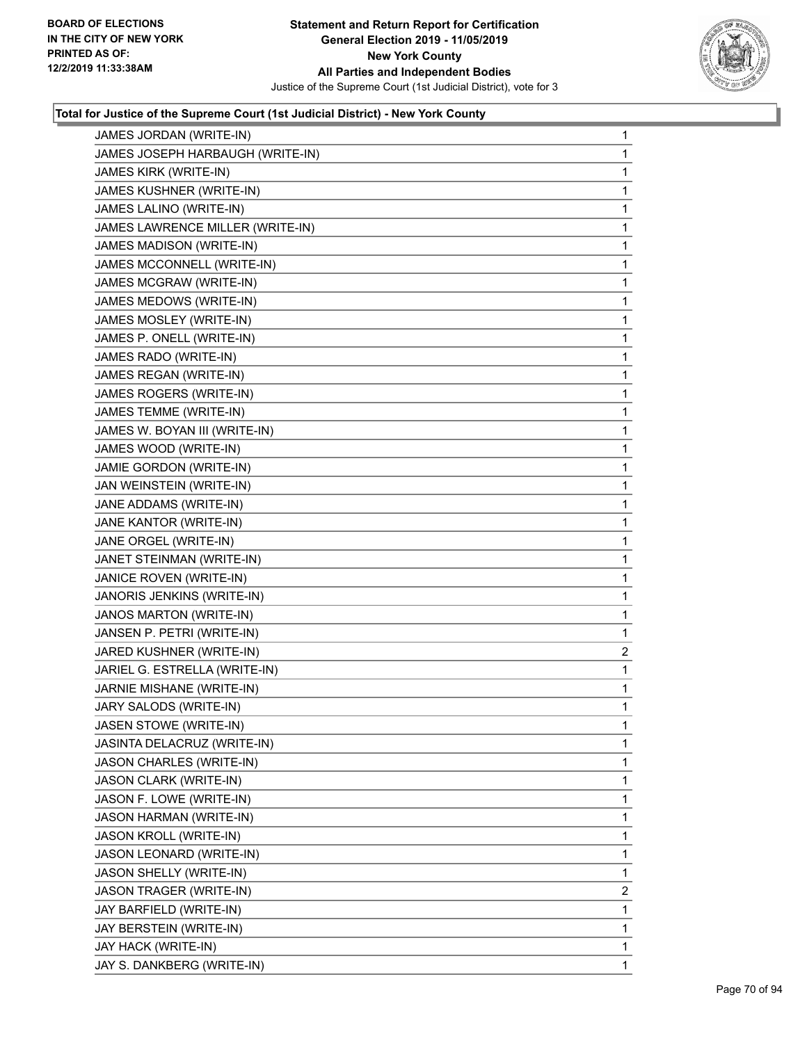**Total for Justice of the Supreme Court (1st Judicial District) - New York County**

| | |
|---|---|
| JAMES JORDAN (WRITE-IN) | 1 |
| JAMES JOSEPH HARBAUGH (WRITE-IN) | 1 |
| JAMES KIRK (WRITE-IN) | 1 |
| JAMES KUSHNER (WRITE-IN) | 1 |
| JAMES LALINO (WRITE-IN) | 1 |
| JAMES LAWRENCE MILLER (WRITE-IN) | 1 |
| JAMES MADISON (WRITE-IN) | 1 |
| JAMES MCCONNELL (WRITE-IN) | 1 |
| JAMES MCGRAW (WRITE-IN) | 1 |
| JAMES MEDOWS (WRITE-IN) | 1 |
| JAMES MOSLEY (WRITE-IN) | 1 |
| JAMES P. ONELL (WRITE-IN) | 1 |
| JAMES RADO (WRITE-IN) | 1 |
| JAMES REGAN (WRITE-IN) | 1 |
| JAMES ROGERS (WRITE-IN) | 1 |
| JAMES TEMME (WRITE-IN) | 1 |
| JAMES W. BOYAN III (WRITE-IN) | 1 |
| JAMES WOOD (WRITE-IN) | 1 |
| JAMIE GORDON (WRITE-IN) | 1 |
| JAN WEINSTEIN (WRITE-IN) | 1 |
| JANE ADDAMS (WRITE-IN) | 1 |
| JANE KANTOR (WRITE-IN) | 1 |
| JANE ORGEL (WRITE-IN) | 1 |
| JANET STEINMAN (WRITE-IN) | 1 |
| JANICE ROVEN (WRITE-IN) | 1 |
| JANORIS JENKINS (WRITE-IN) | 1 |
| JANOS MARTON (WRITE-IN) | 1 |
| JANSEN P. PETRI (WRITE-IN) | 1 |
| JARED KUSHNER (WRITE-IN) | 2 |
| JARIEL G. ESTRELLA (WRITE-IN) | 1 |
| JARNIE MISHANE (WRITE-IN) | 1 |
| JARY SALODS (WRITE-IN) | 1 |
| JASEN STOWE (WRITE-IN) | 1 |
| JASINTA DELACRUZ (WRITE-IN) | 1 |
| JASON CHARLES (WRITE-IN) | 1 |
| JASON CLARK (WRITE-IN) | 1 |
| JASON F. LOWE (WRITE-IN) | 1 |
| JASON HARMAN (WRITE-IN) | 1 |
| JASON KROLL (WRITE-IN) | 1 |
| JASON LEONARD (WRITE-IN) | 1 |
| JASON SHELLY (WRITE-IN) | 1 |
| JASON TRAGER (WRITE-IN) | 2 |
| JAY BARFIELD (WRITE-IN) | 1 |
| JAY BERSTEIN (WRITE-IN) | 1 |
| JAY HACK (WRITE-IN) | 1 |
| JAY S. DANKBERG (WRITE-IN) | 1 |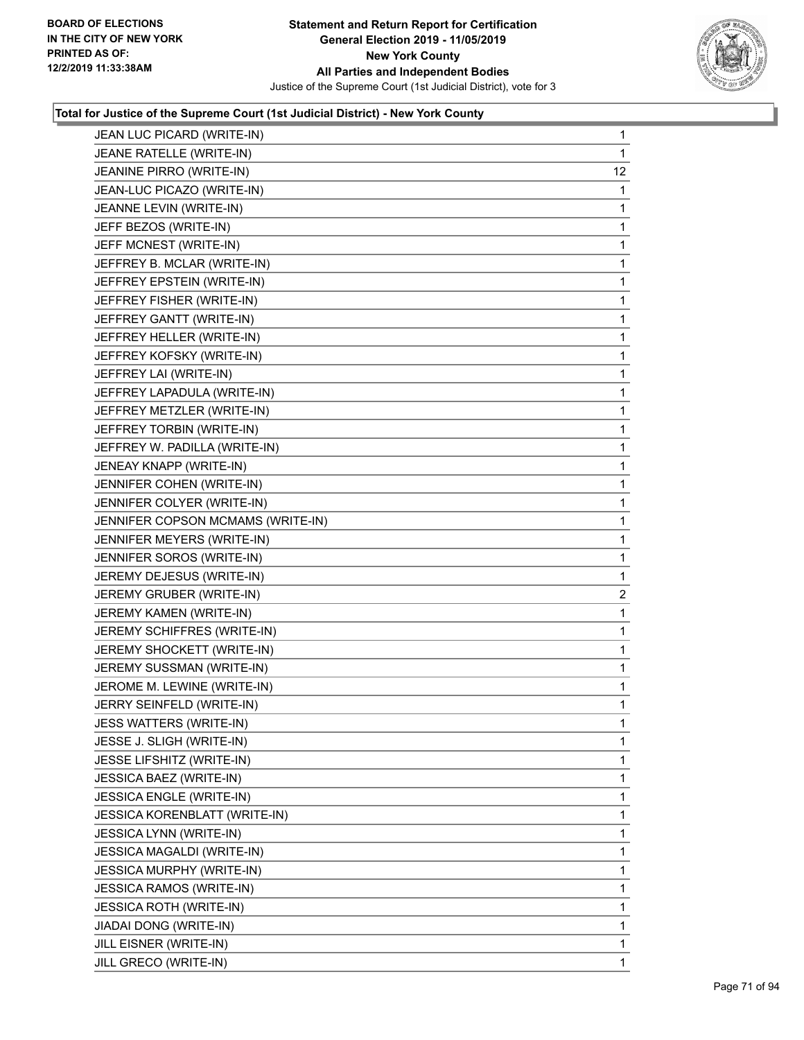## Total for Justice of the Supreme Court (1st Judicial District) - New York County

| Candidate | Votes |
|---|---|
| JEAN LUC PICARD (WRITE-IN) | 1 |
| JEANE RATELLE (WRITE-IN) | 1 |
| JEANINE PIRRO (WRITE-IN) | 12 |
| JEAN-LUC PICAZO (WRITE-IN) | 1 |
| JEANNE LEVIN (WRITE-IN) | 1 |
| JEFF BEZOS (WRITE-IN) | 1 |
| JEFF MCNEST (WRITE-IN) | 1 |
| JEFFREY B. MCLAR (WRITE-IN) | 1 |
| JEFFREY EPSTEIN (WRITE-IN) | 1 |
| JEFFREY FISHER (WRITE-IN) | 1 |
| JEFFREY GANTT (WRITE-IN) | 1 |
| JEFFREY HELLER (WRITE-IN) | 1 |
| JEFFREY KOFSKY (WRITE-IN) | 1 |
| JEFFREY LAI (WRITE-IN) | 1 |
| JEFFREY LAPADULA (WRITE-IN) | 1 |
| JEFFREY METZLER (WRITE-IN) | 1 |
| JEFFREY TORBIN (WRITE-IN) | 1 |
| JEFFREY W. PADILLA (WRITE-IN) | 1 |
| JENEAY KNAPP (WRITE-IN) | 1 |
| JENNIFER COHEN (WRITE-IN) | 1 |
| JENNIFER COLYER (WRITE-IN) | 1 |
| JENNIFER COPSON MCMAMS (WRITE-IN) | 1 |
| JENNIFER MEYERS (WRITE-IN) | 1 |
| JENNIFER SOROS (WRITE-IN) | 1 |
| JEREMY DEJESUS (WRITE-IN) | 1 |
| JEREMY GRUBER (WRITE-IN) | 2 |
| JEREMY KAMEN (WRITE-IN) | 1 |
| JEREMY SCHIFFRES (WRITE-IN) | 1 |
| JEREMY SHOCKETT (WRITE-IN) | 1 |
| JEREMY SUSSMAN (WRITE-IN) | 1 |
| JEROME M. LEWINE (WRITE-IN) | 1 |
| JERRY SEINFELD (WRITE-IN) | 1 |
| JESS WATTERS (WRITE-IN) | 1 |
| JESSE J. SLIGH (WRITE-IN) | 1 |
| JESSE LIFSHITZ (WRITE-IN) | 1 |
| JESSICA BAEZ (WRITE-IN) | 1 |
| JESSICA ENGLE (WRITE-IN) | 1 |
| JESSICA KORENBLATT (WRITE-IN) | 1 |
| JESSICA LYNN (WRITE-IN) | 1 |
| JESSICA MAGALDI (WRITE-IN) | 1 |
| JESSICA MURPHY (WRITE-IN) | 1 |
| JESSICA RAMOS (WRITE-IN) | 1 |
| JESSICA ROTH (WRITE-IN) | 1 |
| JIADAI DONG (WRITE-IN) | 1 |
| JILL EISNER (WRITE-IN) | 1 |
| JILL GRECO (WRITE-IN) | 1 |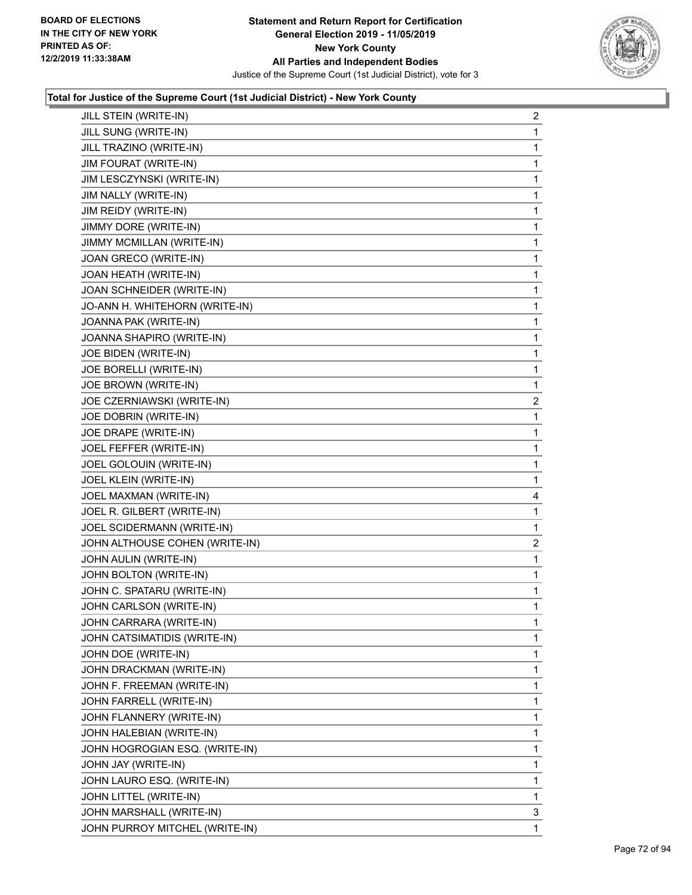**Total for Justice of the Supreme Court (1st Judicial District) - New York County**

| Candidate | Votes |
|---|---|
| JILL STEIN (WRITE-IN) | 2 |
| JILL SUNG (WRITE-IN) | 1 |
| JILL TRAZINO (WRITE-IN) | 1 |
| JIM FOURAT (WRITE-IN) | 1 |
| JIM LESCZYNSKI (WRITE-IN) | 1 |
| JIM NALLY (WRITE-IN) | 1 |
| JIM REIDY (WRITE-IN) | 1 |
| JIMMY DORE (WRITE-IN) | 1 |
| JIMMY MCMILLAN (WRITE-IN) | 1 |
| JOAN GRECO (WRITE-IN) | 1 |
| JOAN HEATH (WRITE-IN) | 1 |
| JOAN SCHNEIDER (WRITE-IN) | 1 |
| JO-ANN H. WHITEHORN (WRITE-IN) | 1 |
| JOANNA PAK (WRITE-IN) | 1 |
| JOANNA SHAPIRO (WRITE-IN) | 1 |
| JOE BIDEN (WRITE-IN) | 1 |
| JOE BORELLI (WRITE-IN) | 1 |
| JOE BROWN (WRITE-IN) | 1 |
| JOE CZERNIAWSKI (WRITE-IN) | 2 |
| JOE DOBRIN (WRITE-IN) | 1 |
| JOE DRAPE (WRITE-IN) | 1 |
| JOEL FEFFER (WRITE-IN) | 1 |
| JOEL GOLOUIN (WRITE-IN) | 1 |
| JOEL KLEIN (WRITE-IN) | 1 |
| JOEL MAXMAN (WRITE-IN) | 4 |
| JOEL R. GILBERT (WRITE-IN) | 1 |
| JOEL SCIDERMANN (WRITE-IN) | 1 |
| JOHN ALTHOUSE COHEN (WRITE-IN) | 2 |
| JOHN AULIN (WRITE-IN) | 1 |
| JOHN BOLTON (WRITE-IN) | 1 |
| JOHN C. SPATARU (WRITE-IN) | 1 |
| JOHN CARLSON (WRITE-IN) | 1 |
| JOHN CARRARA (WRITE-IN) | 1 |
| JOHN CATSIMATIDIS (WRITE-IN) | 1 |
| JOHN DOE (WRITE-IN) | 1 |
| JOHN DRACKMAN (WRITE-IN) | 1 |
| JOHN F. FREEMAN (WRITE-IN) | 1 |
| JOHN FARRELL (WRITE-IN) | 1 |
| JOHN FLANNERY (WRITE-IN) | 1 |
| JOHN HALEBIAN (WRITE-IN) | 1 |
| JOHN HOGROGIAN ESQ. (WRITE-IN) | 1 |
| JOHN JAY (WRITE-IN) | 1 |
| JOHN LAURO ESQ. (WRITE-IN) | 1 |
| JOHN LITTEL (WRITE-IN) | 1 |
| JOHN MARSHALL (WRITE-IN) | 3 |
| JOHN PURROY MITCHEL (WRITE-IN) | 1 |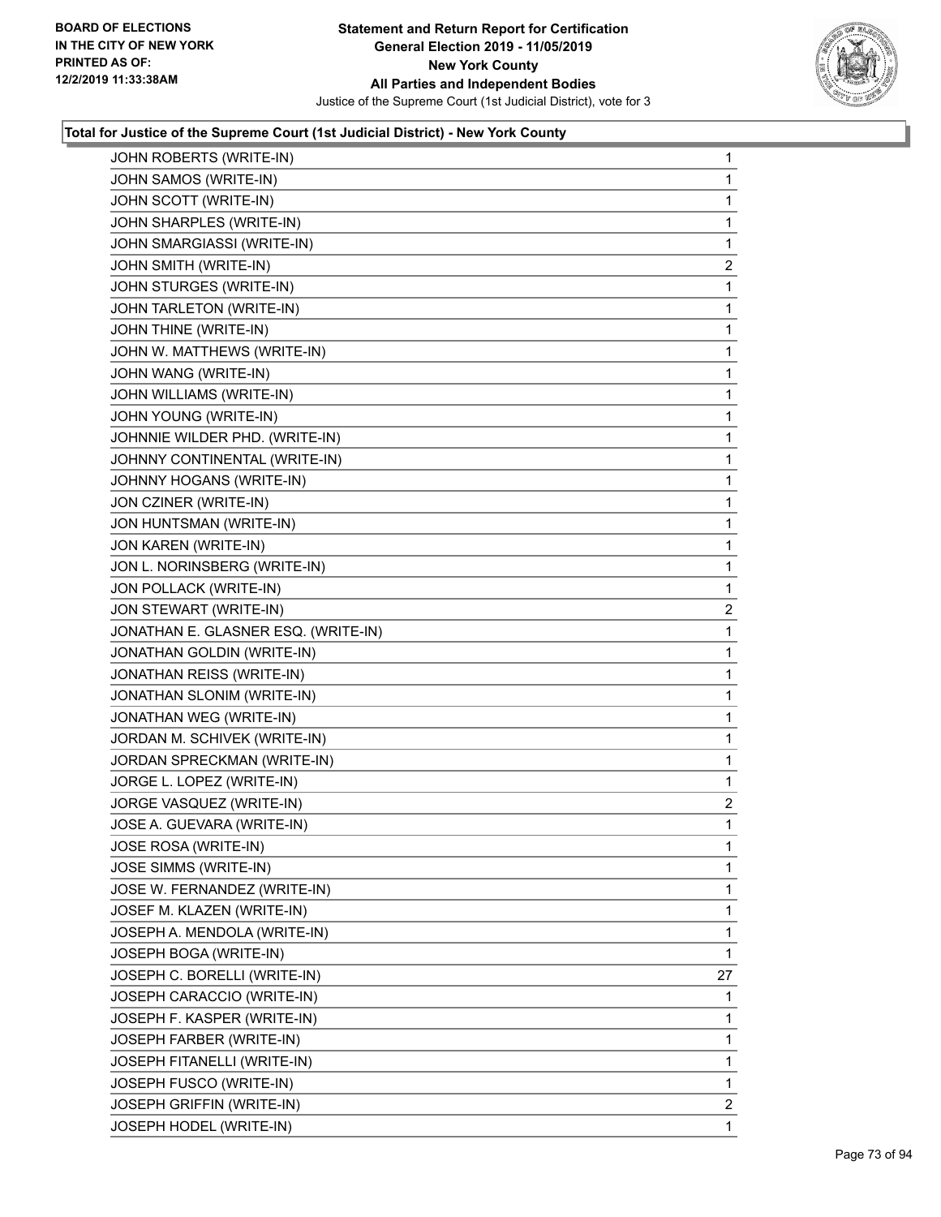### Total for Justice of the Supreme Court (1st Judicial District) - New York County

| | |
|---|---|
| JOHN ROBERTS (WRITE-IN) | 1 |
| JOHN SAMOS (WRITE-IN) | 1 |
| JOHN SCOTT (WRITE-IN) | 1 |
| JOHN SHARPLES (WRITE-IN) | 1 |
| JOHN SMARGIASSI (WRITE-IN) | 1 |
| JOHN SMITH (WRITE-IN) | 2 |
| JOHN STURGES (WRITE-IN) | 1 |
| JOHN TARLETON (WRITE-IN) | 1 |
| JOHN THINE (WRITE-IN) | 1 |
| JOHN W. MATTHEWS (WRITE-IN) | 1 |
| JOHN WANG (WRITE-IN) | 1 |
| JOHN WILLIAMS (WRITE-IN) | 1 |
| JOHN YOUNG (WRITE-IN) | 1 |
| JOHNNIE WILDER PHD. (WRITE-IN) | 1 |
| JOHNNY CONTINENTAL (WRITE-IN) | 1 |
| JOHNNY HOGANS (WRITE-IN) | 1 |
| JON CZINER (WRITE-IN) | 1 |
| JON HUNTSMAN (WRITE-IN) | 1 |
| JON KAREN (WRITE-IN) | 1 |
| JON L. NORINSBERG (WRITE-IN) | 1 |
| JON POLLACK (WRITE-IN) | 1 |
| JON STEWART (WRITE-IN) | 2 |
| JONATHAN E. GLASNER ESQ. (WRITE-IN) | 1 |
| JONATHAN GOLDIN (WRITE-IN) | 1 |
| JONATHAN REISS (WRITE-IN) | 1 |
| JONATHAN SLONIM (WRITE-IN) | 1 |
| JONATHAN WEG (WRITE-IN) | 1 |
| JORDAN M. SCHIVEK (WRITE-IN) | 1 |
| JORDAN SPRECKMAN (WRITE-IN) | 1 |
| JORGE L. LOPEZ (WRITE-IN) | 1 |
| JORGE VASQUEZ (WRITE-IN) | 2 |
| JOSE A. GUEVARA (WRITE-IN) | 1 |
| JOSE ROSA (WRITE-IN) | 1 |
| JOSE SIMMS (WRITE-IN) | 1 |
| JOSE W. FERNANDEZ (WRITE-IN) | 1 |
| JOSEF M. KLAZEN (WRITE-IN) | 1 |
| JOSEPH A. MENDOLA (WRITE-IN) | 1 |
| JOSEPH BOGA (WRITE-IN) | 1 |
| JOSEPH C. BORELLI (WRITE-IN) | 27 |
| JOSEPH CARACCIO (WRITE-IN) | 1 |
| JOSEPH F. KASPER (WRITE-IN) | 1 |
| JOSEPH FARBER (WRITE-IN) | 1 |
| JOSEPH FITANELLI (WRITE-IN) | 1 |
| JOSEPH FUSCO (WRITE-IN) | 1 |
| JOSEPH GRIFFIN (WRITE-IN) | 2 |
| JOSEPH HODEL (WRITE-IN) | 1 |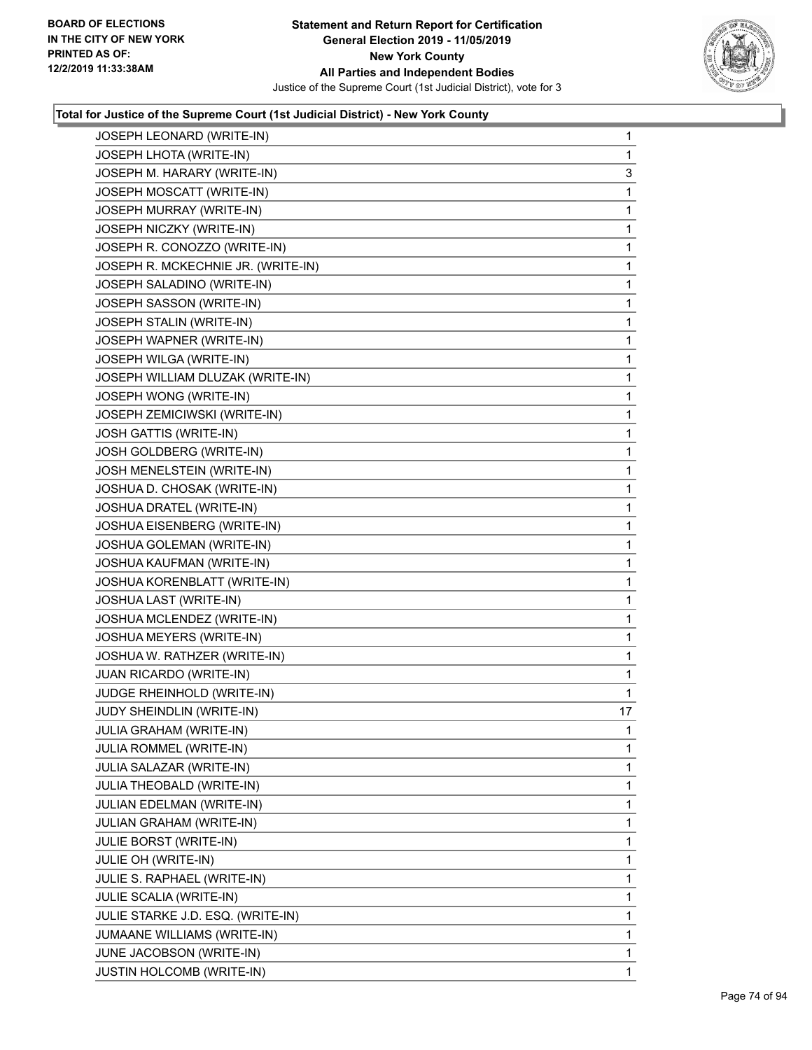**Total for Justice of the Supreme Court (1st Judicial District) - New York County**

| Candidate | Votes |
|---|---|
| JOSEPH LEONARD (WRITE-IN) | 1 |
| JOSEPH LHOTA (WRITE-IN) | 1 |
| JOSEPH M. HARARY (WRITE-IN) | 3 |
| JOSEPH MOSCATT (WRITE-IN) | 1 |
| JOSEPH MURRAY (WRITE-IN) | 1 |
| JOSEPH NICZKY (WRITE-IN) | 1 |
| JOSEPH R. CONOZZO (WRITE-IN) | 1 |
| JOSEPH R. MCKECHNIE JR. (WRITE-IN) | 1 |
| JOSEPH SALADINO (WRITE-IN) | 1 |
| JOSEPH SASSON (WRITE-IN) | 1 |
| JOSEPH STALIN (WRITE-IN) | 1 |
| JOSEPH WAPNER (WRITE-IN) | 1 |
| JOSEPH WILGA (WRITE-IN) | 1 |
| JOSEPH WILLIAM DLUZAK (WRITE-IN) | 1 |
| JOSEPH WONG (WRITE-IN) | 1 |
| JOSEPH ZEMICIWSKI (WRITE-IN) | 1 |
| JOSH GATTIS (WRITE-IN) | 1 |
| JOSH GOLDBERG (WRITE-IN) | 1 |
| JOSH MENELSTEIN (WRITE-IN) | 1 |
| JOSHUA D. CHOSAK (WRITE-IN) | 1 |
| JOSHUA DRATEL (WRITE-IN) | 1 |
| JOSHUA EISENBERG (WRITE-IN) | 1 |
| JOSHUA GOLEMAN (WRITE-IN) | 1 |
| JOSHUA KAUFMAN (WRITE-IN) | 1 |
| JOSHUA KORENBLATT (WRITE-IN) | 1 |
| JOSHUA LAST (WRITE-IN) | 1 |
| JOSHUA MCLENDEZ (WRITE-IN) | 1 |
| JOSHUA MEYERS (WRITE-IN) | 1 |
| JOSHUA W. RATHZER (WRITE-IN) | 1 |
| JUAN RICARDO (WRITE-IN) | 1 |
| JUDGE RHEINHOLD (WRITE-IN) | 1 |
| JUDY SHEINDLIN (WRITE-IN) | 17 |
| JULIA GRAHAM (WRITE-IN) | 1 |
| JULIA ROMMEL (WRITE-IN) | 1 |
| JULIA SALAZAR (WRITE-IN) | 1 |
| JULIA THEOBALD (WRITE-IN) | 1 |
| JULIAN EDELMAN (WRITE-IN) | 1 |
| JULIAN GRAHAM (WRITE-IN) | 1 |
| JULIE BORST (WRITE-IN) | 1 |
| JULIE OH (WRITE-IN) | 1 |
| JULIE S. RAPHAEL (WRITE-IN) | 1 |
| JULIE SCALIA (WRITE-IN) | 1 |
| JULIE STARKE J.D. ESQ. (WRITE-IN) | 1 |
| JUMAANE WILLIAMS (WRITE-IN) | 1 |
| JUNE JACOBSON (WRITE-IN) | 1 |
| JUSTIN HOLCOMB (WRITE-IN) | 1 |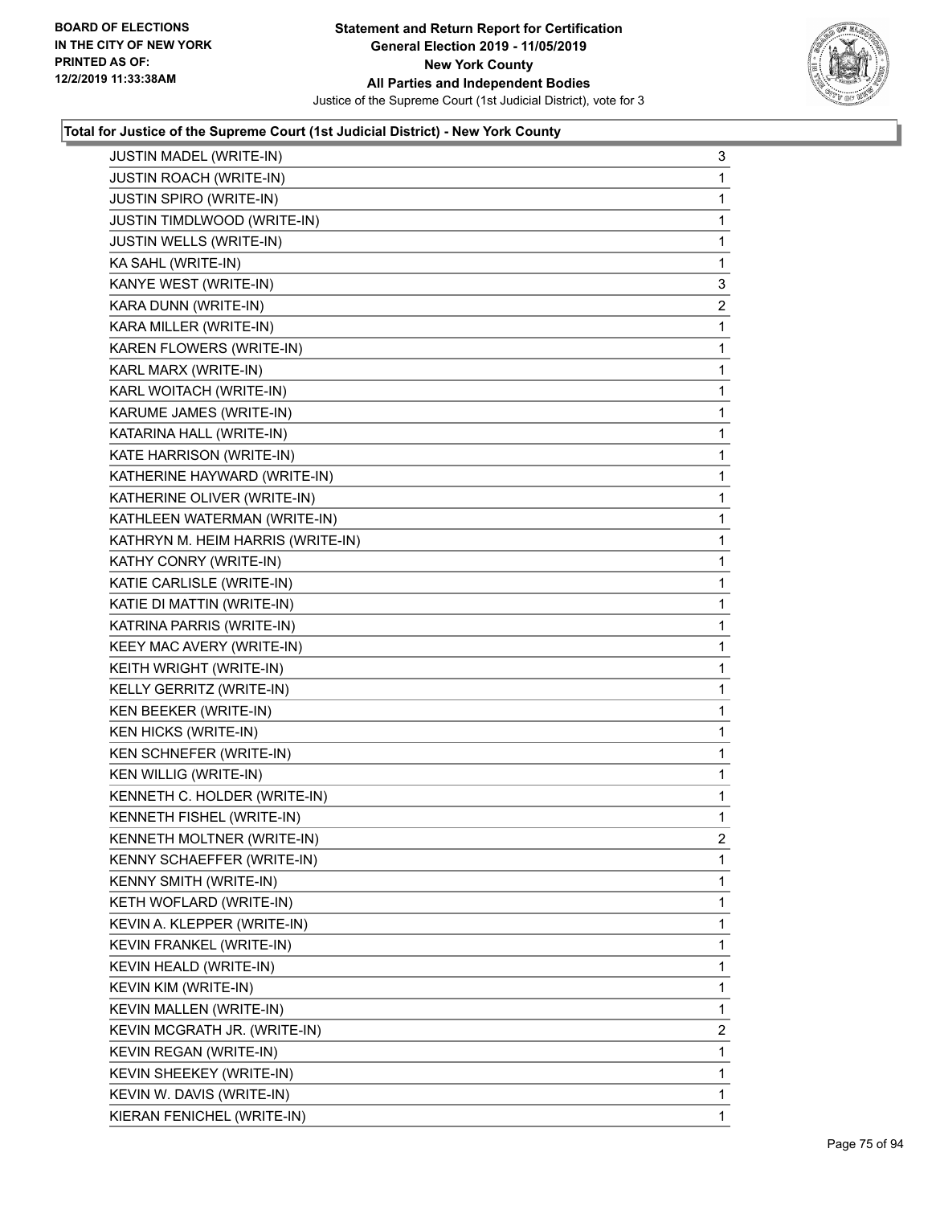#### Total for Justice of the Supreme Court (1st Judicial District) - New York County

| | |
|---|---|
| JUSTIN MADEL (WRITE-IN) | 3 |
| JUSTIN ROACH (WRITE-IN) | 1 |
| JUSTIN SPIRO (WRITE-IN) | 1 |
| JUSTIN TIMDLWOOD (WRITE-IN) | 1 |
| JUSTIN WELLS (WRITE-IN) | 1 |
| KA SAHL (WRITE-IN) | 1 |
| KANYE WEST (WRITE-IN) | 3 |
| KARA DUNN (WRITE-IN) | 2 |
| KARA MILLER (WRITE-IN) | 1 |
| KAREN FLOWERS (WRITE-IN) | 1 |
| KARL MARX (WRITE-IN) | 1 |
| KARL WOITACH (WRITE-IN) | 1 |
| KARUME JAMES (WRITE-IN) | 1 |
| KATARINA HALL (WRITE-IN) | 1 |
| KATE HARRISON (WRITE-IN) | 1 |
| KATHERINE HAYWARD (WRITE-IN) | 1 |
| KATHERINE OLIVER (WRITE-IN) | 1 |
| KATHLEEN WATERMAN (WRITE-IN) | 1 |
| KATHRYN M. HEIM HARRIS (WRITE-IN) | 1 |
| KATHY CONRY (WRITE-IN) | 1 |
| KATIE CARLISLE (WRITE-IN) | 1 |
| KATIE DI MATTIN (WRITE-IN) | 1 |
| KATRINA PARRIS (WRITE-IN) | 1 |
| KEEY MAC AVERY (WRITE-IN) | 1 |
| KEITH WRIGHT (WRITE-IN) | 1 |
| KELLY GERRITZ (WRITE-IN) | 1 |
| KEN BEEKER (WRITE-IN) | 1 |
| KEN HICKS (WRITE-IN) | 1 |
| KEN SCHNEFER (WRITE-IN) | 1 |
| KEN WILLIG (WRITE-IN) | 1 |
| KENNETH C. HOLDER (WRITE-IN) | 1 |
| KENNETH FISHEL (WRITE-IN) | 1 |
| KENNETH MOLTNER (WRITE-IN) | 2 |
| KENNY SCHAEFFER (WRITE-IN) | 1 |
| KENNY SMITH (WRITE-IN) | 1 |
| KETH WOFLARD (WRITE-IN) | 1 |
| KEVIN A. KLEPPER (WRITE-IN) | 1 |
| KEVIN FRANKEL (WRITE-IN) | 1 |
| KEVIN HEALD (WRITE-IN) | 1 |
| KEVIN KIM (WRITE-IN) | 1 |
| KEVIN MALLEN (WRITE-IN) | 1 |
| KEVIN MCGRATH JR. (WRITE-IN) | 2 |
| KEVIN REGAN (WRITE-IN) | 1 |
| KEVIN SHEEKEY (WRITE-IN) | 1 |
| KEVIN W. DAVIS (WRITE-IN) | 1 |
| KIERAN FENICHEL (WRITE-IN) | 1 |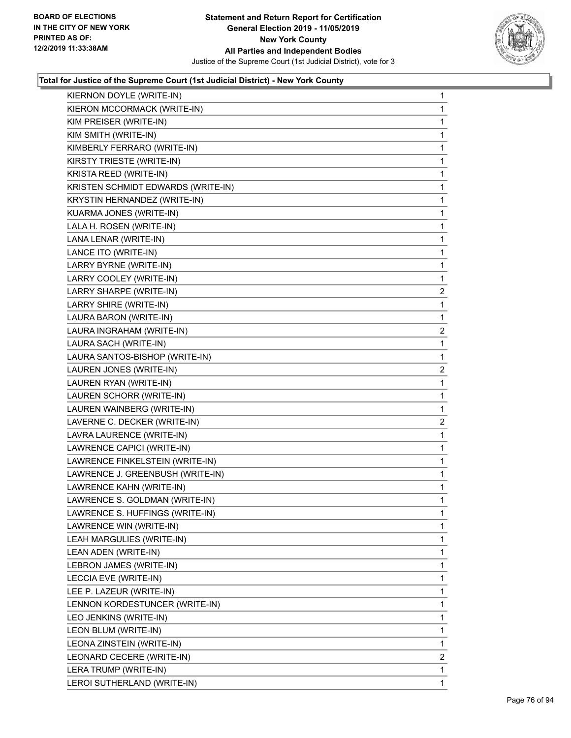**Total for Justice of the Supreme Court (1st Judicial District) - New York County**

| Candidate | Votes |
|---|---|
| KIERNON DOYLE (WRITE-IN) | 1 |
| KIERON MCCORMACK (WRITE-IN) | 1 |
| KIM PREISER (WRITE-IN) | 1 |
| KIM SMITH (WRITE-IN) | 1 |
| KIMBERLY FERRARO (WRITE-IN) | 1 |
| KIRSTY TRIESTE (WRITE-IN) | 1 |
| KRISTA REED (WRITE-IN) | 1 |
| KRISTEN SCHMIDT EDWARDS (WRITE-IN) | 1 |
| KRYSTIN HERNANDEZ (WRITE-IN) | 1 |
| KUARMA JONES (WRITE-IN) | 1 |
| LALA H. ROSEN (WRITE-IN) | 1 |
| LANA LENAR (WRITE-IN) | 1 |
| LANCE ITO (WRITE-IN) | 1 |
| LARRY BYRNE (WRITE-IN) | 1 |
| LARRY COOLEY (WRITE-IN) | 1 |
| LARRY SHARPE (WRITE-IN) | 2 |
| LARRY SHIRE (WRITE-IN) | 1 |
| LAURA BARON (WRITE-IN) | 1 |
| LAURA INGRAHAM (WRITE-IN) | 2 |
| LAURA SACH (WRITE-IN) | 1 |
| LAURA SANTOS-BISHOP (WRITE-IN) | 1 |
| LAUREN JONES (WRITE-IN) | 2 |
| LAUREN RYAN (WRITE-IN) | 1 |
| LAUREN SCHORR (WRITE-IN) | 1 |
| LAUREN WAINBERG (WRITE-IN) | 1 |
| LAVERNE C. DECKER (WRITE-IN) | 2 |
| LAVRA LAURENCE (WRITE-IN) | 1 |
| LAWRENCE CAPICI (WRITE-IN) | 1 |
| LAWRENCE FINKELSTEIN (WRITE-IN) | 1 |
| LAWRENCE J. GREENBUSH (WRITE-IN) | 1 |
| LAWRENCE KAHN (WRITE-IN) | 1 |
| LAWRENCE S. GOLDMAN (WRITE-IN) | 1 |
| LAWRENCE S. HUFFINGS (WRITE-IN) | 1 |
| LAWRENCE WIN (WRITE-IN) | 1 |
| LEAH MARGULIES (WRITE-IN) | 1 |
| LEAN ADEN (WRITE-IN) | 1 |
| LEBRON JAMES (WRITE-IN) | 1 |
| LECCIA EVE (WRITE-IN) | 1 |
| LEE P. LAZEUR (WRITE-IN) | 1 |
| LENNON KORDESTUNCER (WRITE-IN) | 1 |
| LEO JENKINS (WRITE-IN) | 1 |
| LEON BLUM (WRITE-IN) | 1 |
| LEONA ZINSTEIN (WRITE-IN) | 1 |
| LEONARD CECERE (WRITE-IN) | 2 |
| LERA TRUMP (WRITE-IN) | 1 |
| LEROI SUTHERLAND (WRITE-IN) | 1 |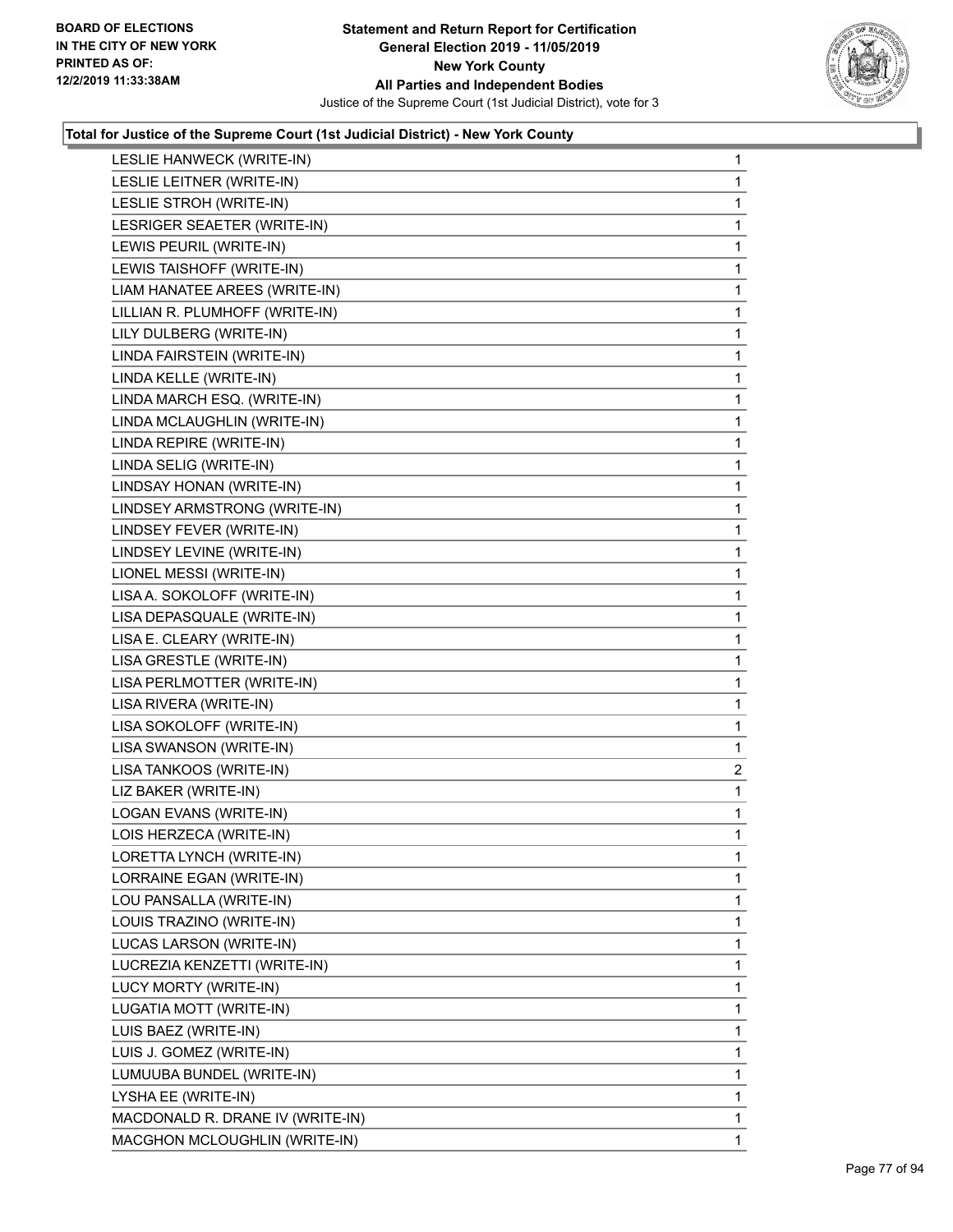### Total for Justice of the Supreme Court (1st Judicial District) - New York County

| Candidate | Votes |
|---|---|
| LESLIE HANWECK (WRITE-IN) | 1 |
| LESLIE LEITNER (WRITE-IN) | 1 |
| LESLIE STROH (WRITE-IN) | 1 |
| LESRIGER SEAETER (WRITE-IN) | 1 |
| LEWIS PEURIL (WRITE-IN) | 1 |
| LEWIS TAISHOFF (WRITE-IN) | 1 |
| LIAM HANATEE AREES (WRITE-IN) | 1 |
| LILLIAN R. PLUMHOFF (WRITE-IN) | 1 |
| LILY DULBERG (WRITE-IN) | 1 |
| LINDA FAIRSTEIN (WRITE-IN) | 1 |
| LINDA KELLE (WRITE-IN) | 1 |
| LINDA MARCH ESQ. (WRITE-IN) | 1 |
| LINDA MCLAUGHLIN (WRITE-IN) | 1 |
| LINDA REPIRE (WRITE-IN) | 1 |
| LINDA SELIG (WRITE-IN) | 1 |
| LINDSAY HONAN (WRITE-IN) | 1 |
| LINDSEY ARMSTRONG (WRITE-IN) | 1 |
| LINDSEY FEVER (WRITE-IN) | 1 |
| LINDSEY LEVINE (WRITE-IN) | 1 |
| LIONEL MESSI (WRITE-IN) | 1 |
| LISA A. SOKOLOFF (WRITE-IN) | 1 |
| LISA DEPASQUALE (WRITE-IN) | 1 |
| LISA E. CLEARY (WRITE-IN) | 1 |
| LISA GRESTLE (WRITE-IN) | 1 |
| LISA PERLMOTTER (WRITE-IN) | 1 |
| LISA RIVERA (WRITE-IN) | 1 |
| LISA SOKOLOFF (WRITE-IN) | 1 |
| LISA SWANSON (WRITE-IN) | 1 |
| LISA TANKOOS (WRITE-IN) | 2 |
| LIZ BAKER (WRITE-IN) | 1 |
| LOGAN EVANS (WRITE-IN) | 1 |
| LOIS HERZECA (WRITE-IN) | 1 |
| LORETTA LYNCH (WRITE-IN) | 1 |
| LORRAINE EGAN (WRITE-IN) | 1 |
| LOU PANSALLA (WRITE-IN) | 1 |
| LOUIS TRAZINO (WRITE-IN) | 1 |
| LUCAS LARSON (WRITE-IN) | 1 |
| LUCREZIA KENZETTI (WRITE-IN) | 1 |
| LUCY MORTY (WRITE-IN) | 1 |
| LUGATIA MOTT (WRITE-IN) | 1 |
| LUIS BAEZ (WRITE-IN) | 1 |
| LUIS J. GOMEZ (WRITE-IN) | 1 |
| LUMUUBA BUNDEL (WRITE-IN) | 1 |
| LYSHA EE (WRITE-IN) | 1 |
| MACDONALD R. DRANE IV (WRITE-IN) | 1 |
| MACGHON MCLOUGHLIN (WRITE-IN) | 1 |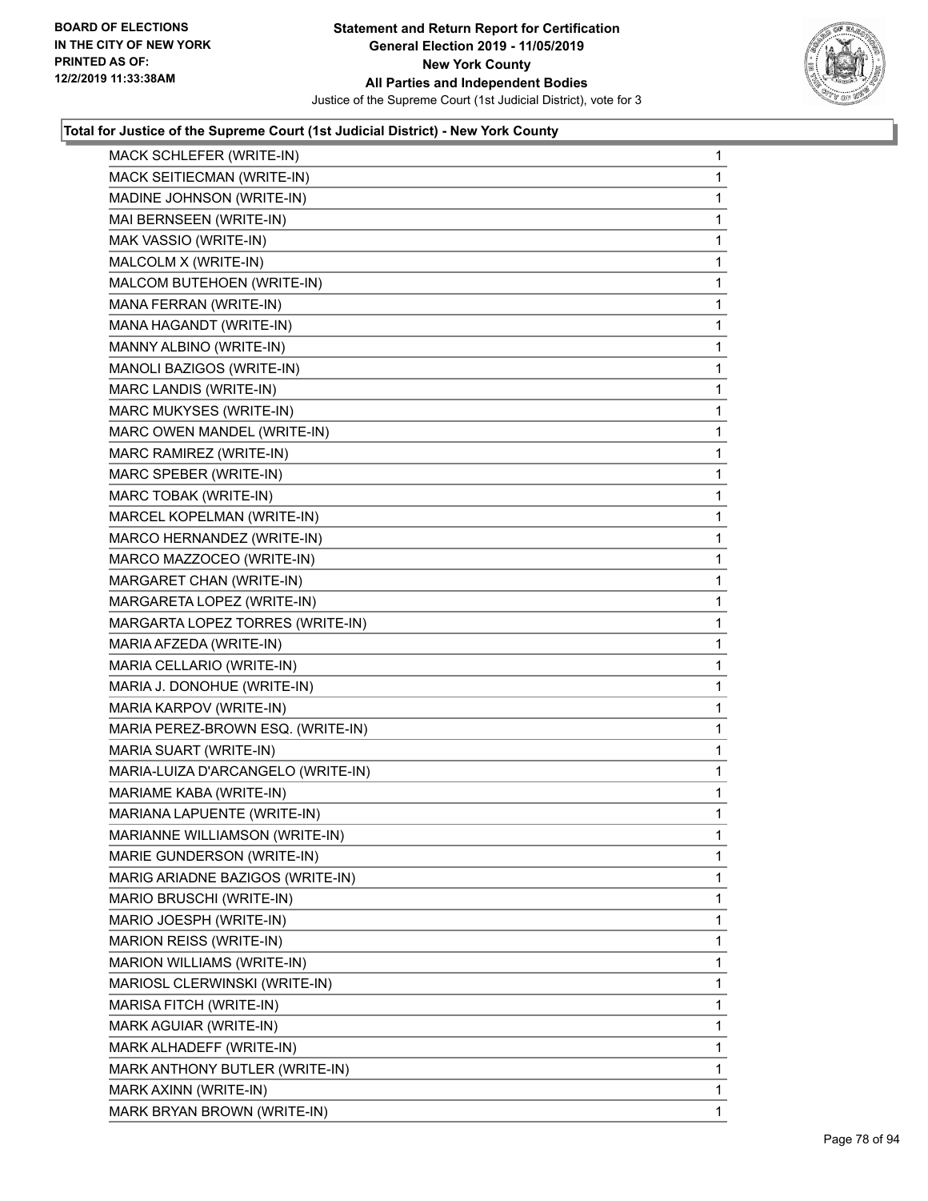### Total for Justice of the Supreme Court (1st Judicial District) - New York County

| Candidate | Votes |
|---|---|
| MACK SCHLEFER (WRITE-IN) | 1 |
| MACK SEITIECMAN (WRITE-IN) | 1 |
| MADINE JOHNSON (WRITE-IN) | 1 |
| MAI BERNSEEN (WRITE-IN) | 1 |
| MAK VASSIO (WRITE-IN) | 1 |
| MALCOLM X (WRITE-IN) | 1 |
| MALCOM BUTEHOEN (WRITE-IN) | 1 |
| MANA FERRAN (WRITE-IN) | 1 |
| MANA HAGANDT (WRITE-IN) | 1 |
| MANNY ALBINO (WRITE-IN) | 1 |
| MANOLI BAZIGOS (WRITE-IN) | 1 |
| MARC LANDIS (WRITE-IN) | 1 |
| MARC MUKYSES (WRITE-IN) | 1 |
| MARC OWEN MANDEL (WRITE-IN) | 1 |
| MARC RAMIREZ (WRITE-IN) | 1 |
| MARC SPEBER (WRITE-IN) | 1 |
| MARC TOBAK (WRITE-IN) | 1 |
| MARCEL KOPELMAN (WRITE-IN) | 1 |
| MARCO HERNANDEZ (WRITE-IN) | 1 |
| MARCO MAZZOCEO (WRITE-IN) | 1 |
| MARGARET CHAN (WRITE-IN) | 1 |
| MARGARETA LOPEZ (WRITE-IN) | 1 |
| MARGARTA LOPEZ TORRES (WRITE-IN) | 1 |
| MARIA AFZEDA (WRITE-IN) | 1 |
| MARIA CELLARIO (WRITE-IN) | 1 |
| MARIA J. DONOHUE (WRITE-IN) | 1 |
| MARIA KARPOV (WRITE-IN) | 1 |
| MARIA PEREZ-BROWN ESQ. (WRITE-IN) | 1 |
| MARIA SUART (WRITE-IN) | 1 |
| MARIA-LUIZA D'ARCANGELO (WRITE-IN) | 1 |
| MARIAME KABA (WRITE-IN) | 1 |
| MARIANA LAPUENTE (WRITE-IN) | 1 |
| MARIANNE WILLIAMSON (WRITE-IN) | 1 |
| MARIE GUNDERSON (WRITE-IN) | 1 |
| MARIG ARIADNE BAZIGOS (WRITE-IN) | 1 |
| MARIO BRUSCHI (WRITE-IN) | 1 |
| MARIO JOESPH (WRITE-IN) | 1 |
| MARION REISS (WRITE-IN) | 1 |
| MARION WILLIAMS (WRITE-IN) | 1 |
| MARIOSL CLERWINSKI (WRITE-IN) | 1 |
| MARISA FITCH (WRITE-IN) | 1 |
| MARK AGUIAR (WRITE-IN) | 1 |
| MARK ALHADEFF (WRITE-IN) | 1 |
| MARK ANTHONY BUTLER (WRITE-IN) | 1 |
| MARK AXINN (WRITE-IN) | 1 |
| MARK BRYAN BROWN (WRITE-IN) | 1 |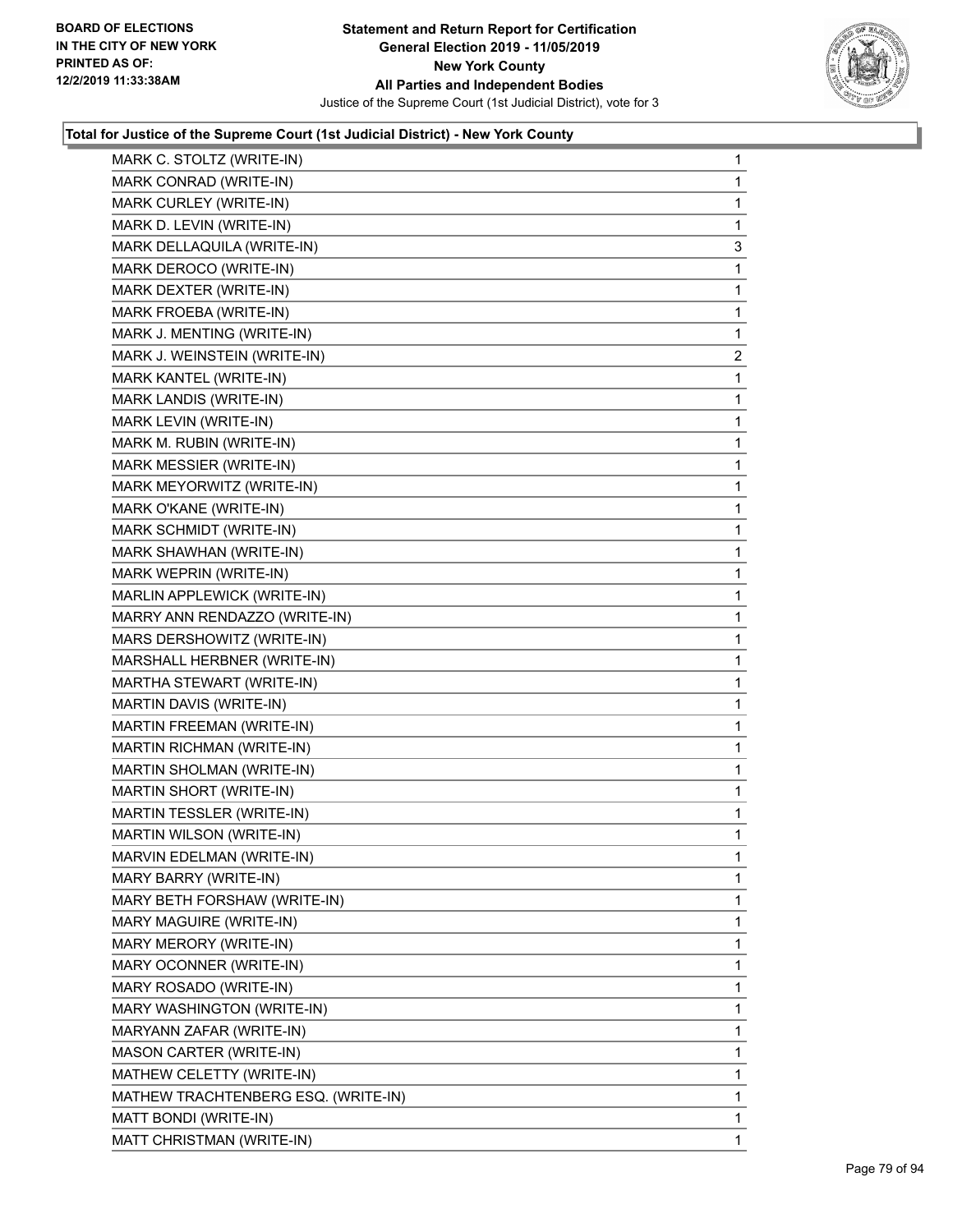#### Total for Justice of the Supreme Court (1st Judicial District) - New York County

| | |
|---|---|
| MARK C. STOLTZ (WRITE-IN) | 1 |
| MARK CONRAD (WRITE-IN) | 1 |
| MARK CURLEY (WRITE-IN) | 1 |
| MARK D. LEVIN (WRITE-IN) | 1 |
| MARK DELLAQUILA (WRITE-IN) | 3 |
| MARK DEROCO (WRITE-IN) | 1 |
| MARK DEXTER (WRITE-IN) | 1 |
| MARK FROEBA (WRITE-IN) | 1 |
| MARK J. MENTING (WRITE-IN) | 1 |
| MARK J. WEINSTEIN (WRITE-IN) | 2 |
| MARK KANTEL (WRITE-IN) | 1 |
| MARK LANDIS (WRITE-IN) | 1 |
| MARK LEVIN (WRITE-IN) | 1 |
| MARK M. RUBIN (WRITE-IN) | 1 |
| MARK MESSIER (WRITE-IN) | 1 |
| MARK MEYORWITZ (WRITE-IN) | 1 |
| MARK O'KANE (WRITE-IN) | 1 |
| MARK SCHMIDT (WRITE-IN) | 1 |
| MARK SHAWHAN (WRITE-IN) | 1 |
| MARK WEPRIN (WRITE-IN) | 1 |
| MARLIN APPLEWICK (WRITE-IN) | 1 |
| MARRY ANN RENDAZZO (WRITE-IN) | 1 |
| MARS DERSHOWITZ (WRITE-IN) | 1 |
| MARSHALL HERBNER (WRITE-IN) | 1 |
| MARTHA STEWART (WRITE-IN) | 1 |
| MARTIN DAVIS (WRITE-IN) | 1 |
| MARTIN FREEMAN (WRITE-IN) | 1 |
| MARTIN RICHMAN (WRITE-IN) | 1 |
| MARTIN SHOLMAN (WRITE-IN) | 1 |
| MARTIN SHORT (WRITE-IN) | 1 |
| MARTIN TESSLER (WRITE-IN) | 1 |
| MARTIN WILSON (WRITE-IN) | 1 |
| MARVIN EDELMAN (WRITE-IN) | 1 |
| MARY BARRY (WRITE-IN) | 1 |
| MARY BETH FORSHAW (WRITE-IN) | 1 |
| MARY MAGUIRE (WRITE-IN) | 1 |
| MARY MERORY (WRITE-IN) | 1 |
| MARY OCONNER (WRITE-IN) | 1 |
| MARY ROSADO (WRITE-IN) | 1 |
| MARY WASHINGTON (WRITE-IN) | 1 |
| MARYANN ZAFAR (WRITE-IN) | 1 |
| MASON CARTER (WRITE-IN) | 1 |
| MATHEW CELETTY (WRITE-IN) | 1 |
| MATHEW TRACHTENBERG ESQ. (WRITE-IN) | 1 |
| MATT BONDI (WRITE-IN) | 1 |
| MATT CHRISTMAN (WRITE-IN) | 1 |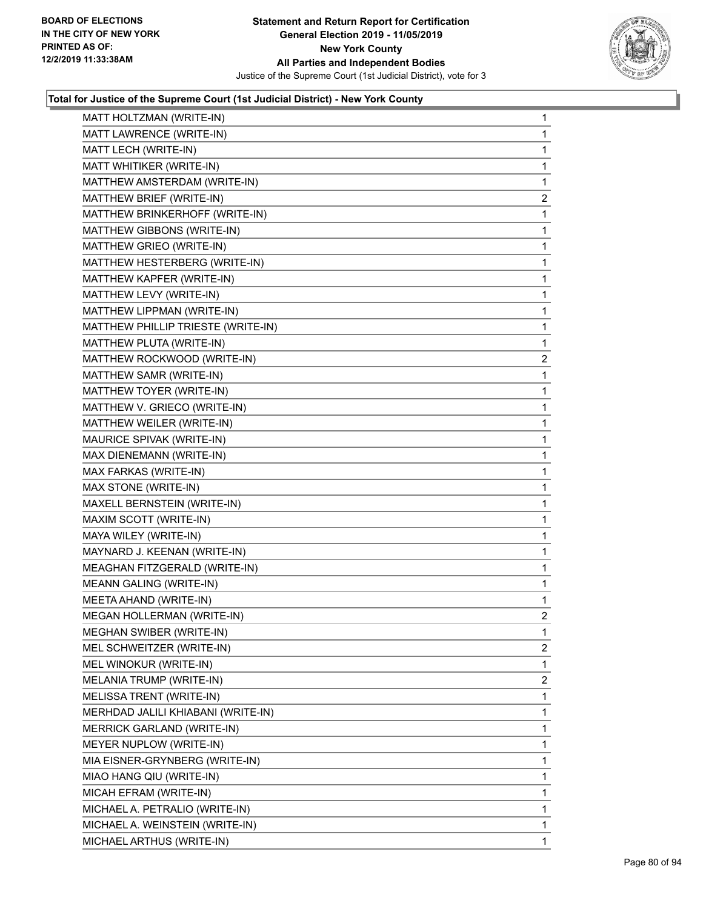**Total for Justice of the Supreme Court (1st Judicial District) - New York County**

| Candidate | Votes |
|---|---|
| MATT HOLTZMAN (WRITE-IN) | 1 |
| MATT LAWRENCE (WRITE-IN) | 1 |
| MATT LECH (WRITE-IN) | 1 |
| MATT WHITIKER (WRITE-IN) | 1 |
| MATTHEW AMSTERDAM (WRITE-IN) | 1 |
| MATTHEW BRIEF (WRITE-IN) | 2 |
| MATTHEW BRINKERHOFF (WRITE-IN) | 1 |
| MATTHEW GIBBONS (WRITE-IN) | 1 |
| MATTHEW GRIEO (WRITE-IN) | 1 |
| MATTHEW HESTERBERG (WRITE-IN) | 1 |
| MATTHEW KAPFER (WRITE-IN) | 1 |
| MATTHEW LEVY (WRITE-IN) | 1 |
| MATTHEW LIPPMAN (WRITE-IN) | 1 |
| MATTHEW PHILLIP TRIESTE (WRITE-IN) | 1 |
| MATTHEW PLUTA (WRITE-IN) | 1 |
| MATTHEW ROCKWOOD (WRITE-IN) | 2 |
| MATTHEW SAMR (WRITE-IN) | 1 |
| MATTHEW TOYER (WRITE-IN) | 1 |
| MATTHEW V. GRIECO (WRITE-IN) | 1 |
| MATTHEW WEILER (WRITE-IN) | 1 |
| MAURICE SPIVAK (WRITE-IN) | 1 |
| MAX DIENEMANN (WRITE-IN) | 1 |
| MAX FARKAS (WRITE-IN) | 1 |
| MAX STONE (WRITE-IN) | 1 |
| MAXELL BERNSTEIN (WRITE-IN) | 1 |
| MAXIM SCOTT (WRITE-IN) | 1 |
| MAYA WILEY (WRITE-IN) | 1 |
| MAYNARD J. KEENAN (WRITE-IN) | 1 |
| MEAGHAN FITZGERALD (WRITE-IN) | 1 |
| MEANN GALING (WRITE-IN) | 1 |
| MEETA AHAND (WRITE-IN) | 1 |
| MEGAN HOLLERMAN (WRITE-IN) | 2 |
| MEGHAN SWIBER (WRITE-IN) | 1 |
| MEL SCHWEITZER (WRITE-IN) | 2 |
| MEL WINOKUR (WRITE-IN) | 1 |
| MELANIA TRUMP (WRITE-IN) | 2 |
| MELISSA TRENT (WRITE-IN) | 1 |
| MERHDAD JALILI KHIABANI (WRITE-IN) | 1 |
| MERRICK GARLAND (WRITE-IN) | 1 |
| MEYER NUPLOW (WRITE-IN) | 1 |
| MIA EISNER-GRYNBERG (WRITE-IN) | 1 |
| MIAO HANG QIU (WRITE-IN) | 1 |
| MICAH EFRAM (WRITE-IN) | 1 |
| MICHAEL A. PETRALIO (WRITE-IN) | 1 |
| MICHAEL A. WEINSTEIN (WRITE-IN) | 1 |
| MICHAEL ARTHUS (WRITE-IN) | 1 |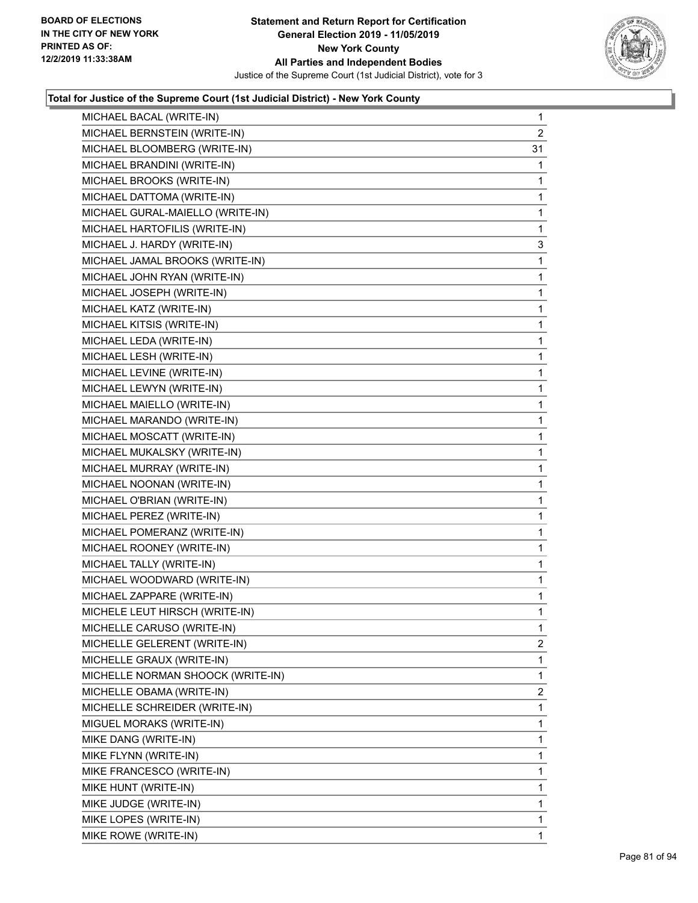### Total for Justice of the Supreme Court (1st Judicial District) - New York County

| Candidate | Votes |
|---|---|
| MICHAEL BACAL (WRITE-IN) | 1 |
| MICHAEL BERNSTEIN (WRITE-IN) | 2 |
| MICHAEL BLOOMBERG (WRITE-IN) | 31 |
| MICHAEL BRANDINI (WRITE-IN) | 1 |
| MICHAEL BROOKS (WRITE-IN) | 1 |
| MICHAEL DATTOMA (WRITE-IN) | 1 |
| MICHAEL GURAL-MAIELLO (WRITE-IN) | 1 |
| MICHAEL HARTOFILIS (WRITE-IN) | 1 |
| MICHAEL J. HARDY (WRITE-IN) | 3 |
| MICHAEL JAMAL BROOKS (WRITE-IN) | 1 |
| MICHAEL JOHN RYAN (WRITE-IN) | 1 |
| MICHAEL JOSEPH (WRITE-IN) | 1 |
| MICHAEL KATZ (WRITE-IN) | 1 |
| MICHAEL KITSIS (WRITE-IN) | 1 |
| MICHAEL LEDA (WRITE-IN) | 1 |
| MICHAEL LESH (WRITE-IN) | 1 |
| MICHAEL LEVINE (WRITE-IN) | 1 |
| MICHAEL LEWYN (WRITE-IN) | 1 |
| MICHAEL MAIELLO (WRITE-IN) | 1 |
| MICHAEL MARANDO (WRITE-IN) | 1 |
| MICHAEL MOSCATT (WRITE-IN) | 1 |
| MICHAEL MUKALSKY (WRITE-IN) | 1 |
| MICHAEL MURRAY (WRITE-IN) | 1 |
| MICHAEL NOONAN (WRITE-IN) | 1 |
| MICHAEL O'BRIAN (WRITE-IN) | 1 |
| MICHAEL PEREZ (WRITE-IN) | 1 |
| MICHAEL POMERANZ (WRITE-IN) | 1 |
| MICHAEL ROONEY (WRITE-IN) | 1 |
| MICHAEL TALLY (WRITE-IN) | 1 |
| MICHAEL WOODWARD (WRITE-IN) | 1 |
| MICHAEL ZAPPARE (WRITE-IN) | 1 |
| MICHELE LEUT HIRSCH (WRITE-IN) | 1 |
| MICHELLE CARUSO (WRITE-IN) | 1 |
| MICHELLE GELERENT (WRITE-IN) | 2 |
| MICHELLE GRAUX (WRITE-IN) | 1 |
| MICHELLE NORMAN SHOOCK (WRITE-IN) | 1 |
| MICHELLE OBAMA (WRITE-IN) | 2 |
| MICHELLE SCHREIDER (WRITE-IN) | 1 |
| MIGUEL MORAKS (WRITE-IN) | 1 |
| MIKE DANG (WRITE-IN) | 1 |
| MIKE FLYNN (WRITE-IN) | 1 |
| MIKE FRANCESCO (WRITE-IN) | 1 |
| MIKE HUNT (WRITE-IN) | 1 |
| MIKE JUDGE (WRITE-IN) | 1 |
| MIKE LOPES (WRITE-IN) | 1 |
| MIKE ROWE (WRITE-IN) | 1 |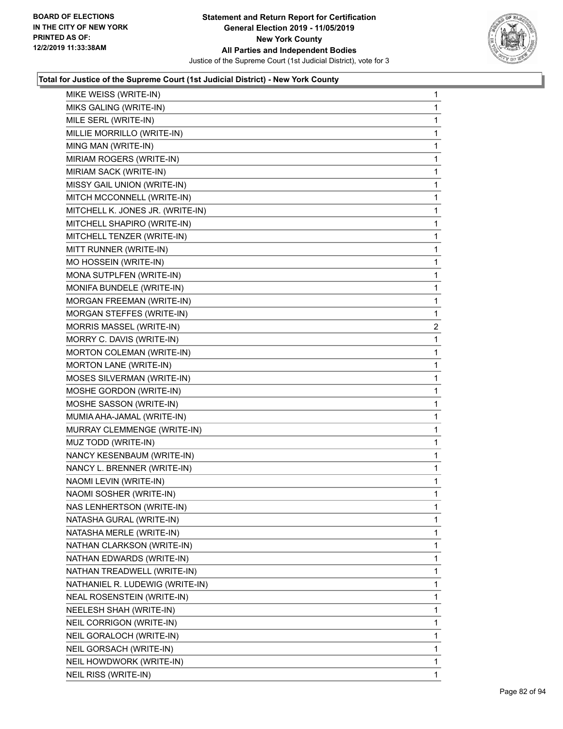**Total for Justice of the Supreme Court (1st Judicial District) - New York County**

| | |
|---|---|
| MIKE WEISS (WRITE-IN) | 1 |
| MIKS GALING (WRITE-IN) | 1 |
| MILE SERL (WRITE-IN) | 1 |
| MILLIE MORRILLO (WRITE-IN) | 1 |
| MING MAN (WRITE-IN) | 1 |
| MIRIAM ROGERS (WRITE-IN) | 1 |
| MIRIAM SACK (WRITE-IN) | 1 |
| MISSY GAIL UNION (WRITE-IN) | 1 |
| MITCH MCCONNELL (WRITE-IN) | 1 |
| MITCHELL K. JONES JR. (WRITE-IN) | 1 |
| MITCHELL SHAPIRO (WRITE-IN) | 1 |
| MITCHELL TENZER (WRITE-IN) | 1 |
| MITT RUNNER (WRITE-IN) | 1 |
| MO HOSSEIN (WRITE-IN) | 1 |
| MONA SUTPLFEN (WRITE-IN) | 1 |
| MONIFA BUNDELE (WRITE-IN) | 1 |
| MORGAN FREEMAN (WRITE-IN) | 1 |
| MORGAN STEFFES (WRITE-IN) | 1 |
| MORRIS MASSEL (WRITE-IN) | 2 |
| MORRY C. DAVIS (WRITE-IN) | 1 |
| MORTON COLEMAN (WRITE-IN) | 1 |
| MORTON LANE (WRITE-IN) | 1 |
| MOSES SILVERMAN (WRITE-IN) | 1 |
| MOSHE GORDON (WRITE-IN) | 1 |
| MOSHE SASSON (WRITE-IN) | 1 |
| MUMIA AHA-JAMAL (WRITE-IN) | 1 |
| MURRAY CLEMMENGE (WRITE-IN) | 1 |
| MUZ TODD (WRITE-IN) | 1 |
| NANCY KESENBAUM (WRITE-IN) | 1 |
| NANCY L. BRENNER (WRITE-IN) | 1 |
| NAOMI LEVIN (WRITE-IN) | 1 |
| NAOMI SOSHER (WRITE-IN) | 1 |
| NAS LENHERTSON (WRITE-IN) | 1 |
| NATASHA GURAL (WRITE-IN) | 1 |
| NATASHA MERLE (WRITE-IN) | 1 |
| NATHAN CLARKSON (WRITE-IN) | 1 |
| NATHAN EDWARDS (WRITE-IN) | 1 |
| NATHAN TREADWELL (WRITE-IN) | 1 |
| NATHANIEL R. LUDEWIG (WRITE-IN) | 1 |
| NEAL ROSENSTEIN (WRITE-IN) | 1 |
| NEELESH SHAH (WRITE-IN) | 1 |
| NEIL CORRIGON (WRITE-IN) | 1 |
| NEIL GORALOCH (WRITE-IN) | 1 |
| NEIL GORSACH (WRITE-IN) | 1 |
| NEIL HOWDWORK (WRITE-IN) | 1 |
| NEIL RISS (WRITE-IN) | 1 |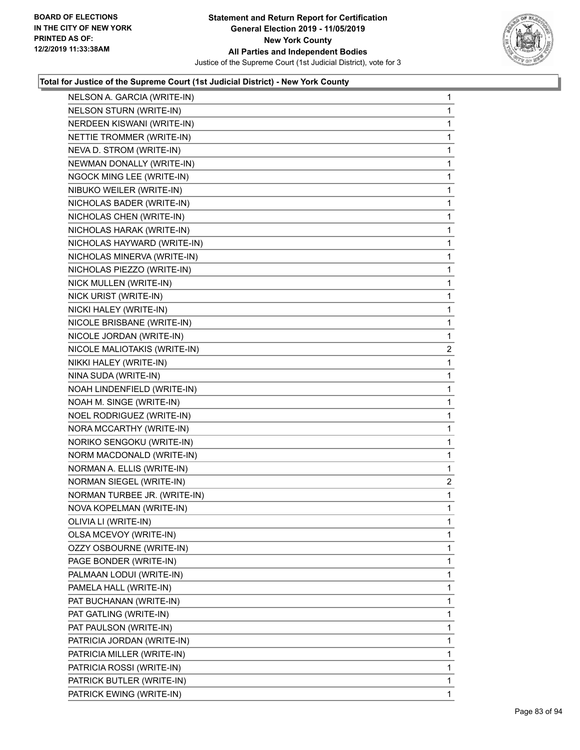**Total for Justice of the Supreme Court (1st Judicial District) - New York County**

| | |
|---|---|
| NELSON A. GARCIA (WRITE-IN) | 1 |
| NELSON STURN (WRITE-IN) | 1 |
| NERDEEN KISWANI (WRITE-IN) | 1 |
| NETTIE TROMMER (WRITE-IN) | 1 |
| NEVA D. STROM (WRITE-IN) | 1 |
| NEWMAN DONALLY (WRITE-IN) | 1 |
| NGOCK MING LEE (WRITE-IN) | 1 |
| NIBUKO WEILER (WRITE-IN) | 1 |
| NICHOLAS BADER (WRITE-IN) | 1 |
| NICHOLAS CHEN (WRITE-IN) | 1 |
| NICHOLAS HARAK (WRITE-IN) | 1 |
| NICHOLAS HAYWARD (WRITE-IN) | 1 |
| NICHOLAS MINERVA (WRITE-IN) | 1 |
| NICHOLAS PIEZZO (WRITE-IN) | 1 |
| NICK MULLEN (WRITE-IN) | 1 |
| NICK URIST (WRITE-IN) | 1 |
| NICKI HALEY (WRITE-IN) | 1 |
| NICOLE BRISBANE (WRITE-IN) | 1 |
| NICOLE JORDAN (WRITE-IN) | 1 |
| NICOLE MALIOTAKIS (WRITE-IN) | 2 |
| NIKKI HALEY (WRITE-IN) | 1 |
| NINA SUDA (WRITE-IN) | 1 |
| NOAH LINDENFIELD (WRITE-IN) | 1 |
| NOAH M. SINGE (WRITE-IN) | 1 |
| NOEL RODRIGUEZ (WRITE-IN) | 1 |
| NORA MCCARTHY (WRITE-IN) | 1 |
| NORIKO SENGOKU (WRITE-IN) | 1 |
| NORM MACDONALD (WRITE-IN) | 1 |
| NORMAN A. ELLIS (WRITE-IN) | 1 |
| NORMAN SIEGEL (WRITE-IN) | 2 |
| NORMAN TURBEE JR. (WRITE-IN) | 1 |
| NOVA KOPELMAN (WRITE-IN) | 1 |
| OLIVIA LI (WRITE-IN) | 1 |
| OLSA MCEVOY (WRITE-IN) | 1 |
| OZZY OSBOURNE (WRITE-IN) | 1 |
| PAGE BONDER (WRITE-IN) | 1 |
| PALMAAN LODUI (WRITE-IN) | 1 |
| PAMELA HALL (WRITE-IN) | 1 |
| PAT BUCHANAN (WRITE-IN) | 1 |
| PAT GATLING (WRITE-IN) | 1 |
| PAT PAULSON (WRITE-IN) | 1 |
| PATRICIA JORDAN (WRITE-IN) | 1 |
| PATRICIA MILLER (WRITE-IN) | 1 |
| PATRICIA ROSSI (WRITE-IN) | 1 |
| PATRICK BUTLER (WRITE-IN) | 1 |
| PATRICK EWING (WRITE-IN) | 1 |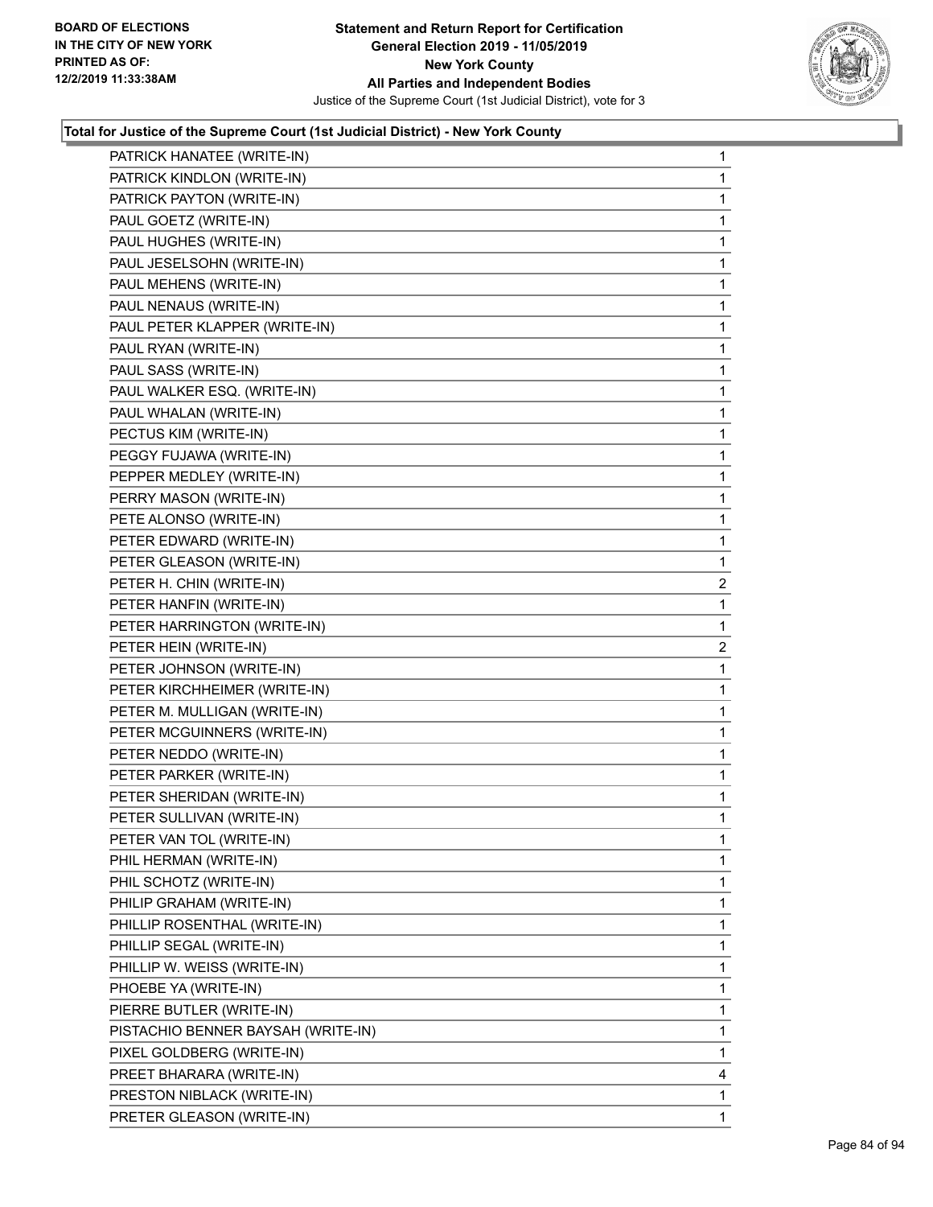**Total for Justice of the Supreme Court (1st Judicial District) - New York County**

| Candidate | Votes |
|---|---|
| PATRICK HANATEE (WRITE-IN) | 1 |
| PATRICK KINDLON (WRITE-IN) | 1 |
| PATRICK PAYTON (WRITE-IN) | 1 |
| PAUL GOETZ (WRITE-IN) | 1 |
| PAUL HUGHES (WRITE-IN) | 1 |
| PAUL JESELSOHN (WRITE-IN) | 1 |
| PAUL MEHENS (WRITE-IN) | 1 |
| PAUL NENAUS (WRITE-IN) | 1 |
| PAUL PETER KLAPPER (WRITE-IN) | 1 |
| PAUL RYAN (WRITE-IN) | 1 |
| PAUL SASS (WRITE-IN) | 1 |
| PAUL WALKER ESQ. (WRITE-IN) | 1 |
| PAUL WHALAN (WRITE-IN) | 1 |
| PECTUS KIM (WRITE-IN) | 1 |
| PEGGY FUJAWA (WRITE-IN) | 1 |
| PEPPER MEDLEY (WRITE-IN) | 1 |
| PERRY MASON (WRITE-IN) | 1 |
| PETE ALONSO (WRITE-IN) | 1 |
| PETER EDWARD (WRITE-IN) | 1 |
| PETER GLEASON (WRITE-IN) | 1 |
| PETER H. CHIN (WRITE-IN) | 2 |
| PETER HANFIN (WRITE-IN) | 1 |
| PETER HARRINGTON (WRITE-IN) | 1 |
| PETER HEIN (WRITE-IN) | 2 |
| PETER JOHNSON (WRITE-IN) | 1 |
| PETER KIRCHHEIMER (WRITE-IN) | 1 |
| PETER M. MULLIGAN (WRITE-IN) | 1 |
| PETER MCGUINNERS (WRITE-IN) | 1 |
| PETER NEDDO (WRITE-IN) | 1 |
| PETER PARKER (WRITE-IN) | 1 |
| PETER SHERIDAN (WRITE-IN) | 1 |
| PETER SULLIVAN (WRITE-IN) | 1 |
| PETER VAN TOL (WRITE-IN) | 1 |
| PHIL HERMAN (WRITE-IN) | 1 |
| PHIL SCHOTZ (WRITE-IN) | 1 |
| PHILIP GRAHAM (WRITE-IN) | 1 |
| PHILLIP ROSENTHAL (WRITE-IN) | 1 |
| PHILLIP SEGAL (WRITE-IN) | 1 |
| PHILLIP W. WEISS (WRITE-IN) | 1 |
| PHOEBE YA (WRITE-IN) | 1 |
| PIERRE BUTLER (WRITE-IN) | 1 |
| PISTACHIO BENNER BAYSAH (WRITE-IN) | 1 |
| PIXEL GOLDBERG (WRITE-IN) | 1 |
| PREET BHARARA (WRITE-IN) | 4 |
| PRESTON NIBLACK (WRITE-IN) | 1 |
| PRETER GLEASON (WRITE-IN) | 1 |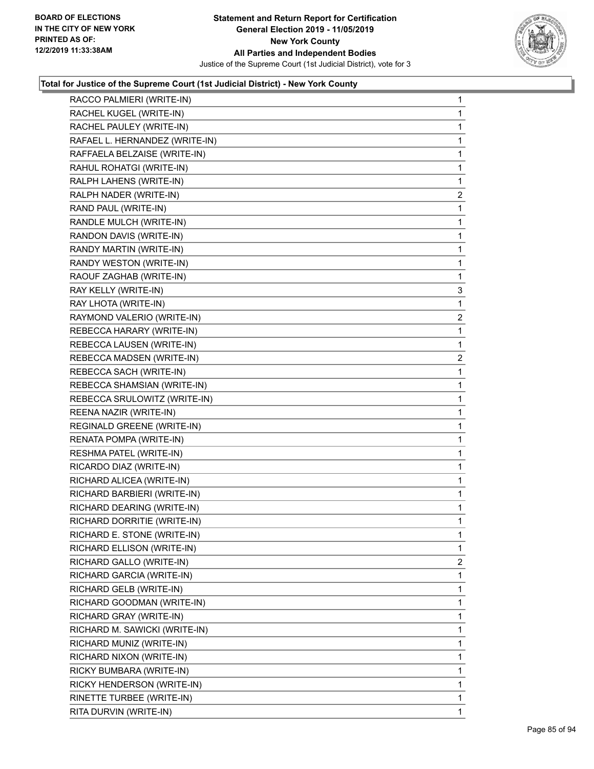### Total for Justice of the Supreme Court (1st Judicial District) - New York County

| Candidate | Votes |
|---|---|
| RACCO PALMIERI (WRITE-IN) | 1 |
| RACHEL KUGEL (WRITE-IN) | 1 |
| RACHEL PAULEY (WRITE-IN) | 1 |
| RAFAEL L. HERNANDEZ (WRITE-IN) | 1 |
| RAFFAELA BELZAISE (WRITE-IN) | 1 |
| RAHUL ROHATGI (WRITE-IN) | 1 |
| RALPH LAHENS (WRITE-IN) | 1 |
| RALPH NADER (WRITE-IN) | 2 |
| RAND PAUL (WRITE-IN) | 1 |
| RANDLE MULCH (WRITE-IN) | 1 |
| RANDON DAVIS (WRITE-IN) | 1 |
| RANDY MARTIN (WRITE-IN) | 1 |
| RANDY WESTON (WRITE-IN) | 1 |
| RAOUF ZAGHAB (WRITE-IN) | 1 |
| RAY KELLY (WRITE-IN) | 3 |
| RAY LHOTA (WRITE-IN) | 1 |
| RAYMOND VALERIO (WRITE-IN) | 2 |
| REBECCA HARARY (WRITE-IN) | 1 |
| REBECCA LAUSEN (WRITE-IN) | 1 |
| REBECCA MADSEN (WRITE-IN) | 2 |
| REBECCA SACH (WRITE-IN) | 1 |
| REBECCA SHAMSIAN (WRITE-IN) | 1 |
| REBECCA SRULOWITZ (WRITE-IN) | 1 |
| REENA NAZIR (WRITE-IN) | 1 |
| REGINALD GREENE (WRITE-IN) | 1 |
| RENATA POMPA (WRITE-IN) | 1 |
| RESHMA PATEL (WRITE-IN) | 1 |
| RICARDO DIAZ (WRITE-IN) | 1 |
| RICHARD ALICEA (WRITE-IN) | 1 |
| RICHARD BARBIERI (WRITE-IN) | 1 |
| RICHARD DEARING (WRITE-IN) | 1 |
| RICHARD DORRITIE (WRITE-IN) | 1 |
| RICHARD E. STONE (WRITE-IN) | 1 |
| RICHARD ELLISON (WRITE-IN) | 1 |
| RICHARD GALLO (WRITE-IN) | 2 |
| RICHARD GARCIA (WRITE-IN) | 1 |
| RICHARD GELB (WRITE-IN) | 1 |
| RICHARD GOODMAN (WRITE-IN) | 1 |
| RICHARD GRAY (WRITE-IN) | 1 |
| RICHARD M. SAWICKI (WRITE-IN) | 1 |
| RICHARD MUNIZ (WRITE-IN) | 1 |
| RICHARD NIXON (WRITE-IN) | 1 |
| RICKY BUMBARA (WRITE-IN) | 1 |
| RICKY HENDERSON (WRITE-IN) | 1 |
| RINETTE TURBEE (WRITE-IN) | 1 |
| RITA DURVIN (WRITE-IN) | 1 |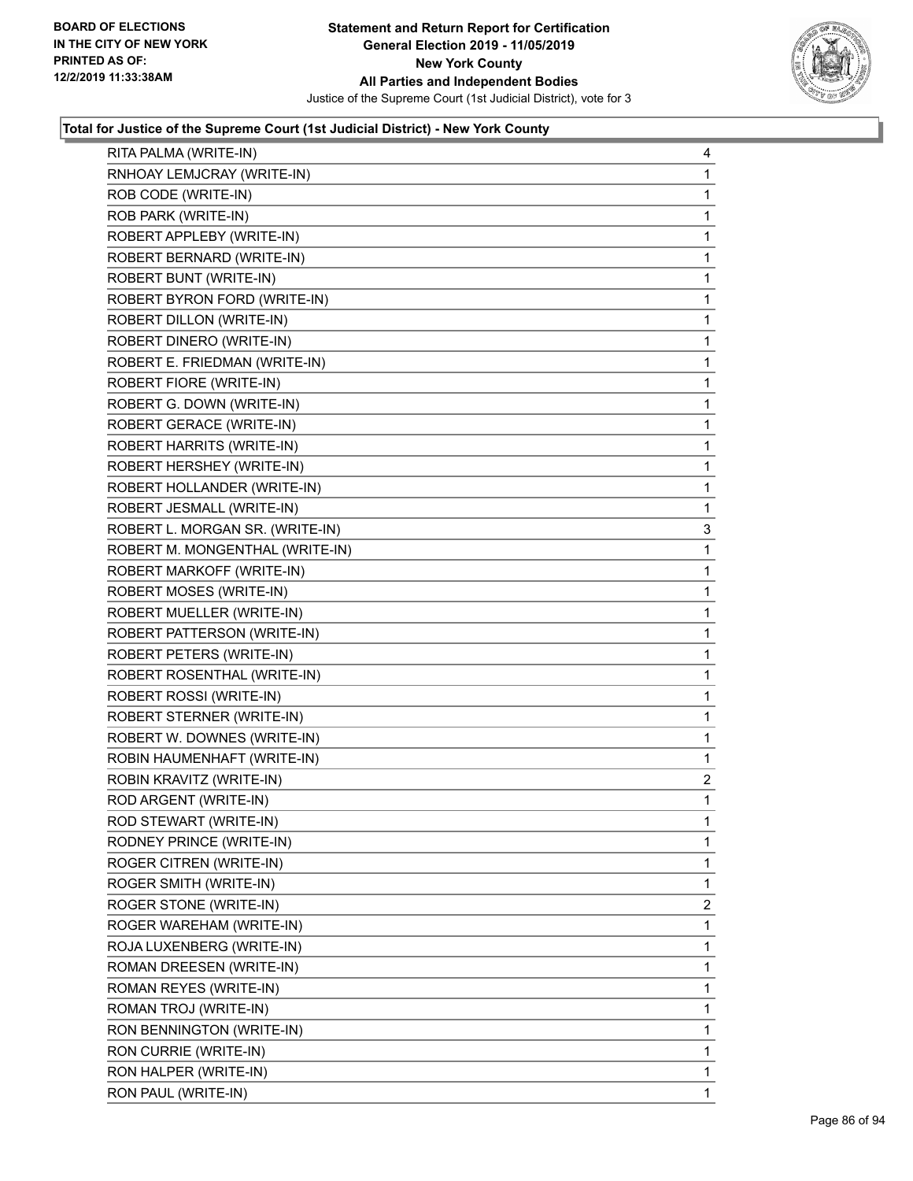**Total for Justice of the Supreme Court (1st Judicial District) - New York County**

| Candidate | Votes |
|---|---|
| RITA PALMA (WRITE-IN) | 4 |
| RNHOAY LEMJCRAY (WRITE-IN) | 1 |
| ROB CODE (WRITE-IN) | 1 |
| ROB PARK (WRITE-IN) | 1 |
| ROBERT APPLEBY (WRITE-IN) | 1 |
| ROBERT BERNARD (WRITE-IN) | 1 |
| ROBERT BUNT (WRITE-IN) | 1 |
| ROBERT BYRON FORD (WRITE-IN) | 1 |
| ROBERT DILLON (WRITE-IN) | 1 |
| ROBERT DINERO (WRITE-IN) | 1 |
| ROBERT E. FRIEDMAN (WRITE-IN) | 1 |
| ROBERT FIORE (WRITE-IN) | 1 |
| ROBERT G. DOWN (WRITE-IN) | 1 |
| ROBERT GERACE (WRITE-IN) | 1 |
| ROBERT HARRITS (WRITE-IN) | 1 |
| ROBERT HERSHEY (WRITE-IN) | 1 |
| ROBERT HOLLANDER (WRITE-IN) | 1 |
| ROBERT JESMALL (WRITE-IN) | 1 |
| ROBERT L. MORGAN SR. (WRITE-IN) | 3 |
| ROBERT M. MONGENTHAL (WRITE-IN) | 1 |
| ROBERT MARKOFF (WRITE-IN) | 1 |
| ROBERT MOSES (WRITE-IN) | 1 |
| ROBERT MUELLER (WRITE-IN) | 1 |
| ROBERT PATTERSON (WRITE-IN) | 1 |
| ROBERT PETERS (WRITE-IN) | 1 |
| ROBERT ROSENTHAL (WRITE-IN) | 1 |
| ROBERT ROSSI (WRITE-IN) | 1 |
| ROBERT STERNER (WRITE-IN) | 1 |
| ROBERT W. DOWNES (WRITE-IN) | 1 |
| ROBIN HAUMENHAFT (WRITE-IN) | 1 |
| ROBIN KRAVITZ (WRITE-IN) | 2 |
| ROD ARGENT (WRITE-IN) | 1 |
| ROD STEWART (WRITE-IN) | 1 |
| RODNEY PRINCE (WRITE-IN) | 1 |
| ROGER CITREN (WRITE-IN) | 1 |
| ROGER SMITH (WRITE-IN) | 1 |
| ROGER STONE (WRITE-IN) | 2 |
| ROGER WAREHAM (WRITE-IN) | 1 |
| ROJA LUXENBERG (WRITE-IN) | 1 |
| ROMAN DREESEN (WRITE-IN) | 1 |
| ROMAN REYES (WRITE-IN) | 1 |
| ROMAN TROJ (WRITE-IN) | 1 |
| RON BENNINGTON (WRITE-IN) | 1 |
| RON CURRIE (WRITE-IN) | 1 |
| RON HALPER (WRITE-IN) | 1 |
| RON PAUL (WRITE-IN) | 1 |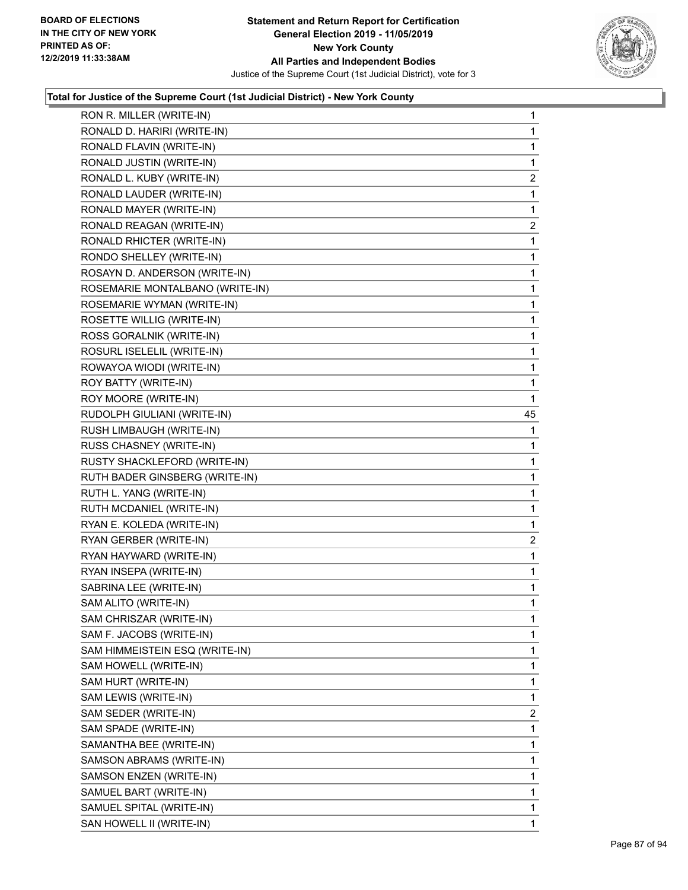### Total for Justice of the Supreme Court (1st Judicial District) - New York County

| Candidate | Votes |
|---|---|
| RON R. MILLER (WRITE-IN) | 1 |
| RONALD D. HARIRI (WRITE-IN) | 1 |
| RONALD FLAVIN (WRITE-IN) | 1 |
| RONALD JUSTIN (WRITE-IN) | 1 |
| RONALD L. KUBY (WRITE-IN) | 2 |
| RONALD LAUDER (WRITE-IN) | 1 |
| RONALD MAYER (WRITE-IN) | 1 |
| RONALD REAGAN (WRITE-IN) | 2 |
| RONALD RHICTER (WRITE-IN) | 1 |
| RONDO SHELLEY (WRITE-IN) | 1 |
| ROSAYN D. ANDERSON (WRITE-IN) | 1 |
| ROSEMARIE MONTALBANO (WRITE-IN) | 1 |
| ROSEMARIE WYMAN (WRITE-IN) | 1 |
| ROSETTE WILLIG (WRITE-IN) | 1 |
| ROSS GORALNIK (WRITE-IN) | 1 |
| ROSURL ISELELIL (WRITE-IN) | 1 |
| ROWAYOA WIODI (WRITE-IN) | 1 |
| ROY BATTY (WRITE-IN) | 1 |
| ROY MOORE (WRITE-IN) | 1 |
| RUDOLPH GIULIANI (WRITE-IN) | 45 |
| RUSH LIMBAUGH (WRITE-IN) | 1 |
| RUSS CHASNEY (WRITE-IN) | 1 |
| RUSTY SHACKLEFORD (WRITE-IN) | 1 |
| RUTH BADER GINSBERG (WRITE-IN) | 1 |
| RUTH L. YANG (WRITE-IN) | 1 |
| RUTH MCDANIEL (WRITE-IN) | 1 |
| RYAN E. KOLEDA (WRITE-IN) | 1 |
| RYAN GERBER (WRITE-IN) | 2 |
| RYAN HAYWARD (WRITE-IN) | 1 |
| RYAN INSEPA (WRITE-IN) | 1 |
| SABRINA LEE (WRITE-IN) | 1 |
| SAM ALITO (WRITE-IN) | 1 |
| SAM CHRISZAR (WRITE-IN) | 1 |
| SAM F. JACOBS (WRITE-IN) | 1 |
| SAM HIMMEISTEIN ESQ (WRITE-IN) | 1 |
| SAM HOWELL (WRITE-IN) | 1 |
| SAM HURT (WRITE-IN) | 1 |
| SAM LEWIS (WRITE-IN) | 1 |
| SAM SEDER (WRITE-IN) | 2 |
| SAM SPADE (WRITE-IN) | 1 |
| SAMANTHA BEE (WRITE-IN) | 1 |
| SAMSON ABRAMS (WRITE-IN) | 1 |
| SAMSON ENZEN (WRITE-IN) | 1 |
| SAMUEL BART (WRITE-IN) | 1 |
| SAMUEL SPITAL (WRITE-IN) | 1 |
| SAN HOWELL II (WRITE-IN) | 1 |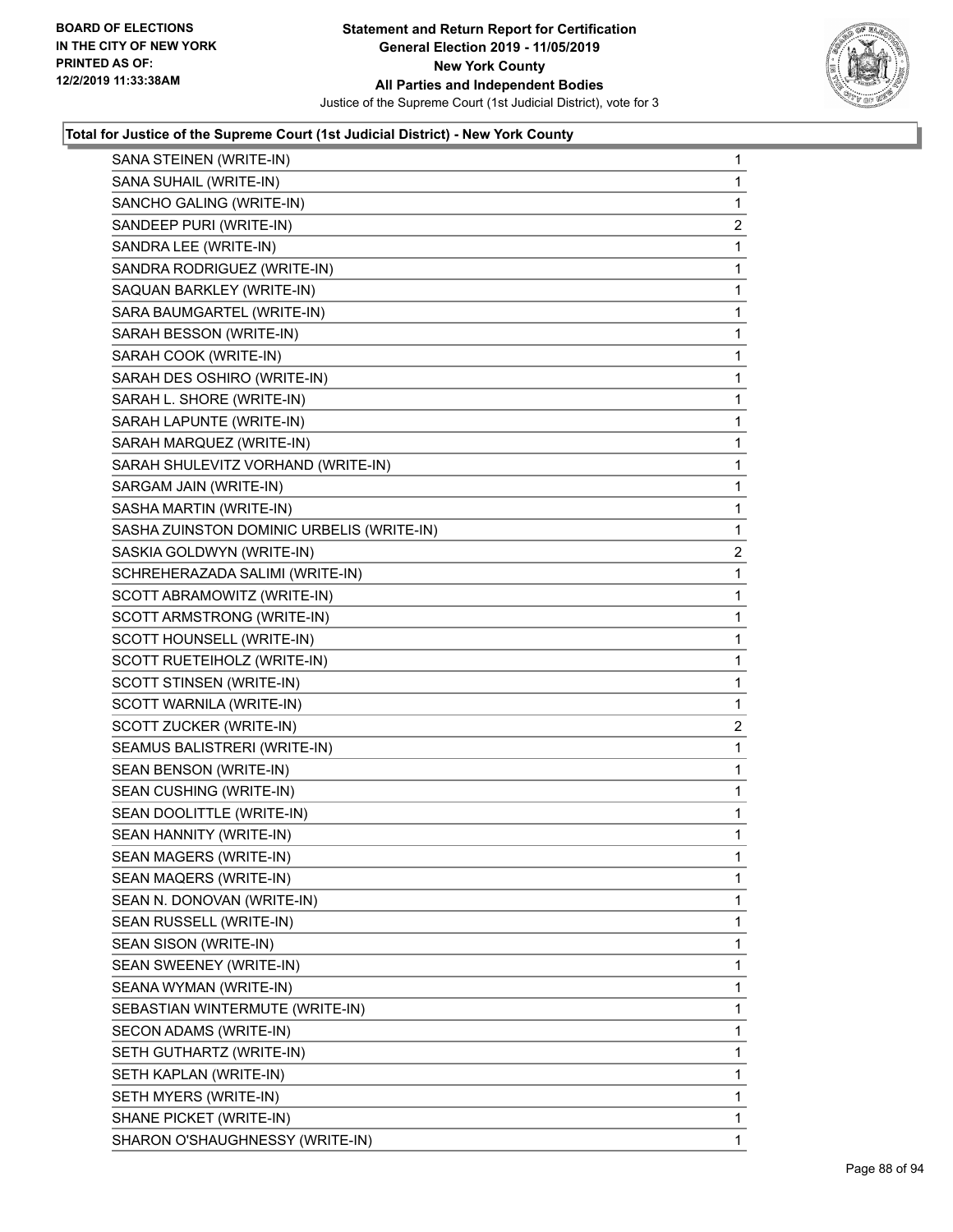### Total for Justice of the Supreme Court (1st Judicial District) - New York County

| Candidate | Votes |
|---|---|
| SANA STEINEN (WRITE-IN) | 1 |
| SANA SUHAIL (WRITE-IN) | 1 |
| SANCHO GALING (WRITE-IN) | 1 |
| SANDEEP PURI (WRITE-IN) | 2 |
| SANDRA LEE (WRITE-IN) | 1 |
| SANDRA RODRIGUEZ (WRITE-IN) | 1 |
| SAQUAN BARKLEY (WRITE-IN) | 1 |
| SARA BAUMGARTEL (WRITE-IN) | 1 |
| SARAH BESSON (WRITE-IN) | 1 |
| SARAH COOK (WRITE-IN) | 1 |
| SARAH DES OSHIRO (WRITE-IN) | 1 |
| SARAH L. SHORE (WRITE-IN) | 1 |
| SARAH LAPUNTE (WRITE-IN) | 1 |
| SARAH MARQUEZ (WRITE-IN) | 1 |
| SARAH SHULEVITZ VORHAND (WRITE-IN) | 1 |
| SARGAM JAIN (WRITE-IN) | 1 |
| SASHA MARTIN (WRITE-IN) | 1 |
| SASHA ZUINSTON DOMINIC URBELIS (WRITE-IN) | 1 |
| SASKIA GOLDWYN (WRITE-IN) | 2 |
| SCHREHERAZADA SALIMI (WRITE-IN) | 1 |
| SCOTT ABRAMOWITZ (WRITE-IN) | 1 |
| SCOTT ARMSTRONG (WRITE-IN) | 1 |
| SCOTT HOUNSELL (WRITE-IN) | 1 |
| SCOTT RUETEIHOLZ (WRITE-IN) | 1 |
| SCOTT STINSEN (WRITE-IN) | 1 |
| SCOTT WARNILA (WRITE-IN) | 1 |
| SCOTT ZUCKER (WRITE-IN) | 2 |
| SEAMUS BALISTRERI (WRITE-IN) | 1 |
| SEAN BENSON (WRITE-IN) | 1 |
| SEAN CUSHING (WRITE-IN) | 1 |
| SEAN DOOLITTLE (WRITE-IN) | 1 |
| SEAN HANNITY (WRITE-IN) | 1 |
| SEAN MAGERS (WRITE-IN) | 1 |
| SEAN MAQERS (WRITE-IN) | 1 |
| SEAN N. DONOVAN (WRITE-IN) | 1 |
| SEAN RUSSELL (WRITE-IN) | 1 |
| SEAN SISON (WRITE-IN) | 1 |
| SEAN SWEENEY (WRITE-IN) | 1 |
| SEANA WYMAN (WRITE-IN) | 1 |
| SEBASTIAN WINTERMUTE (WRITE-IN) | 1 |
| SECON ADAMS (WRITE-IN) | 1 |
| SETH GUTHARTZ (WRITE-IN) | 1 |
| SETH KAPLAN (WRITE-IN) | 1 |
| SETH MYERS (WRITE-IN) | 1 |
| SHANE PICKET (WRITE-IN) | 1 |
| SHARON O'SHAUGHNESSY (WRITE-IN) | 1 |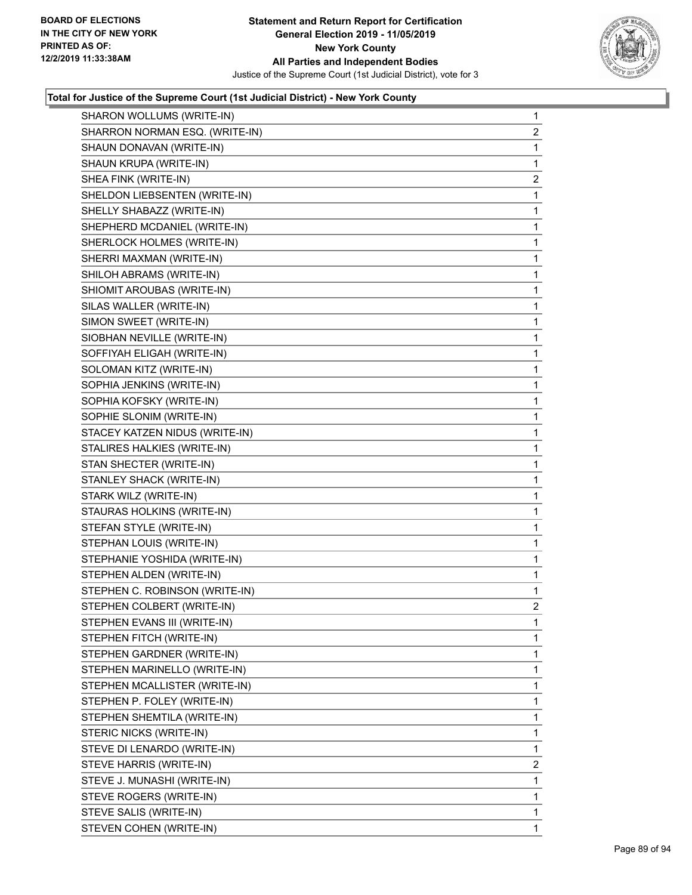**Total for Justice of the Supreme Court (1st Judicial District) - New York County**

| | |
|---|---|
| SHARON WOLLUMS (WRITE-IN) | 1 |
| SHARRON NORMAN ESQ. (WRITE-IN) | 2 |
| SHAUN DONAVAN (WRITE-IN) | 1 |
| SHAUN KRUPA (WRITE-IN) | 1 |
| SHEA FINK (WRITE-IN) | 2 |
| SHELDON LIEBSENTEN (WRITE-IN) | 1 |
| SHELLY SHABAZZ (WRITE-IN) | 1 |
| SHEPHERD MCDANIEL (WRITE-IN) | 1 |
| SHERLOCK HOLMES (WRITE-IN) | 1 |
| SHERRI MAXMAN (WRITE-IN) | 1 |
| SHILOH ABRAMS (WRITE-IN) | 1 |
| SHIOMIT AROUBAS (WRITE-IN) | 1 |
| SILAS WALLER (WRITE-IN) | 1 |
| SIMON SWEET (WRITE-IN) | 1 |
| SIOBHAN NEVILLE (WRITE-IN) | 1 |
| SOFFIYAH ELIGAH (WRITE-IN) | 1 |
| SOLOMAN KITZ (WRITE-IN) | 1 |
| SOPHIA JENKINS (WRITE-IN) | 1 |
| SOPHIA KOFSKY (WRITE-IN) | 1 |
| SOPHIE SLONIM (WRITE-IN) | 1 |
| STACEY KATZEN NIDUS (WRITE-IN) | 1 |
| STALIRES HALKIES (WRITE-IN) | 1 |
| STAN SHECTER (WRITE-IN) | 1 |
| STANLEY SHACK (WRITE-IN) | 1 |
| STARK WILZ (WRITE-IN) | 1 |
| STAURAS HOLKINS (WRITE-IN) | 1 |
| STEFAN STYLE (WRITE-IN) | 1 |
| STEPHAN LOUIS (WRITE-IN) | 1 |
| STEPHANIE YOSHIDA (WRITE-IN) | 1 |
| STEPHEN ALDEN (WRITE-IN) | 1 |
| STEPHEN C. ROBINSON (WRITE-IN) | 1 |
| STEPHEN COLBERT (WRITE-IN) | 2 |
| STEPHEN EVANS III (WRITE-IN) | 1 |
| STEPHEN FITCH (WRITE-IN) | 1 |
| STEPHEN GARDNER (WRITE-IN) | 1 |
| STEPHEN MARINELLO (WRITE-IN) | 1 |
| STEPHEN MCALLISTER (WRITE-IN) | 1 |
| STEPHEN P. FOLEY (WRITE-IN) | 1 |
| STEPHEN SHEMTILA (WRITE-IN) | 1 |
| STERIC NICKS (WRITE-IN) | 1 |
| STEVE DI LENARDO (WRITE-IN) | 1 |
| STEVE HARRIS (WRITE-IN) | 2 |
| STEVE J. MUNASHI (WRITE-IN) | 1 |
| STEVE ROGERS (WRITE-IN) | 1 |
| STEVE SALIS (WRITE-IN) | 1 |
| STEVEN COHEN (WRITE-IN) | 1 |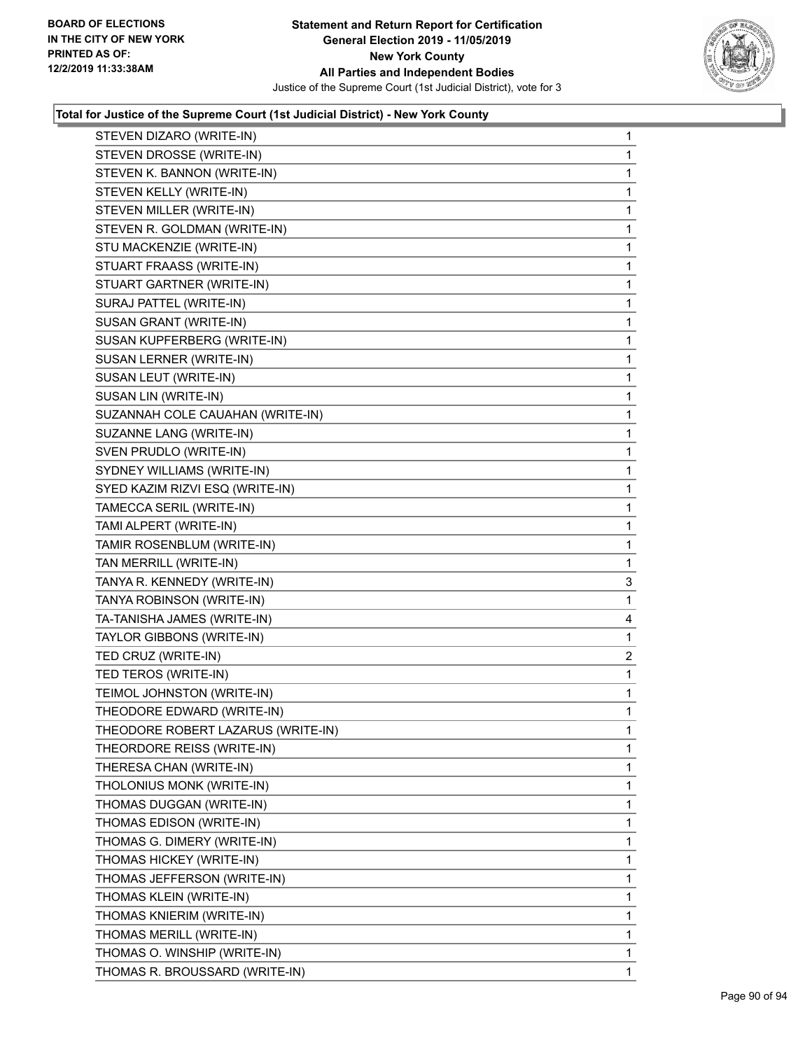**Total for Justice of the Supreme Court (1st Judicial District) - New York County**

| Candidate | Votes |
|---|---|
| STEVEN DIZARO (WRITE-IN) | 1 |
| STEVEN DROSSE (WRITE-IN) | 1 |
| STEVEN K. BANNON (WRITE-IN) | 1 |
| STEVEN KELLY (WRITE-IN) | 1 |
| STEVEN MILLER (WRITE-IN) | 1 |
| STEVEN R. GOLDMAN (WRITE-IN) | 1 |
| STU MACKENZIE (WRITE-IN) | 1 |
| STUART FRAASS (WRITE-IN) | 1 |
| STUART GARTNER (WRITE-IN) | 1 |
| SURAJ PATTEL (WRITE-IN) | 1 |
| SUSAN GRANT (WRITE-IN) | 1 |
| SUSAN KUPFERBERG (WRITE-IN) | 1 |
| SUSAN LERNER (WRITE-IN) | 1 |
| SUSAN LEUT (WRITE-IN) | 1 |
| SUSAN LIN (WRITE-IN) | 1 |
| SUZANNAH COLE CAUAHAN (WRITE-IN) | 1 |
| SUZANNE LANG (WRITE-IN) | 1 |
| SVEN PRUDLO (WRITE-IN) | 1 |
| SYDNEY WILLIAMS (WRITE-IN) | 1 |
| SYED KAZIM RIZVI ESQ (WRITE-IN) | 1 |
| TAMECCA SERIL (WRITE-IN) | 1 |
| TAMI ALPERT (WRITE-IN) | 1 |
| TAMIR ROSENBLUM (WRITE-IN) | 1 |
| TAN MERRILL (WRITE-IN) | 1 |
| TANYA R. KENNEDY (WRITE-IN) | 3 |
| TANYA ROBINSON (WRITE-IN) | 1 |
| TA-TANISHA JAMES (WRITE-IN) | 4 |
| TAYLOR GIBBONS (WRITE-IN) | 1 |
| TED CRUZ (WRITE-IN) | 2 |
| TED TEROS (WRITE-IN) | 1 |
| TEIMOL JOHNSTON (WRITE-IN) | 1 |
| THEODORE EDWARD (WRITE-IN) | 1 |
| THEODORE ROBERT LAZARUS (WRITE-IN) | 1 |
| THEORDORE REISS (WRITE-IN) | 1 |
| THERESA CHAN (WRITE-IN) | 1 |
| THOLONIUS MONK (WRITE-IN) | 1 |
| THOMAS DUGGAN (WRITE-IN) | 1 |
| THOMAS EDISON (WRITE-IN) | 1 |
| THOMAS G. DIMERY (WRITE-IN) | 1 |
| THOMAS HICKEY (WRITE-IN) | 1 |
| THOMAS JEFFERSON (WRITE-IN) | 1 |
| THOMAS KLEIN (WRITE-IN) | 1 |
| THOMAS KNIERIM (WRITE-IN) | 1 |
| THOMAS MERILL (WRITE-IN) | 1 |
| THOMAS O. WINSHIP (WRITE-IN) | 1 |
| THOMAS R. BROUSSARD (WRITE-IN) | 1 |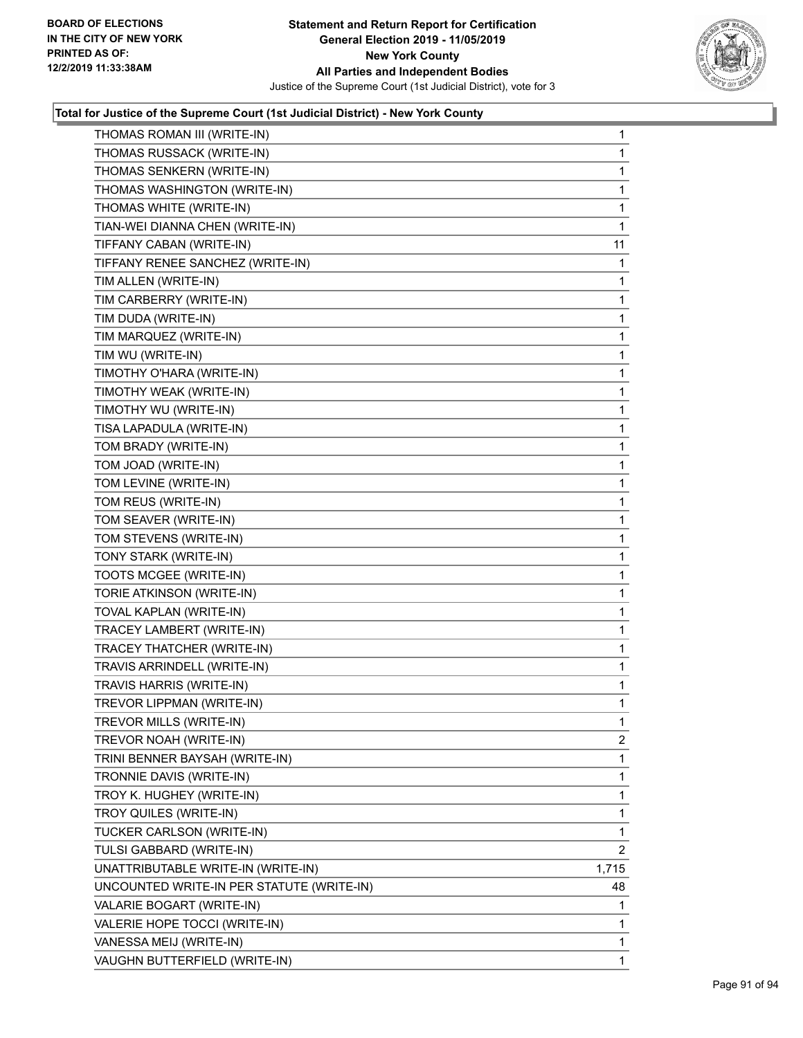### Total for Justice of the Supreme Court (1st Judicial District) - New York County

| Candidate | Votes |
|---|---|
| THOMAS ROMAN III (WRITE-IN) | 1 |
| THOMAS RUSSACK (WRITE-IN) | 1 |
| THOMAS SENKERN (WRITE-IN) | 1 |
| THOMAS WASHINGTON (WRITE-IN) | 1 |
| THOMAS WHITE (WRITE-IN) | 1 |
| TIAN-WEI DIANNA CHEN (WRITE-IN) | 1 |
| TIFFANY CABAN (WRITE-IN) | 11 |
| TIFFANY RENEE SANCHEZ (WRITE-IN) | 1 |
| TIM ALLEN (WRITE-IN) | 1 |
| TIM CARBERRY (WRITE-IN) | 1 |
| TIM DUDA (WRITE-IN) | 1 |
| TIM MARQUEZ (WRITE-IN) | 1 |
| TIM WU (WRITE-IN) | 1 |
| TIMOTHY O'HARA (WRITE-IN) | 1 |
| TIMOTHY WEAK (WRITE-IN) | 1 |
| TIMOTHY WU (WRITE-IN) | 1 |
| TISA LAPADULA (WRITE-IN) | 1 |
| TOM BRADY (WRITE-IN) | 1 |
| TOM JOAD (WRITE-IN) | 1 |
| TOM LEVINE (WRITE-IN) | 1 |
| TOM REUS (WRITE-IN) | 1 |
| TOM SEAVER (WRITE-IN) | 1 |
| TOM STEVENS (WRITE-IN) | 1 |
| TONY STARK (WRITE-IN) | 1 |
| TOOTS MCGEE (WRITE-IN) | 1 |
| TORIE ATKINSON (WRITE-IN) | 1 |
| TOVAL KAPLAN (WRITE-IN) | 1 |
| TRACEY LAMBERT (WRITE-IN) | 1 |
| TRACEY THATCHER (WRITE-IN) | 1 |
| TRAVIS ARRINDELL (WRITE-IN) | 1 |
| TRAVIS HARRIS (WRITE-IN) | 1 |
| TREVOR LIPPMAN (WRITE-IN) | 1 |
| TREVOR MILLS (WRITE-IN) | 1 |
| TREVOR NOAH (WRITE-IN) | 2 |
| TRINI BENNER BAYSAH (WRITE-IN) | 1 |
| TRONNIE DAVIS (WRITE-IN) | 1 |
| TROY K. HUGHEY (WRITE-IN) | 1 |
| TROY QUILES (WRITE-IN) | 1 |
| TUCKER CARLSON (WRITE-IN) | 1 |
| TULSI GABBARD (WRITE-IN) | 2 |
| UNATTRIBUTABLE WRITE-IN (WRITE-IN) | 1,715 |
| UNCOUNTED WRITE-IN PER STATUTE (WRITE-IN) | 48 |
| VALARIE BOGART (WRITE-IN) | 1 |
| VALERIE HOPE TOCCI (WRITE-IN) | 1 |
| VANESSA MEIJ (WRITE-IN) | 1 |
| VAUGHN BUTTERFIELD (WRITE-IN) | 1 |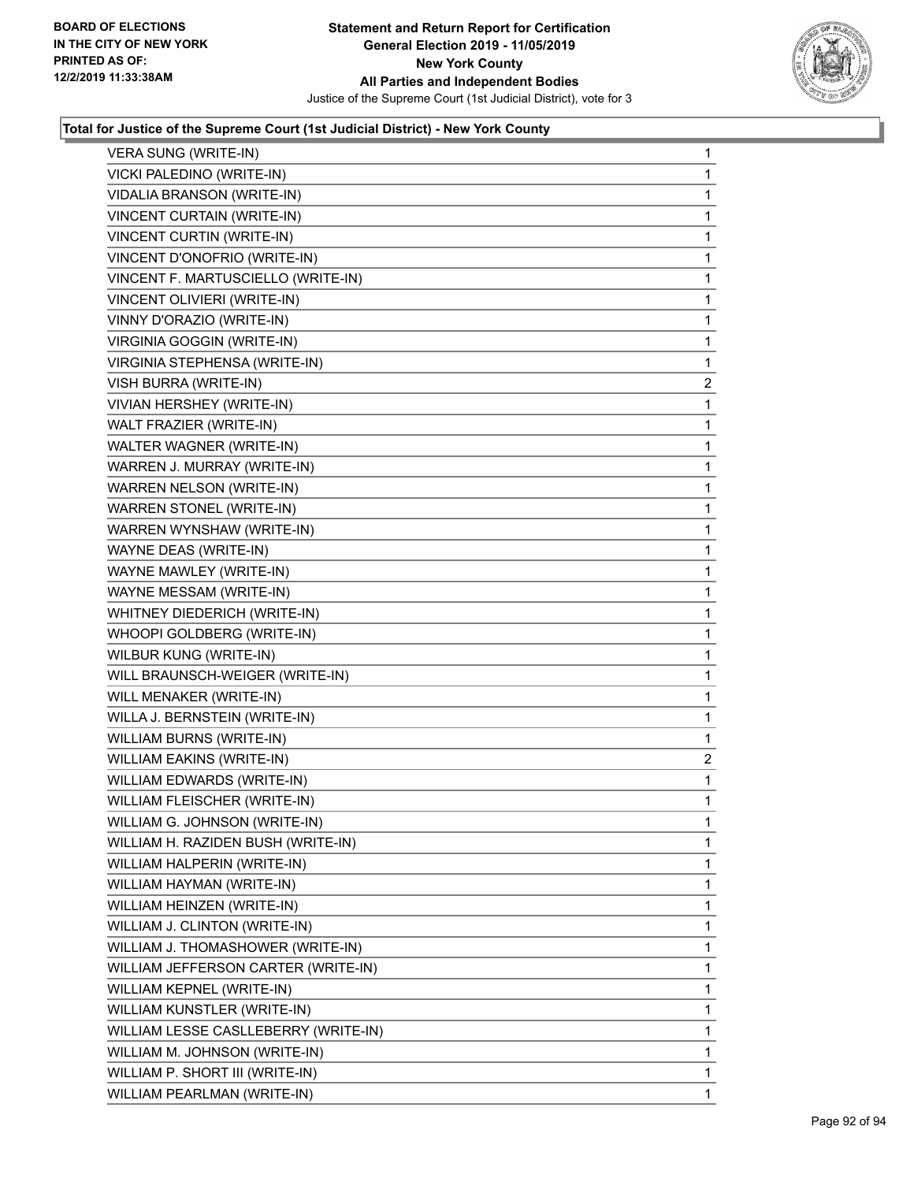**Total for Justice of the Supreme Court (1st Judicial District) - New York County**

| Candidate | Votes |
|---|---|
| VERA SUNG (WRITE-IN) | 1 |
| VICKI PALEDINO (WRITE-IN) | 1 |
| VIDALIA BRANSON (WRITE-IN) | 1 |
| VINCENT CURTAIN (WRITE-IN) | 1 |
| VINCENT CURTIN (WRITE-IN) | 1 |
| VINCENT D'ONOFRIO (WRITE-IN) | 1 |
| VINCENT F. MARTUSCIELLO (WRITE-IN) | 1 |
| VINCENT OLIVIERI (WRITE-IN) | 1 |
| VINNY D'ORAZIO (WRITE-IN) | 1 |
| VIRGINIA GOGGIN (WRITE-IN) | 1 |
| VIRGINIA STEPHENSA (WRITE-IN) | 1 |
| VISH BURRA (WRITE-IN) | 2 |
| VIVIAN HERSHEY (WRITE-IN) | 1 |
| WALT FRAZIER (WRITE-IN) | 1 |
| WALTER WAGNER (WRITE-IN) | 1 |
| WARREN J. MURRAY (WRITE-IN) | 1 |
| WARREN NELSON (WRITE-IN) | 1 |
| WARREN STONEL (WRITE-IN) | 1 |
| WARREN WYNSHAW (WRITE-IN) | 1 |
| WAYNE DEAS (WRITE-IN) | 1 |
| WAYNE MAWLEY (WRITE-IN) | 1 |
| WAYNE MESSAM (WRITE-IN) | 1 |
| WHITNEY DIEDERICH (WRITE-IN) | 1 |
| WHOOPI GOLDBERG (WRITE-IN) | 1 |
| WILBUR KUNG (WRITE-IN) | 1 |
| WILL BRAUNSCH-WEIGER (WRITE-IN) | 1 |
| WILL MENAKER (WRITE-IN) | 1 |
| WILLA J. BERNSTEIN (WRITE-IN) | 1 |
| WILLIAM BURNS (WRITE-IN) | 1 |
| WILLIAM EAKINS (WRITE-IN) | 2 |
| WILLIAM EDWARDS (WRITE-IN) | 1 |
| WILLIAM FLEISCHER (WRITE-IN) | 1 |
| WILLIAM G. JOHNSON (WRITE-IN) | 1 |
| WILLIAM H. RAZIDEN BUSH (WRITE-IN) | 1 |
| WILLIAM HALPERIN (WRITE-IN) | 1 |
| WILLIAM HAYMAN (WRITE-IN) | 1 |
| WILLIAM HEINZEN (WRITE-IN) | 1 |
| WILLIAM J. CLINTON (WRITE-IN) | 1 |
| WILLIAM J. THOMASHOWER (WRITE-IN) | 1 |
| WILLIAM JEFFERSON CARTER (WRITE-IN) | 1 |
| WILLIAM KEPNEL (WRITE-IN) | 1 |
| WILLIAM KUNSTLER (WRITE-IN) | 1 |
| WILLIAM LESSE CASLLEBERRY (WRITE-IN) | 1 |
| WILLIAM M. JOHNSON (WRITE-IN) | 1 |
| WILLIAM P. SHORT III (WRITE-IN) | 1 |
| WILLIAM PEARLMAN (WRITE-IN) | 1 |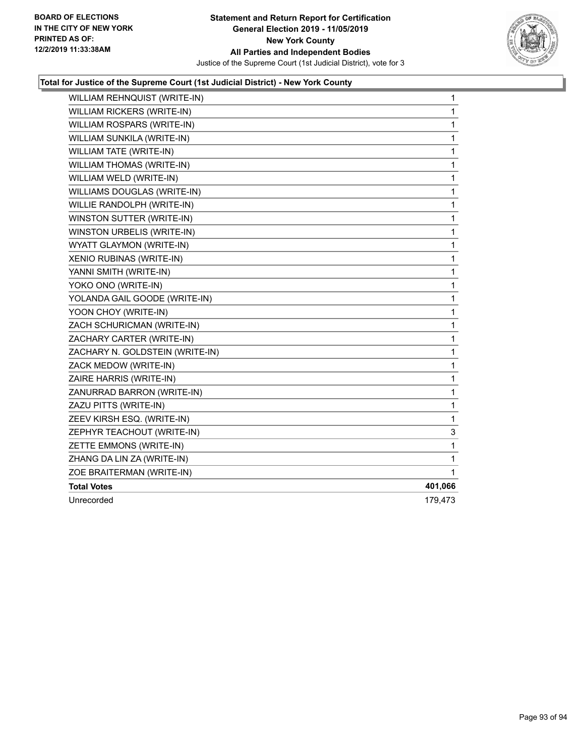**Total for Justice of the Supreme Court (1st Judicial District) - New York County**

| | |
|---|---|
| WILLIAM REHNQUIST (WRITE-IN) | 1 |
| WILLIAM RICKERS (WRITE-IN) | 1 |
| WILLIAM ROSPARS (WRITE-IN) | 1 |
| WILLIAM SUNKILA (WRITE-IN) | 1 |
| WILLIAM TATE (WRITE-IN) | 1 |
| WILLIAM THOMAS (WRITE-IN) | 1 |
| WILLIAM WELD (WRITE-IN) | 1 |
| WILLIAMS DOUGLAS (WRITE-IN) | 1 |
| WILLIE RANDOLPH (WRITE-IN) | 1 |
| WINSTON SUTTER (WRITE-IN) | 1 |
| WINSTON URBELIS (WRITE-IN) | 1 |
| WYATT GLAYMON (WRITE-IN) | 1 |
| XENIO RUBINAS (WRITE-IN) | 1 |
| YANNI SMITH (WRITE-IN) | 1 |
| YOKO ONO (WRITE-IN) | 1 |
| YOLANDA GAIL GOODE (WRITE-IN) | 1 |
| YOON CHOY (WRITE-IN) | 1 |
| ZACH SCHURICMAN (WRITE-IN) | 1 |
| ZACHARY CARTER (WRITE-IN) | 1 |
| ZACHARY N. GOLDSTEIN (WRITE-IN) | 1 |
| ZACK MEDOW (WRITE-IN) | 1 |
| ZAIRE HARRIS (WRITE-IN) | 1 |
| ZANURRAD BARRON (WRITE-IN) | 1 |
| ZAZU PITTS (WRITE-IN) | 1 |
| ZEEV KIRSH ESQ. (WRITE-IN) | 1 |
| ZEPHYR TEACHOUT (WRITE-IN) | 3 |
| ZETTE EMMONS (WRITE-IN) | 1 |
| ZHANG DA LIN ZA (WRITE-IN) | 1 |
| ZOE BRAITERMAN (WRITE-IN) | 1 |
| **Total Votes** | **401,066** |
| Unrecorded | 179,473 |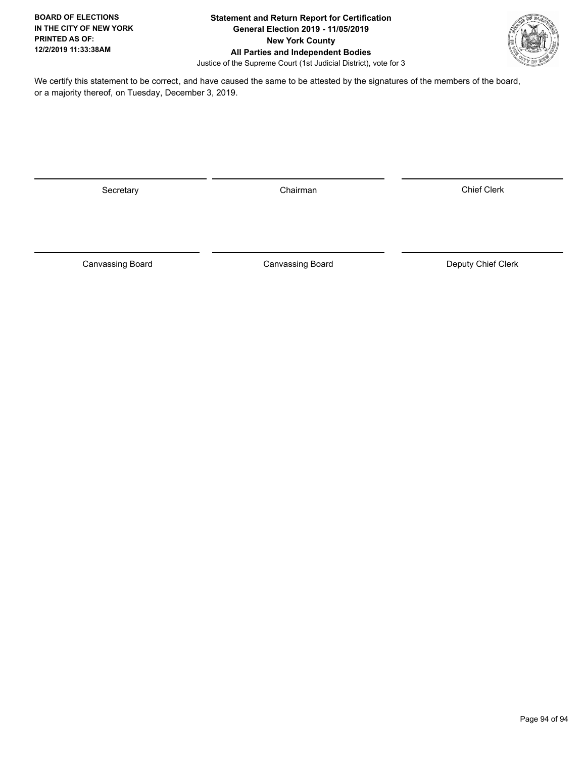**BOARD OF ELECTIONS IN THE CITY OF NEW YORK PRINTED AS OF: 12/2/2019 11:33:38AM**

**Statement and Return Report for Certification**
**General Election 2019 - 11/05/2019**
**New York County**
**All Parties and Independent Bodies**
Justice of the Supreme Court (1st Judicial District), vote for 3

We certify this statement to be correct, and have caused the same to be attested by the signatures of the members of the board, or a majority thereof, on Tuesday, December 3, 2019.

| | | |
|---|---|---|
| Secretary | Chairman | Chief Clerk |
| Canvassing Board | Canvassing Board | Deputy Chief Clerk |